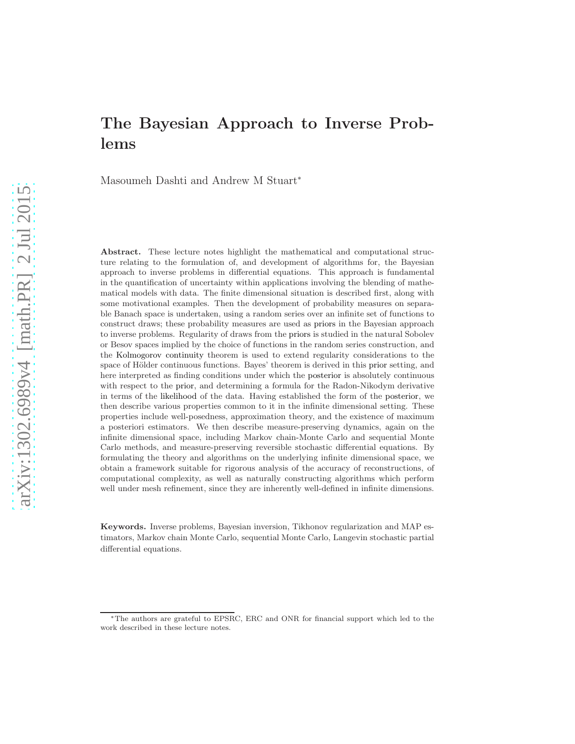# The Bayesian Approach to Inverse Problems

Masoumeh Dashti and Andrew M Stuart*

**Abstract.** These lecture notes highlight the mathematical and computational structure relating to the formulation of, and development of algorithms for, the Bayesian approach to inverse problems in differential equations. This approach is fundamental in the quantification of uncertainty within applications involving the blending of mathematical models with data. The finite dimensional situation is described first, along with some motivational examples. Then the development of probability measures on separable Banach space is undertaken, using a random series over an infinite set of functions to construct draws; these probability measures are used as priors in the Bayesian approach to inverse problems. Regularity of draws from the priors is studied in the natural Sobolev or Besov spaces implied by the choice of functions in the random series construction, and the Kolmogorov continuity theorem is used to extend regularity considerations to the space of Hölder continuous functions. Bayes' theorem is derived in this prior setting, and here interpreted as finding conditions under which the posterior is absolutely continuous with respect to the prior, and determining a formula for the Radon-Nikodym derivative in terms of the likelihood of the data. Having established the form of the posterior, we then describe various properties common to it in the infinite dimensional setting. These properties include well-posedness, approximation theory, and the existence of maximum a posteriori estimators. We then describe measure-preserving dynamics, again on the infinite dimensional space, including Markov chain-Monte Carlo and sequential Monte Carlo methods, and measure-preserving reversible stochastic differential equations. By formulating the theory and algorithms on the underlying infinite dimensional space, we obtain a framework suitable for rigorous analysis of the accuracy of reconstructions, of computational complexity, as well as naturally constructing algorithms which perform well under mesh refinement, since they are inherently well-defined in infinite dimensions.

**Keywords.** Inverse problems, Bayesian inversion, Tikhonov regularization and MAP estimators, Markov chain Monte Carlo, sequential Monte Carlo, Langevin stochastic partial differential equations.

---

*The authors are grateful to EPSRC, ERC and ONR for financial support which led to the work described in these lecture notes.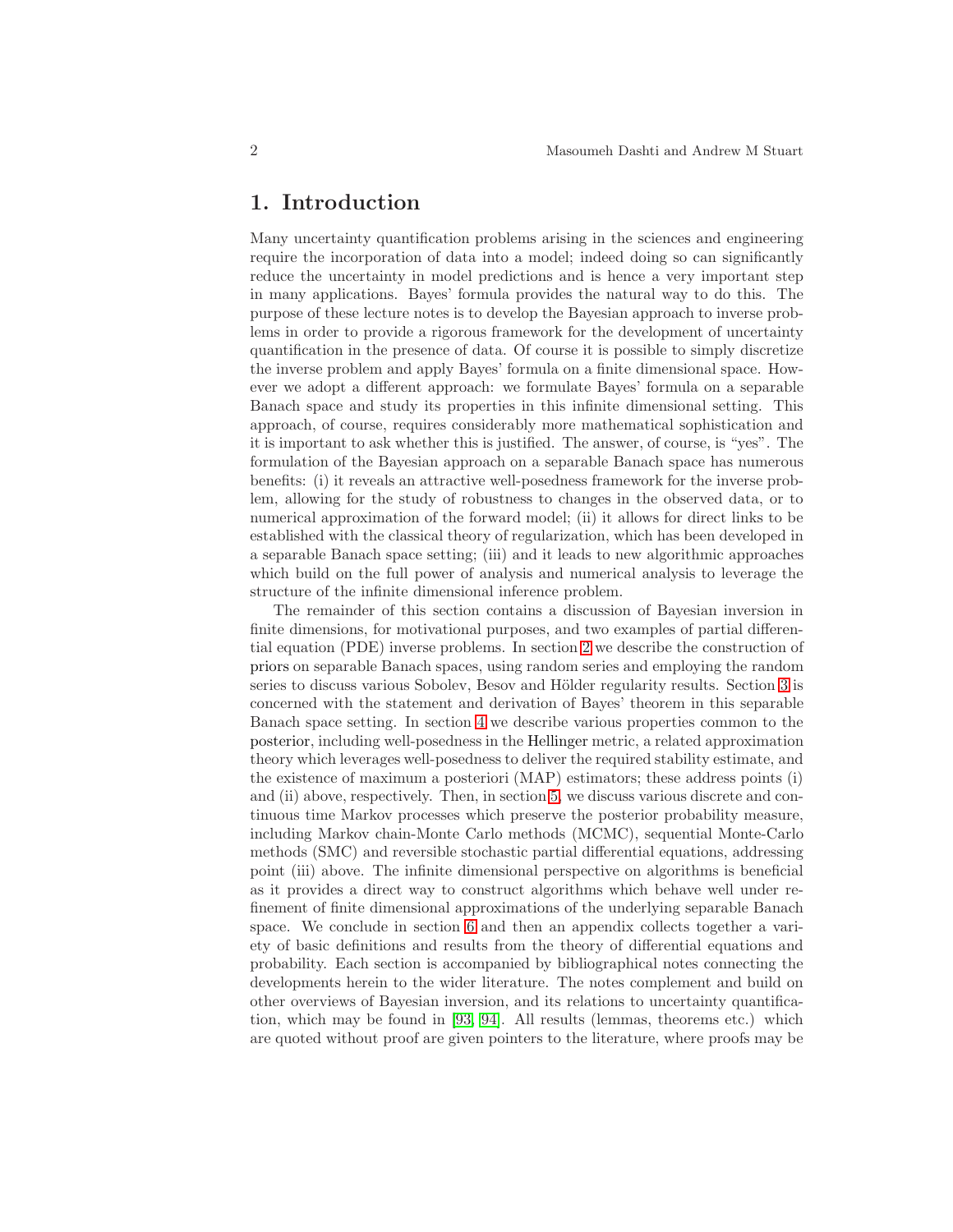# 1. Introduction

Many uncertainty quantification problems arising in the sciences and engineering require the incorporation of data into a model; indeed doing so can significantly reduce the uncertainty in model predictions and is hence a very important step in many applications. Bayes' formula provides the natural way to do this. The purpose of these lecture notes is to develop the Bayesian approach to inverse problems in order to provide a rigorous framework for the development of uncertainty quantification in the presence of data. Of course it is possible to simply discretize the inverse problem and apply Bayes' formula on a finite dimensional space. However we adopt a different approach: we formulate Bayes' formula on a separable Banach space and study its properties in this infinite dimensional setting. This approach, of course, requires considerably more mathematical sophistication and it is important to ask whether this is justified. The answer, of course, is "yes". The formulation of the Bayesian approach on a separable Banach space has numerous benefits: (i) it reveals an attractive well-posedness framework for the inverse problem, allowing for the study of robustness to changes in the observed data, or to numerical approximation of the forward model; (ii) it allows for direct links to be established with the classical theory of regularization, which has been developed in a separable Banach space setting; (iii) and it leads to new algorithmic approaches which build on the full power of analysis and numerical analysis to leverage the structure of the infinite dimensional inference problem.

The remainder of this section contains a discussion of Bayesian inversion in finite dimensions, for motivational purposes, and two examples of partial differential equation (PDE) inverse problems. In section 2 we describe the construction of priors on separable Banach spaces, using random series and employing the random series to discuss various Sobolev, Besov and Hölder regularity results. Section 3 is concerned with the statement and derivation of Bayes' theorem in this separable Banach space setting. In section 4 we describe various properties common to the posterior, including well-posedness in the Hellinger metric, a related approximation theory which leverages well-posedness to deliver the required stability estimate, and the existence of maximum a posteriori (MAP) estimators; these address points (i) and (ii) above, respectively. Then, in section 5, we discuss various discrete and continuous time Markov processes which preserve the posterior probability measure, including Markov chain-Monte Carlo methods (MCMC), sequential Monte-Carlo methods (SMC) and reversible stochastic partial differential equations, addressing point (iii) above. The infinite dimensional perspective on algorithms is beneficial as it provides a direct way to construct algorithms which behave well under refinement of finite dimensional approximations of the underlying separable Banach space. We conclude in section 6 and then an appendix collects together a variety of basic definitions and results from the theory of differential equations and probability. Each section is accompanied by bibliographical notes connecting the developments herein to the wider literature. The notes complement and build on other overviews of Bayesian inversion, and its relations to uncertainty quantification, which may be found in [93, 94]. All results (lemmas, theorems etc.) which are quoted without proof are given pointers to the literature, where proofs may be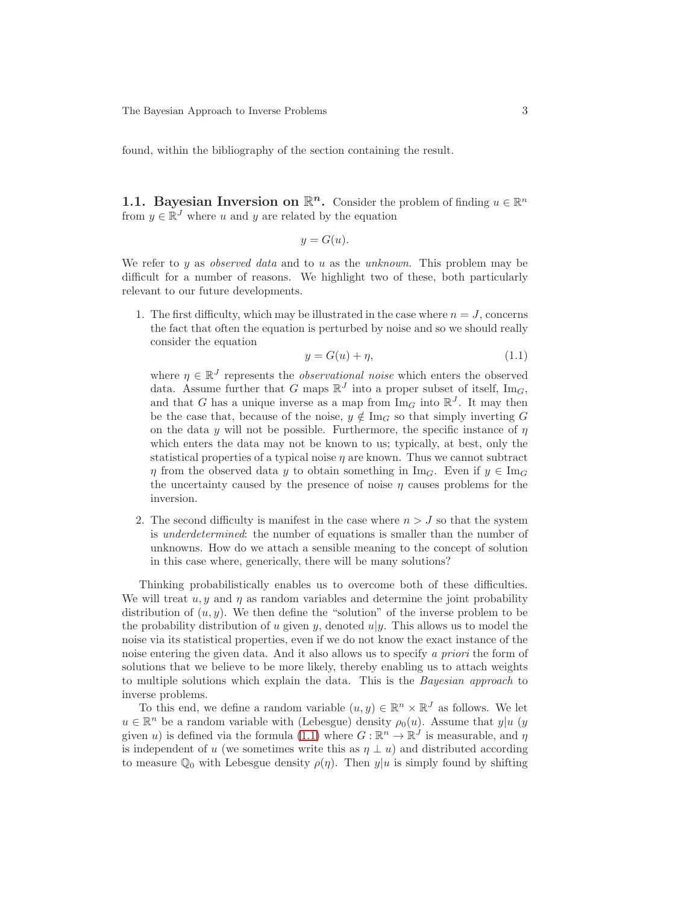found, within the bibliography of the section containing the result.

### 1.1. Bayesian Inversion on $\mathbb{R}^n$.

Consider the problem of finding $u \in \mathbb{R}^n$ from $y \in \mathbb{R}^J$ where $u$ and $y$ are related by the equation

$$y = G(u).$$

We refer to $y$ as *observed data* and to $u$ as the *unknown*. This problem may be difficult for a number of reasons. We highlight two of these, both particularly relevant to our future developments.

1. The first difficulty, which may be illustrated in the case where $n = J$, concerns the fact that often the equation is perturbed by noise and so we should really consider the equation
$$y = G(u) + \eta, \tag{1.1}$$
where $\eta \in \mathbb{R}^J$ represents the *observational noise* which enters the observed data. Assume further that $G$ maps $\mathbb{R}^J$ into a proper subset of itself, $\mathrm{Im}_G$, and that $G$ has a unique inverse as a map from $\mathrm{Im}_G$ into $\mathbb{R}^J$. It may then be the case that, because of the noise, $y \notin \mathrm{Im}_G$ so that simply inverting $G$ on the data $y$ will not be possible. Furthermore, the specific instance of $\eta$ which enters the data may not be known to us; typically, at best, only the statistical properties of a typical noise $\eta$ are known. Thus we cannot subtract $\eta$ from the observed data $y$ to obtain something in $\mathrm{Im}_G$. Even if $y \in \mathrm{Im}_G$ the uncertainty caused by the presence of noise $\eta$ causes problems for the inversion.

2. The second difficulty is manifest in the case where $n > J$ so that the system is *underdetermined*: the number of equations is smaller than the number of unknowns. How do we attach a sensible meaning to the concept of solution in this case where, generically, there will be many solutions?

Thinking probabilistically enables us to overcome both of these difficulties. We will treat $u, y$ and $\eta$ as random variables and determine the joint probability distribution of $(u, y)$. We then define the "solution" of the inverse problem to be the probability distribution of $u$ given $y$, denoted $u|y$. This allows us to model the noise via its statistical properties, even if we do not know the exact instance of the noise entering the given data. And it also allows us to specify *a priori* the form of solutions that we believe to be more likely, thereby enabling us to attach weights to multiple solutions which explain the data. This is the *Bayesian approach* to inverse problems.

To this end, we define a random variable $(u, y) \in \mathbb{R}^n \times \mathbb{R}^J$ as follows. We let $u \in \mathbb{R}^n$ be a random variable with (Lebesgue) density $\rho_0(u)$. Assume that $y|u$ ($y$ given $u$) is defined via the formula (1.1) where $G : \mathbb{R}^n \to \mathbb{R}^J$ is measurable, and $\eta$ is independent of $u$ (we sometimes write this as $\eta \perp u$) and distributed according to measure $\mathbb{Q}_0$ with Lebesgue density $\rho(\eta)$. Then $y|u$ is simply found by shifting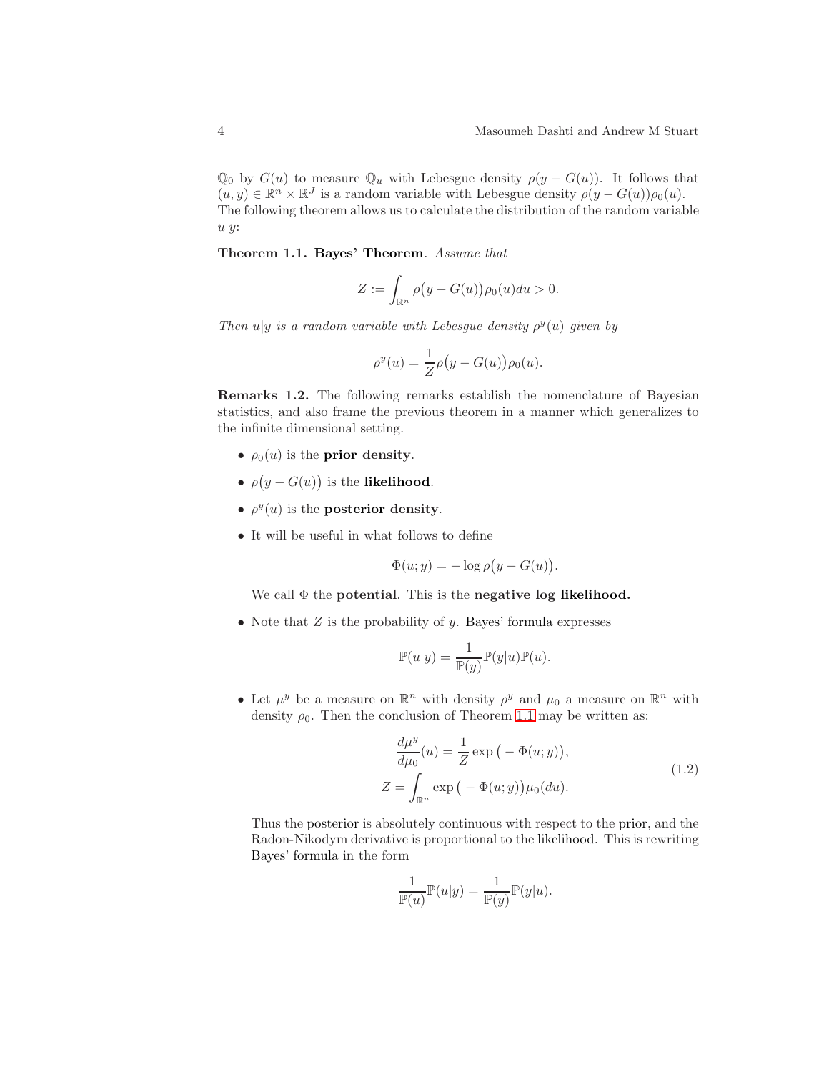$\mathbb{Q}_0$ by $G(u)$ to measure $\mathbb{Q}_u$ with Lebesgue density $\rho(y - G(u))$. It follows that $(u, y) \in \mathbb{R}^n \times \mathbb{R}^J$ is a random variable with Lebesgue density $\rho(y - G(u))\rho_0(u)$. The following theorem allows us to calculate the distribution of the random variable $u|y$:

**Theorem 1.1. Bayes' Theorem**. *Assume that*

$$Z := \int_{\mathbb{R}^n} \rho\big(y - G(u)\big)\rho_0(u)du > 0.$$

*Then $u|y$ is a random variable with Lebesgue density $\rho^y(u)$ given by*

$$\rho^y(u) = \frac{1}{Z}\rho\big(y - G(u)\big)\rho_0(u).$$

**Remarks 1.2.** The following remarks establish the nomenclature of Bayesian statistics, and also frame the previous theorem in a manner which generalizes to the infinite dimensional setting.

- $\rho_0(u)$ is the **prior density**.
- $\rho\big(y - G(u)\big)$ is the **likelihood**.
- $\rho^y(u)$ is the **posterior density**.
- It will be useful in what follows to define

  $$\Phi(u; y) = -\log \rho\big(y - G(u)\big).$$

  We call $\Phi$ the **potential**. This is the **negative log likelihood.**
- Note that $Z$ is the probability of $y$. Bayes' formula expresses

  $$\mathbb{P}(u|y) = \frac{1}{\mathbb{P}(y)}\mathbb{P}(y|u)\mathbb{P}(u).$$

- Let $\mu^y$ be a measure on $\mathbb{R}^n$ with density $\rho^y$ and $\mu_0$ a measure on $\mathbb{R}^n$ with density $\rho_0$. Then the conclusion of Theorem 1.1 may be written as:

  $$\begin{aligned} \frac{d\mu^y}{d\mu_0}(u) &= \frac{1}{Z}\exp\big(-\Phi(u; y)\big), \\ Z &= \int_{\mathbb{R}^n} \exp\big(-\Phi(u; y)\big)\mu_0(du). \end{aligned} \tag{1.2}$$

  Thus the posterior is absolutely continuous with respect to the prior, and the Radon-Nikodym derivative is proportional to the likelihood. This is rewriting Bayes' formula in the form

  $$\frac{1}{\mathbb{P}(u)}\mathbb{P}(u|y) = \frac{1}{\mathbb{P}(y)}\mathbb{P}(y|u).$$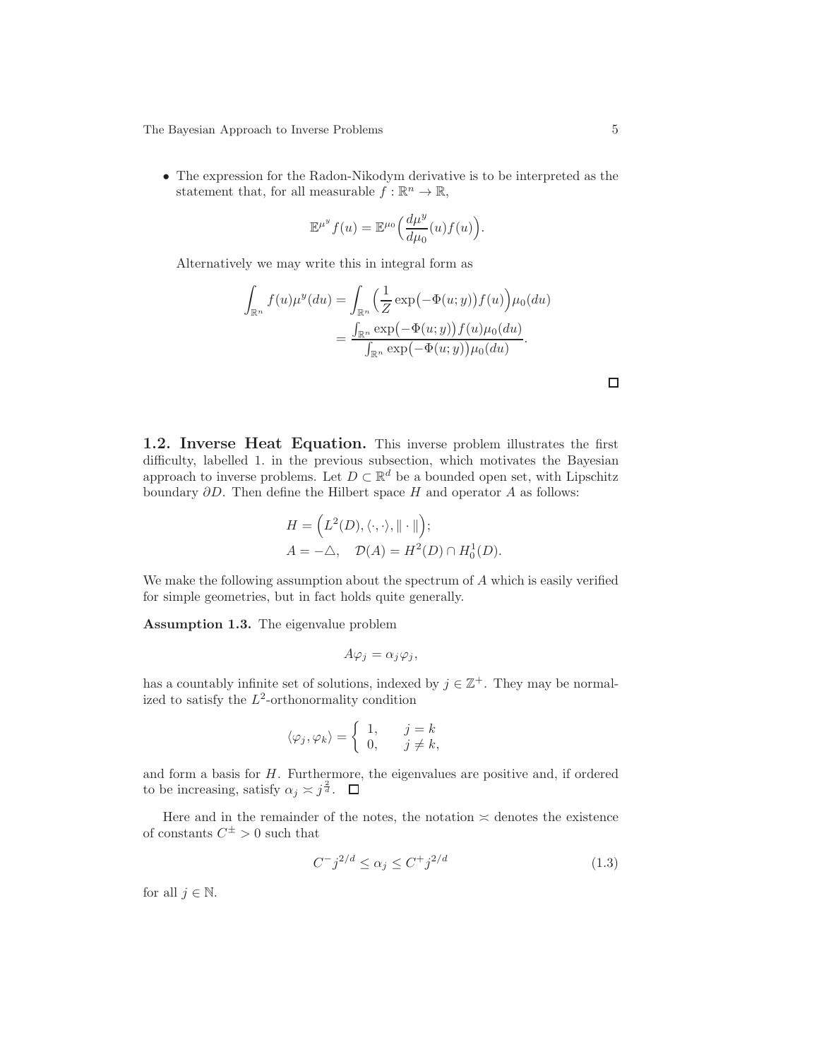- The expression for the Radon-Nikodym derivative is to be interpreted as the statement that, for all measurable $f : \mathbb{R}^n \to \mathbb{R}$,

$$\mathbb{E}^{\mu^y} f(u) = \mathbb{E}^{\mu_0}\Big(\frac{d\mu^y}{d\mu_0}(u) f(u)\Big).$$

  Alternatively we may write this in integral form as

$$\begin{aligned}
\int_{\mathbb{R}^n} f(u)\mu^y(du) &= \int_{\mathbb{R}^n}\Big(\frac{1}{Z}\exp\big(-\Phi(u;y)\big)f(u)\Big)\mu_0(du)\\
&= \frac{\int_{\mathbb{R}^n}\exp\big(-\Phi(u;y)\big)f(u)\mu_0(du)}{\int_{\mathbb{R}^n}\exp\big(-\Phi(u;y)\big)\mu_0(du)}.
\end{aligned}$$

$\square$

**1.2. Inverse Heat Equation.** This inverse problem illustrates the first difficulty, labelled 1. in the previous subsection, which motivates the Bayesian approach to inverse problems. Let $D \subset \mathbb{R}^d$ be a bounded open set, with Lipschitz boundary $\partial D$. Then define the Hilbert space $H$ and operator $A$ as follows:

$$\begin{aligned}
&H = \Big(L^2(D), \langle\cdot,\cdot\rangle, \|\cdot\|\Big);\\
&A = -\triangle, \quad \mathcal{D}(A) = H^2(D) \cap H_0^1(D).
\end{aligned}$$

We make the following assumption about the spectrum of $A$ which is easily verified for simple geometries, but in fact holds quite generally.

**Assumption 1.3.** The eigenvalue problem

$$A\varphi_j = \alpha_j \varphi_j,$$

has a countably infinite set of solutions, indexed by $j \in \mathbb{Z}^+$. They may be normalized to satisfy the $L^2$-orthonormality condition

$$\langle \varphi_j, \varphi_k\rangle = \begin{cases} 1, & j = k\\ 0, & j \neq k,\end{cases}$$

and form a basis for $H$. Furthermore, the eigenvalues are positive and, if ordered to be increasing, satisfy $\alpha_j \asymp j^{\frac{2}{d}}$. $\square$

Here and in the remainder of the notes, the notation $\asymp$ denotes the existence of constants $C^{\pm} > 0$ such that

$$C^- j^{2/d} \le \alpha_j \le C^+ j^{2/d} \tag{1.3}$$

for all $j \in \mathbb{N}$.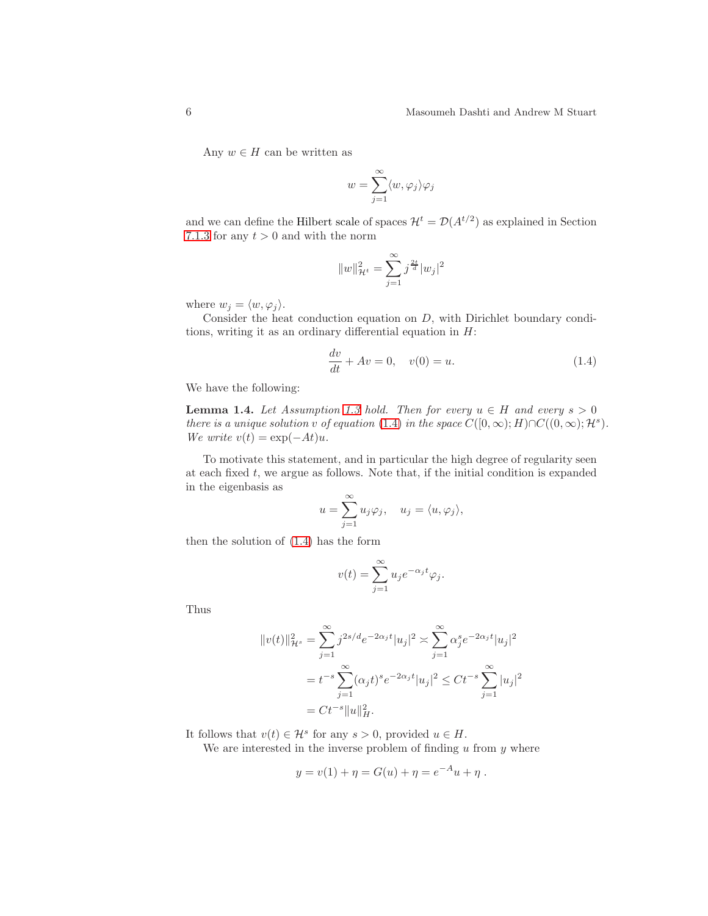Any $w \in H$ can be written as

$$w = \sum_{j=1}^{\infty} \langle w, \varphi_j \rangle \varphi_j$$

and we can define the Hilbert scale of spaces $\mathcal{H}^t = \mathcal{D}(A^{t/2})$ as explained in Section 7.1.3 for any $t > 0$ and with the norm

$$\|w\|_{\mathcal{H}^t}^2 = \sum_{j=1}^{\infty} j^{\frac{2t}{d}} |w_j|^2$$

where $w_j = \langle w, \varphi_j \rangle$.

Consider the heat conduction equation on $D$, with Dirichlet boundary conditions, writing it as an ordinary differential equation in $H$:

$$\frac{dv}{dt} + Av = 0, \quad v(0) = u. \tag{1.4}$$

We have the following:

**Lemma 1.4.** *Let Assumption 1.3 hold. Then for every $u \in H$ and every $s > 0$ there is a unique solution $v$ of equation (1.4) in the space $C([0,\infty); H) \cap C((0,\infty); \mathcal{H}^s)$. We write $v(t) = \exp(-At)u$.*

To motivate this statement, and in particular the high degree of regularity seen at each fixed $t$, we argue as follows. Note that, if the initial condition is expanded in the eigenbasis as

$$u = \sum_{j=1}^{\infty} u_j \varphi_j, \quad u_j = \langle u, \varphi_j \rangle,$$

then the solution of (1.4) has the form

$$v(t) = \sum_{j=1}^{\infty} u_j e^{-\alpha_j t} \varphi_j.$$

Thus

$$\begin{aligned}
\|v(t)\|_{\mathcal{H}^s}^2 &= \sum_{j=1}^{\infty} j^{2s/d} e^{-2\alpha_j t} |u_j|^2 \asymp \sum_{j=1}^{\infty} \alpha_j^s e^{-2\alpha_j t} |u_j|^2 \\
&= t^{-s} \sum_{j=1}^{\infty} (\alpha_j t)^s e^{-2\alpha_j t} |u_j|^2 \le C t^{-s} \sum_{j=1}^{\infty} |u_j|^2 \\
&= C t^{-s} \|u\|_H^2.
\end{aligned}$$

It follows that $v(t) \in \mathcal{H}^s$ for any $s > 0$, provided $u \in H$.

We are interested in the inverse problem of finding $u$ from $y$ where

$$y = v(1) + \eta = G(u) + \eta = e^{-A} u + \eta \, .$$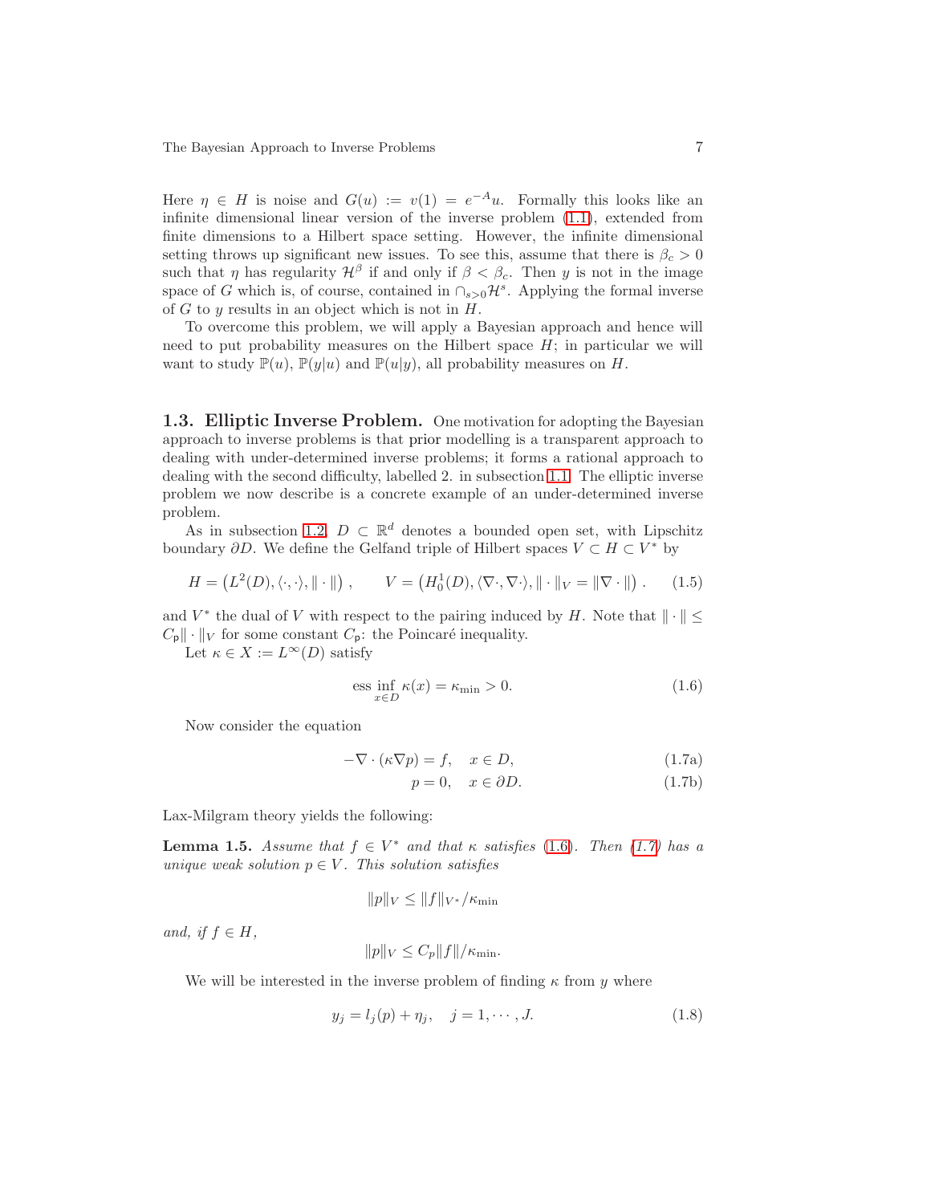Here $\eta \in H$ is noise and $G(u) := v(1) = e^{-A}u$. Formally this looks like an infinite dimensional linear version of the inverse problem (1.1), extended from finite dimensions to a Hilbert space setting. However, the infinite dimensional setting throws up significant new issues. To see this, assume that there is $\beta_c > 0$ such that $\eta$ has regularity $\mathcal{H}^\beta$ if and only if $\beta < \beta_c$. Then $y$ is not in the image space of $G$ which is, of course, contained in $\cap_{s>0}\mathcal{H}^s$. Applying the formal inverse of $G$ to $y$ results in an object which is not in $H$.

To overcome this problem, we will apply a Bayesian approach and hence will need to put probability measures on the Hilbert space $H$; in particular we will want to study $\mathbb{P}(u)$, $\mathbb{P}(y|u)$ and $\mathbb{P}(u|y)$, all probability measures on $H$.

## 1.3. Elliptic Inverse Problem.

One motivation for adopting the Bayesian approach to inverse problems is that prior modelling is a transparent approach to dealing with under-determined inverse problems; it forms a rational approach to dealing with the second difficulty, labelled 2. in subsection 1.1. The elliptic inverse problem we now describe is a concrete example of an under-determined inverse problem.

As in subsection 1.2, $D \subset \mathbb{R}^d$ denotes a bounded open set, with Lipschitz boundary $\partial D$. We define the Gelfand triple of Hilbert spaces $V \subset H \subset V^*$ by

$$H = \left(L^2(D), \langle\cdot,\cdot\rangle, \|\cdot\|\right), \qquad V = \left(H_0^1(D), \langle\nabla\cdot,\nabla\cdot\rangle, \|\cdot\|_V = \|\nabla\cdot\|\right). \tag{1.5}$$

and $V^*$ the dual of $V$ with respect to the pairing induced by $H$. Note that $\|\cdot\| \le C_{\mathsf{p}}\|\cdot\|_V$ for some constant $C_{\mathsf{p}}$: the Poincaré inequality.

Let $\kappa \in X := L^\infty(D)$ satisfy

$$\operatorname*{ess\,inf}_{x\in D} \kappa(x) = \kappa_{\min} > 0. \tag{1.6}$$

Now consider the equation

$$-\nabla\cdot(\kappa\nabla p) = f, \quad x \in D, \tag{1.7a}$$

$$p = 0, \quad x \in \partial D. \tag{1.7b}$$

Lax-Milgram theory yields the following:

**Lemma 1.5.** *Assume that $f \in V^*$ and that $\kappa$ satisfies (1.6). Then (1.7) has a unique weak solution $p \in V$. This solution satisfies*

$$\|p\|_V \le \|f\|_{V^*}/\kappa_{\min}$$

*and, if $f \in H$,*

$$\|p\|_V \le C_p\|f\|/\kappa_{\min}.$$

We will be interested in the inverse problem of finding $\kappa$ from $y$ where

$$y_j = l_j(p) + \eta_j, \quad j = 1, \cdots, J. \tag{1.8}$$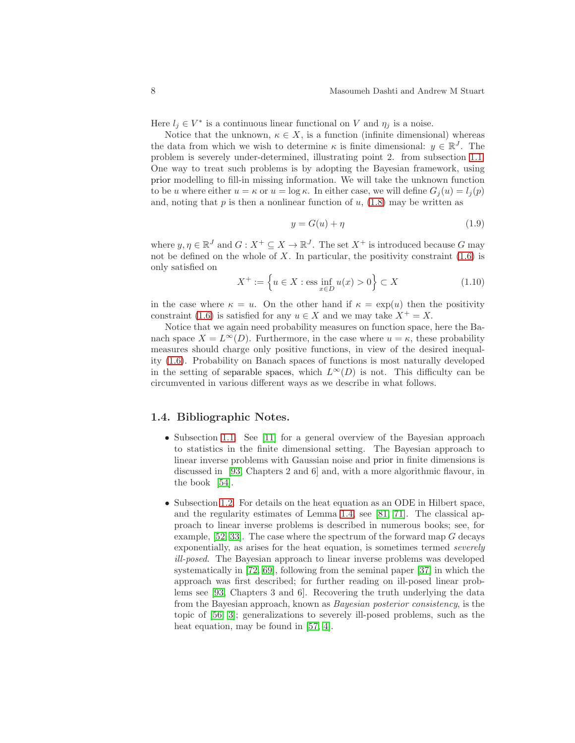Here $l_j \in V^*$ is a continuous linear functional on $V$ and $\eta_j$ is a noise.

Notice that the unknown, $\kappa \in X$, is a function (infinite dimensional) whereas the data from which we wish to determine $\kappa$ is finite dimensional: $y \in \mathbb{R}^J$. The problem is severely under-determined, illustrating point 2. from subsection 1.1. One way to treat such problems is by adopting the Bayesian framework, using prior modelling to fill-in missing information. We will take the unknown function to be $u$ where either $u = \kappa$ or $u = \log \kappa$. In either case, we will define $G_j(u) = l_j(p)$ and, noting that $p$ is then a nonlinear function of $u$, (1.8) may be written as

$$y = G(u) + \eta \tag{1.9}$$

where $y, \eta \in \mathbb{R}^J$ and $G : X^+ \subseteq X \to \mathbb{R}^J$. The set $X^+$ is introduced because $G$ may not be defined on the whole of $X$. In particular, the positivity constraint (1.6) is only satisfied on

$$X^+ := \Big\{ u \in X : \operatorname{ess\,inf}_{x \in D} u(x) > 0 \Big\} \subset X \tag{1.10}$$

in the case where $\kappa = u$. On the other hand if $\kappa = \exp(u)$ then the positivity constraint (1.6) is satisfied for any $u \in X$ and we may take $X^+ = X$.

Notice that we again need probability measures on function space, here the Banach space $X = L^\infty(D)$. Furthermore, in the case where $u = \kappa$, these probability measures should charge only positive functions, in view of the desired inequality (1.6). Probability on Banach spaces of functions is most naturally developed in the setting of separable spaces, which $L^\infty(D)$ is not. This difficulty can be circumvented in various different ways as we describe in what follows.

### 1.4. Bibliographic Notes.

- Subsection 1.1. See [11] for a general overview of the Bayesian approach to statistics in the finite dimensional setting. The Bayesian approach to linear inverse problems with Gaussian noise and prior in finite dimensions is discussed in [93, Chapters 2 and 6] and, with a more algorithmic flavour, in the book [54].

- Subsection 1.2. For details on the heat equation as an ODE in Hilbert space, and the regularity estimates of Lemma 1.4, see [81, 71]. The classical approach to linear inverse problems is described in numerous books; see, for example, [52, 33]. The case where the spectrum of the forward map $G$ decays exponentially, as arises for the heat equation, is sometimes termed *severely ill-posed*. The Bayesian approach to linear inverse problems was developed systematically in [72, 69], following from the seminal paper [37] in which the approach was first described; for further reading on ill-posed linear problems see [93, Chapters 3 and 6]. Recovering the truth underlying the data from the Bayesian approach, known as *Bayesian posterior consistency*, is the topic of [56, 3]; generalizations to severely ill-posed problems, such as the heat equation, may be found in [57, 4].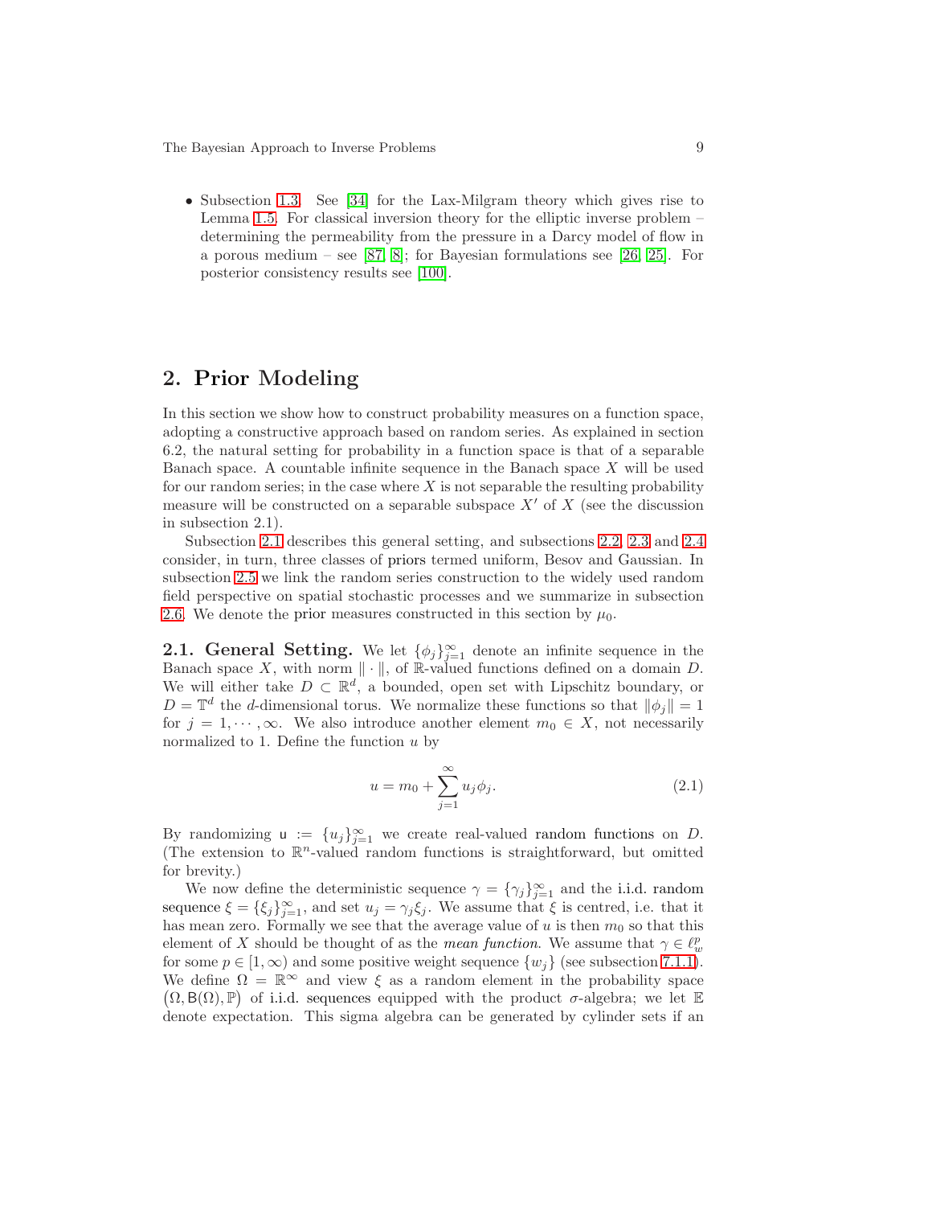- Subsection 1.3. See [34] for the Lax-Milgram theory which gives rise to Lemma 1.5. For classical inversion theory for the elliptic inverse problem – determining the permeability from the pressure in a Darcy model of flow in a porous medium – see [87, 8]; for Bayesian formulations see [26, 25]. For posterior consistency results see [100].

## 2. Prior Modeling

In this section we show how to construct probability measures on a function space, adopting a constructive approach based on random series. As explained in section 6.2, the natural setting for probability in a function space is that of a separable Banach space. A countable infinite sequence in the Banach space $X$ will be used for our random series; in the case where $X$ is not separable the resulting probability measure will be constructed on a separable subspace $X'$ of $X$ (see the discussion in subsection 2.1).

Subsection 2.1 describes this general setting, and subsections 2.2, 2.3 and 2.4 consider, in turn, three classes of priors termed uniform, Besov and Gaussian. In subsection 2.5 we link the random series construction to the widely used random field perspective on spatial stochastic processes and we summarize in subsection 2.6. We denote the prior measures constructed in this section by $\mu_0$.

**2.1. General Setting.** We let $\{\phi_j\}_{j=1}^{\infty}$ denote an infinite sequence in the Banach space $X$, with norm $\|\cdot\|$, of $\mathbb{R}$-valued functions defined on a domain $D$. We will either take $D \subset \mathbb{R}^d$, a bounded, open set with Lipschitz boundary, or $D = \mathbb{T}^d$ the $d$-dimensional torus. We normalize these functions so that $\|\phi_j\| = 1$ for $j = 1, \cdots, \infty$. We also introduce another element $m_0 \in X$, not necessarily normalized to 1. Define the function $u$ by

$$u = m_0 + \sum_{j=1}^{\infty} u_j \phi_j. \tag{2.1}$$

By randomizing $\mathsf{u} := \{u_j\}_{j=1}^{\infty}$ we create real-valued random functions on $D$. (The extension to $\mathbb{R}^n$-valued random functions is straightforward, but omitted for brevity.)

We now define the deterministic sequence $\gamma = \{\gamma_j\}_{j=1}^{\infty}$ and the i.i.d. random sequence $\xi = \{\xi_j\}_{j=1}^{\infty}$, and set $u_j = \gamma_j \xi_j$. We assume that $\xi$ is centred, i.e. that it has mean zero. Formally we see that the average value of $u$ is then $m_0$ so that this element of $X$ should be thought of as the *mean function*. We assume that $\gamma \in \ell^p_w$ for some $p \in [1, \infty)$ and some positive weight sequence $\{w_j\}$ (see subsection 7.1.1). We define $\Omega = \mathbb{R}^{\infty}$ and view $\xi$ as a random element in the probability space $(\Omega, \mathsf{B}(\Omega), \mathbb{P})$ of i.i.d. sequences equipped with the product $\sigma$-algebra; we let $\mathbb{E}$ denote expectation. This sigma algebra can be generated by cylinder sets if an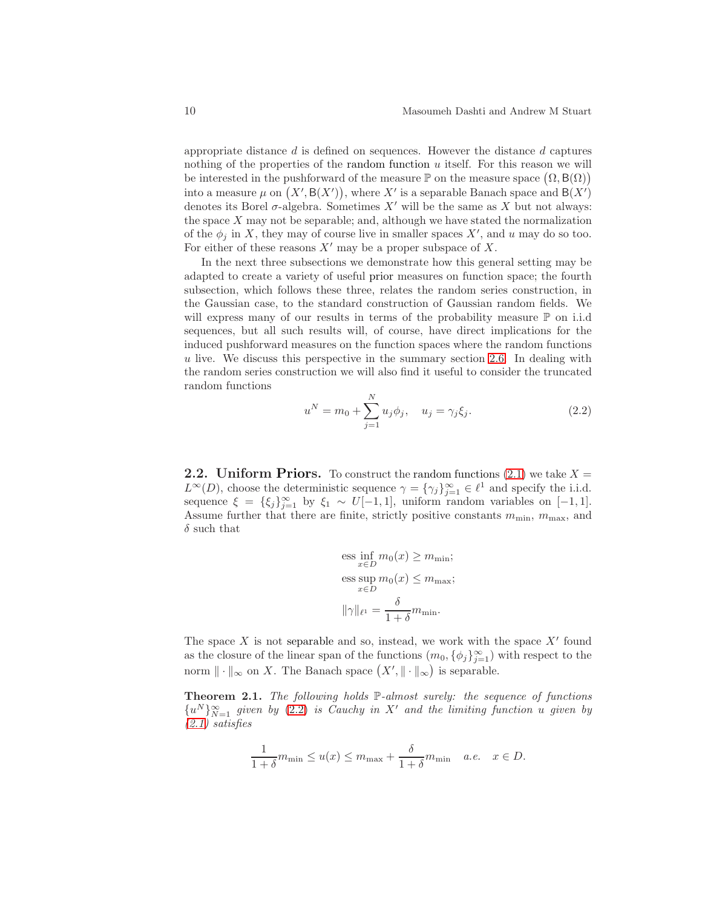appropriate distance $d$ is defined on sequences. However the distance $d$ captures nothing of the properties of the random function $u$ itself. For this reason we will be interested in the pushforward of the measure $\mathbb{P}$ on the measure space $(\Omega, \mathsf{B}(\Omega))$ into a measure $\mu$ on $(X', \mathsf{B}(X'))$, where $X'$ is a separable Banach space and $\mathsf{B}(X')$ denotes its Borel $\sigma$-algebra. Sometimes $X'$ will be the same as $X$ but not always: the space $X$ may not be separable; and, although we have stated the normalization of the $\phi_j$ in $X$, they may of course live in smaller spaces $X'$, and $u$ may do so too. For either of these reasons $X'$ may be a proper subspace of $X$.

In the next three subsections we demonstrate how this general setting may be adapted to create a variety of useful prior measures on function space; the fourth subsection, which follows these three, relates the random series construction, in the Gaussian case, to the standard construction of Gaussian random fields. We will express many of our results in terms of the probability measure $\mathbb{P}$ on i.i.d sequences, but all such results will, of course, have direct implications for the induced pushforward measures on the function spaces where the random functions $u$ live. We discuss this perspective in the summary section 2.6. In dealing with the random series construction we will also find it useful to consider the truncated random functions

$$u^N = m_0 + \sum_{j=1}^{N} u_j \phi_j, \quad u_j = \gamma_j \xi_j. \tag{2.2}$$

## 2.2. Uniform Priors.

To construct the random functions (2.1) we take $X = L^\infty(D)$, choose the deterministic sequence $\gamma = \{\gamma_j\}_{j=1}^\infty \in \ell^1$ and specify the i.i.d. sequence $\xi = \{\xi_j\}_{j=1}^\infty$ by $\xi_1 \sim U[-1,1]$, uniform random variables on $[-1,1]$. Assume further that there are finite, strictly positive constants $m_{\min}$, $m_{\max}$, and $\delta$ such that

$$\operatorname*{ess\,inf}_{x \in D} m_0(x) \geq m_{\min};$$
$$\operatorname*{ess\,sup}_{x \in D} m_0(x) \leq m_{\max};$$
$$\|\gamma\|_{\ell^1} = \frac{\delta}{1+\delta} m_{\min}.$$

The space $X$ is not separable and so, instead, we work with the space $X'$ found as the closure of the linear span of the functions $(m_0, \{\phi_j\}_{j=1}^\infty)$ with respect to the norm $\|\cdot\|_\infty$ on $X$. The Banach space $(X', \|\cdot\|_\infty)$ is separable.

**Theorem 2.1.** *The following holds $\mathbb{P}$-almost surely: the sequence of functions $\{u^N\}_{N=1}^\infty$ given by (2.2) is Cauchy in $X'$ and the limiting function $u$ given by (2.1) satisfies*

$$\frac{1}{1+\delta} m_{\min} \leq u(x) \leq m_{\max} + \frac{\delta}{1+\delta} m_{\min} \quad a.e. \quad x \in D.$$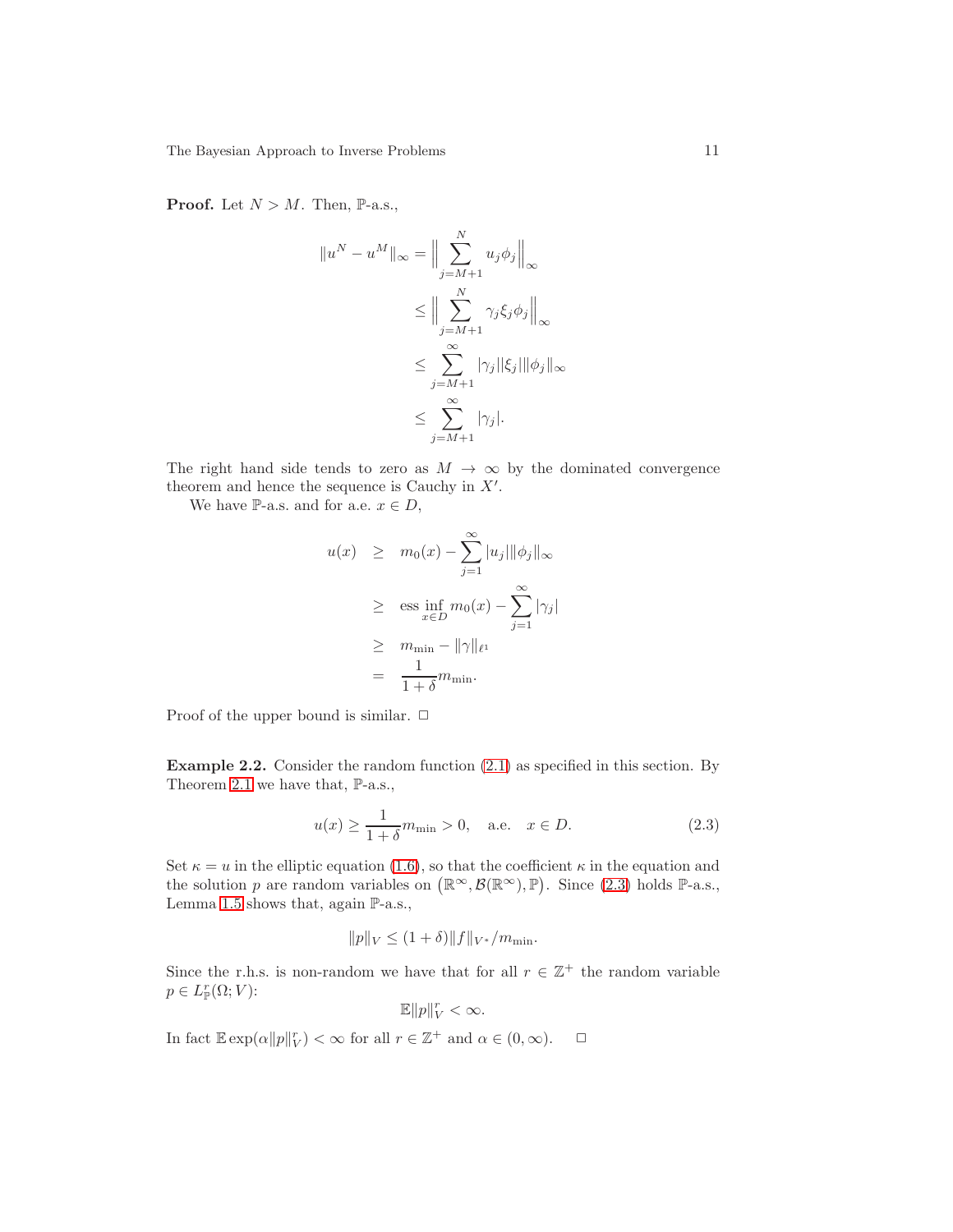**Proof.** Let $N > M$. Then, $\mathbb{P}$-a.s.,

$$
\begin{aligned}
\|u^N - u^M\|_\infty &= \Big\| \sum_{j=M+1}^{N} u_j \phi_j \Big\|_\infty \\
&\le \Big\| \sum_{j=M+1}^{N} \gamma_j \xi_j \phi_j \Big\|_\infty \\
&\le \sum_{j=M+1}^{\infty} |\gamma_j| |\xi_j| \|\phi_j\|_\infty \\
&\le \sum_{j=M+1}^{\infty} |\gamma_j|.
\end{aligned}
$$

The right hand side tends to zero as $M \to \infty$ by the dominated convergence theorem and hence the sequence is Cauchy in $X'$.

We have $\mathbb{P}$-a.s. and for a.e. $x \in D$,

$$
\begin{aligned}
u(x) &\ge m_0(x) - \sum_{j=1}^{\infty} |u_j| \|\phi_j\|_\infty \\
&\ge \operatorname*{ess\,inf}_{x \in D} m_0(x) - \sum_{j=1}^{\infty} |\gamma_j| \\
&\ge m_{\min} - \|\gamma\|_{\ell^1} \\
&= \frac{1}{1+\delta} m_{\min}.
\end{aligned}
$$

Proof of the upper bound is similar. □

**Example 2.2.** Consider the random function (2.1) as specified in this section. By Theorem 2.1 we have that, $\mathbb{P}$-a.s.,

$$
u(x) \ge \frac{1}{1+\delta} m_{\min} > 0, \quad \text{a.e.} \quad x \in D. \tag{2.3}
$$

Set $\kappa = u$ in the elliptic equation (1.6), so that the coefficient $\kappa$ in the equation and the solution $p$ are random variables on $\big(\mathbb{R}^\infty, \mathcal{B}(\mathbb{R}^\infty), \mathbb{P}\big)$. Since (2.3) holds $\mathbb{P}$-a.s., Lemma 1.5 shows that, again $\mathbb{P}$-a.s.,

$$
\|p\|_V \le (1+\delta) \|f\|_{V^*} / m_{\min}.
$$

Since the r.h.s. is non-random we have that for all $r \in \mathbb{Z}^+$ the random variable $p \in L^r_{\mathbb{P}}(\Omega; V)$:

$$
\mathbb{E} \|p\|_V^r < \infty.
$$

In fact $\mathbb{E} \exp(\alpha \|p\|_V^r) < \infty$ for all $r \in \mathbb{Z}^+$ and $\alpha \in (0, \infty)$. □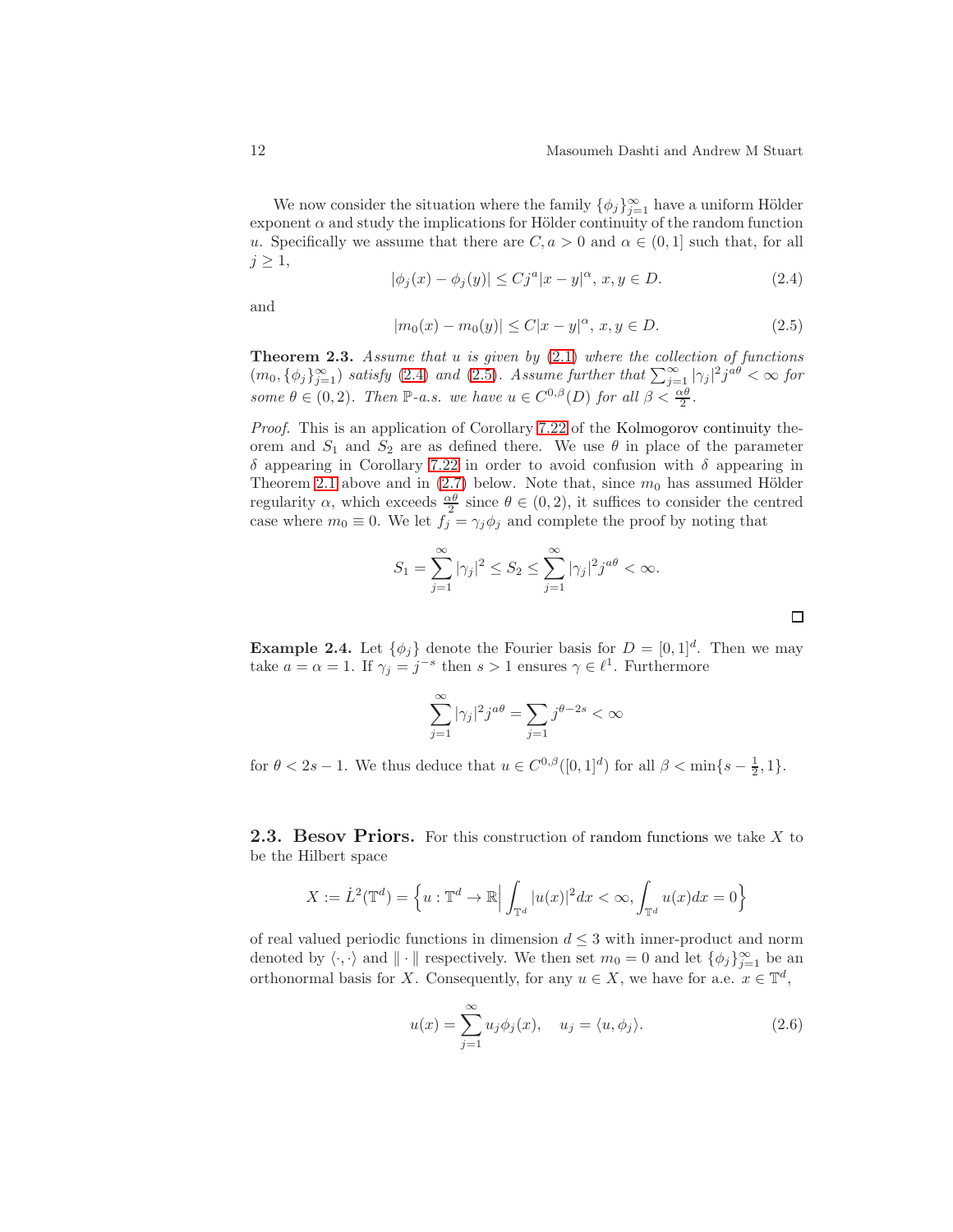We now consider the situation where the family $\{\phi_j\}_{j=1}^\infty$ have a uniform Hölder exponent $\alpha$ and study the implications for Hölder continuity of the random function $u$. Specifically we assume that there are $C, a > 0$ and $\alpha \in (0,1]$ such that, for all $j \geq 1$,

$$|\phi_j(x) - \phi_j(y)| \leq Cj^a|x-y|^\alpha, \; x, y \in D. \tag{2.4}$$

and

$$|m_0(x) - m_0(y)| \leq C|x-y|^\alpha, \; x, y \in D. \tag{2.5}$$

**Theorem 2.3.** *Assume that $u$ is given by (2.1) where the collection of functions $(m_0, \{\phi_j\}_{j=1}^\infty)$ satisfy (2.4) and (2.5). Assume further that $\sum_{j=1}^\infty |\gamma_j|^2 j^{a\theta} < \infty$ for some $\theta \in (0,2)$. Then $\mathbb{P}$-a.s. we have $u \in C^{0,\beta}(D)$ for all $\beta < \frac{\alpha\theta}{2}$.*

*Proof.* This is an application of Corollary 7.22 of the Kolmogorov continuity theorem and $S_1$ and $S_2$ are as defined there. We use $\theta$ in place of the parameter $\delta$ appearing in Corollary 7.22 in order to avoid confusion with $\delta$ appearing in Theorem 2.1 above and in (2.7) below. Note that, since $m_0$ has assumed Hölder regularity $\alpha$, which exceeds $\frac{\alpha\theta}{2}$ since $\theta \in (0,2)$, it suffices to consider the centred case where $m_0 \equiv 0$. We let $f_j = \gamma_j \phi_j$ and complete the proof by noting that

$$S_1 = \sum_{j=1}^\infty |\gamma_j|^2 \leq S_2 \leq \sum_{j=1}^\infty |\gamma_j|^2 j^{a\theta} < \infty.$$

□

**Example 2.4.** Let $\{\phi_j\}$ denote the Fourier basis for $D = [0,1]^d$. Then we may take $a = \alpha = 1$. If $\gamma_j = j^{-s}$ then $s > 1$ ensures $\gamma \in \ell^1$. Furthermore

$$\sum_{j=1}^\infty |\gamma_j|^2 j^{a\theta} = \sum_{j=1} j^{\theta - 2s} < \infty$$

for $\theta < 2s - 1$. We thus deduce that $u \in C^{0,\beta}([0,1]^d)$ for all $\beta < \min\{s - \frac{1}{2}, 1\}$.

## 2.3. Besov Priors.

For this construction of random functions we take $X$ to be the Hilbert space

$$X := \dot{L}^2(\mathbb{T}^d) = \Big\{u : \mathbb{T}^d \to \mathbb{R} \Big| \int_{\mathbb{T}^d} |u(x)|^2 dx < \infty, \int_{\mathbb{T}^d} u(x) dx = 0\Big\}$$

of real valued periodic functions in dimension $d \leq 3$ with inner-product and norm denoted by $\langle \cdot, \cdot \rangle$ and $\| \cdot \|$ respectively. We then set $m_0 = 0$ and let $\{\phi_j\}_{j=1}^\infty$ be an orthonormal basis for $X$. Consequently, for any $u \in X$, we have for a.e. $x \in \mathbb{T}^d$,

$$u(x) = \sum_{j=1}^\infty u_j \phi_j(x), \quad u_j = \langle u, \phi_j \rangle. \tag{2.6}$$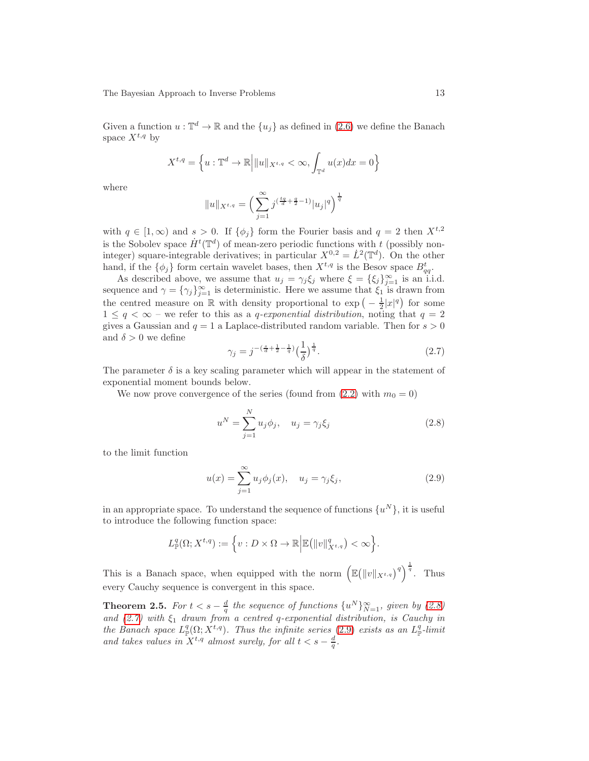Given a function $u : \mathbb{T}^d \to \mathbb{R}$ and the $\{u_j\}$ as defined in (2.6) we define the Banach space $X^{t,q}$ by

$$X^{t,q} = \Big\{u : \mathbb{T}^d \to \mathbb{R} \Big| \|u\|_{X^{t,q}} < \infty, \int_{\mathbb{T}^d} u(x)dx = 0\Big\}$$

where

$$\|u\|_{X^{t,q}} = \Big(\sum_{j=1}^{\infty} j^{(\frac{tq}{d}+\frac{q}{2}-1)}|u_j|^q\Big)^{\frac{1}{q}}$$

with $q \in [1,\infty)$ and $s > 0$. If $\{\phi_j\}$ form the Fourier basis and $q = 2$ then $X^{t,2}$ is the Sobolev space $\dot{H}^t(\mathbb{T}^d)$ of mean-zero periodic functions with $t$ (possibly non-integer) square-integrable derivatives; in particular $X^{0,2} = \dot{L}^2(\mathbb{T}^d)$. On the other hand, if the $\{\phi_j\}$ form certain wavelet bases, then $X^{t,q}$ is the Besov space $B^t_{qq}$.

As described above, we assume that $u_j = \gamma_j \xi_j$ where $\xi = \{\xi_j\}_{j=1}^{\infty}$ is an i.i.d. sequence and $\gamma = \{\gamma_j\}_{j=1}^{\infty}$ is deterministic. Here we assume that $\xi_1$ is drawn from the centred measure on $\mathbb{R}$ with density proportional to $\exp\big(-\frac{1}{2}|x|^q\big)$ for some $1 \le q < \infty$ – we refer to this as a *q-exponential distribution*, noting that $q = 2$ gives a Gaussian and $q = 1$ a Laplace-distributed random variable. Then for $s > 0$ and $\delta > 0$ we define

$$\gamma_j = j^{-(\frac{s}{d}+\frac{1}{2}-\frac{1}{q})}\big(\frac{1}{\delta}\big)^{\frac{1}{q}}. \tag{2.7}$$

The parameter $\delta$ is a key scaling parameter which will appear in the statement of exponential moment bounds below.

We now prove convergence of the series (found from (2.2) with $m_0 = 0$)

$$u^N = \sum_{j=1}^{N} u_j \phi_j, \quad u_j = \gamma_j \xi_j \tag{2.8}$$

to the limit function

$$u(x) = \sum_{j=1}^{\infty} u_j \phi_j(x), \quad u_j = \gamma_j \xi_j, \tag{2.9}$$

in an appropriate space. To understand the sequence of functions $\{u^N\}$, it is useful to introduce the following function space:

$$L^q_{\mathbb{P}}(\Omega; X^{t,q}) := \Big\{v : D \times \Omega \to \mathbb{R} \Big| \mathbb{E}\big(\|v\|^q_{X^{t,q}}\big) < \infty\Big\}.$$

This is a Banach space, when equipped with the norm $\Big(\mathbb{E}\big(\|v\|_{X^{t,q}}\big)^q\Big)^{\frac{1}{q}}$. Thus every Cauchy sequence is convergent in this space.

**Theorem 2.5.** *For $t < s - \frac{d}{q}$ the sequence of functions $\{u^N\}_{N=1}^{\infty}$, given by (2.8) and (2.7) with $\xi_1$ drawn from a centred q-exponential distribution, is Cauchy in the Banach space $L^q_{\mathbb{P}}(\Omega; X^{t,q})$. Thus the infinite series (2.9) exists as an $L^q_{\mathbb{P}}$-limit and takes values in $X^{t,q}$ almost surely, for all $t < s - \frac{d}{q}$.*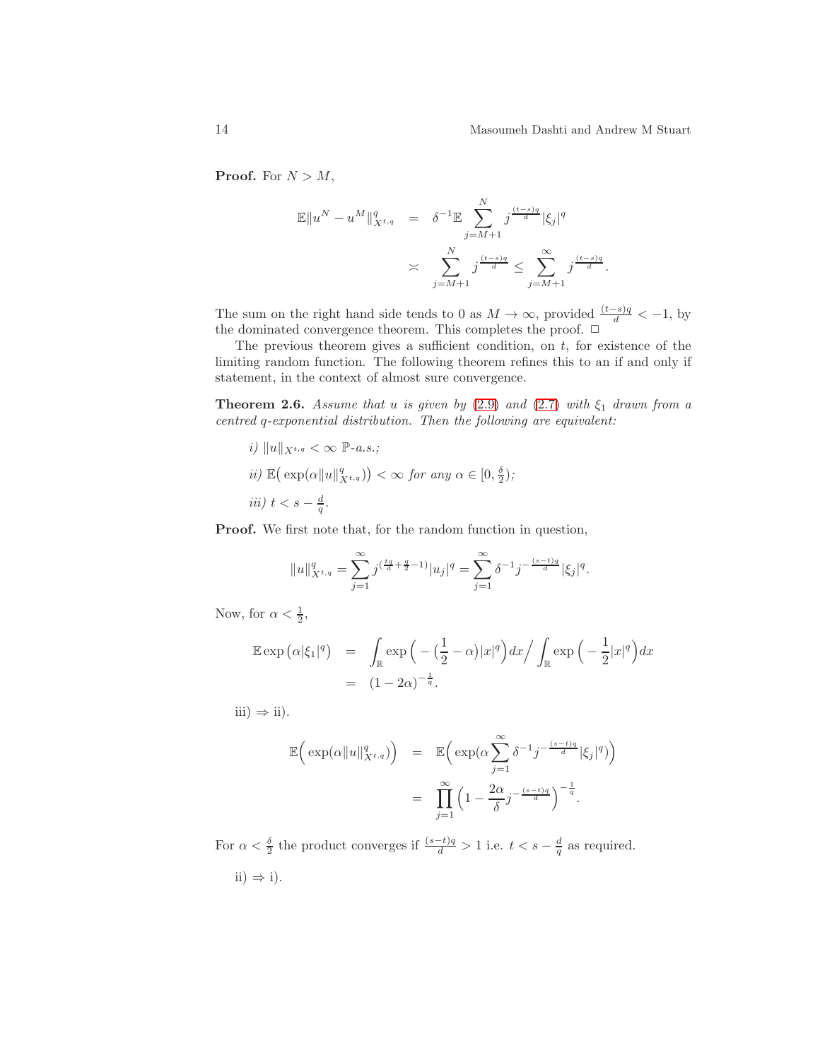**Proof.** For $N > M$,

$$\begin{aligned}
\mathbb{E}\|u^N - u^M\|^q_{X^{t,q}} &= \delta^{-1}\mathbb{E}\sum_{j=M+1}^{N} j^{\frac{(t-s)q}{d}}|\xi_j|^q \\
&\asymp \sum_{j=M+1}^{N} j^{\frac{(t-s)q}{d}} \le \sum_{j=M+1}^{\infty} j^{\frac{(t-s)q}{d}}.
\end{aligned}$$

The sum on the right hand side tends to 0 as $M \to \infty$, provided $\frac{(t-s)q}{d} < -1$, by the dominated convergence theorem. This completes the proof. $\square$

The previous theorem gives a sufficient condition, on $t$, for existence of the limiting random function. The following theorem refines this to an if and only if statement, in the context of almost sure convergence.

**Theorem 2.6.** *Assume that $u$ is given by (2.9) and (2.7) with $\xi_1$ drawn from a centred $q$-exponential distribution. Then the following are equivalent:*

*i) $\|u\|_{X^{t,q}} < \infty$ $\mathbb{P}$-a.s.;*

*ii) $\mathbb{E}\big(\exp(\alpha\|u\|^q_{X^{t,q}})\big) < \infty$ for any $\alpha \in [0, \frac{\delta}{2})$;*

*iii) $t < s - \frac{d}{q}$.*

**Proof.** We first note that, for the random function in question,

$$\|u\|^q_{X^{t,q}} = \sum_{j=1}^{\infty} j^{(\frac{tq}{d}+\frac{q}{2}-1)}|u_j|^q = \sum_{j=1}^{\infty} \delta^{-1} j^{-\frac{(s-t)q}{d}}|\xi_j|^q.$$

Now, for $\alpha < \frac{1}{2}$,

$$\begin{aligned}
\mathbb{E}\exp\big(\alpha|\xi_1|^q\big) &= \int_{\mathbb{R}} \exp\Big(-\big(\frac{1}{2}-\alpha\big)|x|^q\Big)dx \Big/ \int_{\mathbb{R}} \exp\Big(-\frac{1}{2}|x|^q\Big)dx \\
&= (1-2\alpha)^{-\frac{1}{q}}.
\end{aligned}$$

iii) $\Rightarrow$ ii).

$$\begin{aligned}
\mathbb{E}\Big(\exp(\alpha\|u\|^q_{X^{t,q}})\Big) &= \mathbb{E}\Big(\exp(\alpha\sum_{j=1}^{\infty}\delta^{-1}j^{-\frac{(s-t)q}{d}}|\xi_j|^q)\Big) \\
&= \prod_{j=1}^{\infty}\Big(1 - \frac{2\alpha}{\delta}j^{-\frac{(s-t)q}{d}}\Big)^{-\frac{1}{q}}.
\end{aligned}$$

For $\alpha < \frac{\delta}{2}$ the product converges if $\frac{(s-t)q}{d} > 1$ i.e. $t < s - \frac{d}{q}$ as required.

ii) $\Rightarrow$ i).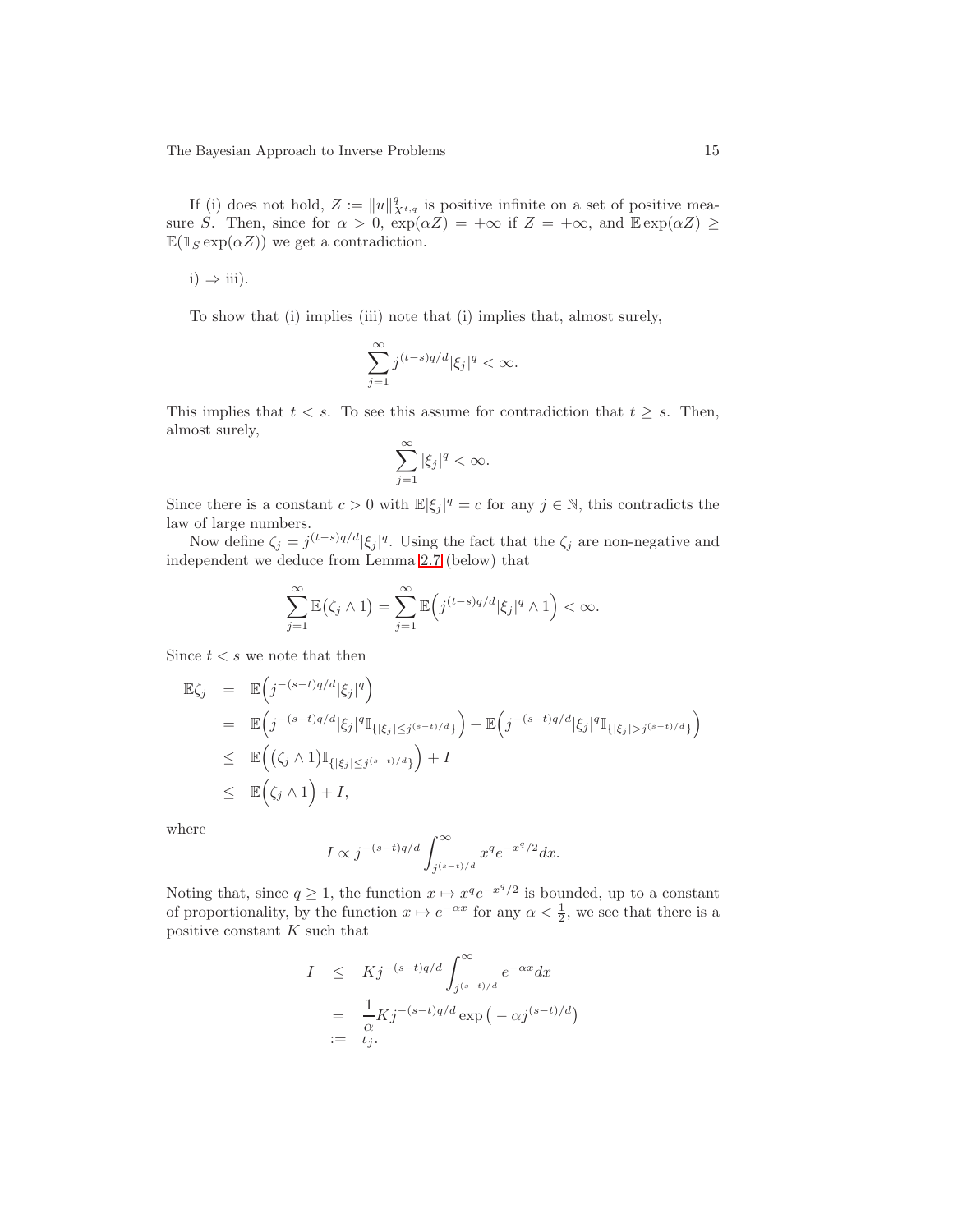If (i) does not hold, $Z := \|u\|^q_{X^{t,q}}$ is positive infinite on a set of positive measure $S$. Then, since for $\alpha > 0$, $\exp(\alpha Z) = +\infty$ if $Z = +\infty$, and $\mathbb{E}\exp(\alpha Z) \geq \mathbb{E}(\mathbb{1}_S \exp(\alpha Z))$ we get a contradiction.

i) $\Rightarrow$ iii).

To show that (i) implies (iii) note that (i) implies that, almost surely,

$$\sum_{j=1}^{\infty} j^{(t-s)q/d} |\xi_j|^q < \infty.$$

This implies that $t < s$. To see this assume for contradiction that $t \geq s$. Then, almost surely,

$$\sum_{j=1}^{\infty} |\xi_j|^q < \infty.$$

Since there is a constant $c > 0$ with $\mathbb{E}|\xi_j|^q = c$ for any $j \in \mathbb{N}$, this contradicts the law of large numbers.

Now define $\zeta_j = j^{(t-s)q/d}|\xi_j|^q$. Using the fact that the $\zeta_j$ are non-negative and independent we deduce from Lemma 2.7 (below) that

$$\sum_{j=1}^{\infty} \mathbb{E}\big(\zeta_j \wedge 1\big) = \sum_{j=1}^{\infty} \mathbb{E}\Big(j^{(t-s)q/d}|\xi_j|^q \wedge 1\Big) < \infty.$$

Since $t < s$ we note that then

$$\begin{aligned}
\mathbb{E}\zeta_j &= \mathbb{E}\Big(j^{-(s-t)q/d}|\xi_j|^q\Big) \\
&= \mathbb{E}\Big(j^{-(s-t)q/d}|\xi_j|^q \mathbb{I}_{\{|\xi_j| \leq j^{(s-t)/d}\}}\Big) + \mathbb{E}\Big(j^{-(s-t)q/d}|\xi_j|^q \mathbb{I}_{\{|\xi_j| > j^{(s-t)/d}\}}\Big) \\
&\leq \mathbb{E}\Big(\big(\zeta_j \wedge 1\big)\mathbb{I}_{\{|\xi_j| \leq j^{(s-t)/d}\}}\Big) + I \\
&\leq \mathbb{E}\Big(\zeta_j \wedge 1\Big) + I,
\end{aligned}$$

where

$$I \propto j^{-(s-t)q/d} \int_{j^{(s-t)/d}}^{\infty} x^q e^{-x^q/2} dx.$$

Noting that, since $q \geq 1$, the function $x \mapsto x^q e^{-x^q/2}$ is bounded, up to a constant of proportionality, by the function $x \mapsto e^{-\alpha x}$ for any $\alpha < \frac{1}{2}$, we see that there is a positive constant $K$ such that

$$\begin{aligned}
I &\leq K j^{-(s-t)q/d} \int_{j^{(s-t)/d}}^{\infty} e^{-\alpha x} dx \\
&= \frac{1}{\alpha} K j^{-(s-t)q/d} \exp\big(-\alpha j^{(s-t)/d}\big) \\
&:= \iota_j.
\end{aligned}$$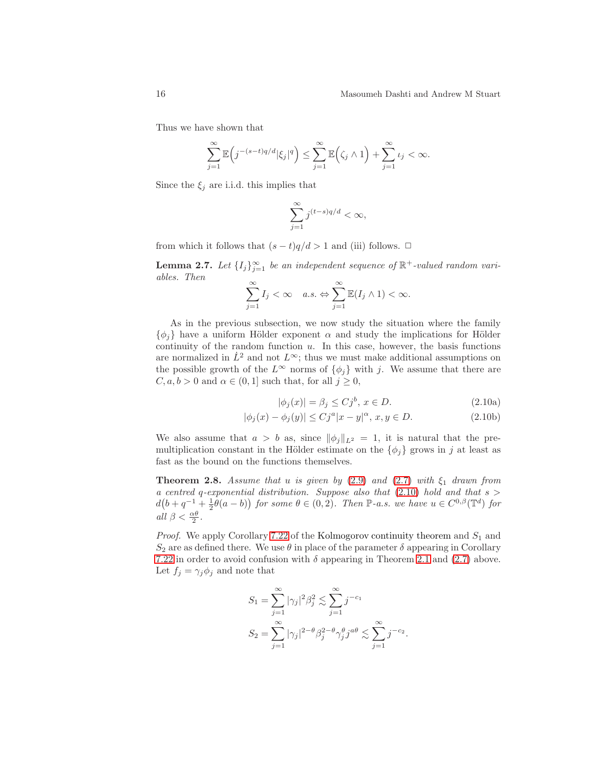Thus we have shown that

$$\sum_{j=1}^{\infty} \mathbb{E}\Big(j^{-(s-t)q/d}|\xi_j|^q\Big) \le \sum_{j=1}^{\infty} \mathbb{E}\Big(\zeta_j \wedge 1\Big) + \sum_{j=1}^{\infty} \iota_j < \infty.$$

Since the $\xi_j$ are i.i.d. this implies that

$$\sum_{j=1}^{\infty} j^{(t-s)q/d} < \infty,$$

from which it follows that $(s-t)q/d > 1$ and (iii) follows. □

**Lemma 2.7.** *Let $\{I_j\}_{j=1}^{\infty}$ be an independent sequence of $\mathbb{R}^+$-valued random variables. Then*

$$\sum_{j=1}^{\infty} I_j < \infty \quad a.s. \Leftrightarrow \sum_{j=1}^{\infty} \mathbb{E}(I_j \wedge 1) < \infty.$$

As in the previous subsection, we now study the situation where the family $\{\phi_j\}$ have a uniform Hölder exponent $\alpha$ and study the implications for Hölder continuity of the random function $u$. In this case, however, the basis functions are normalized in $\dot{L}^2$ and not $L^\infty$; thus we must make additional assumptions on the possible growth of the $L^\infty$ norms of $\{\phi_j\}$ with $j$. We assume that there are $C, a, b > 0$ and $\alpha \in (0,1]$ such that, for all $j \ge 0$,

$$|\phi_j(x)| = \beta_j \le Cj^b, \; x \in D. \tag{2.10a}$$

$$|\phi_j(x) - \phi_j(y)| \le Cj^a |x-y|^\alpha, \; x, y \in D. \tag{2.10b}$$

We also assume that $a > b$ as, since $\|\phi_j\|_{L^2} = 1$, it is natural that the pre-multiplication constant in the Hölder estimate on the $\{\phi_j\}$ grows in $j$ at least as fast as the bound on the functions themselves.

**Theorem 2.8.** *Assume that $u$ is given by (2.9) and (2.7) with $\xi_1$ drawn from a centred $q$-exponential distribution. Suppose also that (2.10) hold and that $s > d\big(b + q^{-1} + \frac{1}{2}\theta(a-b)\big)$ for some $\theta \in (0,2)$. Then $\mathbb{P}$-a.s. we have $u \in C^{0,\beta}(\mathbb{T}^d)$ for all $\beta < \frac{\alpha\theta}{2}$.*

*Proof.* We apply Corollary 7.22 of the Kolmogorov continuity theorem and $S_1$ and $S_2$ are as defined there. We use $\theta$ in place of the parameter $\delta$ appearing in Corollary 7.22 in order to avoid confusion with $\delta$ appearing in Theorem 2.1 and (2.7) above. Let $f_j = \gamma_j \phi_j$ and note that

$$S_1 = \sum_{j=1}^{\infty} |\gamma_j|^2 \beta_j^2 \lesssim \sum_{j=1}^{\infty} j^{-c_1}$$

$$S_2 = \sum_{j=1}^{\infty} |\gamma_j|^{2-\theta} \beta_j^{2-\theta} \gamma_j^{\theta} j^{a\theta} \lesssim \sum_{j=1}^{\infty} j^{-c_2}.$$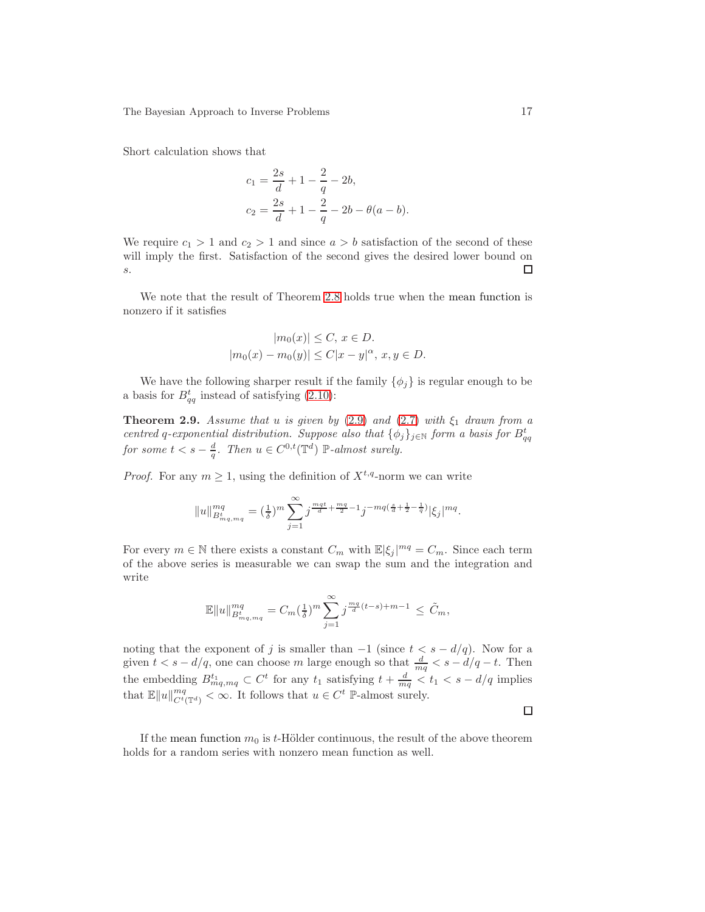Short calculation shows that

$$
\begin{aligned}
c_1 &= \frac{2s}{d} + 1 - \frac{2}{q} - 2b, \\
c_2 &= \frac{2s}{d} + 1 - \frac{2}{q} - 2b - \theta(a-b).
\end{aligned}
$$

We require $c_1 > 1$ and $c_2 > 1$ and since $a > b$ satisfaction of the second of these will imply the first. Satisfaction of the second gives the desired lower bound on $s$. $\square$

We note that the result of Theorem 2.8 holds true when the mean function is nonzero if it satisfies

$$
\begin{aligned}
|m_0(x)| &\le C,\ x \in D. \\
|m_0(x) - m_0(y)| &\le C|x-y|^\alpha,\ x, y \in D.
\end{aligned}
$$

We have the following sharper result if the family $\{\phi_j\}$ is regular enough to be a basis for $B^t_{qq}$ instead of satisfying (2.10):

**Theorem 2.9.** *Assume that $u$ is given by (2.9) and (2.7) with $\xi_1$ drawn from a centred q-exponential distribution. Suppose also that $\{\phi_j\}_{j\in\mathbb{N}}$ form a basis for $B^t_{qq}$ for some $t < s - \frac{d}{q}$. Then $u \in C^{0,t}(\mathbb{T}^d)$ $\mathbb{P}$-almost surely.*

*Proof.* For any $m \ge 1$, using the definition of $X^{t,q}$-norm we can write

$$
\|u\|^{mq}_{B^t_{mq,mq}} = (\tfrac{1}{\delta})^m \sum_{j=1}^{\infty} j^{\frac{mqt}{d} + \frac{mq}{2} - 1} j^{-mq(\frac{s}{d} + \frac{1}{2} - \frac{1}{q})} |\xi_j|^{mq}.
$$

For every $m \in \mathbb{N}$ there exists a constant $C_m$ with $\mathbb{E}|\xi_j|^{mq} = C_m$. Since each term of the above series is measurable we can swap the sum and the integration and write

$$
\mathbb{E}\|u\|^{mq}_{B^t_{mq,mq}} = C_m (\tfrac{1}{\delta})^m \sum_{j=1}^{\infty} j^{\frac{mq}{d}(t-s) + m - 1} \le \tilde{C}_m,
$$

noting that the exponent of $j$ is smaller than $-1$ (since $t < s - d/q$). Now for a given $t < s - d/q$, one can choose $m$ large enough so that $\frac{d}{mq} < s - d/q - t$. Then the embedding $B^{t_1}_{mq,mq} \subset C^t$ for any $t_1$ satisfying $t + \frac{d}{mq} < t_1 < s - d/q$ implies that $\mathbb{E}\|u\|^{mq}_{C^t(\mathbb{T}^d)} < \infty$. It follows that $u \in C^t$ $\mathbb{P}$-almost surely. $\square$

If the mean function $m_0$ is $t$-Hölder continuous, the result of the above theorem holds for a random series with nonzero mean function as well.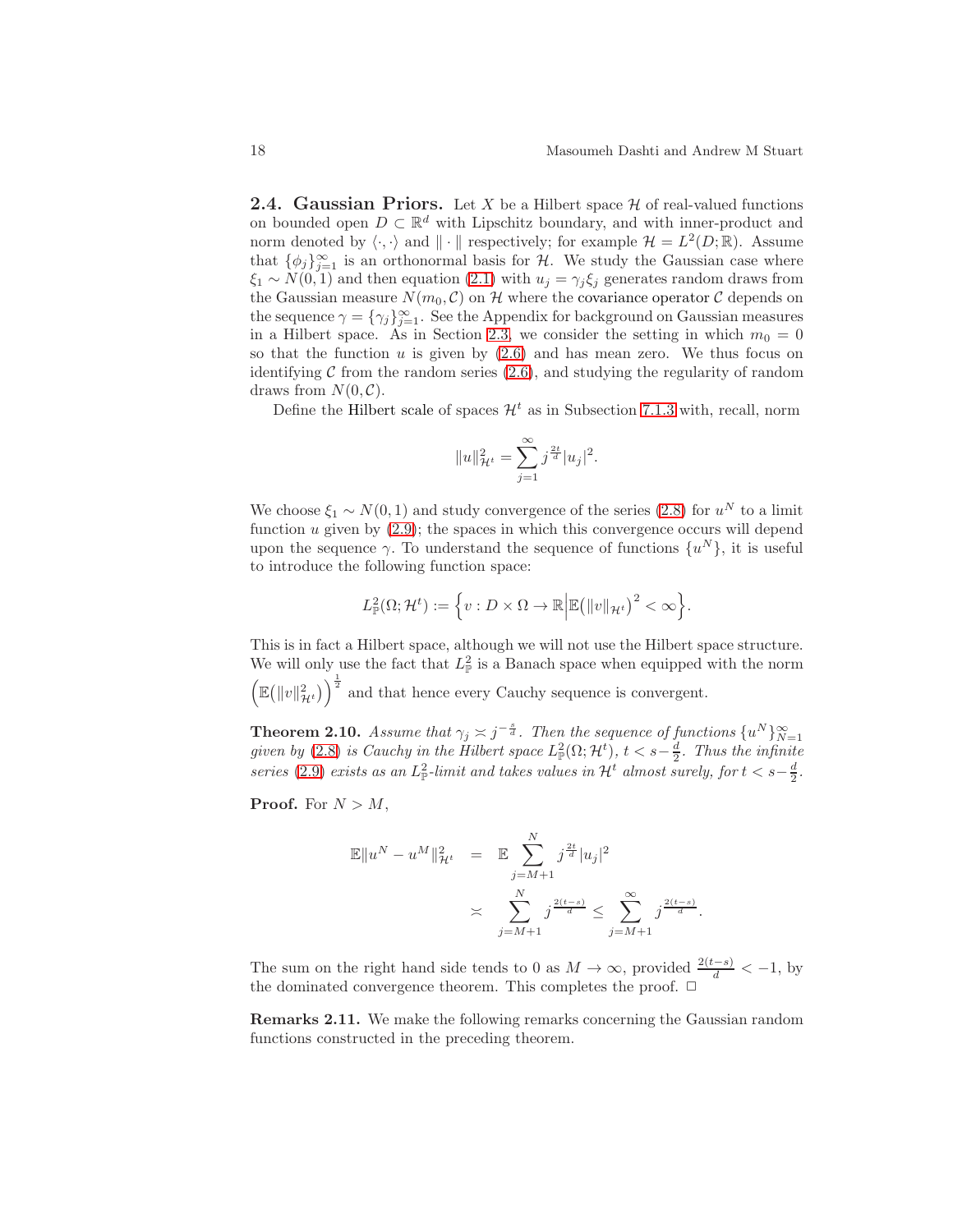### 2.4. Gaussian Priors.

Let $X$ be a Hilbert space $\mathcal{H}$ of real-valued functions on bounded open $D \subset \mathbb{R}^d$ with Lipschitz boundary, and with inner-product and norm denoted by $\langle \cdot, \cdot \rangle$ and $\| \cdot \|$ respectively; for example $\mathcal{H} = L^2(D; \mathbb{R})$. Assume that $\{\phi_j\}_{j=1}^{\infty}$ is an orthonormal basis for $\mathcal{H}$. We study the Gaussian case where $\xi_1 \sim N(0,1)$ and then equation (2.1) with $u_j = \gamma_j \xi_j$ generates random draws from the Gaussian measure $N(m_0, \mathcal{C})$ on $\mathcal{H}$ where the covariance operator $\mathcal{C}$ depends on the sequence $\gamma = \{\gamma_j\}_{j=1}^{\infty}$. See the Appendix for background on Gaussian measures in a Hilbert space. As in Section 2.3, we consider the setting in which $m_0 = 0$ so that the function $u$ is given by (2.6) and has mean zero. We thus focus on identifying $\mathcal{C}$ from the random series (2.6), and studying the regularity of random draws from $N(0, \mathcal{C})$.

Define the Hilbert scale of spaces $\mathcal{H}^t$ as in Subsection 7.1.3 with, recall, norm

$$\|u\|_{\mathcal{H}^t}^2 = \sum_{j=1}^{\infty} j^{\frac{2t}{d}} |u_j|^2.$$

We choose $\xi_1 \sim N(0,1)$ and study convergence of the series (2.8) for $u^N$ to a limit function $u$ given by (2.9); the spaces in which this convergence occurs will depend upon the sequence $\gamma$. To understand the sequence of functions $\{u^N\}$, it is useful to introduce the following function space:

$$L^2_{\mathbb{P}}(\Omega; \mathcal{H}^t) := \Big\{ v : D \times \Omega \to \mathbb{R} \Big| \mathbb{E}\big(\|v\|_{\mathcal{H}^t}\big)^2 < \infty \Big\}.$$

This is in fact a Hilbert space, although we will not use the Hilbert space structure. We will only use the fact that $L^2_{\mathbb{P}}$ is a Banach space when equipped with the norm $\Big(\mathbb{E}\big(\|v\|_{\mathcal{H}^t}^2\big)\Big)^{\frac{1}{2}}$ and that hence every Cauchy sequence is convergent.

**Theorem 2.10.** *Assume that $\gamma_j \asymp j^{-\frac{s}{d}}$. Then the sequence of functions $\{u^N\}_{N=1}^{\infty}$ given by (2.8) is Cauchy in the Hilbert space $L^2_{\mathbb{P}}(\Omega; \mathcal{H}^t)$, $t < s - \frac{d}{2}$. Thus the infinite series (2.9) exists as an $L^2_{\mathbb{P}}$-limit and takes values in $\mathcal{H}^t$ almost surely, for $t < s - \frac{d}{2}$.*

**Proof.** For $N > M$,

$$\begin{aligned}
\mathbb{E}\|u^N - u^M\|_{\mathcal{H}^t}^2 &= \mathbb{E} \sum_{j=M+1}^{N} j^{\frac{2t}{d}} |u_j|^2 \\
&\asymp \sum_{j=M+1}^{N} j^{\frac{2(t-s)}{d}} \le \sum_{j=M+1}^{\infty} j^{\frac{2(t-s)}{d}}.
\end{aligned}$$

The sum on the right hand side tends to 0 as $M \to \infty$, provided $\frac{2(t-s)}{d} < -1$, by the dominated convergence theorem. This completes the proof. □

**Remarks 2.11.** We make the following remarks concerning the Gaussian random functions constructed in the preceding theorem.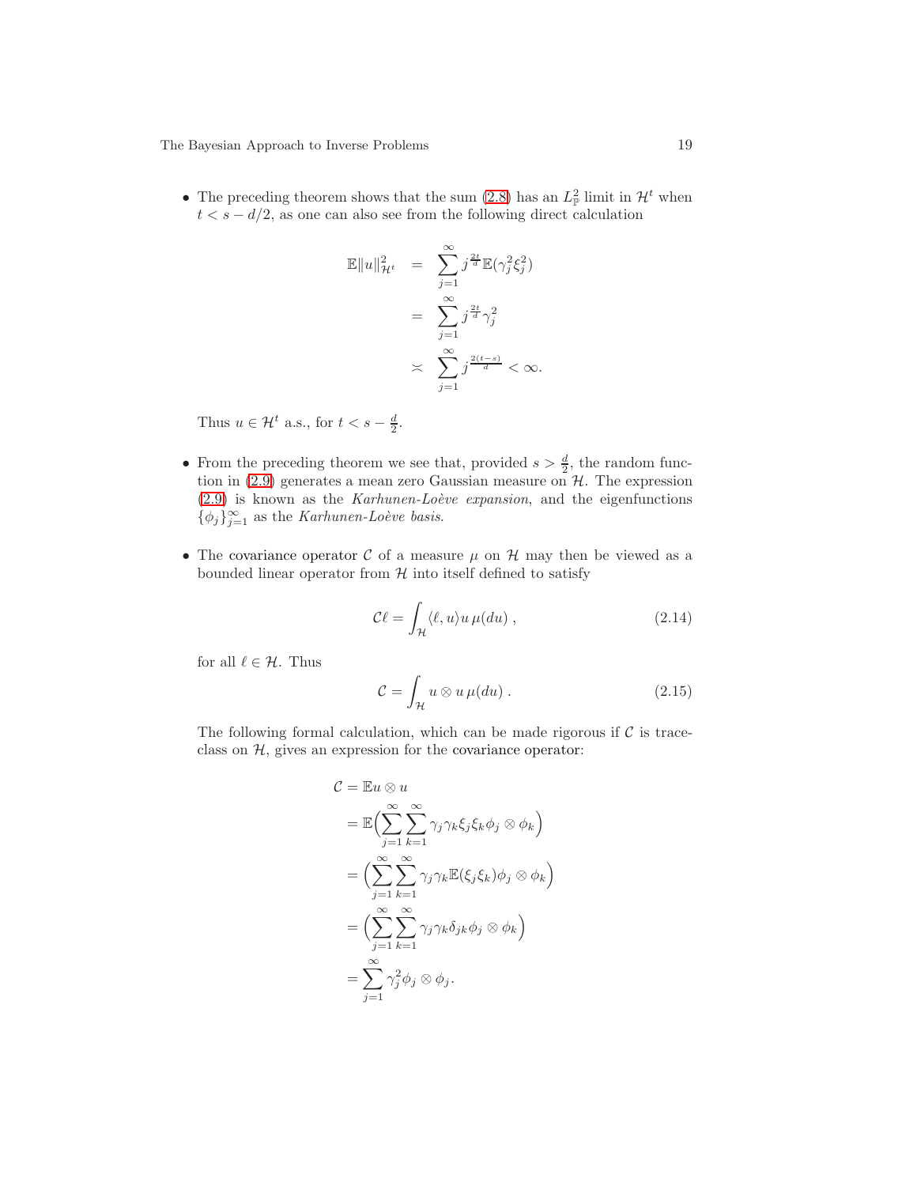- The preceding theorem shows that the sum (2.8) has an $L^2_{\mathbb{P}}$ limit in $\mathcal{H}^t$ when $t < s - d/2$, as one can also see from the following direct calculation

$$
\begin{aligned}
\mathbb{E}\|u\|^2_{\mathcal{H}^t} &= \sum_{j=1}^{\infty} j^{\frac{2t}{d}} \mathbb{E}(\gamma_j^2 \xi_j^2) \\
&= \sum_{j=1}^{\infty} j^{\frac{2t}{d}} \gamma_j^2 \\
&\asymp \sum_{j=1}^{\infty} j^{\frac{2(t-s)}{d}} < \infty.
\end{aligned}
$$

  Thus $u \in \mathcal{H}^t$ a.s., for $t < s - \frac{d}{2}$.

- From the preceding theorem we see that, provided $s > \frac{d}{2}$, the random function in (2.9) generates a mean zero Gaussian measure on $\mathcal{H}$. The expression (2.9) is known as the *Karhunen-Loève expansion*, and the eigenfunctions $\{\phi_j\}_{j=1}^{\infty}$ as the *Karhunen-Loève basis*.

- The covariance operator $\mathcal{C}$ of a measure $\mu$ on $\mathcal{H}$ may then be viewed as a bounded linear operator from $\mathcal{H}$ into itself defined to satisfy

$$
\mathcal{C}\ell = \int_{\mathcal{H}} \langle \ell, u \rangle u \, \mu(du) \,, \tag{2.14}
$$

  for all $\ell \in \mathcal{H}$. Thus

$$
\mathcal{C} = \int_{\mathcal{H}} u \otimes u \, \mu(du) \,. \tag{2.15}
$$

  The following formal calculation, which can be made rigorous if $\mathcal{C}$ is trace-class on $\mathcal{H}$, gives an expression for the covariance operator:

$$
\begin{aligned}
\mathcal{C} &= \mathbb{E} u \otimes u \\
&= \mathbb{E}\Big( \sum_{j=1}^{\infty} \sum_{k=1}^{\infty} \gamma_j \gamma_k \xi_j \xi_k \phi_j \otimes \phi_k \Big) \\
&= \Big( \sum_{j=1}^{\infty} \sum_{k=1}^{\infty} \gamma_j \gamma_k \mathbb{E}(\xi_j \xi_k) \phi_j \otimes \phi_k \Big) \\
&= \Big( \sum_{j=1}^{\infty} \sum_{k=1}^{\infty} \gamma_j \gamma_k \delta_{jk} \phi_j \otimes \phi_k \Big) \\
&= \sum_{j=1}^{\infty} \gamma_j^2 \phi_j \otimes \phi_j.
\end{aligned}
$$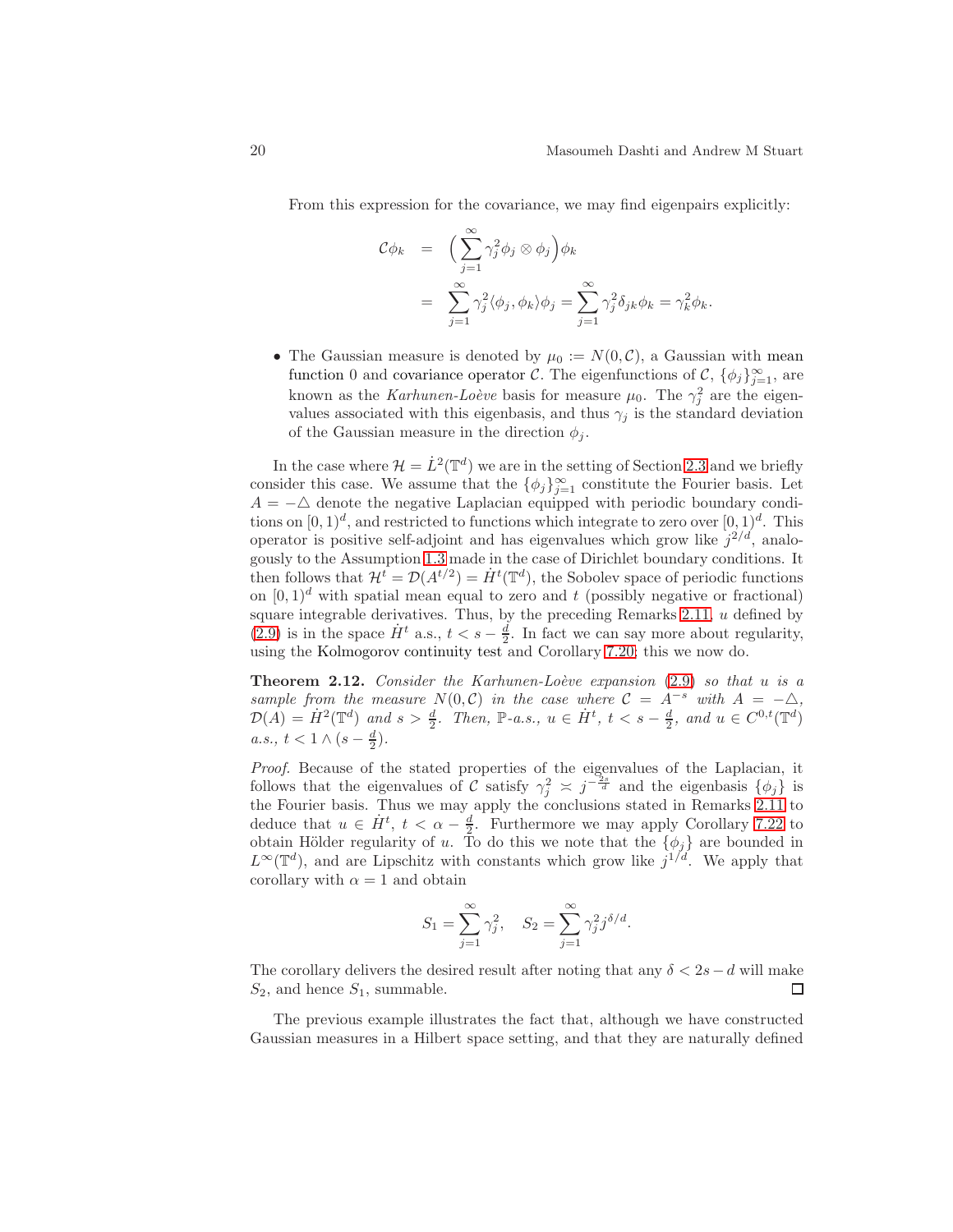From this expression for the covariance, we may find eigenpairs explicitly:

$$
\begin{aligned}
\mathcal{C}\phi_k &= \Big(\sum_{j=1}^{\infty} \gamma_j^2 \phi_j \otimes \phi_j\Big)\phi_k \\
&= \sum_{j=1}^{\infty} \gamma_j^2 \langle \phi_j, \phi_k \rangle \phi_j = \sum_{j=1}^{\infty} \gamma_j^2 \delta_{jk} \phi_k = \gamma_k^2 \phi_k.
\end{aligned}
$$

- The Gaussian measure is denoted by $\mu_0 := N(0, \mathcal{C})$, a Gaussian with mean function 0 and covariance operator $\mathcal{C}$. The eigenfunctions of $\mathcal{C}$, $\{\phi_j\}_{j=1}^{\infty}$, are known as the *Karhunen-Loève* basis for measure $\mu_0$. The $\gamma_j^2$ are the eigenvalues associated with this eigenbasis, and thus $\gamma_j$ is the standard deviation of the Gaussian measure in the direction $\phi_j$.

In the case where $\mathcal{H} = \dot{L}^2(\mathbb{T}^d)$ we are in the setting of Section 2.3 and we briefly consider this case. We assume that the $\{\phi_j\}_{j=1}^{\infty}$ constitute the Fourier basis. Let $A = -\triangle$ denote the negative Laplacian equipped with periodic boundary conditions on $[0,1)^d$, and restricted to functions which integrate to zero over $[0,1)^d$. This operator is positive self-adjoint and has eigenvalues which grow like $j^{2/d}$, analogously to the Assumption 1.3 made in the case of Dirichlet boundary conditions. It then follows that $\mathcal{H}^t = \mathcal{D}(A^{t/2}) = \dot{H}^t(\mathbb{T}^d)$, the Sobolev space of periodic functions on $[0,1)^d$ with spatial mean equal to zero and $t$ (possibly negative or fractional) square integrable derivatives. Thus, by the preceding Remarks 2.11, $u$ defined by (2.9) is in the space $\dot{H}^t$ a.s., $t < s - \frac{d}{2}$. In fact we can say more about regularity, using the Kolmogorov continuity test and Corollary 7.20; this we now do.

**Theorem 2.12.** *Consider the Karhunen-Loève expansion* (2.9) *so that $u$ is a sample from the measure $N(0, \mathcal{C})$ in the case where $\mathcal{C} = A^{-s}$ with $A = -\triangle$, $\mathcal{D}(A) = \dot{H}^2(\mathbb{T}^d)$ and $s > \frac{d}{2}$. Then, $\mathbb{P}$-a.s., $u \in \dot{H}^t$, $t < s - \frac{d}{2}$, and $u \in C^{0,t}(\mathbb{T}^d)$ a.s., $t < 1 \wedge (s - \frac{d}{2})$.*

*Proof.* Because of the stated properties of the eigenvalues of the Laplacian, it follows that the eigenvalues of $\mathcal{C}$ satisfy $\gamma_j^2 \asymp j^{-\frac{2s}{d}}$ and the eigenbasis $\{\phi_j\}$ is the Fourier basis. Thus we may apply the conclusions stated in Remarks 2.11 to deduce that $u \in \dot{H}^t$, $t < \alpha - \frac{d}{2}$. Furthermore we may apply Corollary 7.22 to obtain Hölder regularity of $u$. To do this we note that the $\{\phi_j\}$ are bounded in $L^\infty(\mathbb{T}^d)$, and are Lipschitz with constants which grow like $j^{1/d}$. We apply that corollary with $\alpha = 1$ and obtain

$$
S_1 = \sum_{j=1}^{\infty} \gamma_j^2, \quad S_2 = \sum_{j=1}^{\infty} \gamma_j^2 j^{\delta/d}.
$$

The corollary delivers the desired result after noting that any $\delta < 2s - d$ will make $S_2$, and hence $S_1$, summable. ☐

The previous example illustrates the fact that, although we have constructed Gaussian measures in a Hilbert space setting, and that they are naturally defined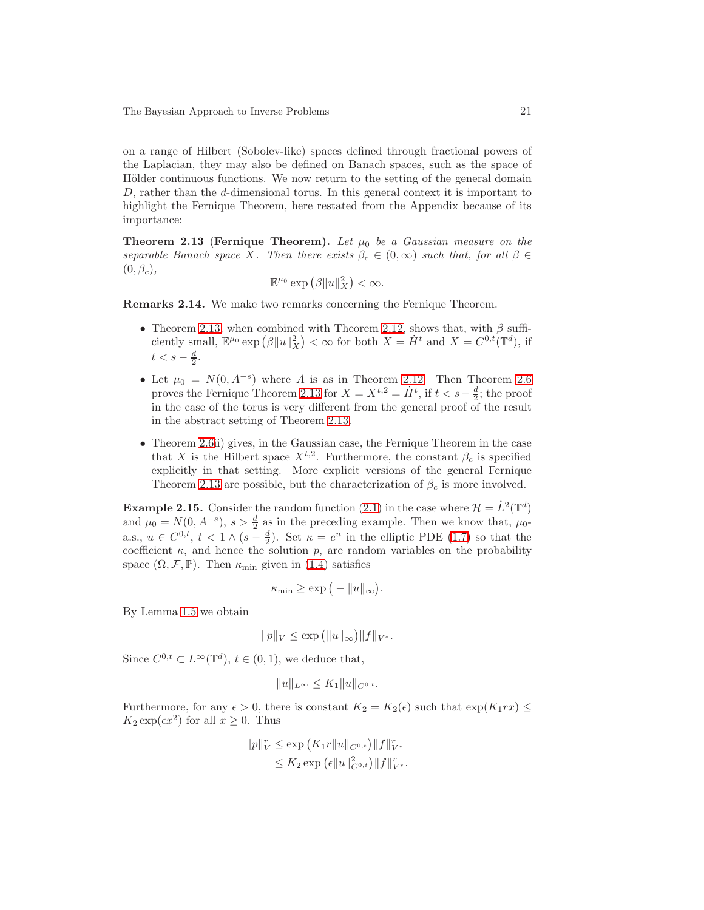on a range of Hilbert (Sobolev-like) spaces defined through fractional powers of the Laplacian, they may also be defined on Banach spaces, such as the space of Hölder continuous functions. We now return to the setting of the general domain $D$, rather than the $d$-dimensional torus. In this general context it is important to highlight the Fernique Theorem, here restated from the Appendix because of its importance:

**Theorem 2.13** (**Fernique Theorem**). *Let $\mu_0$ be a Gaussian measure on the separable Banach space $X$. Then there exists $\beta_c \in (0,\infty)$ such that, for all $\beta \in (0,\beta_c)$,*

$$\mathbb{E}^{\mu_0} \exp\big(\beta \|u\|_X^2\big) < \infty.$$

**Remarks 2.14.** We make two remarks concerning the Fernique Theorem.

- Theorem 2.13, when combined with Theorem 2.12, shows that, with $\beta$ sufficiently small, $\mathbb{E}^{\mu_0} \exp\big(\beta \|u\|_X^2\big) < \infty$ for both $X = \dot{H}^t$ and $X = C^{0,t}(\mathbb{T}^d)$, if $t < s - \frac{d}{2}$.
- Let $\mu_0 = N(0, A^{-s})$ where $A$ is as in Theorem 2.12. Then Theorem 2.6 proves the Fernique Theorem 2.13 for $X = X^{t,2} = \dot{H}^t$, if $t < s - \frac{d}{2}$; the proof in the case of the torus is very different from the general proof of the result in the abstract setting of Theorem 2.13.
- Theorem 2.6(i) gives, in the Gaussian case, the Fernique Theorem in the case that $X$ is the Hilbert space $X^{t,2}$. Furthermore, the constant $\beta_c$ is specified explicitly in that setting. More explicit versions of the general Fernique Theorem 2.13 are possible, but the characterization of $\beta_c$ is more involved.

**Example 2.15.** Consider the random function (2.1) in the case where $\mathcal{H} = \dot{L}^2(\mathbb{T}^d)$ and $\mu_0 = N(0, A^{-s})$, $s > \frac{d}{2}$ as in the preceding example. Then we know that, $\mu_0$-a.s., $u \in C^{0,t}$, $t < 1 \wedge (s - \frac{d}{2})$. Set $\kappa = e^u$ in the elliptic PDE (1.7) so that the coefficient $\kappa$, and hence the solution $p$, are random variables on the probability space $(\Omega, \mathcal{F}, \mathbb{P})$. Then $\kappa_{\min}$ given in (1.4) satisfies

$$\kappa_{\min} \geq \exp\big(-\|u\|_\infty\big).$$

By Lemma 1.5 we obtain

$$\|p\|_V \leq \exp\big(\|u\|_\infty\big) \|f\|_{V^*}.$$

Since $C^{0,t} \subset L^\infty(\mathbb{T}^d)$, $t \in (0,1)$, we deduce that,

$$\|u\|_{L^\infty} \leq K_1 \|u\|_{C^{0,t}}.$$

Furthermore, for any $\epsilon > 0$, there is constant $K_2 = K_2(\epsilon)$ such that $\exp(K_1 r x) \leq K_2 \exp(\epsilon x^2)$ for all $x \geq 0$. Thus

$$\begin{aligned}
\|p\|_V^r &\leq \exp\big(K_1 r \|u\|_{C^{0,t}}\big) \|f\|_{V^*}^r \\
&\leq K_2 \exp\big(\epsilon \|u\|_{C^{0,t}}^2\big) \|f\|_{V^*}^r.
\end{aligned}$$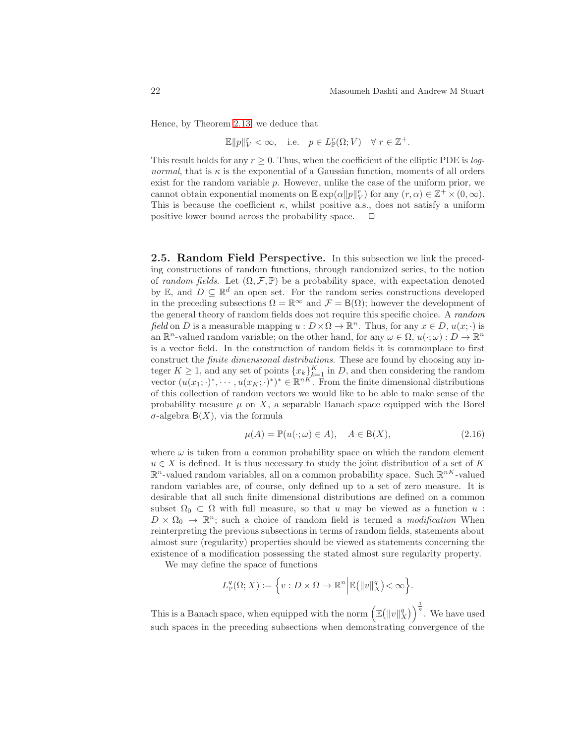Hence, by Theorem 2.13, we deduce that

$$\mathbb{E}\|p\|_V^r < \infty, \quad \text{i.e.} \quad p \in L^r_{\mathbb{P}}(\Omega; V) \quad \forall\, r \in \mathbb{Z}^+.$$

This result holds for any $r \geq 0$. Thus, when the coefficient of the elliptic PDE is *log-normal*, that is $\kappa$ is the exponential of a Gaussian function, moments of all orders exist for the random variable $p$. However, unlike the case of the uniform prior, we cannot obtain exponential moments on $\mathbb{E}\exp(\alpha\|p\|_V^r)$ for any $(r, \alpha) \in \mathbb{Z}^+ \times (0, \infty)$. This is because the coefficient $\kappa$, whilst positive a.s., does not satisfy a uniform positive lower bound across the probability space. $\quad\Box$

## 2.5. Random Field Perspective.

In this subsection we link the preceding constructions of random functions, through randomized series, to the notion of *random fields*. Let $(\Omega, \mathcal{F}, \mathbb{P})$ be a probability space, with expectation denoted by $\mathbb{E}$, and $D \subseteq \mathbb{R}^d$ an open set. For the random series constructions developed in the preceding subsections $\Omega = \mathbb{R}^\infty$ and $\mathcal{F} = \mathsf{B}(\Omega)$; however the development of the general theory of random fields does not require this specific choice. A *random field* on $D$ is a measurable mapping $u : D \times \Omega \to \mathbb{R}^n$. Thus, for any $x \in D$, $u(x; \cdot)$ is an $\mathbb{R}^n$-valued random variable; on the other hand, for any $\omega \in \Omega$, $u(\cdot; \omega) : D \to \mathbb{R}^n$ is a vector field. In the construction of random fields it is commonplace to first construct the *finite dimensional distributions*. These are found by choosing any integer $K \geq 1$, and any set of points $\{x_k\}_{k=1}^K$ in $D$, and then considering the random vector $(u(x_1; \cdot)^*, \cdots, u(x_K; \cdot)^*)^* \in \mathbb{R}^{nK}$. From the finite dimensional distributions of this collection of random vectors we would like to be able to make sense of the probability measure $\mu$ on $X$, a separable Banach space equipped with the Borel $\sigma$-algebra $\mathsf{B}(X)$, via the formula

$$\mu(A) = \mathbb{P}(u(\cdot; \omega) \in A), \quad A \in \mathsf{B}(X), \tag{2.16}$$

where $\omega$ is taken from a common probability space on which the random element $u \in X$ is defined. It is thus necessary to study the joint distribution of a set of $K$ $\mathbb{R}^n$-valued random variables, all on a common probability space. Such $\mathbb{R}^{nK}$-valued random variables are, of course, only defined up to a set of zero measure. It is desirable that all such finite dimensional distributions are defined on a common subset $\Omega_0 \subset \Omega$ with full measure, so that $u$ may be viewed as a function $u : D \times \Omega_0 \to \mathbb{R}^n$; such a choice of random field is termed a *modification* When reinterpreting the previous subsections in terms of random fields, statements about almost sure (regularity) properties should be viewed as statements concerning the existence of a modification possessing the stated almost sure regularity property.

We may define the space of functions

$$L^q_{\mathbb{P}}(\Omega; X) := \Big\{ v : D \times \Omega \to \mathbb{R}^n \Big| \mathbb{E}\big(\|v\|_X^q\big) < \infty \Big\}.$$

This is a Banach space, when equipped with the norm $\Big(\mathbb{E}\big(\|v\|_X^q\big)\Big)^{\frac{1}{q}}$. We have used such spaces in the preceding subsections when demonstrating convergence of the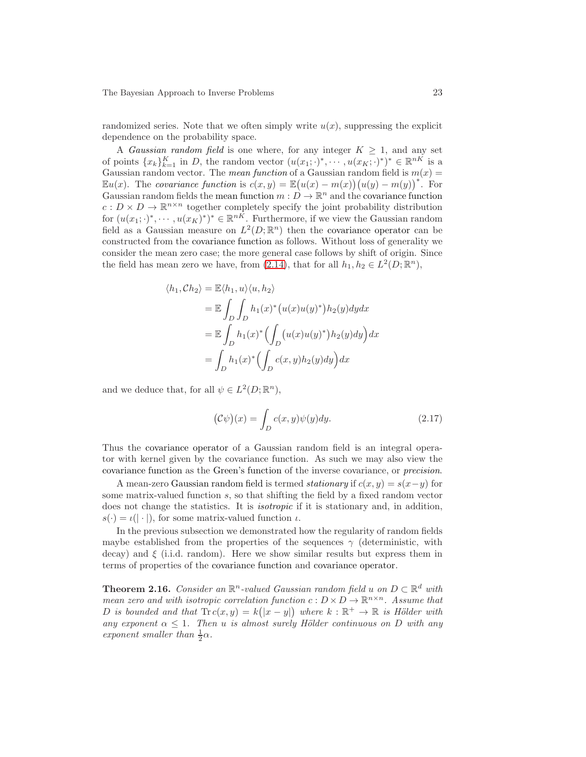randomized series. Note that we often simply write $u(x)$, suppressing the explicit dependence on the probability space.

A *Gaussian random field* is one where, for any integer $K \geq 1$, and any set of points $\{x_k\}_{k=1}^K$ in $D$, the random vector $(u(x_1;\cdot)^*, \cdots, u(x_K;\cdot)^*)^* \in \mathbb{R}^{nK}$ is a Gaussian random vector. The *mean function* of a Gaussian random field is $m(x) = \mathbb{E}u(x)$. The *covariance function* is $c(x,y) = \mathbb{E}\big(u(x) - m(x)\big)\big(u(y) - m(y)\big)^*$. For Gaussian random fields the mean function $m : D \to \mathbb{R}^n$ and the covariance function $c : D \times D \to \mathbb{R}^{n \times n}$ together completely specify the joint probability distribution for $(u(x_1;\cdot)^*, \cdots, u(x_K)^*)^* \in \mathbb{R}^{nK}$. Furthermore, if we view the Gaussian random field as a Gaussian measure on $L^2(D;\mathbb{R}^n)$ then the covariance operator can be constructed from the covariance function as follows. Without loss of generality we consider the mean zero case; the more general case follows by shift of origin. Since the field has mean zero we have, from (2.14), that for all $h_1, h_2 \in L^2(D;\mathbb{R}^n)$,

$$
\begin{aligned}
\langle h_1, \mathcal{C}h_2 \rangle &= \mathbb{E}\langle h_1, u \rangle \langle u, h_2 \rangle \\
&= \mathbb{E}\int_D \int_D h_1(x)^* \big(u(x)u(y)^*\big) h_2(y) dy dx \\
&= \mathbb{E}\int_D h_1(x)^* \Big( \int_D \big(u(x)u(y)^*\big) h_2(y) dy \Big) dx \\
&= \int_D h_1(x)^* \Big( \int_D c(x,y) h_2(y) dy \Big) dx
\end{aligned}
$$

and we deduce that, for all $\psi \in L^2(D;\mathbb{R}^n)$,

$$
\big(\mathcal{C}\psi\big)(x) = \int_D c(x,y)\psi(y) dy. \tag{2.17}
$$

Thus the covariance operator of a Gaussian random field is an integral operator with kernel given by the covariance function. As such we may also view the covariance function as the Green's function of the inverse covariance, or *precision*.

A mean-zero Gaussian random field is termed *stationary* if $c(x,y) = s(x-y)$ for some matrix-valued function $s$, so that shifting the field by a fixed random vector does not change the statistics. It is *isotropic* if it is stationary and, in addition, $s(\cdot) = \iota(|\cdot|)$, for some matrix-valued function $\iota$.

In the previous subsection we demonstrated how the regularity of random fields maybe established from the properties of the sequences $\gamma$ (deterministic, with decay) and $\xi$ (i.i.d. random). Here we show similar results but express them in terms of properties of the covariance function and covariance operator.

**Theorem 2.16.** *Consider an $\mathbb{R}^n$-valued Gaussian random field $u$ on $D \subset \mathbb{R}^d$ with mean zero and with isotropic correlation function $c : D \times D \to \mathbb{R}^{n \times n}$. Assume that $D$ is bounded and that $\mathrm{Tr}\, c(x,y) = k\big(|x-y|\big)$ where $k : \mathbb{R}^+ \to \mathbb{R}$ is Hölder with any exponent $\alpha \leq 1$. Then $u$ is almost surely Hölder continuous on $D$ with any exponent smaller than $\frac{1}{2}\alpha$.*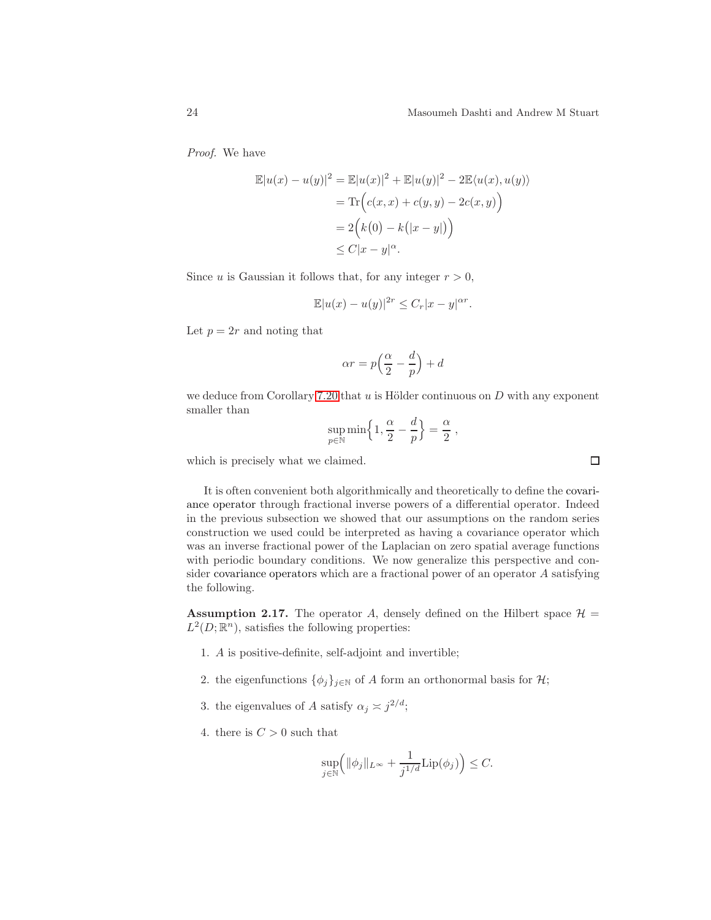*Proof.* We have

$$
\begin{aligned}
\mathbb{E}|u(x)-u(y)|^2 &= \mathbb{E}|u(x)|^2 + \mathbb{E}|u(y)|^2 - 2\mathbb{E}\langle u(x), u(y)\rangle \\
&= \mathrm{Tr}\Big(c(x,x) + c(y,y) - 2c(x,y)\Big) \\
&= 2\Big(k\big(0\big) - k\big(|x-y|\big)\Big) \\
&\le C|x-y|^{\alpha}.
\end{aligned}
$$

Since $u$ is Gaussian it follows that, for any integer $r > 0$,

$$
\mathbb{E}|u(x)-u(y)|^{2r} \le C_r |x-y|^{\alpha r}.
$$

Let $p = 2r$ and noting that

$$
\alpha r = p\Big(\frac{\alpha}{2} - \frac{d}{p}\Big) + d
$$

we deduce from Corollary 7.20 that $u$ is Hölder continuous on $D$ with any exponent smaller than

$$
\sup_{p\in\mathbb{N}} \min\Big\{1, \frac{\alpha}{2} - \frac{d}{p}\Big\} = \frac{\alpha}{2}\,,
$$

which is precisely what we claimed. □

It is often convenient both algorithmically and theoretically to define the covariance operator through fractional inverse powers of a differential operator. Indeed in the previous subsection we showed that our assumptions on the random series construction we used could be interpreted as having a covariance operator which was an inverse fractional power of the Laplacian on zero spatial average functions with periodic boundary conditions. We now generalize this perspective and consider covariance operators which are a fractional power of an operator $A$ satisfying the following.

**Assumption 2.17.** The operator $A$, densely defined on the Hilbert space $\mathcal{H} = L^2(D;\mathbb{R}^n)$, satisfies the following properties:

1. $A$ is positive-definite, self-adjoint and invertible;
2. the eigenfunctions $\{\phi_j\}_{j\in\mathbb{N}}$ of $A$ form an orthonormal basis for $\mathcal{H}$;
3. the eigenvalues of $A$ satisfy $\alpha_j \asymp j^{2/d}$;
4. there is $C > 0$ such that

$$
\sup_{j\in\mathbb{N}} \Big( \|\phi_j\|_{L^\infty} + \frac{1}{j^{1/d}} \mathrm{Lip}(\phi_j) \Big) \le C.
$$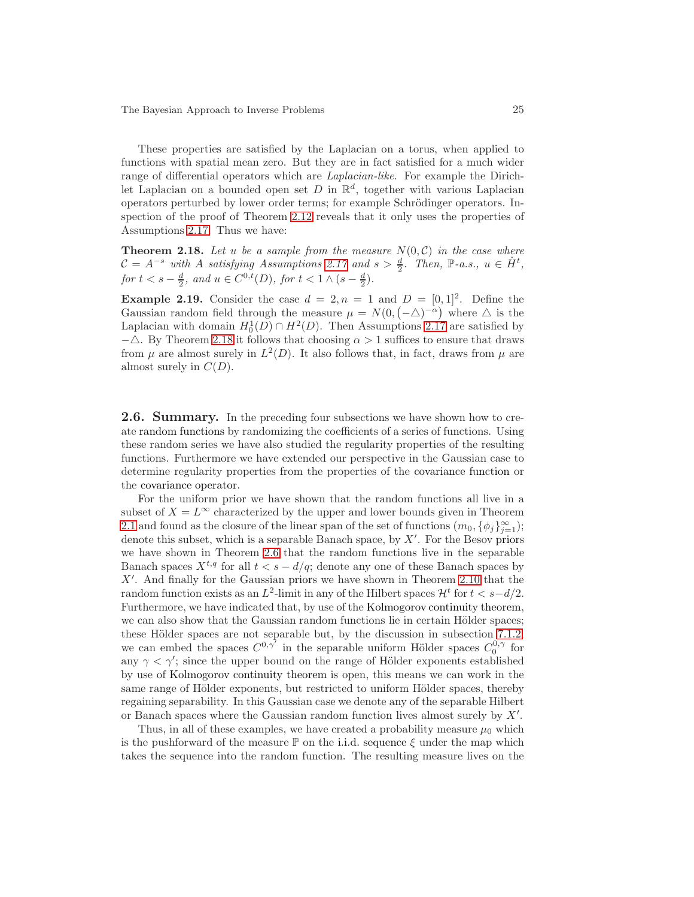These properties are satisfied by the Laplacian on a torus, when applied to functions with spatial mean zero. But they are in fact satisfied for a much wider range of differential operators which are *Laplacian-like*. For example the Dirichlet Laplacian on a bounded open set $D$ in $\mathbb{R}^d$, together with various Laplacian operators perturbed by lower order terms; for example Schrödinger operators. Inspection of the proof of Theorem 2.12 reveals that it only uses the properties of Assumptions 2.17. Thus we have:

**Theorem 2.18.** *Let $u$ be a sample from the measure $N(0, \mathcal{C})$ in the case where $\mathcal{C} = A^{-s}$ with $A$ satisfying Assumptions 2.17 and $s > \frac{d}{2}$. Then, $\mathbb{P}$-a.s., $u \in \dot{H}^t$, for $t < s - \frac{d}{2}$, and $u \in C^{0,t}(D)$, for $t < 1 \wedge (s - \frac{d}{2})$.*

**Example 2.19.** Consider the case $d = 2, n = 1$ and $D = [0,1]^2$. Define the Gaussian random field through the measure $\mu = N\big(0, (-\triangle)^{-\alpha}\big)$ where $\triangle$ is the Laplacian with domain $H_0^1(D) \cap H^2(D)$. Then Assumptions 2.17 are satisfied by $-\triangle$. By Theorem 2.18 it follows that choosing $\alpha > 1$ suffices to ensure that draws from $\mu$ are almost surely in $L^2(D)$. It also follows that, in fact, draws from $\mu$ are almost surely in $C(D)$.

## 2.6. Summary.

In the preceding four subsections we have shown how to create random functions by randomizing the coefficients of a series of functions. Using these random series we have also studied the regularity properties of the resulting functions. Furthermore we have extended our perspective in the Gaussian case to determine regularity properties from the properties of the covariance function or the covariance operator.

For the uniform prior we have shown that the random functions all live in a subset of $X = L^\infty$ characterized by the upper and lower bounds given in Theorem 2.1 and found as the closure of the linear span of the set of functions $(m_0, \{\phi_j\}_{j=1}^\infty)$; denote this subset, which is a separable Banach space, by $X'$. For the Besov priors we have shown in Theorem 2.6 that the random functions live in the separable Banach spaces $X^{t,q}$ for all $t < s - d/q$; denote any one of these Banach spaces by $X'$. And finally for the Gaussian priors we have shown in Theorem 2.10 that the random function exists as an $L^2$-limit in any of the Hilbert spaces $\mathcal{H}^t$ for $t < s - d/2$. Furthermore, we have indicated that, by use of the Kolmogorov continuity theorem, we can also show that the Gaussian random functions lie in certain Hölder spaces; these Hölder spaces are not separable but, by the discussion in subsection 7.1.2, we can embed the spaces $C^{0,\gamma'}$ in the separable uniform Hölder spaces $C_0^{0,\gamma}$ for any $\gamma < \gamma'$; since the upper bound on the range of Hölder exponents established by use of Kolmogorov continuity theorem is open, this means we can work in the same range of Hölder exponents, but restricted to uniform Hölder spaces, thereby regaining separability. In this Gaussian case we denote any of the separable Hilbert or Banach spaces where the Gaussian random function lives almost surely by $X'$.

Thus, in all of these examples, we have created a probability measure $\mu_0$ which is the pushforward of the measure $\mathbb{P}$ on the i.i.d. sequence $\xi$ under the map which takes the sequence into the random function. The resulting measure lives on the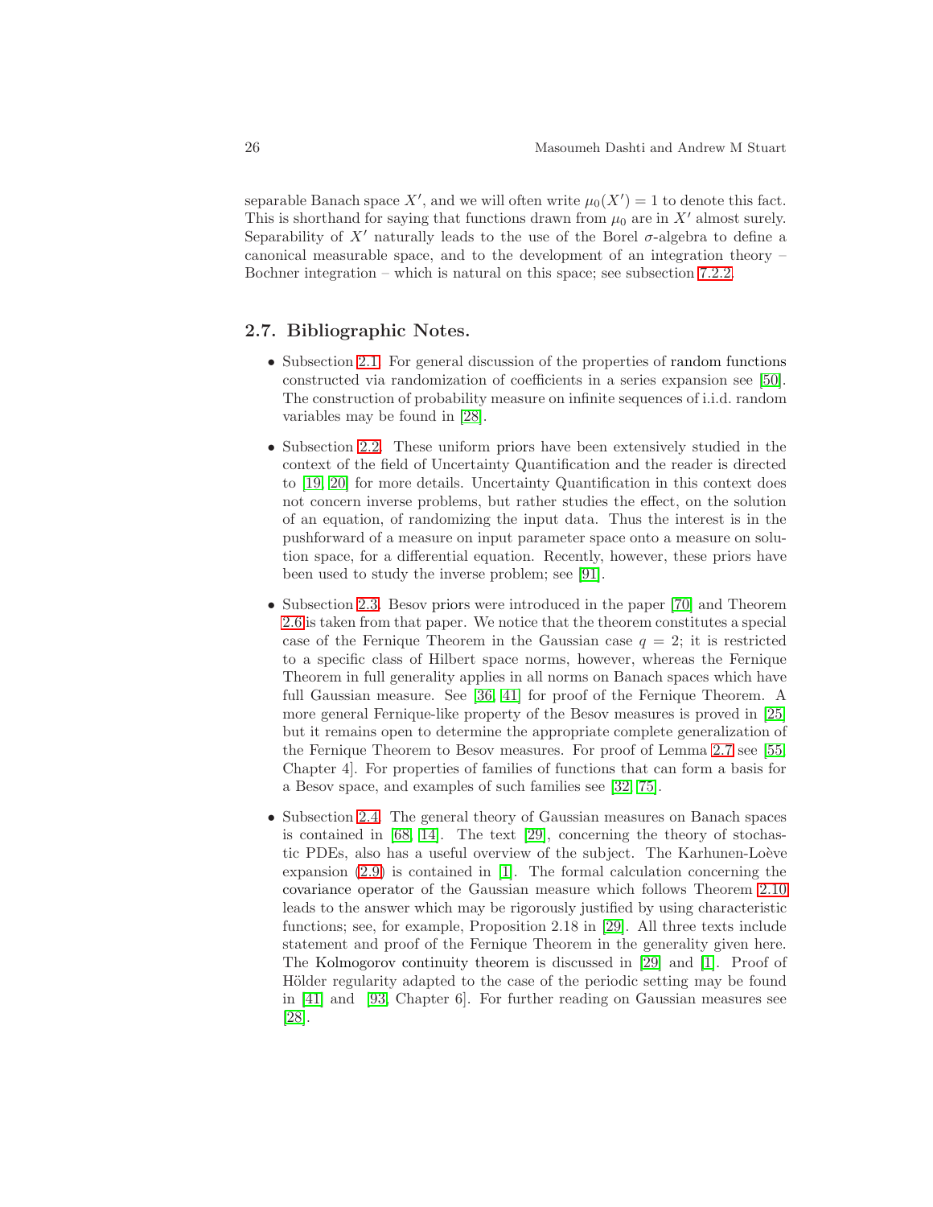separable Banach space $X'$, and we will often write $\mu_0(X') = 1$ to denote this fact. This is shorthand for saying that functions drawn from $\mu_0$ are in $X'$ almost surely. Separability of $X'$ naturally leads to the use of the Borel $\sigma$-algebra to define a canonical measurable space, and to the development of an integration theory – Bochner integration – which is natural on this space; see subsection 7.2.2.

### 2.7. Bibliographic Notes.

- Subsection 2.1. For general discussion of the properties of random functions constructed via randomization of coefficients in a series expansion see [50]. The construction of probability measure on infinite sequences of i.i.d. random variables may be found in [28].

- Subsection 2.2. These uniform priors have been extensively studied in the context of the field of Uncertainty Quantification and the reader is directed to [19, 20] for more details. Uncertainty Quantification in this context does not concern inverse problems, but rather studies the effect, on the solution of an equation, of randomizing the input data. Thus the interest is in the pushforward of a measure on input parameter space onto a measure on solution space, for a differential equation. Recently, however, these priors have been used to study the inverse problem; see [91].

- Subsection 2.3. Besov priors were introduced in the paper [70] and Theorem 2.6 is taken from that paper. We notice that the theorem constitutes a special case of the Fernique Theorem in the Gaussian case $q = 2$; it is restricted to a specific class of Hilbert space norms, however, whereas the Fernique Theorem in full generality applies in all norms on Banach spaces which have full Gaussian measure. See [36, 41] for proof of the Fernique Theorem. A more general Fernique-like property of the Besov measures is proved in [25] but it remains open to determine the appropriate complete generalization of the Fernique Theorem to Besov measures. For proof of Lemma 2.7 see [55, Chapter 4]. For properties of families of functions that can form a basis for a Besov space, and examples of such families see [32, 75].

- Subsection 2.4. The general theory of Gaussian measures on Banach spaces is contained in [68, 14]. The text [29], concerning the theory of stochastic PDEs, also has a useful overview of the subject. The Karhunen-Loève expansion (2.9) is contained in [1]. The formal calculation concerning the covariance operator of the Gaussian measure which follows Theorem 2.10 leads to the answer which may be rigorously justified by using characteristic functions; see, for example, Proposition 2.18 in [29]. All three texts include statement and proof of the Fernique Theorem in the generality given here. The Kolmogorov continuity theorem is discussed in [29] and [1]. Proof of Hölder regularity adapted to the case of the periodic setting may be found in [41] and [93, Chapter 6]. For further reading on Gaussian measures see [28].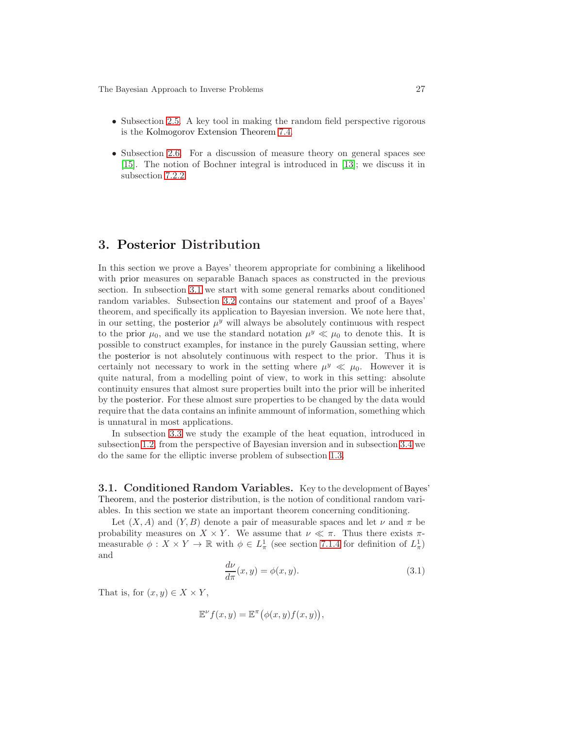- Subsection 2.5. A key tool in making the random field perspective rigorous is the Kolmogorov Extension Theorem 7.4.

- Subsection 2.6. For a discussion of measure theory on general spaces see [15]. The notion of Bochner integral is introduced in [13]; we discuss it in subsection 7.2.2.

# 3. Posterior Distribution

In this section we prove a Bayes' theorem appropriate for combining a likelihood with prior measures on separable Banach spaces as constructed in the previous section. In subsection 3.1 we start with some general remarks about conditioned random variables. Subsection 3.2 contains our statement and proof of a Bayes' theorem, and specifically its application to Bayesian inversion. We note here that, in our setting, the posterior $\mu^y$ will always be absolutely continuous with respect to the prior $\mu_0$, and we use the standard notation $\mu^y \ll \mu_0$ to denote this. It is possible to construct examples, for instance in the purely Gaussian setting, where the posterior is not absolutely continuous with respect to the prior. Thus it is certainly not necessary to work in the setting where $\mu^y \ll \mu_0$. However it is quite natural, from a modelling point of view, to work in this setting: absolute continuity ensures that almost sure properties built into the prior will be inherited by the posterior. For these almost sure properties to be changed by the data would require that the data contains an infinite ammount of information, something which is unnatural in most applications.

In subsection 3.3 we study the example of the heat equation, introduced in subsection 1.2, from the perspective of Bayesian inversion and in subsection 3.4 we do the same for the elliptic inverse problem of subsection 1.3.

## 3.1. Conditioned Random Variables.

Key to the development of Bayes' Theorem, and the posterior distribution, is the notion of conditional random variables. In this section we state an important theorem concerning conditioning.

Let $(X, A)$ and $(Y, B)$ denote a pair of measurable spaces and let $\nu$ and $\pi$ be probability measures on $X \times Y$. We assume that $\nu \ll \pi$. Thus there exists $\pi$-measurable $\phi : X \times Y \to \mathbb{R}$ with $\phi \in L^1_\pi$ (see section 7.1.4 for definition of $L^1_\pi$) and

$$\frac{d\nu}{d\pi}(x, y) = \phi(x, y). \tag{3.1}$$

That is, for $(x, y) \in X \times Y$,

$$\mathbb{E}^\nu f(x, y) = \mathbb{E}^\pi\big(\phi(x, y) f(x, y)\big),$$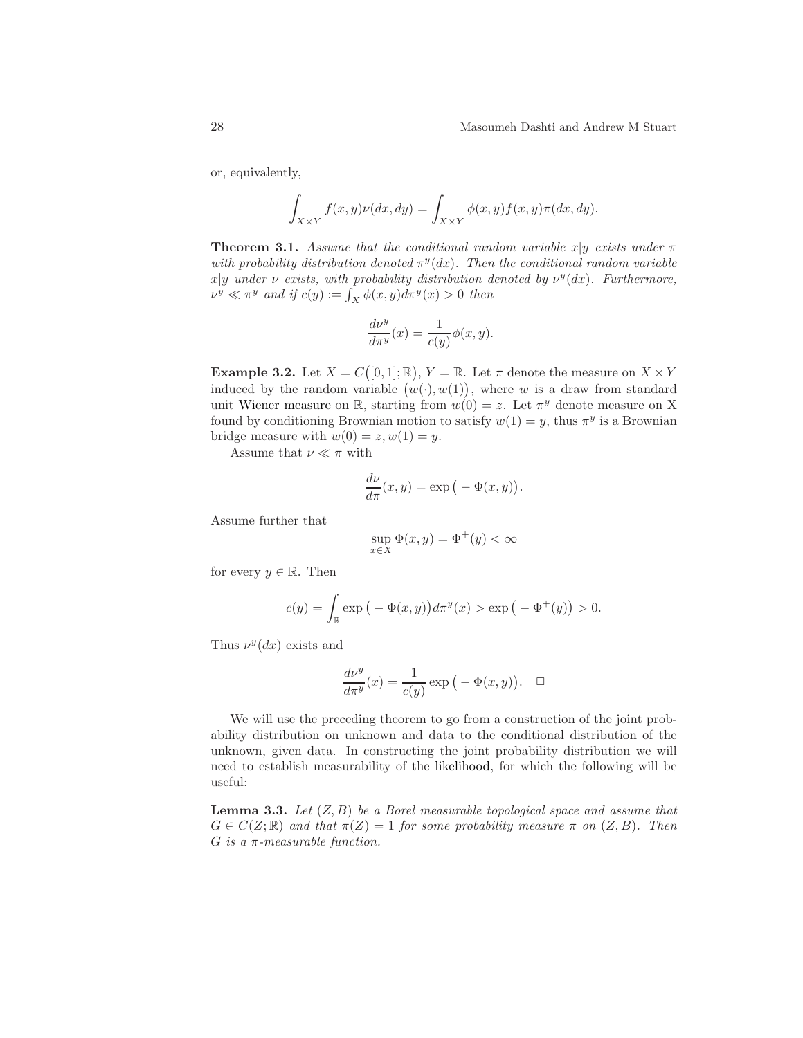or, equivalently,

$$\int_{X\times Y} f(x,y)\nu(dx,dy) = \int_{X\times Y} \phi(x,y) f(x,y)\pi(dx,dy).$$

**Theorem 3.1.** *Assume that the conditional random variable $x|y$ exists under $\pi$ with probability distribution denoted $\pi^y(dx)$. Then the conditional random variable $x|y$ under $\nu$ exists, with probability distribution denoted by $\nu^y(dx)$. Furthermore, $\nu^y \ll \pi^y$ and if $c(y) := \int_X \phi(x,y)d\pi^y(x) > 0$ then*

$$\frac{d\nu^y}{d\pi^y}(x) = \frac{1}{c(y)}\phi(x,y).$$

**Example 3.2.** Let $X = C\big([0,1];\mathbb{R}\big)$, $Y = \mathbb{R}$. Let $\pi$ denote the measure on $X \times Y$ induced by the random variable $\big(w(\cdot), w(1)\big)$, where $w$ is a draw from standard unit Wiener measure on $\mathbb{R}$, starting from $w(0) = z$. Let $\pi^y$ denote measure on X found by conditioning Brownian motion to satisfy $w(1) = y$, thus $\pi^y$ is a Brownian bridge measure with $w(0) = z, w(1) = y$.

Assume that $\nu \ll \pi$ with

$$\frac{d\nu}{d\pi}(x,y) = \exp\big(-\Phi(x,y)\big).$$

Assume further that

$$\sup_{x\in X} \Phi(x,y) = \Phi^+(y) < \infty$$

for every $y \in \mathbb{R}$. Then

$$c(y) = \int_{\mathbb{R}} \exp\big(-\Phi(x,y)\big)d\pi^y(x) > \exp\big(-\Phi^+(y)\big) > 0.$$

Thus $\nu^y(dx)$ exists and

$$\frac{d\nu^y}{d\pi^y}(x) = \frac{1}{c(y)}\exp\big(-\Phi(x,y)\big). \quad \square$$

We will use the preceding theorem to go from a construction of the joint probability distribution on unknown and data to the conditional distribution of the unknown, given data. In constructing the joint probability distribution we will need to establish measurability of the likelihood, for which the following will be useful:

**Lemma 3.3.** *Let $(Z, B)$ be a Borel measurable topological space and assume that $G \in C(Z;\mathbb{R})$ and that $\pi(Z) = 1$ for some probability measure $\pi$ on $(Z, B)$. Then $G$ is a $\pi$-measurable function.*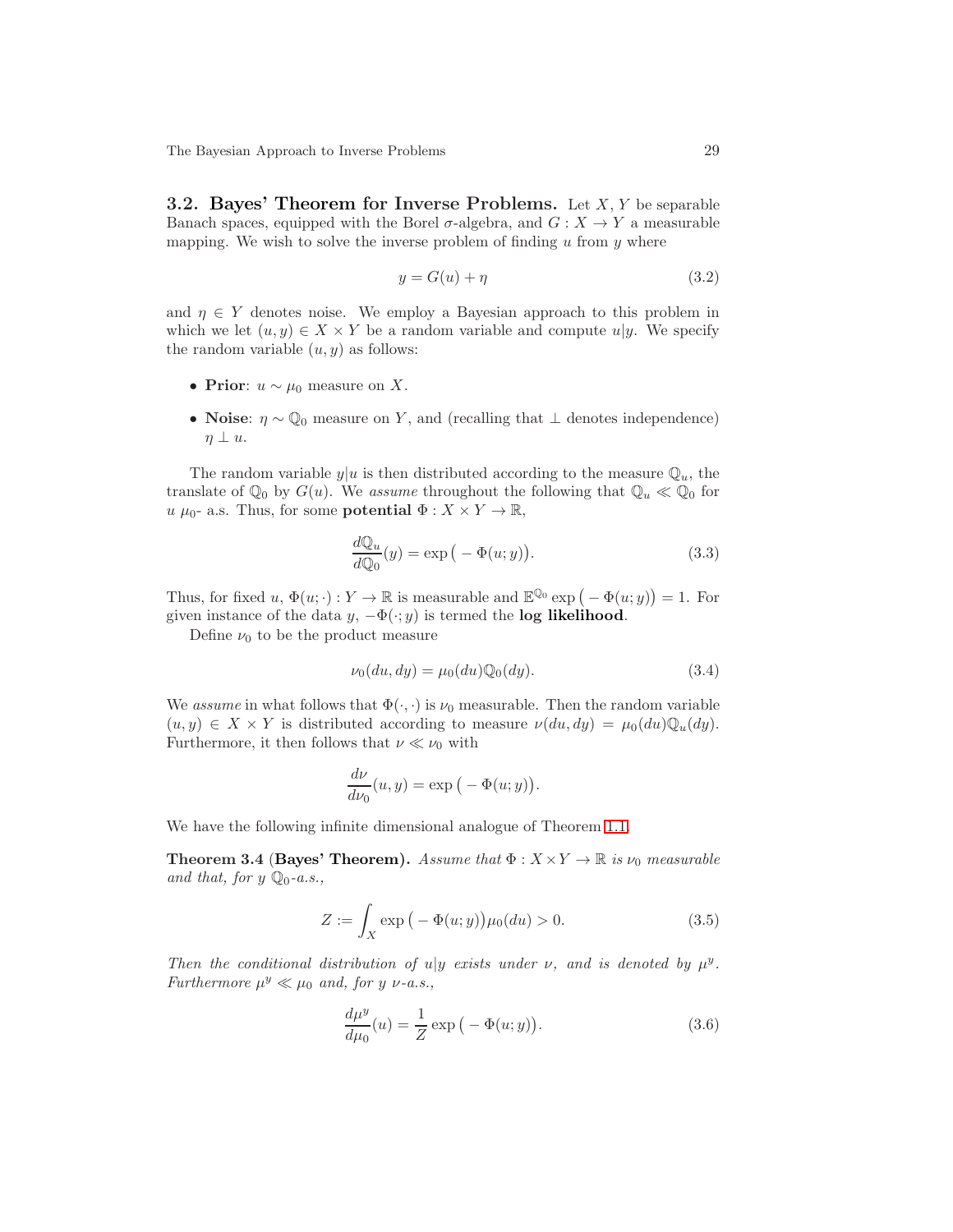## 3.2. Bayes' Theorem for Inverse Problems.

Let $X$, $Y$ be separable Banach spaces, equipped with the Borel $\sigma$-algebra, and $G : X \to Y$ a measurable mapping. We wish to solve the inverse problem of finding $u$ from $y$ where

$$y = G(u) + \eta \tag{3.2}$$

and $\eta \in Y$ denotes noise. We employ a Bayesian approach to this problem in which we let $(u, y) \in X \times Y$ be a random variable and compute $u|y$. We specify the random variable $(u, y)$ as follows:

- **Prior**: $u \sim \mu_0$ measure on $X$.
- **Noise**: $\eta \sim \mathbb{Q}_0$ measure on $Y$, and (recalling that $\perp$ denotes independence) $\eta \perp u$.

The random variable $y|u$ is then distributed according to the measure $\mathbb{Q}_u$, the translate of $\mathbb{Q}_0$ by $G(u)$. We *assume* throughout the following that $\mathbb{Q}_u \ll \mathbb{Q}_0$ for $u$ $\mu_0$- a.s. Thus, for some **potential** $\Phi : X \times Y \to \mathbb{R}$,

$$\frac{d\mathbb{Q}_u}{d\mathbb{Q}_0}(y) = \exp\big(-\Phi(u; y)\big). \tag{3.3}$$

Thus, for fixed $u$, $\Phi(u; \cdot) : Y \to \mathbb{R}$ is measurable and $\mathbb{E}^{\mathbb{Q}_0} \exp\big(-\Phi(u; y)\big) = 1$. For given instance of the data $y$, $-\Phi(\cdot; y)$ is termed the **log likelihood**.

Define $\nu_0$ to be the product measure

$$\nu_0(du, dy) = \mu_0(du)\mathbb{Q}_0(dy). \tag{3.4}$$

We *assume* in what follows that $\Phi(\cdot, \cdot)$ is $\nu_0$ measurable. Then the random variable $(u, y) \in X \times Y$ is distributed according to measure $\nu(du, dy) = \mu_0(du)\mathbb{Q}_u(dy)$. Furthermore, it then follows that $\nu \ll \nu_0$ with

$$\frac{d\nu}{d\nu_0}(u, y) = \exp\big(-\Phi(u; y)\big).$$

We have the following infinite dimensional analogue of Theorem 1.1.

**Theorem 3.4** (**Bayes' Theorem).** *Assume that $\Phi : X \times Y \to \mathbb{R}$ is $\nu_0$ measurable and that, for $y$ $\mathbb{Q}_0$-a.s.,*

$$Z := \int_X \exp\big(-\Phi(u; y)\big)\mu_0(du) > 0. \tag{3.5}$$

*Then the conditional distribution of $u|y$ exists under $\nu$, and is denoted by $\mu^y$. Furthermore $\mu^y \ll \mu_0$ and, for $y$ $\nu$-a.s.,*

$$\frac{d\mu^y}{d\mu_0}(u) = \frac{1}{Z} \exp\big(-\Phi(u; y)\big). \tag{3.6}$$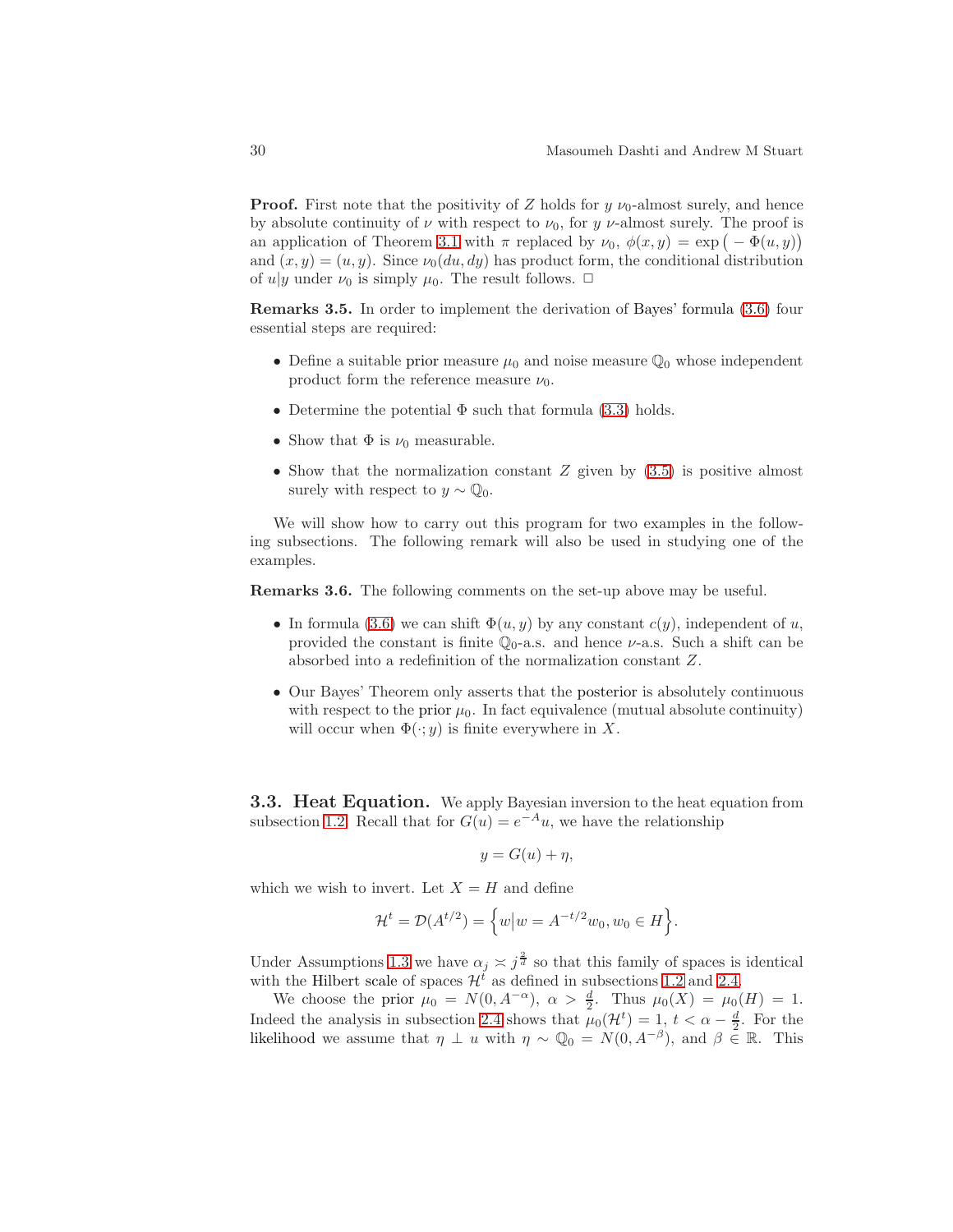**Proof.** First note that the positivity of $Z$ holds for $y$ $\nu_0$-almost surely, and hence by absolute continuity of $\nu$ with respect to $\nu_0$, for $y$ $\nu$-almost surely. The proof is an application of Theorem 3.1 with $\pi$ replaced by $\nu_0$, $\phi(x,y) = \exp\big(-\Phi(u,y)\big)$ and $(x,y) = (u,y)$. Since $\nu_0(du,dy)$ has product form, the conditional distribution of $u|y$ under $\nu_0$ is simply $\mu_0$. The result follows. $\square$

**Remarks 3.5.** In order to implement the derivation of Bayes' formula (3.6) four essential steps are required:

- Define a suitable prior measure $\mu_0$ and noise measure $\mathbb{Q}_0$ whose independent product form the reference measure $\nu_0$.
- Determine the potential $\Phi$ such that formula (3.3) holds.
- Show that $\Phi$ is $\nu_0$ measurable.
- Show that the normalization constant $Z$ given by (3.5) is positive almost surely with respect to $y \sim \mathbb{Q}_0$.

We will show how to carry out this program for two examples in the following subsections. The following remark will also be used in studying one of the examples.

**Remarks 3.6.** The following comments on the set-up above may be useful.

- In formula (3.6) we can shift $\Phi(u,y)$ by any constant $c(y)$, independent of $u$, provided the constant is finite $\mathbb{Q}_0$-a.s. and hence $\nu$-a.s. Such a shift can be absorbed into a redefinition of the normalization constant $Z$.
- Our Bayes' Theorem only asserts that the posterior is absolutely continuous with respect to the prior $\mu_0$. In fact equivalence (mutual absolute continuity) will occur when $\Phi(\cdot;y)$ is finite everywhere in $X$.

## 3.3. Heat Equation.

We apply Bayesian inversion to the heat equation from subsection 1.2. Recall that for $G(u) = e^{-A}u$, we have the relationship

$$y = G(u) + \eta,$$

which we wish to invert. Let $X = H$ and define

$$\mathcal{H}^t = \mathcal{D}(A^{t/2}) = \Big\{w \big| w = A^{-t/2}w_0, w_0 \in H\Big\}.$$

Under Assumptions 1.3 we have $\alpha_j \asymp j^{\frac{2}{d}}$ so that this family of spaces is identical with the Hilbert scale of spaces $\mathcal{H}^t$ as defined in subsections 1.2 and 2.4.

We choose the prior $\mu_0 = N(0, A^{-\alpha})$, $\alpha > \frac{d}{2}$. Thus $\mu_0(X) = \mu_0(H) = 1$. Indeed the analysis in subsection 2.4 shows that $\mu_0(\mathcal{H}^t) = 1$, $t < \alpha - \frac{d}{2}$. For the likelihood we assume that $\eta \perp u$ with $\eta \sim \mathbb{Q}_0 = N(0, A^{-\beta})$, and $\beta \in \mathbb{R}$. This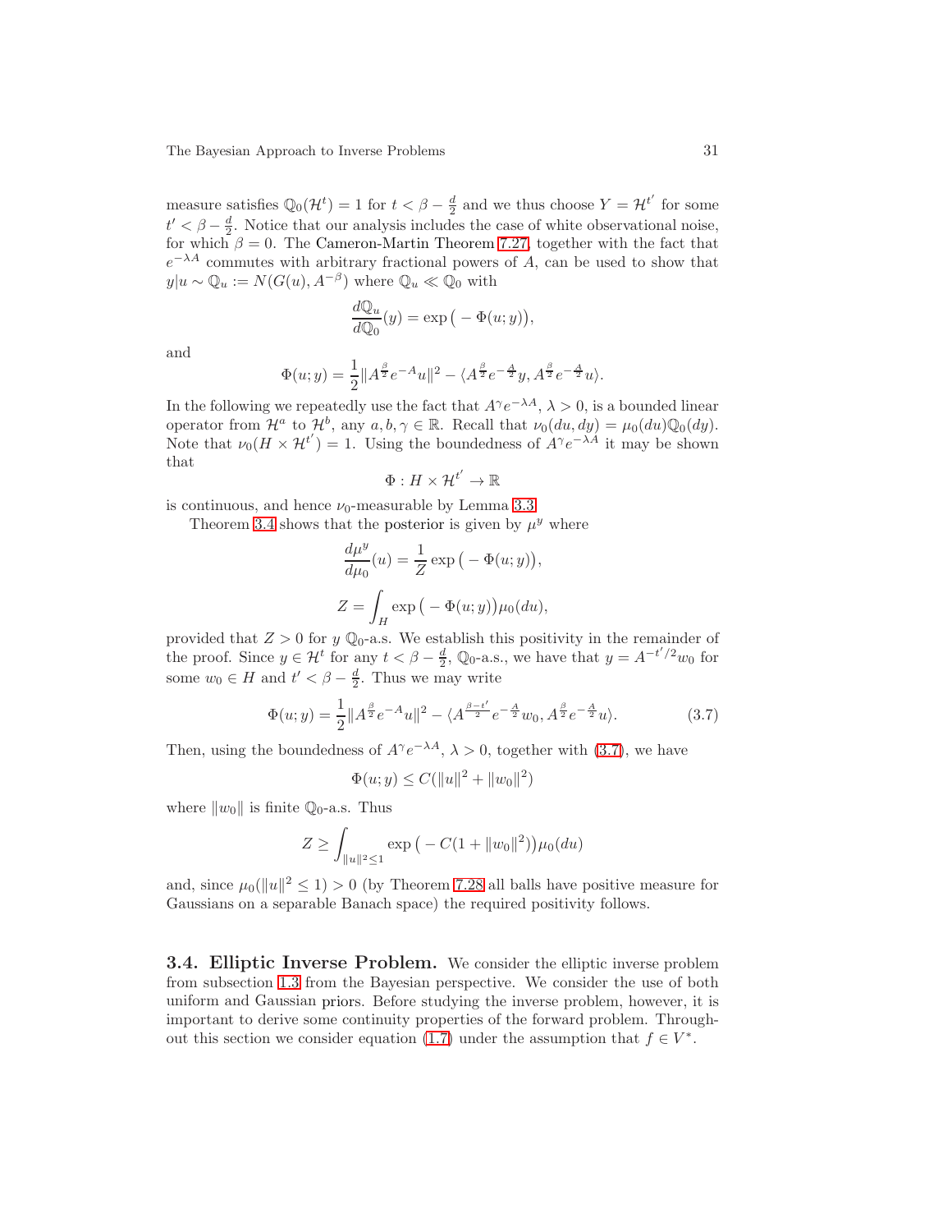measure satisfies $\mathbb{Q}_0(\mathcal{H}^t) = 1$ for $t < \beta - \frac{d}{2}$ and we thus choose $Y = \mathcal{H}^{t'}$ for some $t' < \beta - \frac{d}{2}$. Notice that our analysis includes the case of white observational noise, for which $\beta = 0$. The Cameron-Martin Theorem 7.27, together with the fact that $e^{-\lambda A}$ commutes with arbitrary fractional powers of $A$, can be used to show that $y|u \sim \mathbb{Q}_u := N(G(u), A^{-\beta})$ where $\mathbb{Q}_u \ll \mathbb{Q}_0$ with

$$\frac{d\mathbb{Q}_u}{d\mathbb{Q}_0}(y) = \exp\big(-\Phi(u;y)\big),$$

and

$$\Phi(u;y) = \frac{1}{2}\|A^{\frac{\beta}{2}}e^{-A}u\|^2 - \langle A^{\frac{\beta}{2}}e^{-\frac{A}{2}}y, A^{\frac{\beta}{2}}e^{-\frac{A}{2}}u\rangle.$$

In the following we repeatedly use the fact that $A^{\gamma}e^{-\lambda A}$, $\lambda > 0$, is a bounded linear operator from $\mathcal{H}^a$ to $\mathcal{H}^b$, any $a, b, \gamma \in \mathbb{R}$. Recall that $\nu_0(du, dy) = \mu_0(du)\mathbb{Q}_0(dy)$. Note that $\nu_0(H \times \mathcal{H}^{t'}) = 1$. Using the boundedness of $A^{\gamma}e^{-\lambda A}$ it may be shown that

$$\Phi : H \times \mathcal{H}^{t'} \to \mathbb{R}$$

is continuous, and hence $\nu_0$-measurable by Lemma 3.3.

Theorem 3.4 shows that the posterior is given by $\mu^y$ where

$$\frac{d\mu^y}{d\mu_0}(u) = \frac{1}{Z}\exp\big(-\Phi(u;y)\big),$$

$$Z = \int_H \exp\big(-\Phi(u;y)\big)\mu_0(du),$$

provided that $Z > 0$ for $y$ $\mathbb{Q}_0$-a.s. We establish this positivity in the remainder of the proof. Since $y \in \mathcal{H}^t$ for any $t < \beta - \frac{d}{2}$, $\mathbb{Q}_0$-a.s., we have that $y = A^{-t'/2}w_0$ for some $w_0 \in H$ and $t' < \beta - \frac{d}{2}$. Thus we may write

$$\Phi(u;y) = \frac{1}{2}\|A^{\frac{\beta}{2}}e^{-A}u\|^2 - \langle A^{\frac{\beta - t'}{2}}e^{-\frac{A}{2}}w_0, A^{\frac{\beta}{2}}e^{-\frac{A}{2}}u\rangle. \tag{3.7}$$

Then, using the boundedness of $A^{\gamma}e^{-\lambda A}$, $\lambda > 0$, together with (3.7), we have

$$\Phi(u;y) \le C(\|u\|^2 + \|w_0\|^2)$$

where $\|w_0\|$ is finite $\mathbb{Q}_0$-a.s. Thus

$$Z \ge \int_{\|u\|^2 \le 1} \exp\big(-C(1 + \|w_0\|^2)\big)\mu_0(du)$$

and, since $\mu_0(\|u\|^2 \le 1) > 0$ (by Theorem 7.28 all balls have positive measure for Gaussians on a separable Banach space) the required positivity follows.

## 3.4. Elliptic Inverse Problem.

We consider the elliptic inverse problem from subsection 1.3 from the Bayesian perspective. We consider the use of both uniform and Gaussian priors. Before studying the inverse problem, however, it is important to derive some continuity properties of the forward problem. Throughout this section we consider equation (1.7) under the assumption that $f \in V^*$.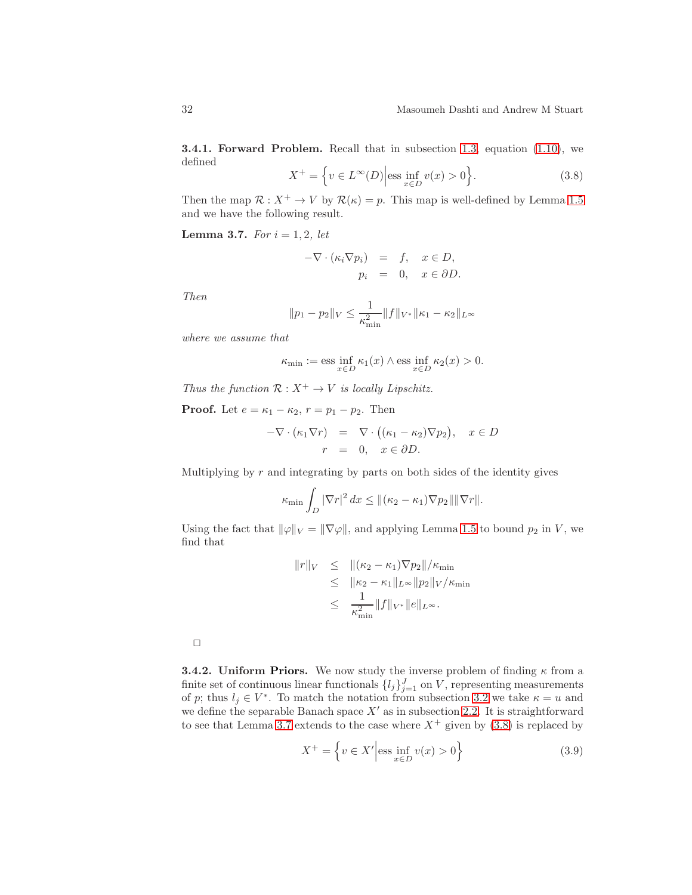**3.4.1. Forward Problem.** Recall that in subsection 1.3, equation (1.10), we defined

$$X^+ = \Big\{ v \in L^\infty(D) \Big| \operatorname*{ess\,inf}_{x \in D} v(x) > 0 \Big\}. \tag{3.8}$$

Then the map $\mathcal{R} : X^+ \to V$ by $\mathcal{R}(\kappa) = p$. This map is well-defined by Lemma 1.5 and we have the following result.

**Lemma 3.7.** *For $i = 1, 2$, let*

$$\begin{aligned} -\nabla \cdot (\kappa_i \nabla p_i) &= f, \quad x \in D, \\ p_i &= 0, \quad x \in \partial D. \end{aligned}$$

*Then*

$$\|p_1 - p_2\|_V \le \frac{1}{\kappa_{\min}^2} \|f\|_{V^*} \|\kappa_1 - \kappa_2\|_{L^\infty}$$

*where we assume that*

$$\kappa_{\min} := \operatorname*{ess\,inf}_{x \in D} \kappa_1(x) \wedge \operatorname*{ess\,inf}_{x \in D} \kappa_2(x) > 0.$$

*Thus the function $\mathcal{R} : X^+ \to V$ is locally Lipschitz.*

**Proof.** Let $e = \kappa_1 - \kappa_2$, $r = p_1 - p_2$. Then

$$\begin{aligned} -\nabla \cdot (\kappa_1 \nabla r) &= \nabla \cdot \big( (\kappa_1 - \kappa_2) \nabla p_2 \big), \quad x \in D \\ r &= 0, \quad x \in \partial D. \end{aligned}$$

Multiplying by $r$ and integrating by parts on both sides of the identity gives

$$\kappa_{\min} \int_D |\nabla r|^2 \, dx \le \|(\kappa_2 - \kappa_1) \nabla p_2\| \|\nabla r\|.$$

Using the fact that $\|\varphi\|_V = \|\nabla \varphi\|$, and applying Lemma 1.5 to bound $p_2$ in $V$, we find that

$$\begin{aligned} \|r\|_V &\le \|(\kappa_2 - \kappa_1) \nabla p_2\| / \kappa_{\min} \\ &\le \|\kappa_2 - \kappa_1\|_{L^\infty} \|p_2\|_V / \kappa_{\min} \\ &\le \frac{1}{\kappa_{\min}^2} \|f\|_{V^*} \|e\|_{L^\infty}. \end{aligned}$$

□

**3.4.2. Uniform Priors.** We now study the inverse problem of finding $\kappa$ from a finite set of continuous linear functionals $\{l_j\}_{j=1}^J$ on $V$, representing measurements of $p$; thus $l_j \in V^*$. To match the notation from subsection 3.2 we take $\kappa = u$ and we define the separable Banach space $X'$ as in subsection 2.2. It is straightforward to see that Lemma 3.7 extends to the case where $X^+$ given by (3.8) is replaced by

$$X^+ = \Big\{ v \in X' \Big| \operatorname*{ess\,inf}_{x \in D} v(x) > 0 \Big\} \tag{3.9}$$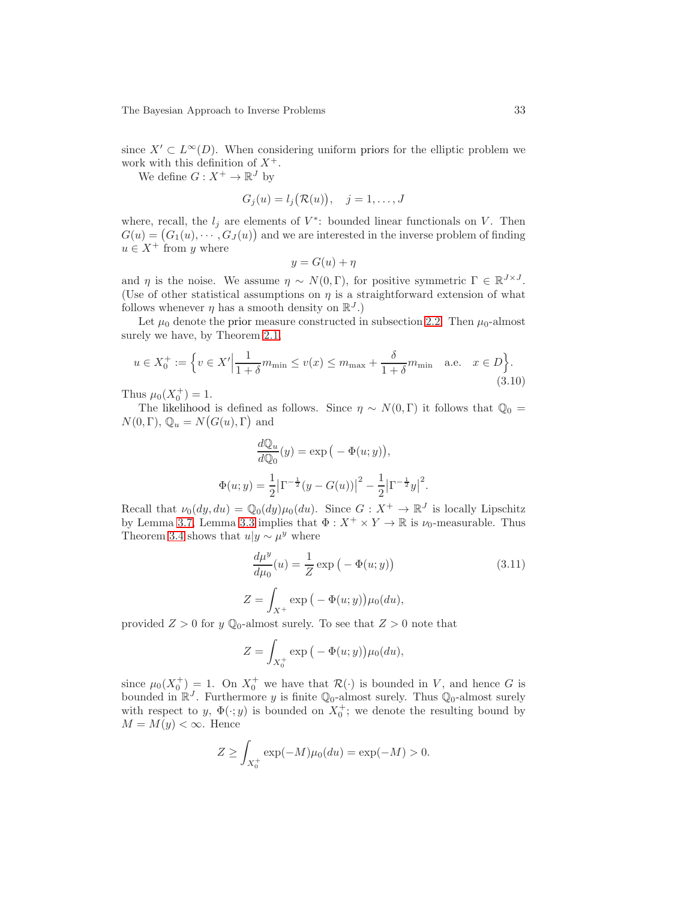since $X' \subset L^\infty(D)$. When considering uniform priors for the elliptic problem we work with this definition of $X^+$.

We define $G : X^+ \to \mathbb{R}^J$ by

$$G_j(u) = l_j\big(\mathcal{R}(u)\big), \quad j = 1, \dots, J$$

where, recall, the $l_j$ are elements of $V^*$: bounded linear functionals on $V$. Then $G(u) = \big(G_1(u), \cdots, G_J(u)\big)$ and we are interested in the inverse problem of finding $u \in X^+$ from $y$ where

$$y = G(u) + \eta$$

and $\eta$ is the noise. We assume $\eta \sim N(0, \Gamma)$, for positive symmetric $\Gamma \in \mathbb{R}^{J \times J}$. (Use of other statistical assumptions on $\eta$ is a straightforward extension of what follows whenever $\eta$ has a smooth density on $\mathbb{R}^J$.)

Let $\mu_0$ denote the prior measure constructed in subsection 2.2. Then $\mu_0$-almost surely we have, by Theorem 2.1,

$$u \in X_0^+ := \Big\{ v \in X' \Big| \frac{1}{1+\delta} m_{\min} \le v(x) \le m_{\max} + \frac{\delta}{1+\delta} m_{\min} \quad \text{a.e.} \quad x \in D \Big\}. \tag{3.10}$$

Thus $\mu_0(X_0^+) = 1$.

The likelihood is defined as follows. Since $\eta \sim N(0, \Gamma)$ it follows that $\mathbb{Q}_0 = N(0, \Gamma)$, $\mathbb{Q}_u = N\big(G(u), \Gamma\big)$ and

$$\frac{d\mathbb{Q}_u}{d\mathbb{Q}_0}(y) = \exp\big(-\Phi(u; y)\big),$$

$$\Phi(u; y) = \frac{1}{2}\big|\Gamma^{-\frac{1}{2}}(y - G(u))\big|^2 - \frac{1}{2}\big|\Gamma^{-\frac{1}{2}} y\big|^2.$$

Recall that $\nu_0(dy, du) = \mathbb{Q}_0(dy)\mu_0(du)$. Since $G : X^+ \to \mathbb{R}^J$ is locally Lipschitz by Lemma 3.7, Lemma 3.3 implies that $\Phi : X^+ \times Y \to \mathbb{R}$ is $\nu_0$-measurable. Thus Theorem 3.4 shows that $u|y \sim \mu^y$ where

$$\frac{d\mu^y}{d\mu_0}(u) = \frac{1}{Z} \exp\big(-\Phi(u; y)\big) \tag{3.11}$$

$$Z = \int_{X^+} \exp\big(-\Phi(u; y)\big) \mu_0(du),$$

provided $Z > 0$ for $y$ $\mathbb{Q}_0$-almost surely. To see that $Z > 0$ note that

$$Z = \int_{X_0^+} \exp\big(-\Phi(u; y)\big) \mu_0(du),$$

since $\mu_0(X_0^+) = 1$. On $X_0^+$ we have that $\mathcal{R}(\cdot)$ is bounded in $V$, and hence $G$ is bounded in $\mathbb{R}^J$. Furthermore $y$ is finite $\mathbb{Q}_0$-almost surely. Thus $\mathbb{Q}_0$-almost surely with respect to $y$, $\Phi(\cdot; y)$ is bounded on $X_0^+$; we denote the resulting bound by $M = M(y) < \infty$. Hence

$$Z \ge \int_{X_0^+} \exp(-M) \mu_0(du) = \exp(-M) > 0.$$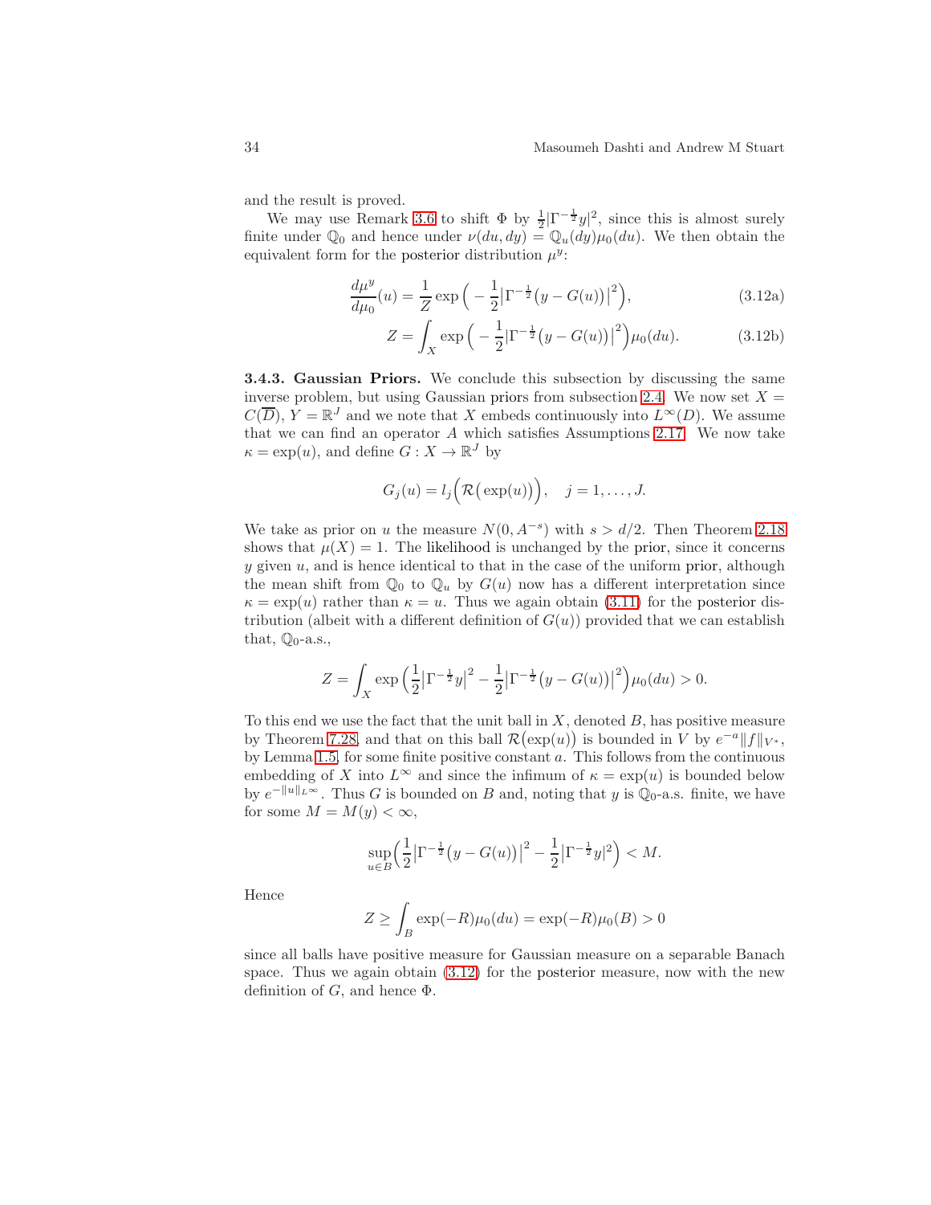and the result is proved.

We may use Remark 3.6 to shift $\Phi$ by $\frac{1}{2}|\Gamma^{-\frac{1}{2}}y|^2$, since this is almost surely finite under $\mathbb{Q}_0$ and hence under $\nu(du, dy) = \mathbb{Q}_u(dy)\mu_0(du)$. We then obtain the equivalent form for the posterior distribution $\mu^y$:

$$\frac{d\mu^y}{d\mu_0}(u) = \frac{1}{Z}\exp\Big(-\frac{1}{2}\big|\Gamma^{-\frac{1}{2}}\big(y - G(u)\big)\big|^2\Big), \tag{3.12a}$$

$$Z = \int_X \exp\Big(-\frac{1}{2}\big|\Gamma^{-\frac{1}{2}}\big(y - G(u)\big)\big|^2\Big)\mu_0(du). \tag{3.12b}$$

**3.4.3. Gaussian Priors.** We conclude this subsection by discussing the same inverse problem, but using Gaussian priors from subsection 2.4. We now set $X = C(\overline{D})$, $Y = \mathbb{R}^J$ and we note that $X$ embeds continuously into $L^\infty(D)$. We assume that we can find an operator $A$ which satisfies Assumptions 2.17. We now take $\kappa = \exp(u)$, and define $G : X \to \mathbb{R}^J$ by

$$G_j(u) = l_j\Big(\mathcal{R}\big(\exp(u)\big)\Big), \quad j = 1, \ldots, J.$$

We take as prior on $u$ the measure $N(0, A^{-s})$ with $s > d/2$. Then Theorem 2.18 shows that $\mu(X) = 1$. The likelihood is unchanged by the prior, since it concerns $y$ given $u$, and is hence identical to that in the case of the uniform prior, although the mean shift from $\mathbb{Q}_0$ to $\mathbb{Q}_u$ by $G(u)$ now has a different interpretation since $\kappa = \exp(u)$ rather than $\kappa = u$. Thus we again obtain (3.11) for the posterior distribution (albeit with a different definition of $G(u)$) provided that we can establish that, $\mathbb{Q}_0$-a.s.,

$$Z = \int_X \exp\Big(\frac{1}{2}\big|\Gamma^{-\frac{1}{2}}y\big|^2 - \frac{1}{2}\big|\Gamma^{-\frac{1}{2}}\big(y - G(u)\big)\big|^2\Big)\mu_0(du) > 0.$$

To this end we use the fact that the unit ball in $X$, denoted $B$, has positive measure by Theorem 7.28, and that on this ball $\mathcal{R}\big(\exp(u)\big)$ is bounded in $V$ by $e^{-a}\|f\|_{V^*}$, by Lemma 1.5, for some finite positive constant $a$. This follows from the continuous embedding of $X$ into $L^\infty$ and since the infimum of $\kappa = \exp(u)$ is bounded below by $e^{-\|u\|_{L^\infty}}$. Thus $G$ is bounded on $B$ and, noting that $y$ is $\mathbb{Q}_0$-a.s. finite, we have for some $M = M(y) < \infty$,

$$\sup_{u \in B}\Big(\frac{1}{2}\big|\Gamma^{-\frac{1}{2}}\big(y - G(u)\big)\big|^2 - \frac{1}{2}\big|\Gamma^{-\frac{1}{2}}y\big|^2\Big) < M.$$

Hence

$$Z \geq \int_B \exp(-R)\mu_0(du) = \exp(-R)\mu_0(B) > 0$$

since all balls have positive measure for Gaussian measure on a separable Banach space. Thus we again obtain (3.12) for the posterior measure, now with the new definition of $G$, and hence $\Phi$.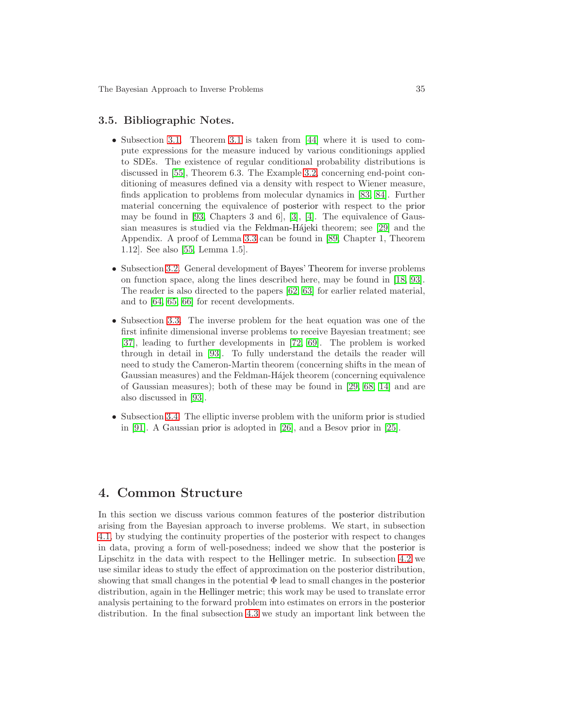### 3.5. Bibliographic Notes.

- Subsection 3.1. Theorem 3.1 is taken from [44] where it is used to compute expressions for the measure induced by various conditionings applied to SDEs. The existence of regular conditional probability distributions is discussed in [55], Theorem 6.3. The Example 3.2, concerning end-point conditioning of measures defined via a density with respect to Wiener measure, finds application to problems from molecular dynamics in [83, 84]. Further material concerning the equivalence of posterior with respect to the prior may be found in [93, Chapters 3 and 6], [3], [4]. The equivalence of Gaussian measures is studied via the Feldman-Hájeki theorem; see [29] and the Appendix. A proof of Lemma 3.3 can be found in [89, Chapter 1, Theorem 1.12]. See also [55, Lemma 1.5].

- Subsection 3.2. General development of Bayes' Theorem for inverse problems on function space, along the lines described here, may be found in [18, 93]. The reader is also directed to the papers [62, 63] for earlier related material, and to [64, 65, 66] for recent developments.

- Subsection 3.3. The inverse problem for the heat equation was one of the first infinite dimensional inverse problems to receive Bayesian treatment; see [37], leading to further developments in [72, 69]. The problem is worked through in detail in [93]. To fully understand the details the reader will need to study the Cameron-Martin theorem (concerning shifts in the mean of Gaussian measures) and the Feldman-Hájek theorem (concerning equivalence of Gaussian measures); both of these may be found in [29, 68, 14] and are also discussed in [93].

- Subsection 3.4. The elliptic inverse problem with the uniform prior is studied in [91]. A Gaussian prior is adopted in [26], and a Besov prior in [25].

## 4. Common Structure

In this section we discuss various common features of the posterior distribution arising from the Bayesian approach to inverse problems. We start, in subsection 4.1, by studying the continuity properties of the posterior with respect to changes in data, proving a form of well-posedness; indeed we show that the posterior is Lipschitz in the data with respect to the Hellinger metric. In subsection 4.2 we use similar ideas to study the effect of approximation on the posterior distribution, showing that small changes in the potential $\Phi$ lead to small changes in the posterior distribution, again in the Hellinger metric; this work may be used to translate error analysis pertaining to the forward problem into estimates on errors in the posterior distribution. In the final subsection 4.3 we study an important link between the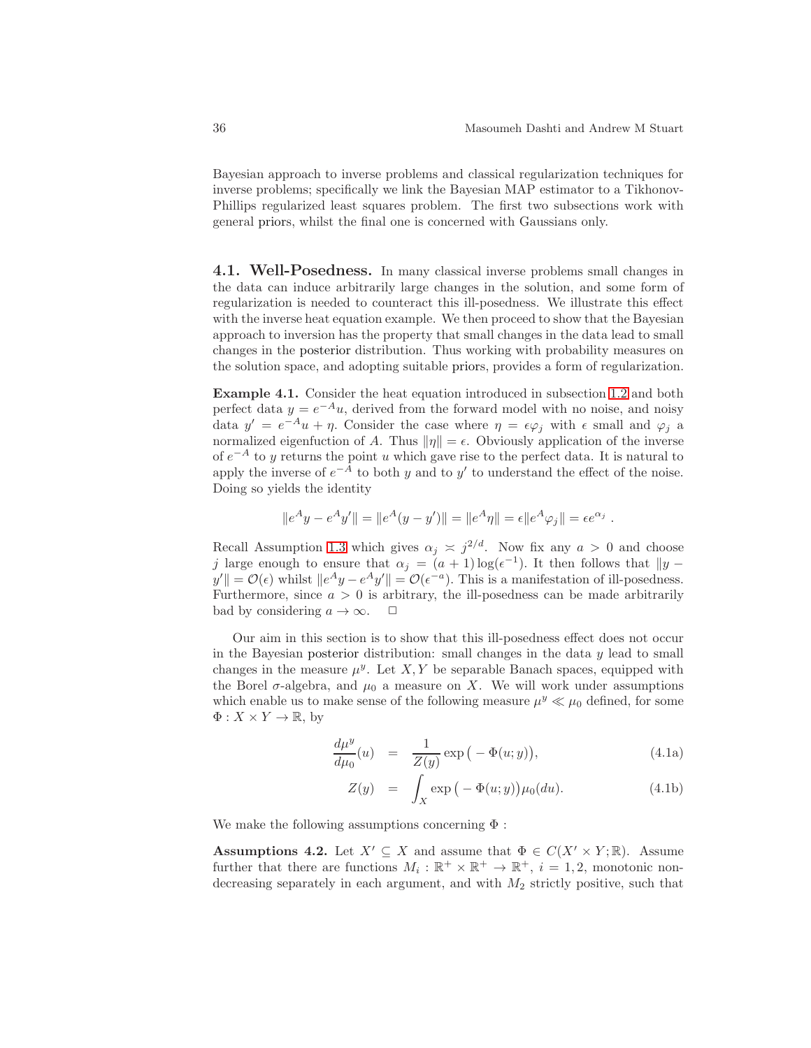Bayesian approach to inverse problems and classical regularization techniques for inverse problems; specifically we link the Bayesian MAP estimator to a Tikhonov-Phillips regularized least squares problem. The first two subsections work with general priors, whilst the final one is concerned with Gaussians only.

### 4.1. Well-Posedness.

In many classical inverse problems small changes in the data can induce arbitrarily large changes in the solution, and some form of regularization is needed to counteract this ill-posedness. We illustrate this effect with the inverse heat equation example. We then proceed to show that the Bayesian approach to inversion has the property that small changes in the data lead to small changes in the posterior distribution. Thus working with probability measures on the solution space, and adopting suitable priors, provides a form of regularization.

**Example 4.1.** Consider the heat equation introduced in subsection 1.2 and both perfect data $y = e^{-A}u$, derived from the forward model with no noise, and noisy data $y' = e^{-A}u + \eta$. Consider the case where $\eta = \epsilon \varphi_j$ with $\epsilon$ small and $\varphi_j$ a normalized eigenfuction of $A$. Thus $\|\eta\| = \epsilon$. Obviously application of the inverse of $e^{-A}$ to $y$ returns the point $u$ which gave rise to the perfect data. It is natural to apply the inverse of $e^{-A}$ to both $y$ and to $y'$ to understand the effect of the noise. Doing so yields the identity

$$\|e^A y - e^A y'\| = \|e^A (y - y')\| = \|e^A \eta\| = \epsilon \|e^A \varphi_j\| = \epsilon e^{\alpha_j} \, .$$

Recall Assumption 1.3 which gives $\alpha_j \asymp j^{2/d}$. Now fix any $a > 0$ and choose $j$ large enough to ensure that $\alpha_j = (a+1)\log(\epsilon^{-1})$. It then follows that $\|y - y'\| = \mathcal{O}(\epsilon)$ whilst $\|e^A y - e^A y'\| = \mathcal{O}(\epsilon^{-a})$. This is a manifestation of ill-posedness. Furthermore, since $a > 0$ is arbitrary, the ill-posedness can be made arbitrarily bad by considering $a \to \infty$. □

Our aim in this section is to show that this ill-posedness effect does not occur in the Bayesian posterior distribution: small changes in the data $y$ lead to small changes in the measure $\mu^y$. Let $X, Y$ be separable Banach spaces, equipped with the Borel $\sigma$-algebra, and $\mu_0$ a measure on $X$. We will work under assumptions which enable us to make sense of the following measure $\mu^y \ll \mu_0$ defined, for some $\Phi : X \times Y \to \mathbb{R}$, by

$$\frac{d\mu^y}{d\mu_0}(u) = \frac{1}{Z(y)} \exp\big(-\Phi(u;y)\big), \tag{4.1a}$$

$$Z(y) = \int_X \exp\big(-\Phi(u;y)\big)\mu_0(du). \tag{4.1b}$$

We make the following assumptions concerning $\Phi$ :

**Assumptions 4.2.** Let $X' \subseteq X$ and assume that $\Phi \in C(X' \times Y; \mathbb{R})$. Assume further that there are functions $M_i : \mathbb{R}^+ \times \mathbb{R}^+ \to \mathbb{R}^+$, $i = 1, 2$, monotonic non-decreasing separately in each argument, and with $M_2$ strictly positive, such that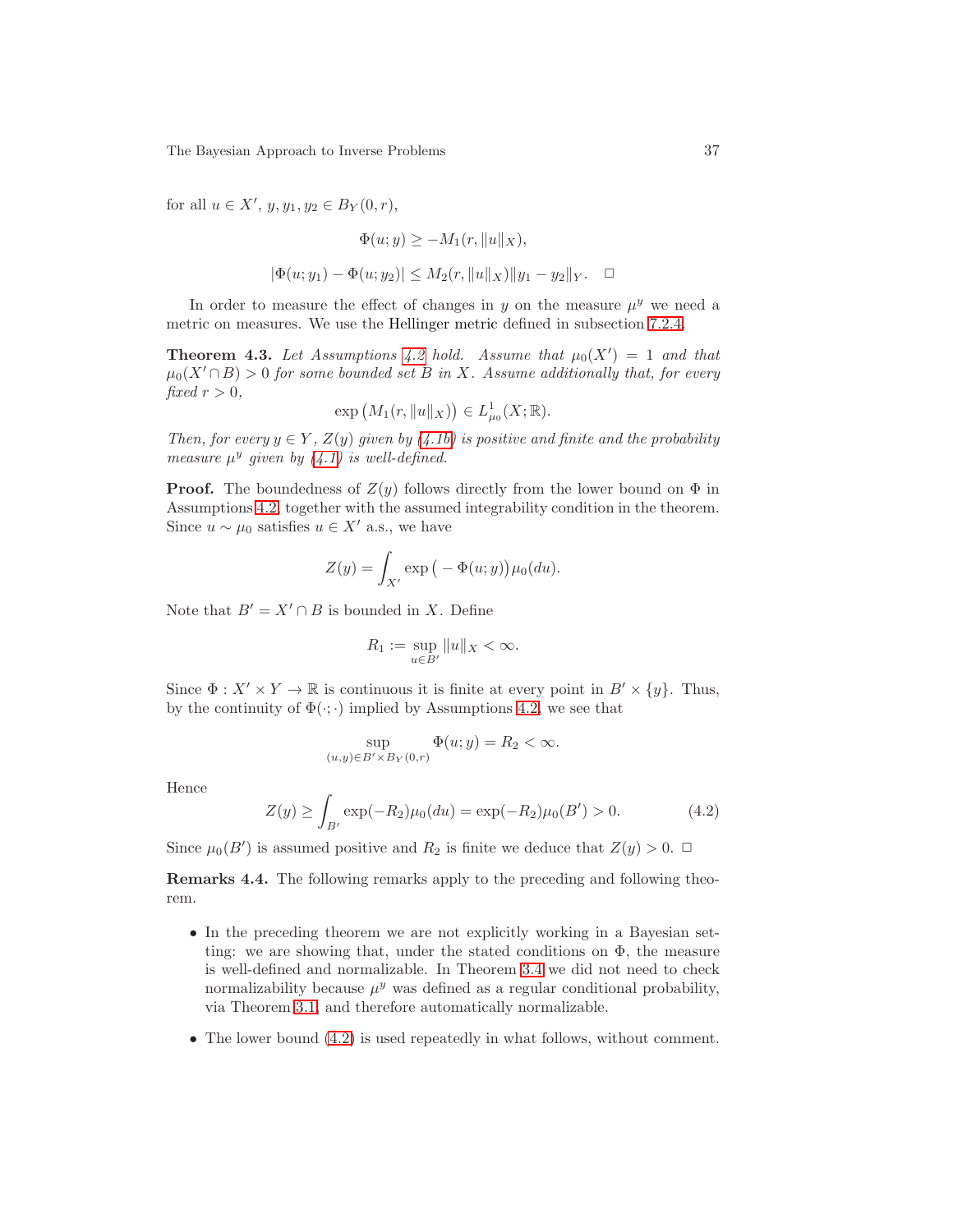for all $u \in X'$, $y, y_1, y_2 \in B_Y(0, r)$,

$$\Phi(u; y) \geq -M_1(r, \|u\|_X),$$

$$|\Phi(u; y_1) - \Phi(u; y_2)| \leq M_2(r, \|u\|_X)\|y_1 - y_2\|_Y. \quad \square$$

In order to measure the effect of changes in $y$ on the measure $\mu^y$ we need a metric on measures. We use the Hellinger metric defined in subsection 7.2.4.

**Theorem 4.3.** *Let Assumptions 4.2 hold. Assume that $\mu_0(X') = 1$ and that $\mu_0(X' \cap B) > 0$ for some bounded set $B$ in $X$. Assume additionally that, for every fixed $r > 0$,*

$$\exp\big(M_1(r, \|u\|_X)\big) \in L^1_{\mu_0}(X; \mathbb{R}).$$

*Then, for every $y \in Y$, $Z(y)$ given by (4.1b) is positive and finite and the probability measure $\mu^y$ given by (4.1) is well-defined.*

**Proof.** The boundedness of $Z(y)$ follows directly from the lower bound on $\Phi$ in Assumptions 4.2, together with the assumed integrability condition in the theorem. Since $u \sim \mu_0$ satisfies $u \in X'$ a.s., we have

$$Z(y) = \int_{X'} \exp\big(-\Phi(u; y)\big)\mu_0(du).$$

Note that $B' = X' \cap B$ is bounded in $X$. Define

$$R_1 := \sup_{u \in B'} \|u\|_X < \infty.$$

Since $\Phi : X' \times Y \to \mathbb{R}$ is continuous it is finite at every point in $B' \times \{y\}$. Thus, by the continuity of $\Phi(\cdot; \cdot)$ implied by Assumptions 4.2, we see that

$$\sup_{(u,y) \in B' \times B_Y(0,r)} \Phi(u; y) = R_2 < \infty.$$

Hence

$$Z(y) \geq \int_{B'} \exp(-R_2)\mu_0(du) = \exp(-R_2)\mu_0(B') > 0. \tag{4.2}$$

Since $\mu_0(B')$ is assumed positive and $R_2$ is finite we deduce that $Z(y) > 0$. $\square$

**Remarks 4.4.** The following remarks apply to the preceding and following theorem.

- In the preceding theorem we are not explicitly working in a Bayesian setting: we are showing that, under the stated conditions on $\Phi$, the measure is well-defined and normalizable. In Theorem 3.4 we did not need to check normalizability because $\mu^y$ was defined as a regular conditional probability, via Theorem 3.1, and therefore automatically normalizable.
- The lower bound (4.2) is used repeatedly in what follows, without comment.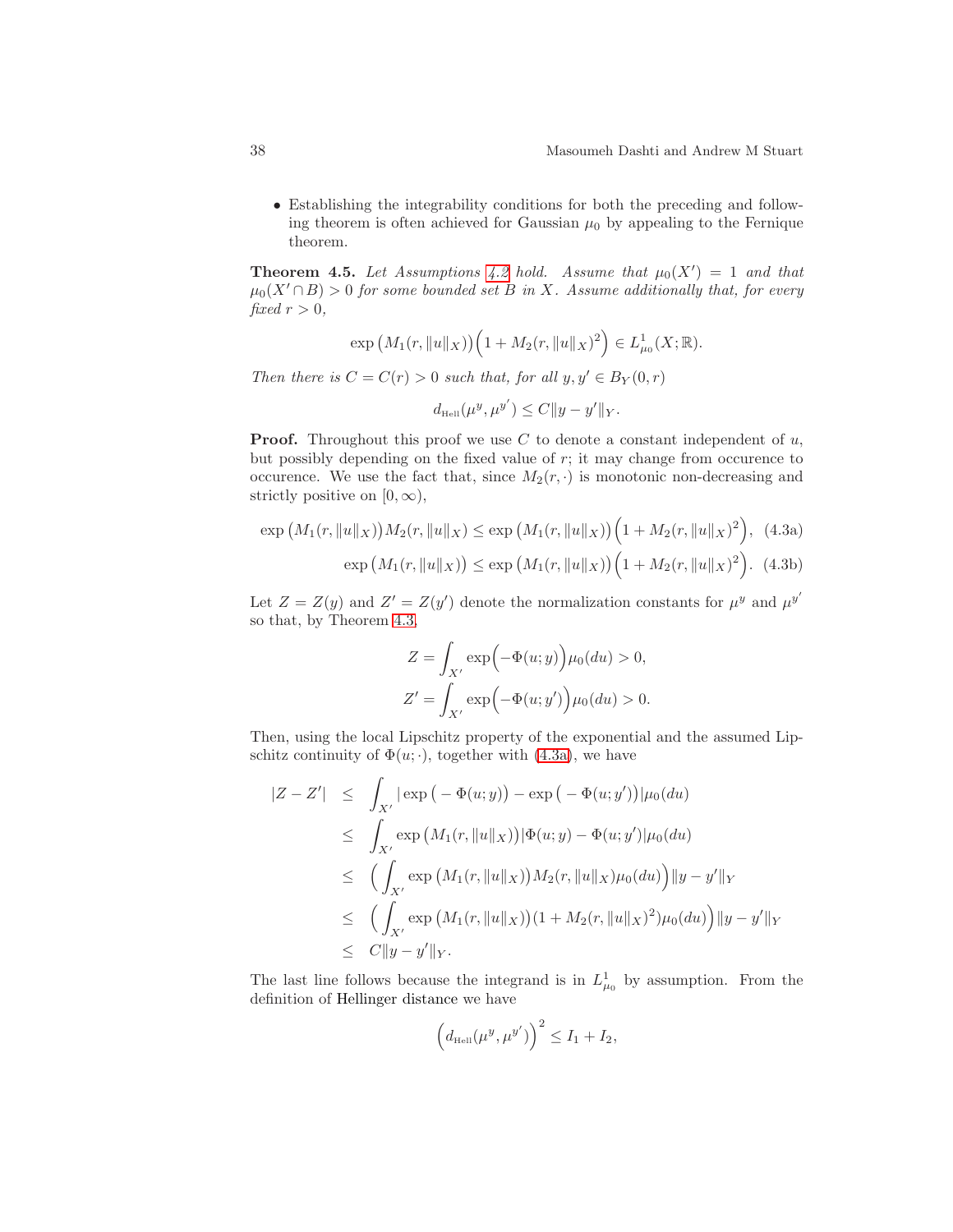- Establishing the integrability conditions for both the preceding and following theorem is often achieved for Gaussian $\mu_0$ by appealing to the Fernique theorem.

**Theorem 4.5.** *Let Assumptions 4.2 hold. Assume that $\mu_0(X') = 1$ and that $\mu_0(X' \cap B) > 0$ for some bounded set $B$ in $X$. Assume additionally that, for every fixed $r > 0$,*

$$\exp\big(M_1(r, \|u\|_X)\big)\Big(1 + M_2(r, \|u\|_X)^2\Big) \in L^1_{\mu_0}(X; \mathbb{R}).$$

*Then there is $C = C(r) > 0$ such that, for all $y, y' \in B_Y(0, r)$*

$$d_{\text{Hell}}(\mu^y, \mu^{y'}) \leq C\|y - y'\|_Y.$$

**Proof.** Throughout this proof we use $C$ to denote a constant independent of $u$, but possibly depending on the fixed value of $r$; it may change from occurence to occurence. We use the fact that, since $M_2(r, \cdot)$ is monotonic non-decreasing and strictly positive on $[0, \infty)$,

$$\exp\big(M_1(r, \|u\|_X)\big)M_2(r, \|u\|_X) \leq \exp\big(M_1(r, \|u\|_X)\big)\Big(1 + M_2(r, \|u\|_X)^2\Big), \quad (4.3\text{a})$$

$$\exp\big(M_1(r, \|u\|_X)\big) \leq \exp\big(M_1(r, \|u\|_X)\big)\Big(1 + M_2(r, \|u\|_X)^2\Big). \quad (4.3\text{b})$$

Let $Z = Z(y)$ and $Z' = Z(y')$ denote the normalization constants for $\mu^y$ and $\mu^{y'}$ so that, by Theorem 4.3,

$$Z = \int_{X'} \exp\Big(-\Phi(u; y)\Big)\mu_0(du) > 0,$$

$$Z' = \int_{X'} \exp\Big(-\Phi(u; y')\Big)\mu_0(du) > 0.$$

Then, using the local Lipschitz property of the exponential and the assumed Lipschitz continuity of $\Phi(u; \cdot)$, together with (4.3a), we have

$$\begin{aligned}
|Z - Z'| &\leq \int_{X'} |\exp\big(-\Phi(u; y)\big) - \exp\big(-\Phi(u; y')\big)|\mu_0(du) \\
&\leq \int_{X'} \exp\big(M_1(r, \|u\|_X)\big)|\Phi(u; y) - \Phi(u; y')|\mu_0(du) \\
&\leq \Big(\int_{X'} \exp\big(M_1(r, \|u\|_X)\big)M_2(r, \|u\|_X)\mu_0(du)\Big)\|y - y'\|_Y \\
&\leq \Big(\int_{X'} \exp\big(M_1(r, \|u\|_X)\big)(1 + M_2(r, \|u\|_X)^2)\mu_0(du)\Big)\|y - y'\|_Y \\
&\leq C\|y - y'\|_Y.
\end{aligned}$$

The last line follows because the integrand is in $L^1_{\mu_0}$ by assumption. From the definition of Hellinger distance we have

$$\Big(d_{\text{Hell}}(\mu^y, \mu^{y'})\Big)^2 \leq I_1 + I_2,$$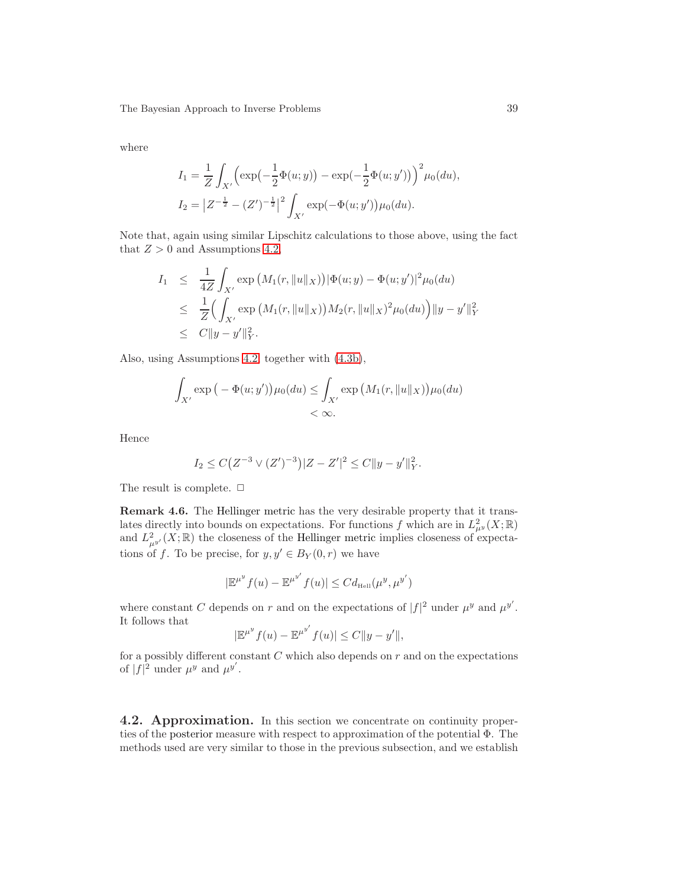where

$$
I_1 = \frac{1}{Z}\int_{X'}\Big(\exp\big(-\frac{1}{2}\Phi(u;y)\big) - \exp\big(-\frac{1}{2}\Phi(u;y')\big)\Big)^2 \mu_0(du),
$$

$$
I_2 = \big|Z^{-\frac{1}{2}} - (Z')^{-\frac{1}{2}}\big|^2 \int_{X'} \exp(-\Phi(u;y'))\mu_0(du).
$$

Note that, again using similar Lipschitz calculations to those above, using the fact that $Z > 0$ and Assumptions 4.2,

$$
\begin{aligned}
I_1 &\leq \frac{1}{4Z}\int_{X'} \exp\big(M_1(r,\|u\|_X)\big)|\Phi(u;y) - \Phi(u;y')|^2 \mu_0(du)\\
&\leq \frac{1}{Z}\Big(\int_{X'} \exp\big(M_1(r,\|u\|_X)\big)M_2(r,\|u\|_X)^2 \mu_0(du)\Big)\|y - y'\|_Y^2\\
&\leq C\|y-y'\|_Y^2.
\end{aligned}
$$

Also, using Assumptions 4.2 together with (4.3b),

$$
\begin{aligned}
\int_{X'} \exp\big(-\Phi(u;y')\big)\mu_0(du) &\leq \int_{X'} \exp\big(M_1(r,\|u\|_X)\big)\mu_0(du)\\
&< \infty.
\end{aligned}
$$

Hence

$$
I_2 \leq C\big(Z^{-3} \vee (Z')^{-3}\big)|Z - Z'|^2 \leq C\|y - y'\|_Y^2.
$$

The result is complete. □

**Remark 4.6.** The Hellinger metric has the very desirable property that it translates directly into bounds on expectations. For functions $f$ which are in $L^2_{\mu^y}(X;\mathbb{R})$ and $L^2_{\mu^{y'}}(X;\mathbb{R})$ the closeness of the Hellinger metric implies closeness of expectations of $f$. To be precise, for $y, y' \in B_Y(0,r)$ we have

$$
|\mathbb{E}^{\mu^y} f(u) - \mathbb{E}^{\mu^{y'}} f(u)| \leq C d_{\text{Hell}}(\mu^y, \mu^{y'})
$$

where constant $C$ depends on $r$ and on the expectations of $|f|^2$ under $\mu^y$ and $\mu^{y'}$. It follows that

$$
|\mathbb{E}^{\mu^y} f(u) - \mathbb{E}^{\mu^{y'}} f(u)| \leq C\|y - y'\|,
$$

for a possibly different constant $C$ which also depends on $r$ and on the expectations of $|f|^2$ under $\mu^y$ and $\mu^{y'}$.

## 4.2. Approximation.

In this section we concentrate on continuity properties of the posterior measure with respect to approximation of the potential $\Phi$. The methods used are very similar to those in the previous subsection, and we establish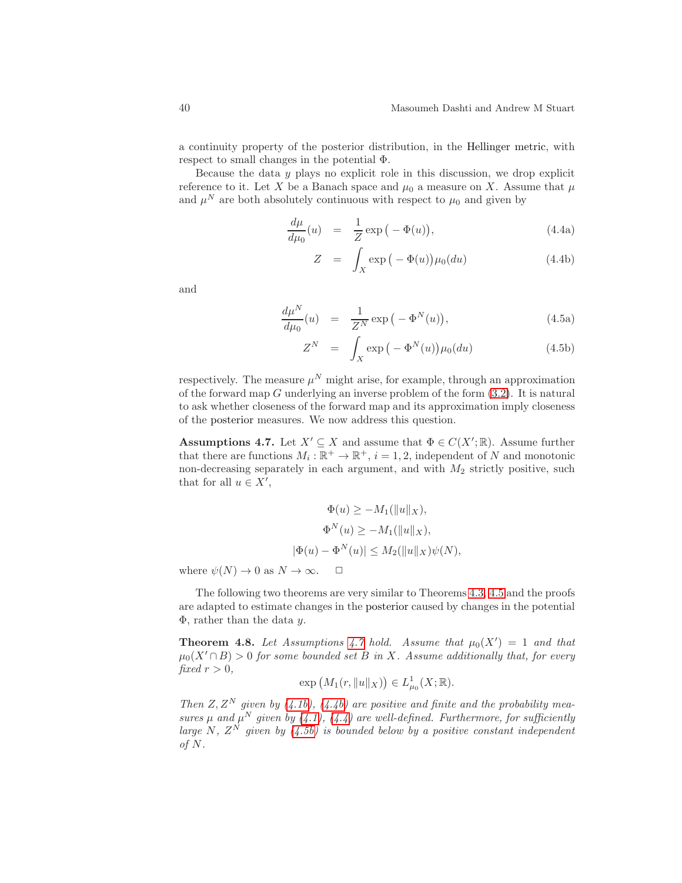a continuity property of the posterior distribution, in the Hellinger metric, with respect to small changes in the potential $\Phi$.

Because the data $y$ plays no explicit role in this discussion, we drop explicit reference to it. Let $X$ be a Banach space and $\mu_0$ a measure on $X$. Assume that $\mu$ and $\mu^N$ are both absolutely continuous with respect to $\mu_0$ and given by

$$\frac{d\mu}{d\mu_0}(u) = \frac{1}{Z}\exp\big(-\Phi(u)\big), \tag{4.4a}$$

$$Z = \int_X \exp\big(-\Phi(u)\big)\mu_0(du) \tag{4.4b}$$

and

$$\frac{d\mu^N}{d\mu_0}(u) = \frac{1}{Z^N}\exp\big(-\Phi^N(u)\big), \tag{4.5a}$$

$$Z^N = \int_X \exp\big(-\Phi^N(u)\big)\mu_0(du) \tag{4.5b}$$

respectively. The measure $\mu^N$ might arise, for example, through an approximation of the forward map $G$ underlying an inverse problem of the form (3.2). It is natural to ask whether closeness of the forward map and its approximation imply closeness of the posterior measures. We now address this question.

**Assumptions 4.7.** Let $X' \subseteq X$ and assume that $\Phi \in C(X';\mathbb{R})$. Assume further that there are functions $M_i : \mathbb{R}^+ \to \mathbb{R}^+$, $i = 1, 2$, independent of $N$ and monotonic non-decreasing separately in each argument, and with $M_2$ strictly positive, such that for all $u \in X'$,

$$\Phi(u) \geq -M_1(\|u\|_X),$$

$$\Phi^N(u) \geq -M_1(\|u\|_X),$$

$$|\Phi(u) - \Phi^N(u)| \leq M_2(\|u\|_X)\psi(N),$$

where $\psi(N) \to 0$ as $N \to \infty$. □

The following two theorems are very similar to Theorems 4.3, 4.5 and the proofs are adapted to estimate changes in the posterior caused by changes in the potential $\Phi$, rather than the data $y$.

**Theorem 4.8.** *Let Assumptions 4.7 hold. Assume that $\mu_0(X') = 1$ and that $\mu_0(X' \cap B) > 0$ for some bounded set $B$ in $X$. Assume additionally that, for every fixed $r > 0$,*

$$\exp\big(M_1(r, \|u\|_X)\big) \in L^1_{\mu_0}(X;\mathbb{R}).$$

*Then $Z, Z^N$ given by (4.1b), (4.4b) are positive and finite and the probability measures $\mu$ and $\mu^N$ given by (4.1), (4.4) are well-defined. Furthermore, for sufficiently large $N$, $Z^N$ given by (4.5b) is bounded below by a positive constant independent of $N$.*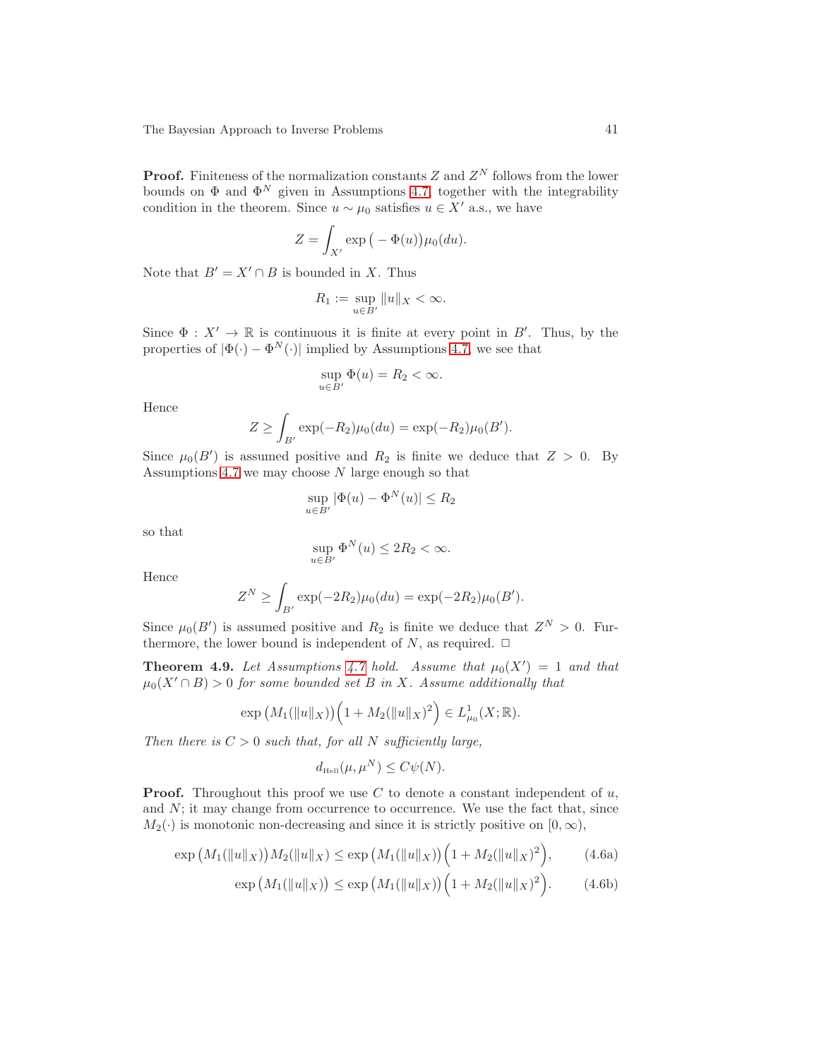**Proof.** Finiteness of the normalization constants $Z$ and $Z^N$ follows from the lower bounds on $\Phi$ and $\Phi^N$ given in Assumptions 4.7, together with the integrability condition in the theorem. Since $u \sim \mu_0$ satisfies $u \in X'$ a.s., we have

$$Z = \int_{X'} \exp\big(-\Phi(u)\big)\mu_0(du).$$

Note that $B' = X' \cap B$ is bounded in $X$. Thus

$$R_1 := \sup_{u \in B'} \|u\|_X < \infty.$$

Since $\Phi : X' \to \mathbb{R}$ is continuous it is finite at every point in $B'$. Thus, by the properties of $|\Phi(\cdot) - \Phi^N(\cdot)|$ implied by Assumptions 4.7, we see that

$$\sup_{u \in B'} \Phi(u) = R_2 < \infty.$$

Hence

$$Z \geq \int_{B'} \exp(-R_2)\mu_0(du) = \exp(-R_2)\mu_0(B').$$

Since $\mu_0(B')$ is assumed positive and $R_2$ is finite we deduce that $Z > 0$. By Assumptions 4.7 we may choose $N$ large enough so that

$$\sup_{u \in B'} |\Phi(u) - \Phi^N(u)| \leq R_2$$

so that

$$\sup_{u \in B'} \Phi^N(u) \leq 2R_2 < \infty.$$

Hence

$$Z^N \geq \int_{B'} \exp(-2R_2)\mu_0(du) = \exp(-2R_2)\mu_0(B').$$

Since $\mu_0(B')$ is assumed positive and $R_2$ is finite we deduce that $Z^N > 0$. Furthermore, the lower bound is independent of $N$, as required. $\square$

**Theorem 4.9.** *Let Assumptions 4.7 hold. Assume that $\mu_0(X') = 1$ and that $\mu_0(X' \cap B) > 0$ for some bounded set $B$ in $X$. Assume additionally that*

$$\exp\big(M_1(\|u\|_X)\big)\Big(1 + M_2(\|u\|_X)^2\Big) \in L^1_{\mu_0}(X; \mathbb{R}).$$

*Then there is $C > 0$ such that, for all $N$ sufficiently large,*

$$d_{\text{Hell}}(\mu, \mu^N) \leq C\psi(N).$$

**Proof.** Throughout this proof we use $C$ to denote a constant independent of $u$, and $N$; it may change from occurrence to occurrence. We use the fact that, since $M_2(\cdot)$ is monotonic non-decreasing and since it is strictly positive on $[0, \infty)$,

$$\exp\big(M_1(\|u\|_X)\big)M_2(\|u\|_X) \leq \exp\big(M_1(\|u\|_X)\big)\Big(1 + M_2(\|u\|_X)^2\Big), \tag{4.6a}$$

$$\exp\big(M_1(\|u\|_X)\big) \leq \exp\big(M_1(\|u\|_X)\big)\Big(1 + M_2(\|u\|_X)^2\Big). \tag{4.6b}$$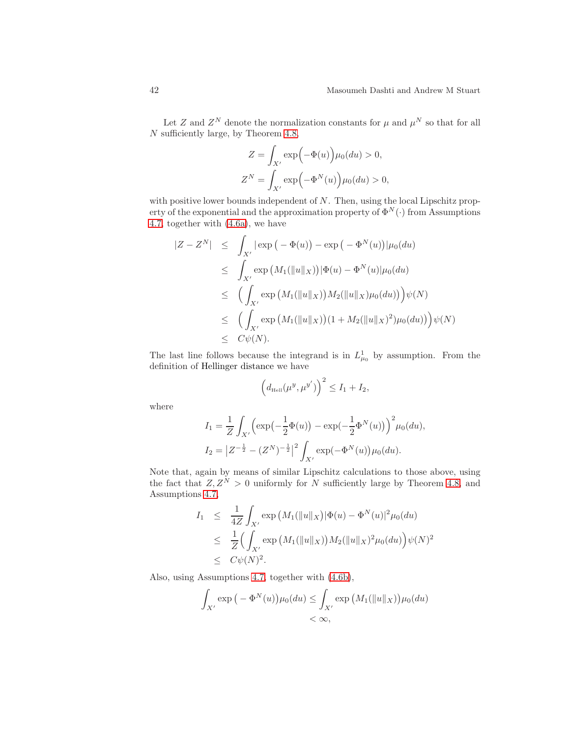Let $Z$ and $Z^N$ denote the normalization constants for $\mu$ and $\mu^N$ so that for all $N$ sufficiently large, by Theorem 4.8,

$$
\begin{aligned}
Z &= \int_{X'} \exp\Bigl(-\Phi(u)\Bigr)\mu_0(du) > 0,\\
Z^N &= \int_{X'} \exp\Bigl(-\Phi^N(u)\Bigr)\mu_0(du) > 0,
\end{aligned}
$$

with positive lower bounds independent of $N$. Then, using the local Lipschitz property of the exponential and the approximation property of $\Phi^N(\cdot)$ from Assumptions 4.7, together with (4.6a), we have

$$
\begin{aligned}
|Z - Z^N| &\leq \int_{X'} |\exp\bigl(-\Phi(u)\bigr) - \exp\bigl(-\Phi^N(u)\bigr)|\mu_0(du)\\
&\leq \int_{X'} \exp\bigl(M_1(\|u\|_X)\bigr)|\Phi(u) - \Phi^N(u)|\mu_0(du)\\
&\leq \Bigl(\int_{X'} \exp\bigl(M_1(\|u\|_X)\bigr)M_2(\|u\|_X)\mu_0(du)\Bigr)\Bigr)\psi(N)\\
&\leq \Bigl(\int_{X'} \exp\bigl(M_1(\|u\|_X)\bigr)(1 + M_2(\|u\|_X)^2)\mu_0(du)\Bigr)\Bigr)\psi(N)\\
&\leq C\psi(N).
\end{aligned}
$$

The last line follows because the integrand is in $L^1_{\mu_0}$ by assumption. From the definition of Hellinger distance we have

$$
\Bigl(d_{\text{Hell}}(\mu^y, \mu^{y'})\Bigr)^2 \leq I_1 + I_2,
$$

where

$$
\begin{aligned}
I_1 &= \frac{1}{Z}\int_{X'} \Bigl(\exp\bigl(-\frac{1}{2}\Phi(u)\bigr) - \exp\bigl(-\frac{1}{2}\Phi^N(u)\bigr)\Bigr)^2\mu_0(du),\\
I_2 &= \bigl|Z^{-\frac{1}{2}} - (Z^N)^{-\frac{1}{2}}\bigr|^2 \int_{X'} \exp\bigl(-\Phi^N(u)\bigr)\mu_0(du).
\end{aligned}
$$

Note that, again by means of similar Lipschitz calculations to those above, using the fact that $Z, Z^N > 0$ uniformly for $N$ sufficiently large by Theorem 4.8, and Assumptions 4.7,

$$
\begin{aligned}
I_1 &\leq \frac{1}{4Z}\int_{X'} \exp\bigl(M_1(\|u\|_X)|\Phi(u) - \Phi^N(u)|^2\mu_0(du)\\
&\leq \frac{1}{Z}\Bigl(\int_{X'} \exp\bigl(M_1(\|u\|_X)\bigr)M_2(\|u\|_X)^2\mu_0(du)\Bigr)\psi(N)^2\\
&\leq C\psi(N)^2.
\end{aligned}
$$

Also, using Assumptions 4.7, together with (4.6b),

$$
\begin{aligned}
\int_{X'} \exp\bigl(-\Phi^N(u)\bigr)\mu_0(du) &\leq \int_{X'} \exp\bigl(M_1(\|u\|_X)\bigr)\mu_0(du)\\
&< \infty,
\end{aligned}
$$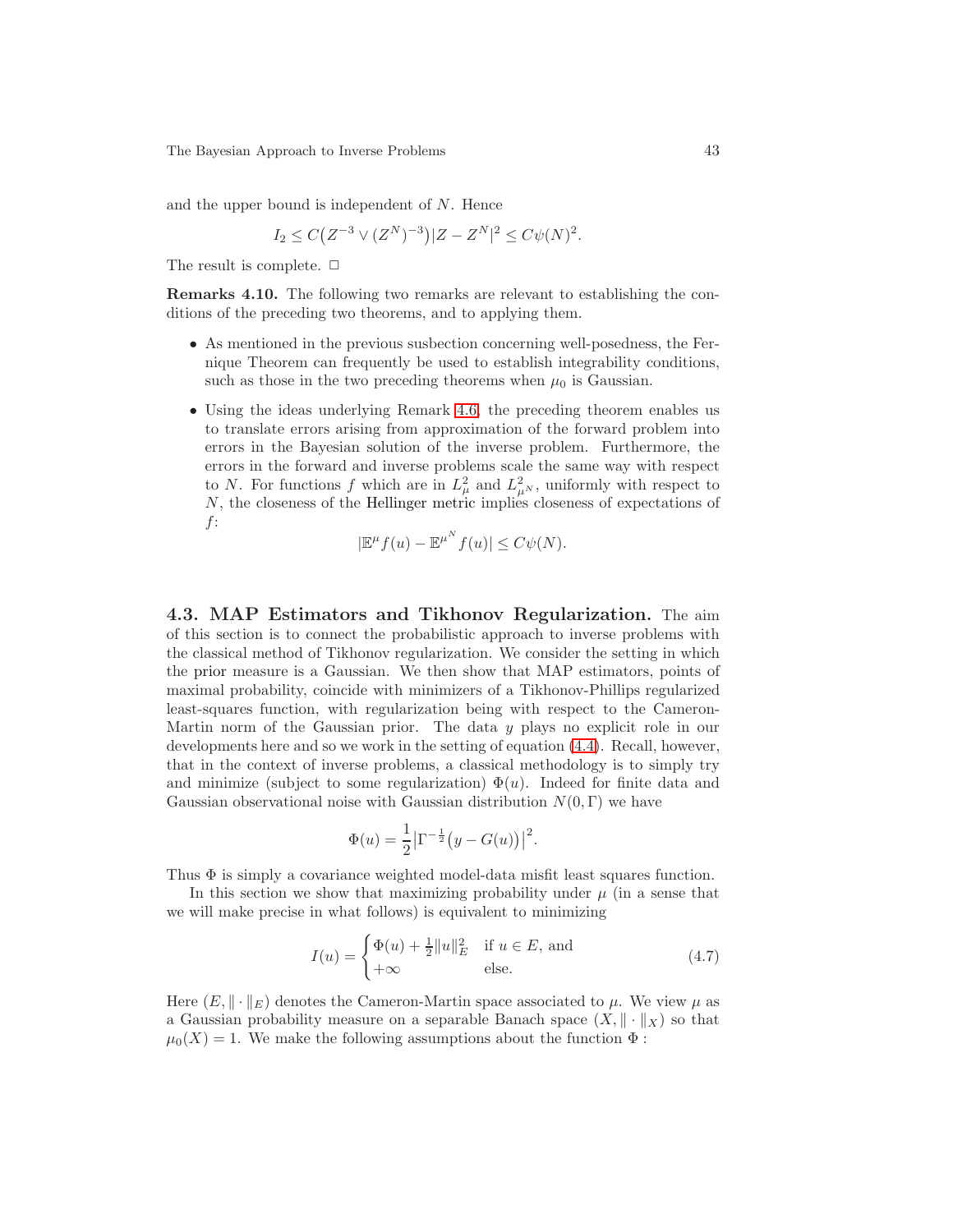and the upper bound is independent of $N$. Hence

$$I_2 \leq C\big(Z^{-3} \vee (Z^N)^{-3}\big)|Z - Z^N|^2 \leq C\psi(N)^2.$$

The result is complete. □

**Remarks 4.10.** The following two remarks are relevant to establishing the conditions of the preceding two theorems, and to applying them.

- As mentioned in the previous susbection concerning well-posedness, the Fernique Theorem can frequently be used to establish integrability conditions, such as those in the two preceding theorems when $\mu_0$ is Gaussian.
- Using the ideas underlying Remark 4.6, the preceding theorem enables us to translate errors arising from approximation of the forward problem into errors in the Bayesian solution of the inverse problem. Furthermore, the errors in the forward and inverse problems scale the same way with respect to $N$. For functions $f$ which are in $L^2_\mu$ and $L^2_{\mu^N}$, uniformly with respect to $N$, the closeness of the Hellinger metric implies closeness of expectations of $f$:

$$|\mathbb{E}^\mu f(u) - \mathbb{E}^{\mu^N} f(u)| \leq C\psi(N).$$

## 4.3. MAP Estimators and Tikhonov Regularization.

The aim of this section is to connect the probabilistic approach to inverse problems with the classical method of Tikhonov regularization. We consider the setting in which the prior measure is a Gaussian. We then show that MAP estimators, points of maximal probability, coincide with minimizers of a Tikhonov-Phillips regularized least-squares function, with regularization being with respect to the Cameron-Martin norm of the Gaussian prior. The data $y$ plays no explicit role in our developments here and so we work in the setting of equation (4.4). Recall, however, that in the context of inverse problems, a classical methodology is to simply try and minimize (subject to some regularization) $\Phi(u)$. Indeed for finite data and Gaussian observational noise with Gaussian distribution $N(0, \Gamma)$ we have

$$\Phi(u) = \frac{1}{2}\big|\Gamma^{-\frac{1}{2}}\big(y - G(u)\big)\big|^2.$$

Thus $\Phi$ is simply a covariance weighted model-data misfit least squares function.

In this section we show that maximizing probability under $\mu$ (in a sense that we will make precise in what follows) is equivalent to minimizing

$$I(u) = \begin{cases} \Phi(u) + \frac{1}{2}\|u\|_E^2 & \text{if } u \in E, \text{ and} \\ +\infty & \text{else.} \end{cases} \tag{4.7}$$

Here $(E, \|\cdot\|_E)$ denotes the Cameron-Martin space associated to $\mu$. We view $\mu$ as a Gaussian probability measure on a separable Banach space $(X, \|\cdot\|_X)$ so that $\mu_0(X) = 1$. We make the following assumptions about the function $\Phi$ :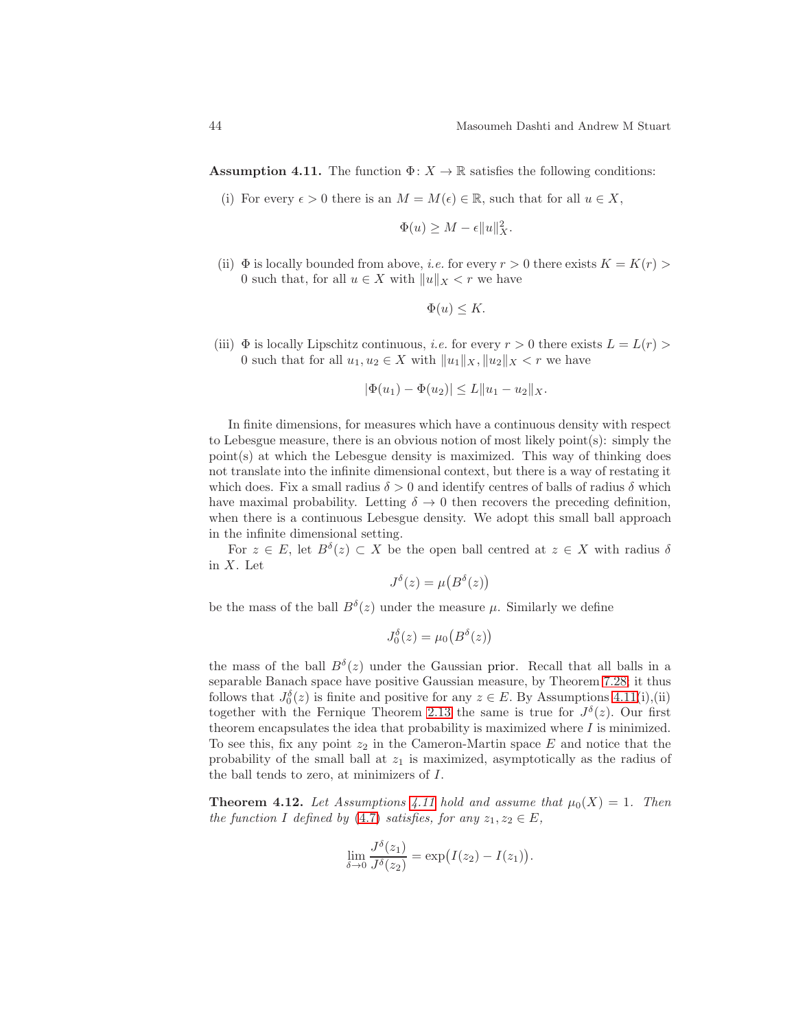**Assumption 4.11.** The function $\Phi\colon X \to \mathbb{R}$ satisfies the following conditions:

(i) For every $\epsilon > 0$ there is an $M = M(\epsilon) \in \mathbb{R}$, such that for all $u \in X$,

$$\Phi(u) \geq M - \epsilon \|u\|_X^2.$$

(ii) $\Phi$ is locally bounded from above, *i.e.* for every $r > 0$ there exists $K = K(r) > 0$ such that, for all $u \in X$ with $\|u\|_X < r$ we have

$$\Phi(u) \leq K.$$

(iii) $\Phi$ is locally Lipschitz continuous, *i.e.* for every $r > 0$ there exists $L = L(r) > 0$ such that for all $u_1, u_2 \in X$ with $\|u_1\|_X, \|u_2\|_X < r$ we have

$$|\Phi(u_1) - \Phi(u_2)| \leq L\|u_1 - u_2\|_X.$$

In finite dimensions, for measures which have a continuous density with respect to Lebesgue measure, there is an obvious notion of most likely point(s): simply the point(s) at which the Lebesgue density is maximized. This way of thinking does not translate into the infinite dimensional context, but there is a way of restating it which does. Fix a small radius $\delta > 0$ and identify centres of balls of radius $\delta$ which have maximal probability. Letting $\delta \to 0$ then recovers the preceding definition, when there is a continuous Lebesgue density. We adopt this small ball approach in the infinite dimensional setting.

For $z \in E$, let $B^\delta(z) \subset X$ be the open ball centred at $z \in X$ with radius $\delta$ in $X$. Let

$$J^\delta(z) = \mu\big(B^\delta(z)\big)$$

be the mass of the ball $B^\delta(z)$ under the measure $\mu$. Similarly we define

$$J_0^\delta(z) = \mu_0\big(B^\delta(z)\big)$$

the mass of the ball $B^\delta(z)$ under the Gaussian prior. Recall that all balls in a separable Banach space have positive Gaussian measure, by Theorem 7.28; it thus follows that $J_0^\delta(z)$ is finite and positive for any $z \in E$. By Assumptions 4.11(i),(ii) together with the Fernique Theorem 2.13 the same is true for $J^\delta(z)$. Our first theorem encapsulates the idea that probability is maximized where $I$ is minimized. To see this, fix any point $z_2$ in the Cameron-Martin space $E$ and notice that the probability of the small ball at $z_1$ is maximized, asymptotically as the radius of the ball tends to zero, at minimizers of $I$.

**Theorem 4.12.** *Let Assumptions 4.11 hold and assume that $\mu_0(X) = 1$. Then the function $I$ defined by (4.7) satisfies, for any $z_1, z_2 \in E$,*

$$\lim_{\delta \to 0} \frac{J^\delta(z_1)}{J^\delta(z_2)} = \exp\big(I(z_2) - I(z_1)\big).$$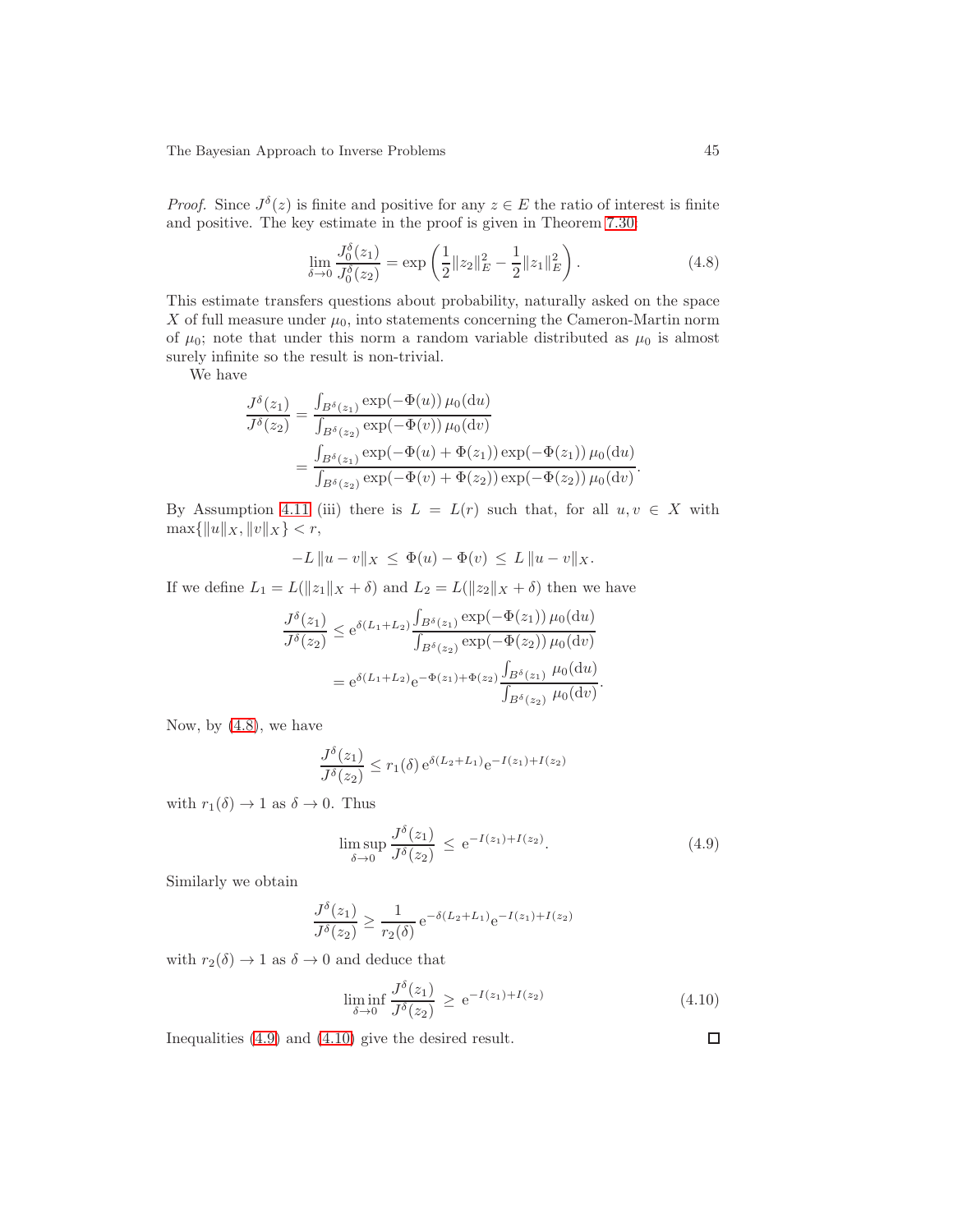*Proof.* Since $J^\delta(z)$ is finite and positive for any $z \in E$ the ratio of interest is finite and positive. The key estimate in the proof is given in Theorem 7.30:

$$\lim_{\delta \to 0} \frac{J_0^\delta(z_1)}{J_0^\delta(z_2)} = \exp\left(\frac{1}{2}\|z_2\|_E^2 - \frac{1}{2}\|z_1\|_E^2\right). \tag{4.8}$$

This estimate transfers questions about probability, naturally asked on the space $X$ of full measure under $\mu_0$, into statements concerning the Cameron-Martin norm of $\mu_0$; note that under this norm a random variable distributed as $\mu_0$ is almost surely infinite so the result is non-trivial.

We have

$$\begin{aligned}
\frac{J^\delta(z_1)}{J^\delta(z_2)} &= \frac{\int_{B^\delta(z_1)} \exp(-\Phi(u))\, \mu_0(\mathrm{d}u)}{\int_{B^\delta(z_2)} \exp(-\Phi(v))\, \mu_0(\mathrm{d}v)} \\
&= \frac{\int_{B^\delta(z_1)} \exp(-\Phi(u) + \Phi(z_1)) \exp(-\Phi(z_1))\, \mu_0(\mathrm{d}u)}{\int_{B^\delta(z_2)} \exp(-\Phi(v) + \Phi(z_2)) \exp(-\Phi(z_2))\, \mu_0(\mathrm{d}v)}.
\end{aligned}$$

By Assumption 4.11 (iii) there is $L = L(r)$ such that, for all $u, v \in X$ with $\max\{\|u\|_X, \|v\|_X\} < r$,

$$-L\,\|u - v\|_X \;\le\; \Phi(u) - \Phi(v) \;\le\; L\,\|u - v\|_X.$$

If we define $L_1 = L(\|z_1\|_X + \delta)$ and $L_2 = L(\|z_2\|_X + \delta)$ then we have

$$\begin{aligned}
\frac{J^\delta(z_1)}{J^\delta(z_2)} &\le \mathrm{e}^{\delta(L_1+L_2)} \frac{\int_{B^\delta(z_1)} \exp(-\Phi(z_1))\, \mu_0(\mathrm{d}u)}{\int_{B^\delta(z_2)} \exp(-\Phi(z_2))\, \mu_0(\mathrm{d}v)} \\
&= \mathrm{e}^{\delta(L_1+L_2)} \mathrm{e}^{-\Phi(z_1)+\Phi(z_2)} \frac{\int_{B^\delta(z_1)}\, \mu_0(\mathrm{d}u)}{\int_{B^\delta(z_2)}\, \mu_0(\mathrm{d}v)}.
\end{aligned}$$

Now, by (4.8), we have

$$\frac{J^\delta(z_1)}{J^\delta(z_2)} \le r_1(\delta)\, \mathrm{e}^{\delta(L_2+L_1)} \mathrm{e}^{-I(z_1)+I(z_2)}$$

with $r_1(\delta) \to 1$ as $\delta \to 0$. Thus

$$\limsup_{\delta \to 0} \frac{J^\delta(z_1)}{J^\delta(z_2)} \;\le\; \mathrm{e}^{-I(z_1)+I(z_2)}. \tag{4.9}$$

Similarly we obtain

$$\frac{J^\delta(z_1)}{J^\delta(z_2)} \ge \frac{1}{r_2(\delta)}\, \mathrm{e}^{-\delta(L_2+L_1)} \mathrm{e}^{-I(z_1)+I(z_2)}$$

with $r_2(\delta) \to 1$ as $\delta \to 0$ and deduce that

$$\liminf_{\delta \to 0} \frac{J^\delta(z_1)}{J^\delta(z_2)} \;\ge\; \mathrm{e}^{-I(z_1)+I(z_2)} \tag{4.10}$$

Inequalities (4.9) and (4.10) give the desired result. □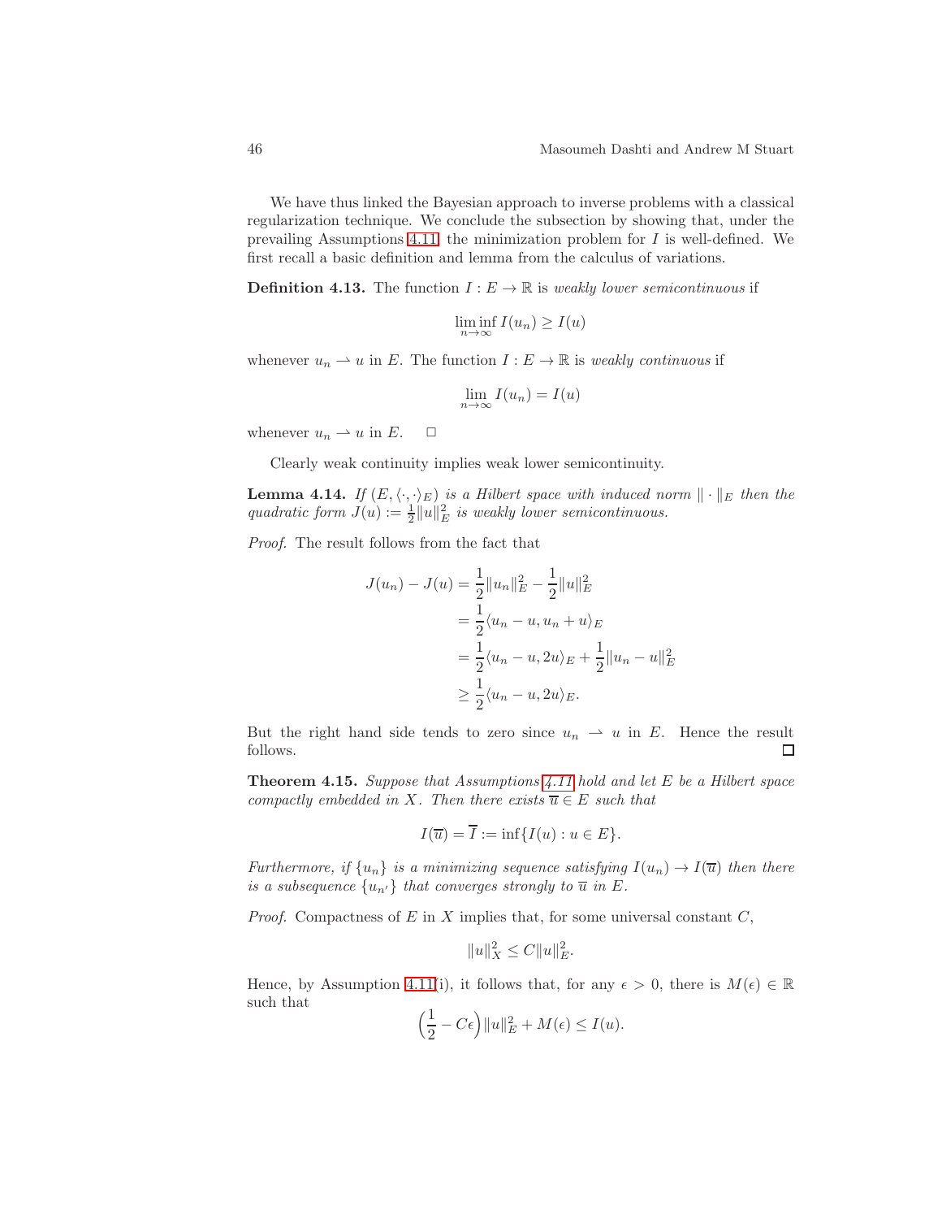We have thus linked the Bayesian approach to inverse problems with a classical regularization technique. We conclude the subsection by showing that, under the prevailing Assumptions 4.11, the minimization problem for $I$ is well-defined. We first recall a basic definition and lemma from the calculus of variations.

**Definition 4.13.** The function $I : E \to \mathbb{R}$ is *weakly lower semicontinuous* if

$$\liminf_{n\to\infty} I(u_n) \geq I(u)$$

whenever $u_n \rightharpoonup u$ in $E$. The function $I : E \to \mathbb{R}$ is *weakly continuous* if

$$\lim_{n\to\infty} I(u_n) = I(u)$$

whenever $u_n \rightharpoonup u$ in $E$. □

Clearly weak continuity implies weak lower semicontinuity.

**Lemma 4.14.** *If $(E, \langle\cdot,\cdot\rangle_E)$ is a Hilbert space with induced norm $\|\cdot\|_E$ then the quadratic form $J(u) := \frac{1}{2}\|u\|_E^2$ is weakly lower semicontinuous.*

*Proof.* The result follows from the fact that

$$\begin{aligned}
J(u_n) - J(u) &= \frac{1}{2}\|u_n\|_E^2 - \frac{1}{2}\|u\|_E^2 \\
&= \frac{1}{2}\langle u_n - u, u_n + u\rangle_E \\
&= \frac{1}{2}\langle u_n - u, 2u\rangle_E + \frac{1}{2}\|u_n - u\|_E^2 \\
&\geq \frac{1}{2}\langle u_n - u, 2u\rangle_E.
\end{aligned}$$

But the right hand side tends to zero since $u_n \rightharpoonup u$ in $E$. Hence the result follows. □

**Theorem 4.15.** *Suppose that Assumptions 4.11 hold and let $E$ be a Hilbert space compactly embedded in $X$. Then there exists $\overline{u} \in E$ such that*

$$I(\overline{u}) = \overline{I} := \inf\{I(u) : u \in E\}.$$

*Furthermore, if $\{u_n\}$ is a minimizing sequence satisfying $I(u_n) \to I(\overline{u})$ then there is a subsequence $\{u_{n'}\}$ that converges strongly to $\overline{u}$ in $E$.*

*Proof.* Compactness of $E$ in $X$ implies that, for some universal constant $C$,

$$\|u\|_X^2 \leq C\|u\|_E^2.$$

Hence, by Assumption 4.11(i), it follows that, for any $\epsilon > 0$, there is $M(\epsilon) \in \mathbb{R}$ such that

$$\Big(\frac{1}{2} - C\epsilon\Big)\|u\|_E^2 + M(\epsilon) \leq I(u).$$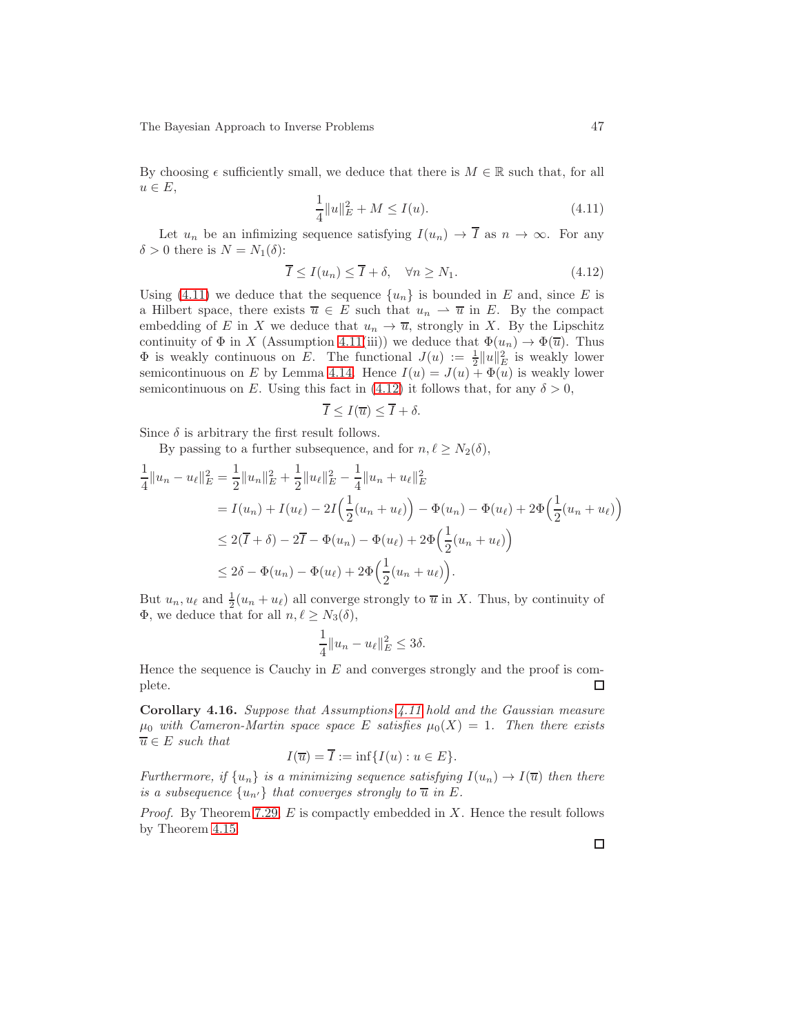By choosing $\epsilon$ sufficiently small, we deduce that there is $M \in \mathbb{R}$ such that, for all $u \in E$,

$$\frac{1}{4}\|u\|_E^2 + M \leq I(u). \tag{4.11}$$

Let $u_n$ be an infimizing sequence satisfying $I(u_n) \to \overline{I}$ as $n \to \infty$. For any $\delta > 0$ there is $N = N_1(\delta)$:

$$\overline{I} \leq I(u_n) \leq \overline{I} + \delta, \quad \forall n \geq N_1. \tag{4.12}$$

Using (4.11) we deduce that the sequence $\{u_n\}$ is bounded in $E$ and, since $E$ is a Hilbert space, there exists $\overline{u} \in E$ such that $u_n \rightharpoonup \overline{u}$ in $E$. By the compact embedding of $E$ in $X$ we deduce that $u_n \to \overline{u}$, strongly in $X$. By the Lipschitz continuity of $\Phi$ in $X$ (Assumption 4.11(iii)) we deduce that $\Phi(u_n) \to \Phi(\overline{u})$. Thus $\Phi$ is weakly continuous on $E$. The functional $J(u) := \frac{1}{2}\|u\|_E^2$ is weakly lower semicontinuous on $E$ by Lemma 4.14. Hence $I(u) = J(u) + \Phi(u)$ is weakly lower semicontinuous on $E$. Using this fact in (4.12) it follows that, for any $\delta > 0$,

$$\overline{I} \leq I(\overline{u}) \leq \overline{I} + \delta.$$

Since $\delta$ is arbitrary the first result follows.

By passing to a further subsequence, and for $n, \ell \geq N_2(\delta)$,

$$\begin{aligned}
\frac{1}{4}\|u_n - u_\ell\|_E^2 &= \frac{1}{2}\|u_n\|_E^2 + \frac{1}{2}\|u_\ell\|_E^2 - \frac{1}{4}\|u_n + u_\ell\|_E^2 \\
&= I(u_n) + I(u_\ell) - 2I\Big(\frac{1}{2}(u_n + u_\ell)\Big) - \Phi(u_n) - \Phi(u_\ell) + 2\Phi\Big(\frac{1}{2}(u_n + u_\ell)\Big) \\
&\leq 2(\overline{I} + \delta) - 2\overline{I} - \Phi(u_n) - \Phi(u_\ell) + 2\Phi\Big(\frac{1}{2}(u_n + u_\ell)\Big) \\
&\leq 2\delta - \Phi(u_n) - \Phi(u_\ell) + 2\Phi\Big(\frac{1}{2}(u_n + u_\ell)\Big).
\end{aligned}$$

But $u_n, u_\ell$ and $\frac{1}{2}(u_n + u_\ell)$ all converge strongly to $\overline{u}$ in $X$. Thus, by continuity of $\Phi$, we deduce that for all $n, \ell \geq N_3(\delta)$,

$$\frac{1}{4}\|u_n - u_\ell\|_E^2 \leq 3\delta.$$

Hence the sequence is Cauchy in $E$ and converges strongly and the proof is complete. $\square$

**Corollary 4.16.** *Suppose that Assumptions 4.11 hold and the Gaussian measure $\mu_0$ with Cameron-Martin space space $E$ satisfies $\mu_0(X) = 1$. Then there exists $\overline{u} \in E$ such that*

$$I(\overline{u}) = \overline{I} := \inf\{I(u) : u \in E\}.$$

*Furthermore, if $\{u_n\}$ is a minimizing sequence satisfying $I(u_n) \to I(\overline{u})$ then there is a subsequence $\{u_{n'}\}$ that converges strongly to $\overline{u}$ in $E$.*

*Proof.* By Theorem 7.29, $E$ is compactly embedded in $X$. Hence the result follows by Theorem 4.15. $\square$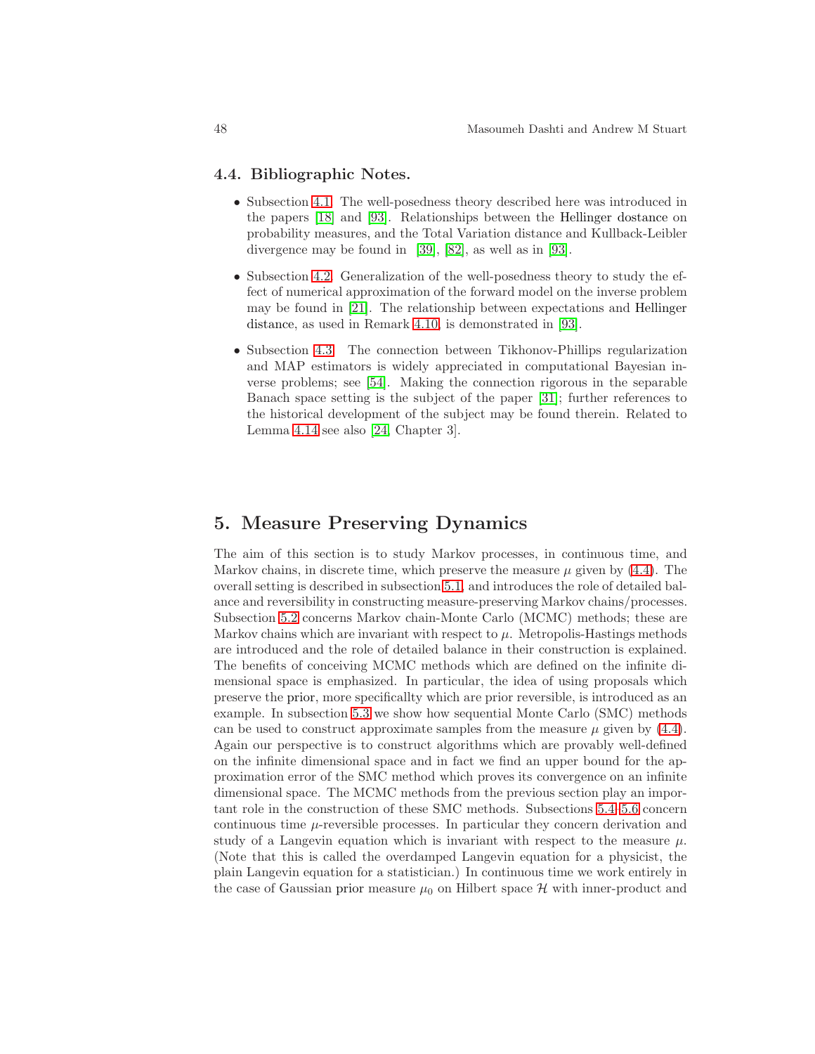### 4.4. Bibliographic Notes.

- Subsection 4.1. The well-posedness theory described here was introduced in the papers [18] and [93]. Relationships between the Hellinger dostance on probability measures, and the Total Variation distance and Kullback-Leibler divergence may be found in [39], [82], as well as in [93].

- Subsection 4.2. Generalization of the well-posedness theory to study the effect of numerical approximation of the forward model on the inverse problem may be found in [21]. The relationship between expectations and Hellinger distance, as used in Remark 4.10, is demonstrated in [93].

- Subsection 4.3. The connection between Tikhonov-Phillips regularization and MAP estimators is widely appreciated in computational Bayesian inverse problems; see [54]. Making the connection rigorous in the separable Banach space setting is the subject of the paper [31]; further references to the historical development of the subject may be found therein. Related to Lemma 4.14 see also [24, Chapter 3].

## 5. Measure Preserving Dynamics

The aim of this section is to study Markov processes, in continuous time, and Markov chains, in discrete time, which preserve the measure $\mu$ given by (4.4). The overall setting is described in subsection 5.1, and introduces the role of detailed balance and reversibility in constructing measure-preserving Markov chains/processes. Subsection 5.2 concerns Markov chain-Monte Carlo (MCMC) methods; these are Markov chains which are invariant with respect to $\mu$. Metropolis-Hastings methods are introduced and the role of detailed balance in their construction is explained. The benefits of conceiving MCMC methods which are defined on the infinite dimensional space is emphasized. In particular, the idea of using proposals which preserve the prior, more specificallty which are prior reversible, is introduced as an example. In subsection 5.3 we show how sequential Monte Carlo (SMC) methods can be used to construct approximate samples from the measure $\mu$ given by (4.4). Again our perspective is to construct algorithms which are provably well-defined on the infinite dimensional space and in fact we find an upper bound for the approximation error of the SMC method which proves its convergence on an infinite dimensional space. The MCMC methods from the previous section play an important role in the construction of these SMC methods. Subsections 5.4–5.6 concern continuous time $\mu$-reversible processes. In particular they concern derivation and study of a Langevin equation which is invariant with respect to the measure $\mu$. (Note that this is called the overdamped Langevin equation for a physicist, the plain Langevin equation for a statistician.) In continuous time we work entirely in the case of Gaussian prior measure $\mu_0$ on Hilbert space $\mathcal{H}$ with inner-product and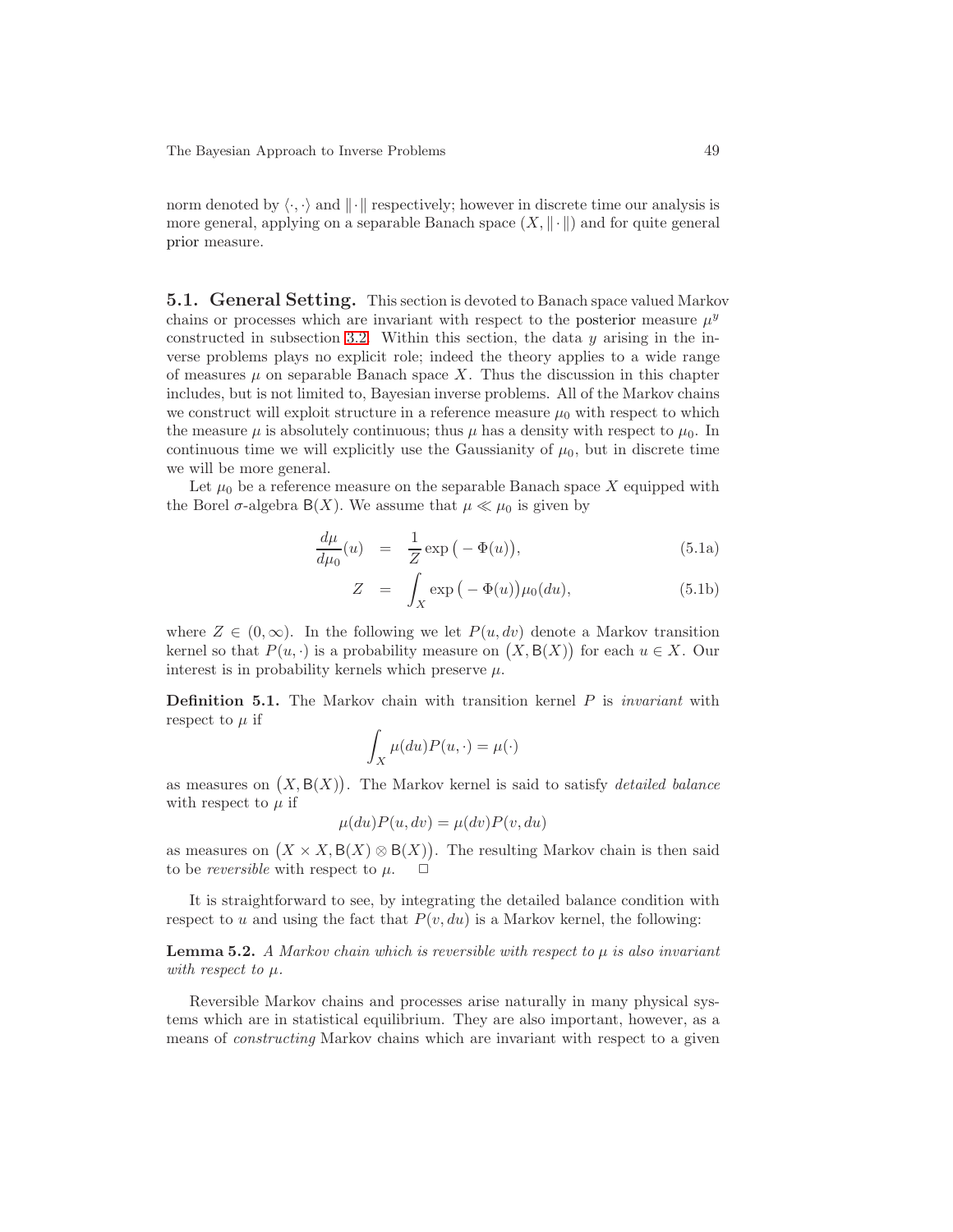norm denoted by $\langle \cdot, \cdot \rangle$ and $\|\cdot\|$ respectively; however in discrete time our analysis is more general, applying on a separable Banach space $(X, \|\cdot\|)$ and for quite general prior measure.

## 5.1. General Setting.

This section is devoted to Banach space valued Markov chains or processes which are invariant with respect to the posterior measure $\mu^y$ constructed in subsection 3.2. Within this section, the data $y$ arising in the inverse problems plays no explicit role; indeed the theory applies to a wide range of measures $\mu$ on separable Banach space $X$. Thus the discussion in this chapter includes, but is not limited to, Bayesian inverse problems. All of the Markov chains we construct will exploit structure in a reference measure $\mu_0$ with respect to which the measure $\mu$ is absolutely continuous; thus $\mu$ has a density with respect to $\mu_0$. In continuous time we will explicitly use the Gaussianity of $\mu_0$, but in discrete time we will be more general.

Let $\mu_0$ be a reference measure on the separable Banach space $X$ equipped with the Borel $\sigma$-algebra $\mathsf{B}(X)$. We assume that $\mu \ll \mu_0$ is given by

$$
\frac{d\mu}{d\mu_0}(u) = \frac{1}{Z}\exp\big(-\Phi(u)\big), \tag{5.1a}
$$

$$
Z = \int_X \exp\big(-\Phi(u)\big)\mu_0(du), \tag{5.1b}
$$

where $Z \in (0, \infty)$. In the following we let $P(u, dv)$ denote a Markov transition kernel so that $P(u, \cdot)$ is a probability measure on $\big(X, \mathsf{B}(X)\big)$ for each $u \in X$. Our interest is in probability kernels which preserve $\mu$.

**Definition 5.1.** The Markov chain with transition kernel $P$ is *invariant* with respect to $\mu$ if

$$
\int_X \mu(du)P(u, \cdot) = \mu(\cdot)
$$

as measures on $\big(X, \mathsf{B}(X)\big)$. The Markov kernel is said to satisfy *detailed balance* with respect to $\mu$ if

$$
\mu(du)P(u, dv) = \mu(dv)P(v, du)
$$

as measures on $\big(X \times X, \mathsf{B}(X) \otimes \mathsf{B}(X)\big)$. The resulting Markov chain is then said to be *reversible* with respect to $\mu$. □

It is straightforward to see, by integrating the detailed balance condition with respect to $u$ and using the fact that $P(v, du)$ is a Markov kernel, the following:

**Lemma 5.2.** *A Markov chain which is reversible with respect to $\mu$ is also invariant with respect to $\mu$.*

Reversible Markov chains and processes arise naturally in many physical systems which are in statistical equilibrium. They are also important, however, as a means of *constructing* Markov chains which are invariant with respect to a given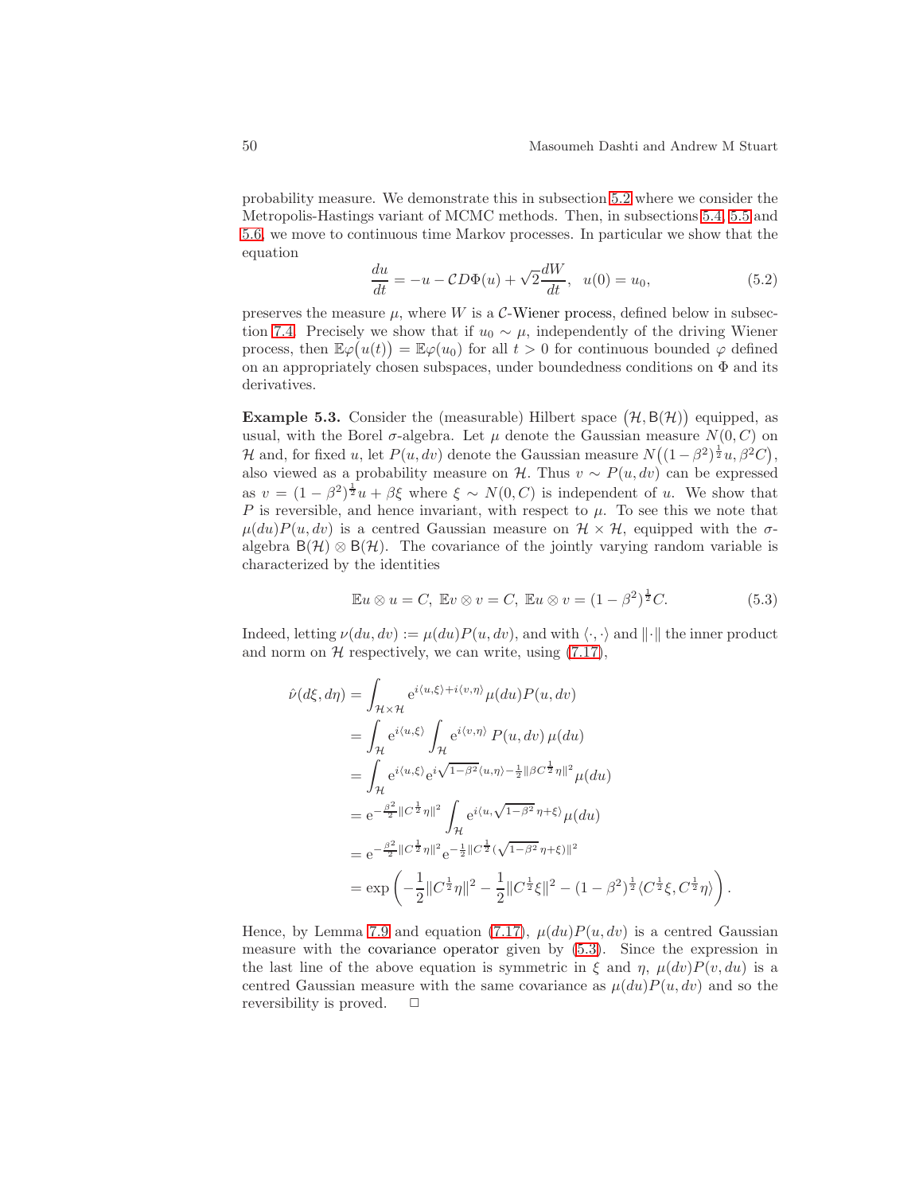probability measure. We demonstrate this in subsection 5.2 where we consider the Metropolis-Hastings variant of MCMC methods. Then, in subsections 5.4, 5.5 and 5.6, we move to continuous time Markov processes. In particular we show that the equation

$$\frac{du}{dt} = -u - \mathcal{C}D\Phi(u) + \sqrt{2}\frac{dW}{dt}, \quad u(0) = u_0, \tag{5.2}$$

preserves the measure $\mu$, where $W$ is a $\mathcal{C}$-Wiener process, defined below in subsection 7.4. Precisely we show that if $u_0 \sim \mu$, independently of the driving Wiener process, then $\mathbb{E}\varphi\big(u(t)\big) = \mathbb{E}\varphi(u_0)$ for all $t > 0$ for continuous bounded $\varphi$ defined on an appropriately chosen subspaces, under boundedness conditions on $\Phi$ and its derivatives.

**Example 5.3.** Consider the (measurable) Hilbert space $\big(\mathcal{H}, \mathsf{B}(\mathcal{H})\big)$ equipped, as usual, with the Borel $\sigma$-algebra. Let $\mu$ denote the Gaussian measure $N(0, C)$ on $\mathcal{H}$ and, for fixed $u$, let $P(u, dv)$ denote the Gaussian measure $N\big((1-\beta^2)^{\frac{1}{2}}u, \beta^2 C\big)$, also viewed as a probability measure on $\mathcal{H}$. Thus $v \sim P(u, dv)$ can be expressed as $v = (1-\beta^2)^{\frac{1}{2}}u + \beta\xi$ where $\xi \sim N(0, C)$ is independent of $u$. We show that $P$ is reversible, and hence invariant, with respect to $\mu$. To see this we note that $\mu(du)P(u, dv)$ is a centred Gaussian measure on $\mathcal{H} \times \mathcal{H}$, equipped with the $\sigma$-algebra $\mathsf{B}(\mathcal{H}) \otimes \mathsf{B}(\mathcal{H})$. The covariance of the jointly varying random variable is characterized by the identities

$$\mathbb{E}u \otimes u = C, \; \mathbb{E}v \otimes v = C, \; \mathbb{E}u \otimes v = (1-\beta^2)^{\frac{1}{2}}C. \tag{5.3}$$

Indeed, letting $\nu(du, dv) := \mu(du)P(u, dv)$, and with $\langle \cdot, \cdot \rangle$ and $\|\cdot\|$ the inner product and norm on $\mathcal{H}$ respectively, we can write, using (7.17),

$$\begin{aligned}
\hat{\nu}(d\xi, d\eta) &= \int_{\mathcal{H}\times\mathcal{H}} \mathrm{e}^{i\langle u,\xi\rangle + i\langle v,\eta\rangle}\mu(du)P(u, dv) \\
&= \int_{\mathcal{H}} \mathrm{e}^{i\langle u,\xi\rangle} \int_{\mathcal{H}} \mathrm{e}^{i\langle v,\eta\rangle}\, P(u, dv)\, \mu(du) \\
&= \int_{\mathcal{H}} \mathrm{e}^{i\langle u,\xi\rangle} \mathrm{e}^{i\sqrt{1-\beta^2}\langle u,\eta\rangle - \frac{1}{2}\|\beta C^{\frac{1}{2}}\eta\|^2}\mu(du) \\
&= \mathrm{e}^{-\frac{\beta^2}{2}\|C^{\frac{1}{2}}\eta\|^2} \int_{\mathcal{H}} \mathrm{e}^{i\langle u, \sqrt{1-\beta^2}\,\eta + \xi\rangle}\mu(du) \\
&= \mathrm{e}^{-\frac{\beta^2}{2}\|C^{\frac{1}{2}}\eta\|^2} \mathrm{e}^{-\frac{1}{2}\|C^{\frac{1}{2}}(\sqrt{1-\beta^2}\,\eta + \xi)\|^2} \\
&= \exp\left(-\frac{1}{2}\|C^{\frac{1}{2}}\eta\|^2 - \frac{1}{2}\|C^{\frac{1}{2}}\xi\|^2 - (1-\beta^2)^{\frac{1}{2}}\langle C^{\frac{1}{2}}\xi, C^{\frac{1}{2}}\eta\rangle\right).
\end{aligned}$$

Hence, by Lemma 7.9 and equation (7.17), $\mu(du)P(u, dv)$ is a centred Gaussian measure with the covariance operator given by (5.3). Since the expression in the last line of the above equation is symmetric in $\xi$ and $\eta$, $\mu(dv)P(v, du)$ is a centred Gaussian measure with the same covariance as $\mu(du)P(u, dv)$ and so the reversibility is proved. □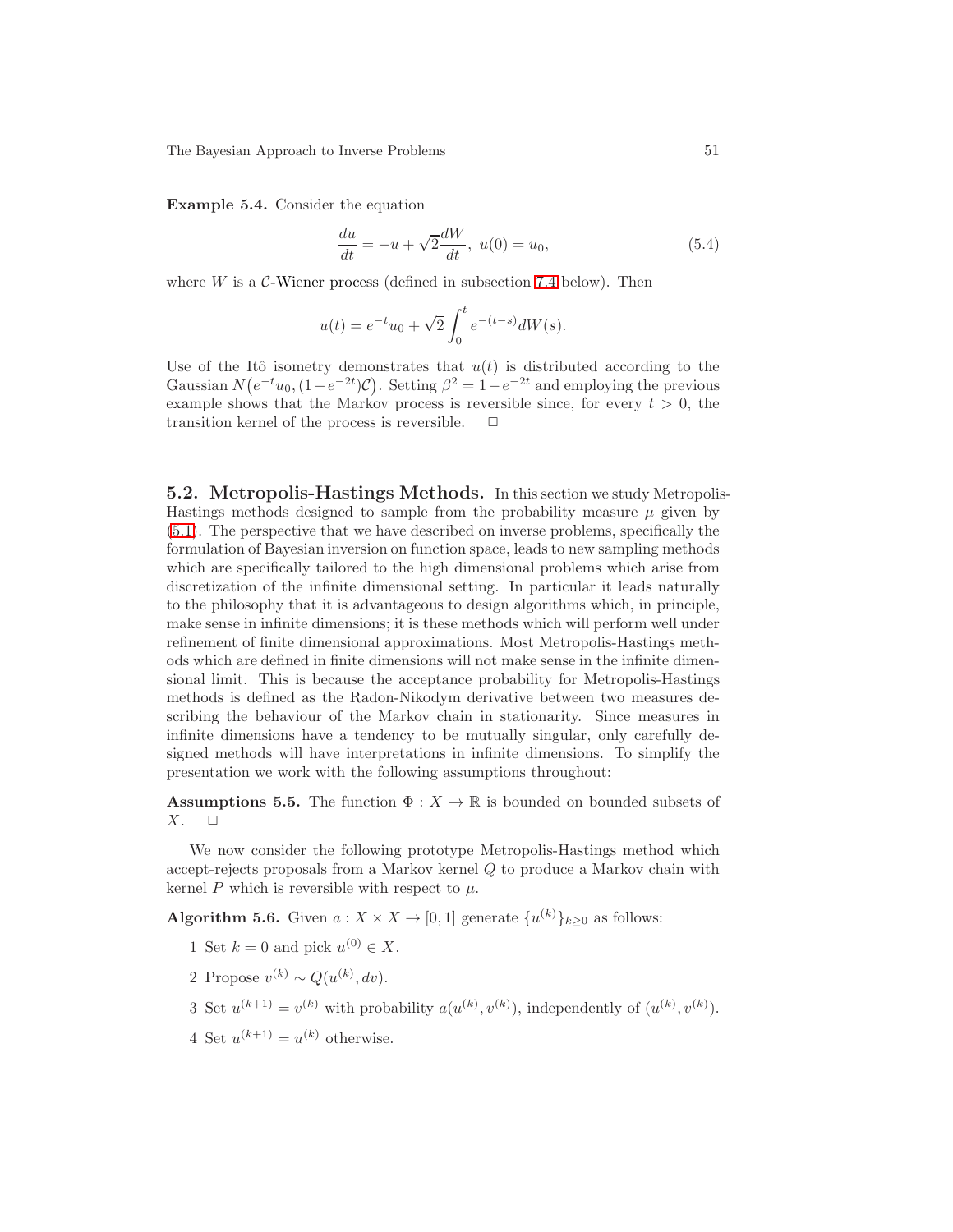**Example 5.4.** Consider the equation

$$\frac{du}{dt} = -u + \sqrt{2}\frac{dW}{dt}, \; u(0) = u_0, \tag{5.4}$$

where $W$ is a $\mathcal{C}$-Wiener process (defined in subsection 7.4 below). Then

$$u(t) = e^{-t}u_0 + \sqrt{2}\int_0^t e^{-(t-s)}dW(s).$$

Use of the Itô isometry demonstrates that $u(t)$ is distributed according to the Gaussian $N\big(e^{-t}u_0, (1-e^{-2t})\mathcal{C}\big)$. Setting $\beta^2 = 1-e^{-2t}$ and employing the previous example shows that the Markov process is reversible since, for every $t > 0$, the transition kernel of the process is reversible. $\Box$

## 5.2. Metropolis-Hastings Methods.

In this section we study Metropolis-Hastings methods designed to sample from the probability measure $\mu$ given by (5.1). The perspective that we have described on inverse problems, specifically the formulation of Bayesian inversion on function space, leads to new sampling methods which are specifically tailored to the high dimensional problems which arise from discretization of the infinite dimensional setting. In particular it leads naturally to the philosophy that it is advantageous to design algorithms which, in principle, make sense in infinite dimensions; it is these methods which will perform well under refinement of finite dimensional approximations. Most Metropolis-Hastings methods which are defined in finite dimensions will not make sense in the infinite dimensional limit. This is because the acceptance probability for Metropolis-Hastings methods is defined as the Radon-Nikodym derivative between two measures describing the behaviour of the Markov chain in stationarity. Since measures in infinite dimensions have a tendency to be mutually singular, only carefully designed methods will have interpretations in infinite dimensions. To simplify the presentation we work with the following assumptions throughout:

**Assumptions 5.5.** The function $\Phi : X \to \mathbb{R}$ is bounded on bounded subsets of $X$. $\Box$

We now consider the following prototype Metropolis-Hastings method which accept-rejects proposals from a Markov kernel $Q$ to produce a Markov chain with kernel $P$ which is reversible with respect to $\mu$.

**Algorithm 5.6.** Given $a : X \times X \to [0, 1]$ generate $\{u^{(k)}\}_{k\geq 0}$ as follows:

1 Set $k = 0$ and pick $u^{(0)} \in X$.

2 Propose $v^{(k)} \sim Q(u^{(k)}, dv)$.

3 Set $u^{(k+1)} = v^{(k)}$ with probability $a(u^{(k)}, v^{(k)})$, independently of $(u^{(k)}, v^{(k)})$.

4 Set $u^{(k+1)} = u^{(k)}$ otherwise.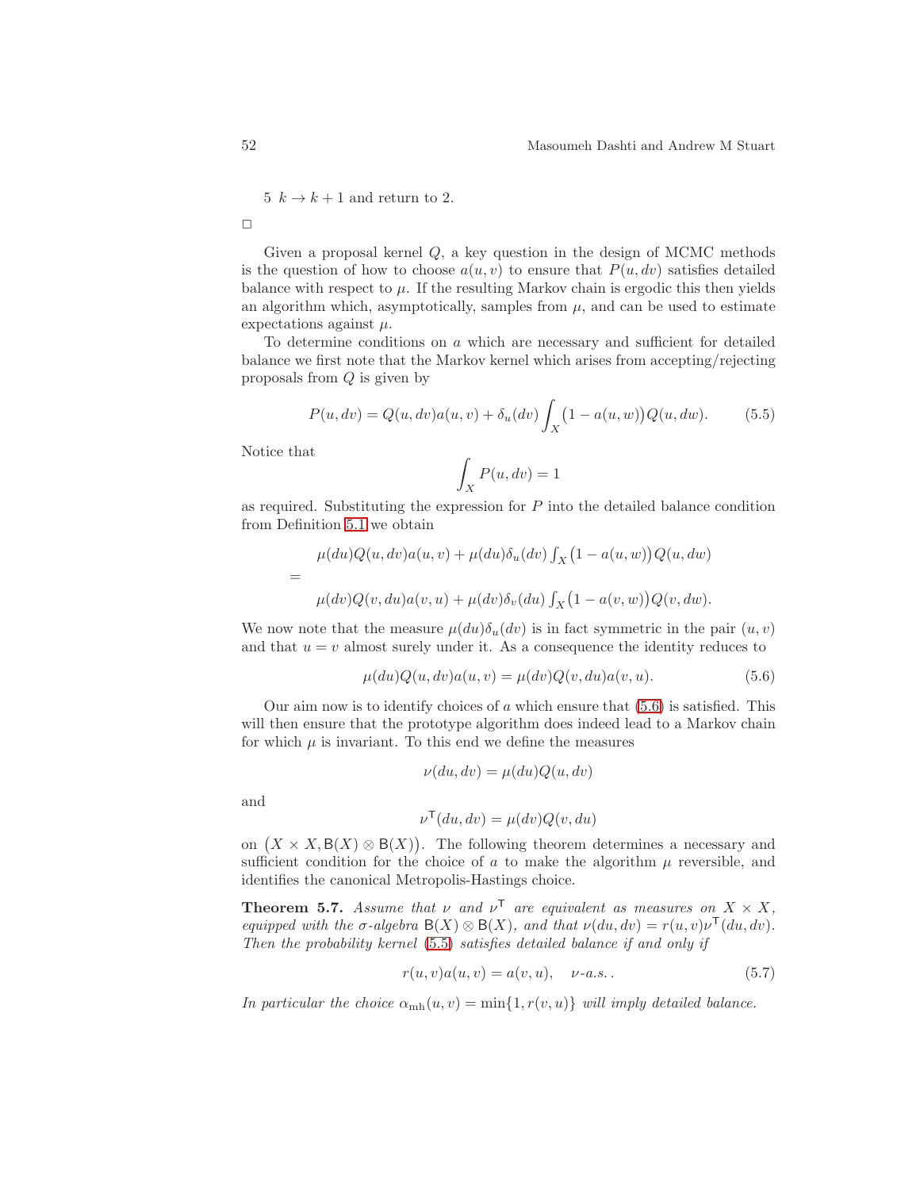5 $k \to k+1$ and return to 2.

□

Given a proposal kernel $Q$, a key question in the design of MCMC methods is the question of how to choose $a(u,v)$ to ensure that $P(u,dv)$ satisfies detailed balance with respect to $\mu$. If the resulting Markov chain is ergodic this then yields an algorithm which, asymptotically, samples from $\mu$, and can be used to estimate expectations against $\mu$.

To determine conditions on $a$ which are necessary and sufficient for detailed balance we first note that the Markov kernel which arises from accepting/rejecting proposals from $Q$ is given by

$$P(u,dv) = Q(u,dv)a(u,v) + \delta_u(dv)\int_X \big(1 - a(u,w)\big)Q(u,dw). \tag{5.5}$$

Notice that

$$\int_X P(u,dv) = 1$$

as required. Substituting the expression for $P$ into the detailed balance condition from Definition 5.1 we obtain

$$\begin{aligned}
&\mu(du)Q(u,dv)a(u,v) + \mu(du)\delta_u(dv)\int_X \big(1-a(u,w)\big)Q(u,dw)\\
=&\\
&\mu(dv)Q(v,du)a(v,u) + \mu(dv)\delta_v(du)\int_X \big(1-a(v,w)\big)Q(v,dw).
\end{aligned}$$

We now note that the measure $\mu(du)\delta_u(dv)$ is in fact symmetric in the pair $(u,v)$ and that $u=v$ almost surely under it. As a consequence the identity reduces to

$$\mu(du)Q(u,dv)a(u,v) = \mu(dv)Q(v,du)a(v,u). \tag{5.6}$$

Our aim now is to identify choices of $a$ which ensure that (5.6) is satisfied. This will then ensure that the prototype algorithm does indeed lead to a Markov chain for which $\mu$ is invariant. To this end we define the measures

$$\nu(du,dv) = \mu(du)Q(u,dv)$$

and

$$\nu^{\mathsf{T}}(du,dv) = \mu(dv)Q(v,du)$$

on $\big(X \times X, \mathsf{B}(X)\otimes\mathsf{B}(X)\big)$. The following theorem determines a necessary and sufficient condition for the choice of $a$ to make the algorithm $\mu$ reversible, and identifies the canonical Metropolis-Hastings choice.

**Theorem 5.7.** *Assume that $\nu$ and $\nu^{\mathsf{T}}$ are equivalent as measures on $X \times X$, equipped with the $\sigma$-algebra $\mathsf{B}(X)\otimes\mathsf{B}(X)$, and that $\nu(du,dv) = r(u,v)\nu^{\mathsf{T}}(du,dv)$. Then the probability kernel (5.5) satisfies detailed balance if and only if*

$$r(u,v)a(u,v) = a(v,u), \quad \nu\text{-a.s.}. \tag{5.7}$$

*In particular the choice $\alpha_{\mathrm{mh}}(u,v) = \min\{1, r(v,u)\}$ will imply detailed balance.*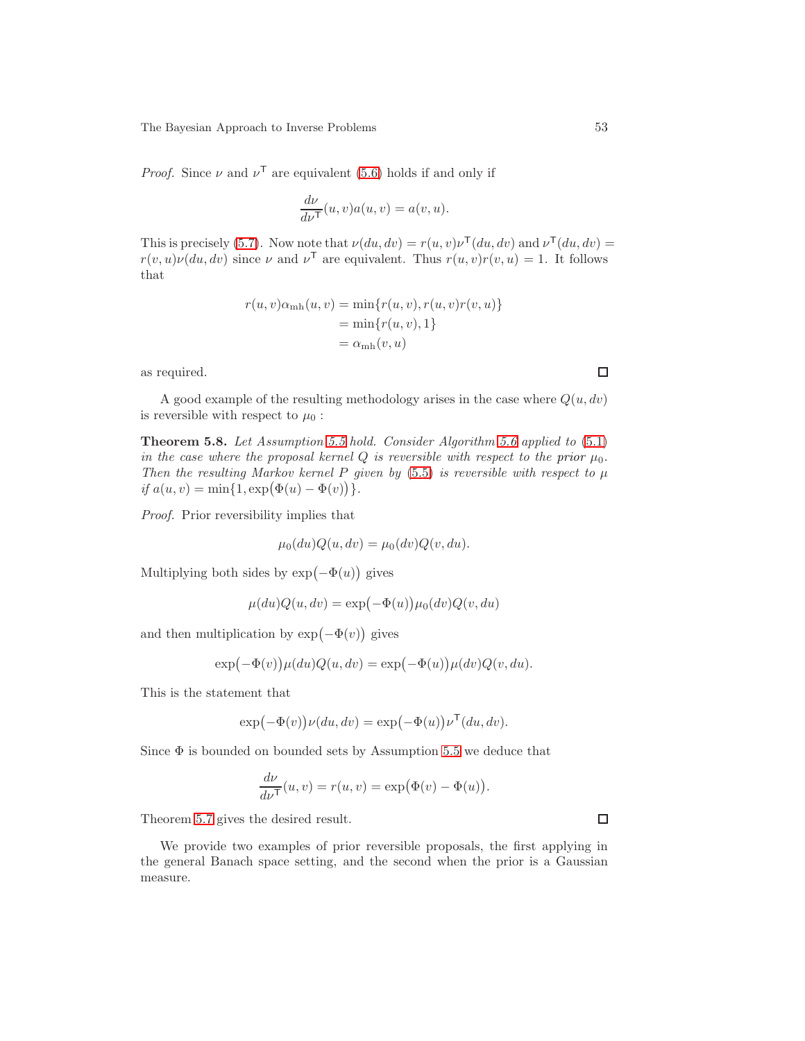*Proof.* Since $\nu$ and $\nu^{\mathsf{T}}$ are equivalent (5.6) holds if and only if

$$\frac{d\nu}{d\nu^{\mathsf{T}}}(u,v)a(u,v) = a(v,u).$$

This is precisely (5.7). Now note that $\nu(du,dv) = r(u,v)\nu^{\mathsf{T}}(du,dv)$ and $\nu^{\mathsf{T}}(du,dv) = r(v,u)\nu(du,dv)$ since $\nu$ and $\nu^{\mathsf{T}}$ are equivalent. Thus $r(u,v)r(v,u) = 1$. It follows that

$$\begin{aligned}
r(u,v)\alpha_{\mathrm{mh}}(u,v) &= \min\{r(u,v), r(u,v)r(v,u)\} \\
&= \min\{r(u,v), 1\} \\
&= \alpha_{\mathrm{mh}}(v,u)
\end{aligned}$$

as required. □

A good example of the resulting methodology arises in the case where $Q(u,dv)$ is reversible with respect to $\mu_0$ :

**Theorem 5.8.** *Let Assumption 5.5 hold. Consider Algorithm 5.6 applied to (5.1) in the case where the proposal kernel $Q$ is reversible with respect to the prior $\mu_0$. Then the resulting Markov kernel $P$ given by (5.5) is reversible with respect to $\mu$ if $a(u,v) = \min\{1, \exp\big(\Phi(u) - \Phi(v)\big)\}$.*

*Proof.* Prior reversibility implies that

$$\mu_0(du)Q(u,dv) = \mu_0(dv)Q(v,du).$$

Multiplying both sides by $\exp\big(-\Phi(u)\big)$ gives

$$\mu(du)Q(u,dv) = \exp\big(-\Phi(u)\big)\mu_0(dv)Q(v,du)$$

and then multiplication by $\exp\big(-\Phi(v)\big)$ gives

$$\exp\big(-\Phi(v)\big)\mu(du)Q(u,dv) = \exp\big(-\Phi(u)\big)\mu(dv)Q(v,du).$$

This is the statement that

$$\exp\big(-\Phi(v)\big)\nu(du,dv) = \exp\big(-\Phi(u)\big)\nu^{\mathsf{T}}(du,dv).$$

Since $\Phi$ is bounded on bounded sets by Assumption 5.5 we deduce that

$$\frac{d\nu}{d\nu^{\mathsf{T}}}(u,v) = r(u,v) = \exp\big(\Phi(v) - \Phi(u)\big).$$

Theorem 5.7 gives the desired result. □

We provide two examples of prior reversible proposals, the first applying in the general Banach space setting, and the second when the prior is a Gaussian measure.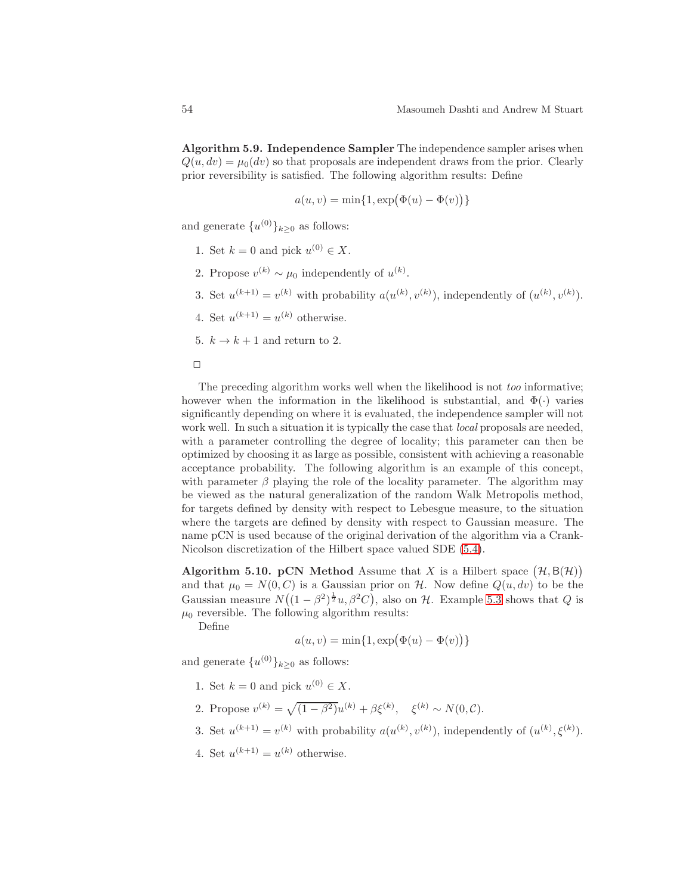**Algorithm 5.9. Independence Sampler** The independence sampler arises when $Q(u, dv) = \mu_0(dv)$ so that proposals are independent draws from the prior. Clearly prior reversibility is satisfied. The following algorithm results: Define

$$a(u, v) = \min\{1, \exp\bigl(\Phi(u) - \Phi(v)\bigr)\}$$

and generate $\{u^{(0)}\}_{k \geq 0}$ as follows:

1. Set $k = 0$ and pick $u^{(0)} \in X$.
2. Propose $v^{(k)} \sim \mu_0$ independently of $u^{(k)}$.
3. Set $u^{(k+1)} = v^{(k)}$ with probability $a(u^{(k)}, v^{(k)})$, independently of $(u^{(k)}, v^{(k)})$.
4. Set $u^{(k+1)} = u^{(k)}$ otherwise.
5. $k \to k + 1$ and return to 2.

□

The preceding algorithm works well when the likelihood is not *too* informative; however when the information in the likelihood is substantial, and $\Phi(\cdot)$ varies significantly depending on where it is evaluated, the independence sampler will not work well. In such a situation it is typically the case that *local* proposals are needed, with a parameter controlling the degree of locality; this parameter can then be optimized by choosing it as large as possible, consistent with achieving a reasonable acceptance probability. The following algorithm is an example of this concept, with parameter $\beta$ playing the role of the locality parameter. The algorithm may be viewed as the natural generalization of the random Walk Metropolis method, for targets defined by density with respect to Lebesgue measure, to the situation where the targets are defined by density with respect to Gaussian measure. The name pCN is used because of the original derivation of the algorithm via a Crank-Nicolson discretization of the Hilbert space valued SDE (5.4).

**Algorithm 5.10. pCN Method** Assume that $X$ is a Hilbert space $\bigl(\mathcal{H}, \mathsf{B}(\mathcal{H})\bigr)$ and that $\mu_0 = N(0, C)$ is a Gaussian prior on $\mathcal{H}$. Now define $Q(u, dv)$ to be the Gaussian measure $N\bigl((1-\beta^2)^{\frac{1}{2}}u, \beta^2 C\bigr)$, also on $\mathcal{H}$. Example 5.3 shows that $Q$ is $\mu_0$ reversible. The following algorithm results:

Define

$$a(u, v) = \min\{1, \exp\bigl(\Phi(u) - \Phi(v)\bigr)\}$$

and generate $\{u^{(0)}\}_{k \geq 0}$ as follows:

1. Set $k = 0$ and pick $u^{(0)} \in X$.
2. Propose $v^{(k)} = \sqrt{(1-\beta^2)}u^{(k)} + \beta\xi^{(k)}, \quad \xi^{(k)} \sim N(0, \mathcal{C})$.
3. Set $u^{(k+1)} = v^{(k)}$ with probability $a(u^{(k)}, v^{(k)})$, independently of $(u^{(k)}, \xi^{(k)})$.
4. Set $u^{(k+1)} = u^{(k)}$ otherwise.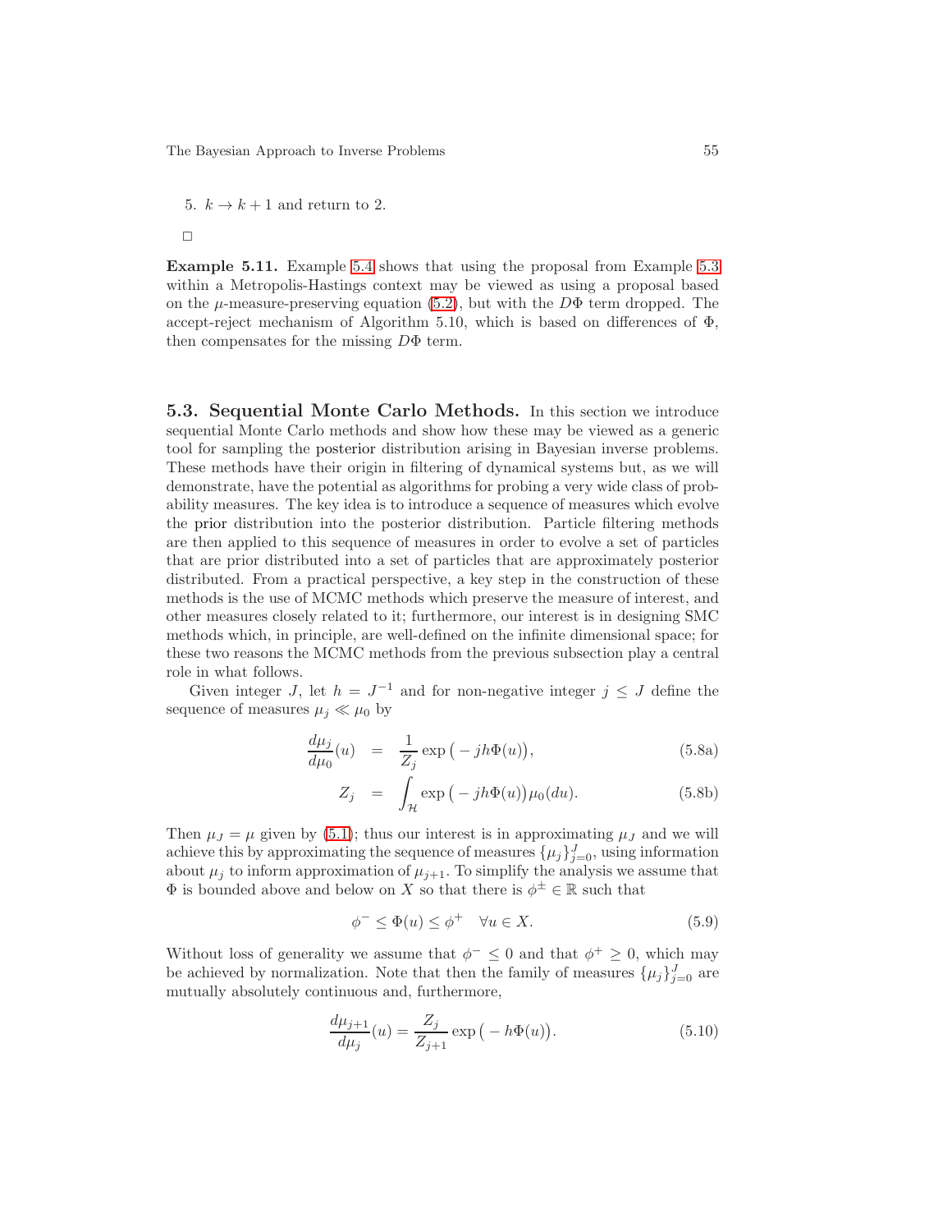5. $k \to k+1$ and return to 2.

□

**Example 5.11.** Example 5.4 shows that using the proposal from Example 5.3 within a Metropolis-Hastings context may be viewed as using a proposal based on the $\mu$-measure-preserving equation (5.2), but with the $D\Phi$ term dropped. The accept-reject mechanism of Algorithm 5.10, which is based on differences of $\Phi$, then compensates for the missing $D\Phi$ term.

### 5.3. Sequential Monte Carlo Methods.

In this section we introduce sequential Monte Carlo methods and show how these may be viewed as a generic tool for sampling the posterior distribution arising in Bayesian inverse problems. These methods have their origin in filtering of dynamical systems but, as we will demonstrate, have the potential as algorithms for probing a very wide class of probability measures. The key idea is to introduce a sequence of measures which evolve the prior distribution into the posterior distribution. Particle filtering methods are then applied to this sequence of measures in order to evolve a set of particles that are prior distributed into a set of particles that are approximately posterior distributed. From a practical perspective, a key step in the construction of these methods is the use of MCMC methods which preserve the measure of interest, and other measures closely related to it; furthermore, our interest is in designing SMC methods which, in principle, are well-defined on the infinite dimensional space; for these two reasons the MCMC methods from the previous subsection play a central role in what follows.

Given integer $J$, let $h = J^{-1}$ and for non-negative integer $j \le J$ define the sequence of measures $\mu_j \ll \mu_0$ by

$$
\frac{d\mu_j}{d\mu_0}(u) = \frac{1}{Z_j}\exp\big(-jh\Phi(u)\big), \tag{5.8a}
$$

$$
Z_j = \int_{\mathcal{H}} \exp\big(-jh\Phi(u)\big)\mu_0(du). \tag{5.8b}
$$

Then $\mu_J = \mu$ given by (5.1); thus our interest is in approximating $\mu_J$ and we will achieve this by approximating the sequence of measures $\{\mu_j\}_{j=0}^J$, using information about $\mu_j$ to inform approximation of $\mu_{j+1}$. To simplify the analysis we assume that $\Phi$ is bounded above and below on $X$ so that there is $\phi^{\pm} \in \mathbb{R}$ such that

$$
\phi^- \le \Phi(u) \le \phi^+ \quad \forall u \in X. \tag{5.9}
$$

Without loss of generality we assume that $\phi^- \le 0$ and that $\phi^+ \ge 0$, which may be achieved by normalization. Note that then the family of measures $\{\mu_j\}_{j=0}^J$ are mutually absolutely continuous and, furthermore,

$$
\frac{d\mu_{j+1}}{d\mu_j}(u) = \frac{Z_j}{Z_{j+1}}\exp\big(-h\Phi(u)\big). \tag{5.10}
$$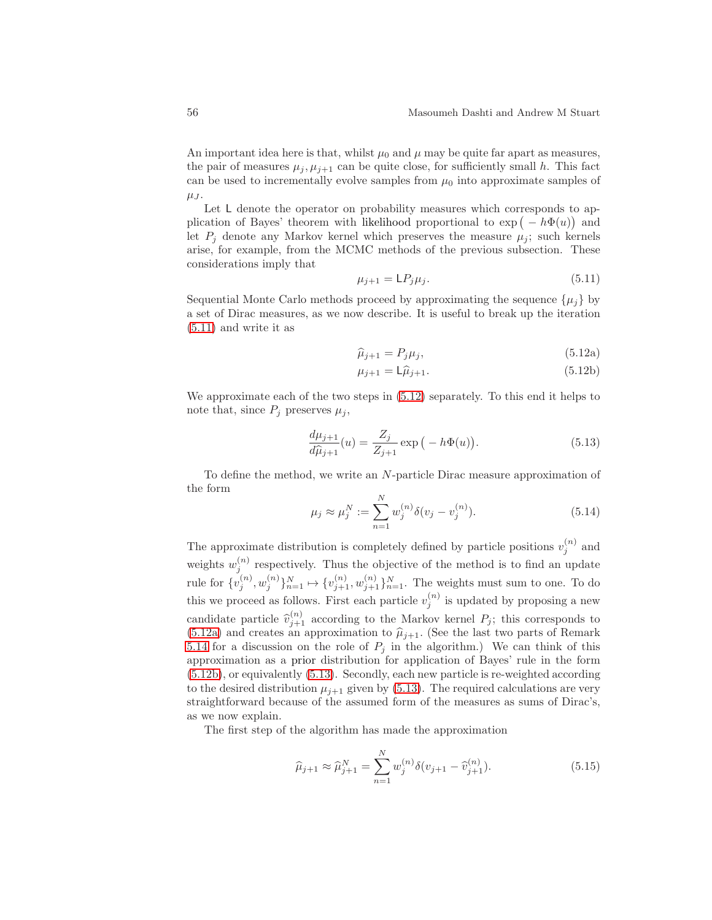An important idea here is that, whilst $\mu_0$ and $\mu$ may be quite far apart as measures, the pair of measures $\mu_j, \mu_{j+1}$ can be quite close, for sufficiently small $h$. This fact can be used to incrementally evolve samples from $\mu_0$ into approximate samples of $\mu_J$.

Let $\mathsf{L}$ denote the operator on probability measures which corresponds to application of Bayes' theorem with likelihood proportional to $\exp\big(-h\Phi(u)\big)$ and let $P_j$ denote any Markov kernel which preserves the measure $\mu_j$; such kernels arise, for example, from the MCMC methods of the previous subsection. These considerations imply that

$$\mu_{j+1} = \mathsf{L}P_j\mu_j. \tag{5.11}$$

Sequential Monte Carlo methods proceed by approximating the sequence $\{\mu_j\}$ by a set of Dirac measures, as we now describe. It is useful to break up the iteration (5.11) and write it as

$$\widehat{\mu}_{j+1} = P_j\mu_j, \tag{5.12a}$$

$$\mu_{j+1} = \mathsf{L}\widehat{\mu}_{j+1}. \tag{5.12b}$$

We approximate each of the two steps in (5.12) separately. To this end it helps to note that, since $P_j$ preserves $\mu_j$,

$$\frac{d\mu_{j+1}}{d\widehat{\mu}_{j+1}}(u) = \frac{Z_j}{Z_{j+1}}\exp\big(-h\Phi(u)\big). \tag{5.13}$$

To define the method, we write an $N$-particle Dirac measure approximation of the form

$$\mu_j \approx \mu_j^N := \sum_{n=1}^{N} w_j^{(n)}\delta(v_j - v_j^{(n)}). \tag{5.14}$$

The approximate distribution is completely defined by particle positions $v_j^{(n)}$ and weights $w_j^{(n)}$ respectively. Thus the objective of the method is to find an update rule for $\{v_j^{(n)}, w_j^{(n)}\}_{n=1}^N \mapsto \{v_{j+1}^{(n)}, w_{j+1}^{(n)}\}_{n=1}^N$. The weights must sum to one. To do this we proceed as follows. First each particle $v_j^{(n)}$ is updated by proposing a new candidate particle $\widehat{v}_{j+1}^{(n)}$ according to the Markov kernel $P_j$; this corresponds to (5.12a) and creates an approximation to $\widehat{\mu}_{j+1}$. (See the last two parts of Remark 5.14 for a discussion on the role of $P_j$ in the algorithm.) We can think of this approximation as a prior distribution for application of Bayes' rule in the form (5.12b), or equivalently (5.13). Secondly, each new particle is re-weighted according to the desired distribution $\mu_{j+1}$ given by (5.13). The required calculations are very straightforward because of the assumed form of the measures as sums of Dirac's, as we now explain.

The first step of the algorithm has made the approximation

$$\widehat{\mu}_{j+1} \approx \widehat{\mu}_{j+1}^N = \sum_{n=1}^{N} w_j^{(n)}\delta(v_{j+1} - \widehat{v}_{j+1}^{(n)}). \tag{5.15}$$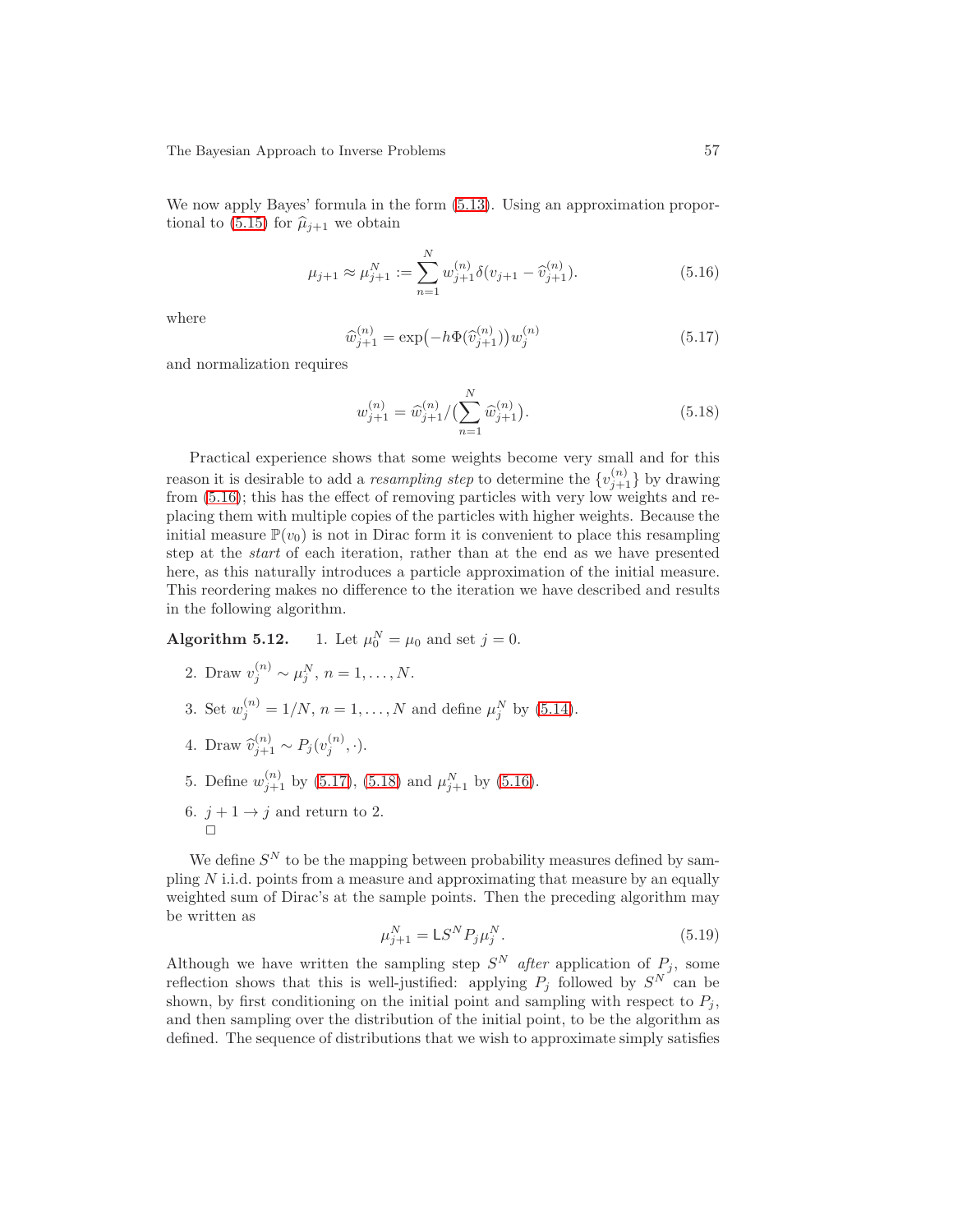We now apply Bayes' formula in the form (5.13). Using an approximation proportional to (5.15) for $\widehat{\mu}_{j+1}$ we obtain

$$\mu_{j+1} \approx \mu_{j+1}^N := \sum_{n=1}^{N} w_{j+1}^{(n)} \delta(v_{j+1} - \widehat{v}_{j+1}^{(n)}). \tag{5.16}$$

where

$$\widehat{w}_{j+1}^{(n)} = \exp\bigl(-h\Phi(\widehat{v}_{j+1}^{(n)})\bigr) w_j^{(n)} \tag{5.17}$$

and normalization requires

$$w_{j+1}^{(n)} = \widehat{w}_{j+1}^{(n)} / \bigl(\sum_{n=1}^{N} \widehat{w}_{j+1}^{(n)}\bigr). \tag{5.18}$$

Practical experience shows that some weights become very small and for this reason it is desirable to add a *resampling step* to determine the $\{v_{j+1}^{(n)}\}$ by drawing from (5.16); this has the effect of removing particles with very low weights and replacing them with multiple copies of the particles with higher weights. Because the initial measure $\mathbb{P}(v_0)$ is not in Dirac form it is convenient to place this resampling step at the *start* of each iteration, rather than at the end as we have presented here, as this naturally introduces a particle approximation of the initial measure. This reordering makes no difference to the iteration we have described and results in the following algorithm.

**Algorithm 5.12.**

1. Let $\mu_0^N = \mu_0$ and set $j = 0$.
2. Draw $v_j^{(n)} \sim \mu_j^N$, $n = 1, \dots, N$.
3. Set $w_j^{(n)} = 1/N$, $n = 1, \dots, N$ and define $\mu_j^N$ by (5.14).
4. Draw $\widehat{v}_{j+1}^{(n)} \sim P_j(v_j^{(n)}, \cdot)$.
5. Define $w_{j+1}^{(n)}$ by (5.17), (5.18) and $\mu_{j+1}^N$ by (5.16).
6. $j + 1 \to j$ and return to 2.

□

We define $S^N$ to be the mapping between probability measures defined by sampling $N$ i.i.d. points from a measure and approximating that measure by an equally weighted sum of Dirac's at the sample points. Then the preceding algorithm may be written as

$$\mu_{j+1}^N = \mathsf{L} S^N P_j \mu_j^N. \tag{5.19}$$

Although we have written the sampling step $S^N$ *after* application of $P_j$, some reflection shows that this is well-justified: applying $P_j$ followed by $S^N$ can be shown, by first conditioning on the initial point and sampling with respect to $P_j$, and then sampling over the distribution of the initial point, to be the algorithm as defined. The sequence of distributions that we wish to approximate simply satisfies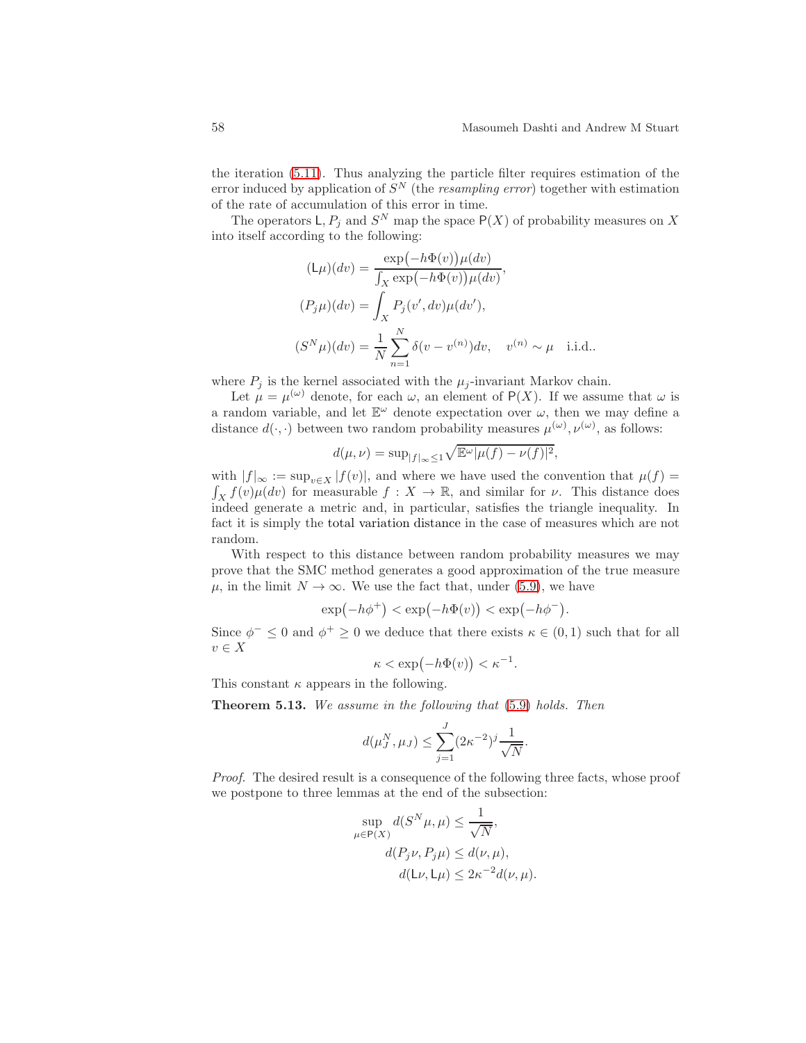the iteration (5.11). Thus analyzing the particle filter requires estimation of the error induced by application of $S^N$ (the *resampling error*) together with estimation of the rate of accumulation of this error in time.

The operators $\mathsf{L}, P_j$ and $S^N$ map the space $\mathsf{P}(X)$ of probability measures on $X$ into itself according to the following:

$$
\begin{aligned}
(\mathsf{L}\mu)(dv) &= \frac{\exp\bigl(-h\Phi(v)\bigr)\mu(dv)}{\int_X \exp\bigl(-h\Phi(v)\bigr)\mu(dv)},\\
(P_j\mu)(dv) &= \int_X P_j(v', dv)\mu(dv'),\\
(S^N\mu)(dv) &= \frac{1}{N}\sum_{n=1}^{N}\delta(v - v^{(n)})dv, \quad v^{(n)} \sim \mu \quad \text{i.i.d.}.
\end{aligned}
$$

where $P_j$ is the kernel associated with the $\mu_j$-invariant Markov chain.

Let $\mu = \mu^{(\omega)}$ denote, for each $\omega$, an element of $\mathsf{P}(X)$. If we assume that $\omega$ is a random variable, and let $\mathbb{E}^\omega$ denote expectation over $\omega$, then we may define a distance $d(\cdot,\cdot)$ between two random probability measures $\mu^{(\omega)}, \nu^{(\omega)}$, as follows:

$$
d(\mu,\nu) = \sup_{|f|_\infty \le 1}\sqrt{\mathbb{E}^\omega|\mu(f) - \nu(f)|^2},
$$

with $|f|_\infty := \sup_{v\in X}|f(v)|$, and where we have used the convention that $\mu(f) = \int_X f(v)\mu(dv)$ for measurable $f : X \to \mathbb{R}$, and similar for $\nu$. This distance does indeed generate a metric and, in particular, satisfies the triangle inequality. In fact it is simply the total variation distance in the case of measures which are not random.

With respect to this distance between random probability measures we may prove that the SMC method generates a good approximation of the true measure $\mu$, in the limit $N \to \infty$. We use the fact that, under (5.9), we have

$$
\exp\bigl(-h\phi^+\bigr) < \exp\bigl(-h\Phi(v)\bigr) < \exp\bigl(-h\phi^-\bigr).
$$

Since $\phi^- \le 0$ and $\phi^+ \ge 0$ we deduce that there exists $\kappa \in (0,1)$ such that for all $v \in X$

$$
\kappa < \exp\bigl(-h\Phi(v)\bigr) < \kappa^{-1}.
$$

This constant $\kappa$ appears in the following.

**Theorem 5.13.** *We assume in the following that (5.9) holds. Then*

$$
d(\mu_J^N, \mu_J) \le \sum_{j=1}^{J}(2\kappa^{-2})^j\frac{1}{\sqrt{N}}.
$$

*Proof.* The desired result is a consequence of the following three facts, whose proof we postpone to three lemmas at the end of the subsection:

$$
\begin{aligned}
\sup_{\mu\in\mathsf{P}(X)} d(S^N\mu,\mu) &\le \frac{1}{\sqrt{N}},\\
d(P_j\nu, P_j\mu) &\le d(\nu,\mu),\\
d(\mathsf{L}\nu,\mathsf{L}\mu) &\le 2\kappa^{-2}d(\nu,\mu).
\end{aligned}
$$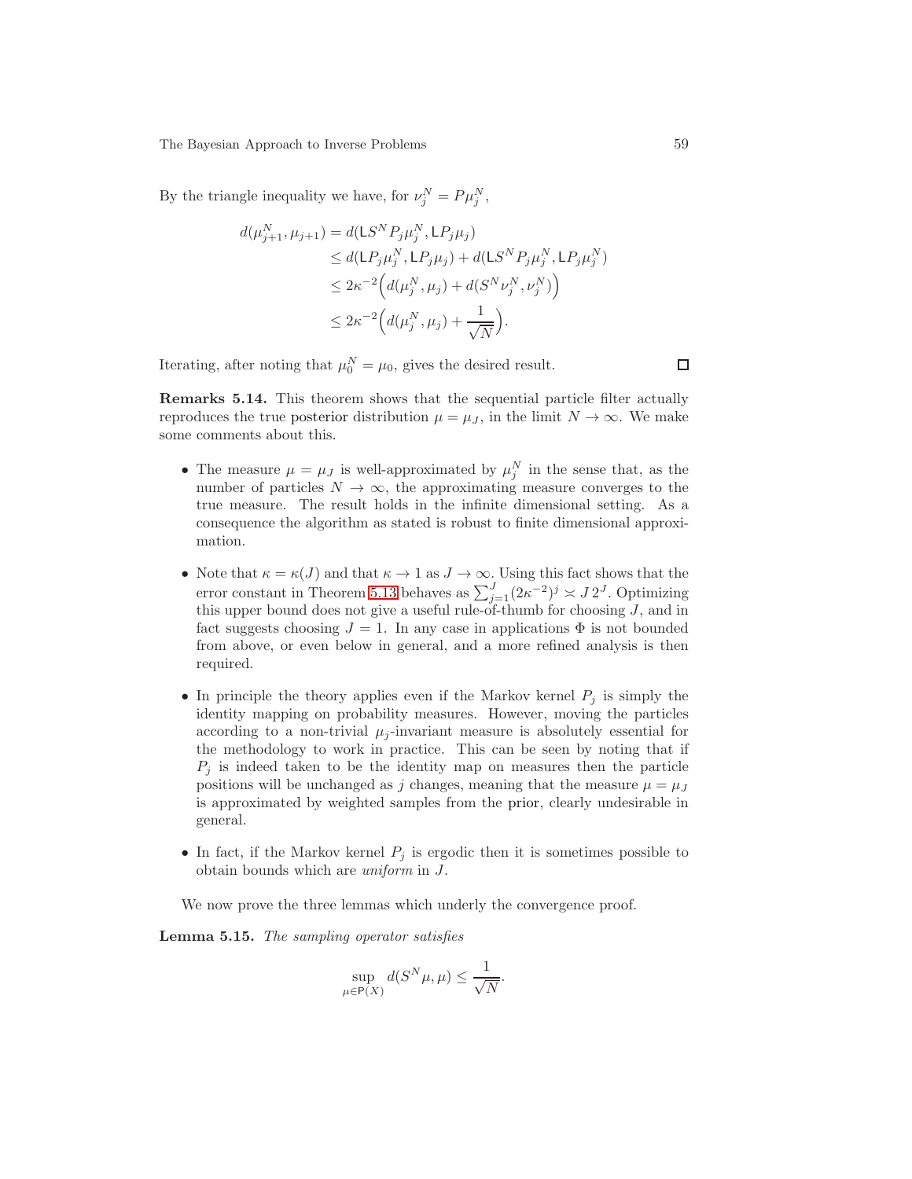By the triangle inequality we have, for $\nu_j^N = P\mu_j^N$,

$$
\begin{aligned}
d(\mu_{j+1}^N, \mu_{j+1}) &= d(\mathsf{L}S^N P_j \mu_j^N, \mathsf{L}P_j\mu_j) \\
&\le d(\mathsf{L}P_j\mu_j^N, \mathsf{L}P_j\mu_j) + d(\mathsf{L}S^N P_j\mu_j^N, \mathsf{L}P_j\mu_j^N) \\
&\le 2\kappa^{-2}\Big(d(\mu_j^N, \mu_j) + d(S^N\nu_j^N, \nu_j^N)\Big) \\
&\le 2\kappa^{-2}\Big(d(\mu_j^N, \mu_j) + \frac{1}{\sqrt{N}}\Big).
\end{aligned}
$$

Iterating, after noting that $\mu_0^N = \mu_0$, gives the desired result. □

**Remarks 5.14.** This theorem shows that the sequential particle filter actually reproduces the true posterior distribution $\mu = \mu_J$, in the limit $N \to \infty$. We make some comments about this.

- The measure $\mu = \mu_J$ is well-approximated by $\mu_j^N$ in the sense that, as the number of particles $N \to \infty$, the approximating measure converges to the true measure. The result holds in the infinite dimensional setting. As a consequence the algorithm as stated is robust to finite dimensional approximation.

- Note that $\kappa = \kappa(J)$ and that $\kappa \to 1$ as $J \to \infty$. Using this fact shows that the error constant in Theorem 5.13 behaves as $\sum_{j=1}^{J}(2\kappa^{-2})^j \asymp J\,2^J$. Optimizing this upper bound does not give a useful rule-of-thumb for choosing $J$, and in fact suggests choosing $J = 1$. In any case in applications $\Phi$ is not bounded from above, or even below in general, and a more refined analysis is then required.

- In principle the theory applies even if the Markov kernel $P_j$ is simply the identity mapping on probability measures. However, moving the particles according to a non-trivial $\mu_j$-invariant measure is absolutely essential for the methodology to work in practice. This can be seen by noting that if $P_j$ is indeed taken to be the identity map on measures then the particle positions will be unchanged as $j$ changes, meaning that the measure $\mu = \mu_J$ is approximated by weighted samples from the prior, clearly undesirable in general.

- In fact, if the Markov kernel $P_j$ is ergodic then it is sometimes possible to obtain bounds which are *uniform* in $J$.

We now prove the three lemmas which underly the convergence proof.

**Lemma 5.15.** *The sampling operator satisfies*

$$
\sup_{\mu\in\mathsf{P}(X)} d(S^N\mu, \mu) \le \frac{1}{\sqrt{N}}.
$$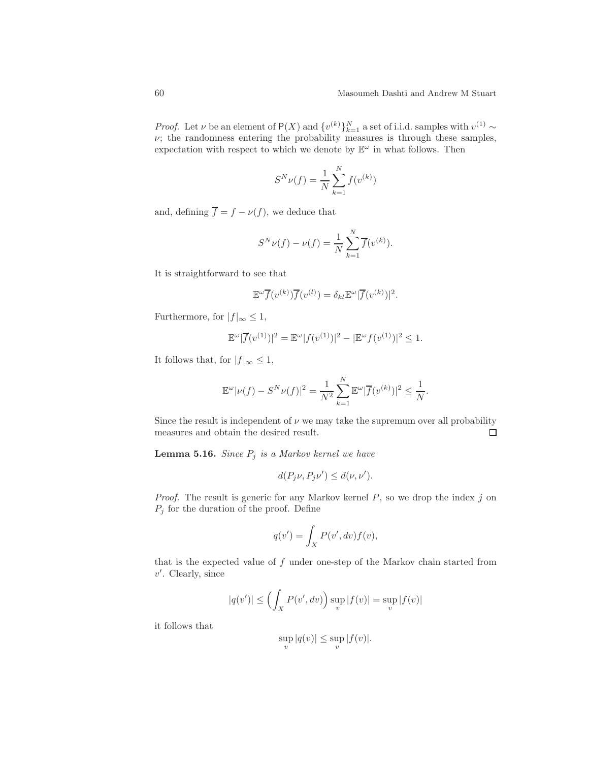*Proof.* Let $\nu$ be an element of $\mathsf{P}(X)$ and $\{v^{(k)}\}_{k=1}^N$ a set of i.i.d. samples with $v^{(1)} \sim \nu$; the randomness entering the probability measures is through these samples, expectation with respect to which we denote by $\mathbb{E}^\omega$ in what follows. Then

$$S^N\nu(f) = \frac{1}{N}\sum_{k=1}^N f(v^{(k)})$$

and, defining $\overline{f} = f - \nu(f)$, we deduce that

$$S^N\nu(f) - \nu(f) = \frac{1}{N}\sum_{k=1}^N \overline{f}(v^{(k)}).$$

It is straightforward to see that

$$\mathbb{E}^\omega \overline{f}(v^{(k)})\overline{f}(v^{(l)}) = \delta_{kl}\mathbb{E}^\omega|\overline{f}(v^{(k)})|^2.$$

Furthermore, for $|f|_\infty \le 1$,

$$\mathbb{E}^\omega|\overline{f}(v^{(1)})|^2 = \mathbb{E}^\omega|f(v^{(1)})|^2 - |\mathbb{E}^\omega f(v^{(1)})|^2 \le 1.$$

It follows that, for $|f|_\infty \le 1$,

$$\mathbb{E}^\omega|\nu(f) - S^N\nu(f)|^2 = \frac{1}{N^2}\sum_{k=1}^N \mathbb{E}^\omega|\overline{f}(v^{(k)})|^2 \le \frac{1}{N}.$$

Since the result is independent of $\nu$ we may take the supremum over all probability measures and obtain the desired result. □

**Lemma 5.16.** *Since $P_j$ is a Markov kernel we have*

$$d(P_j\nu, P_j\nu') \le d(\nu, \nu').$$

*Proof.* The result is generic for any Markov kernel $P$, so we drop the index $j$ on $P_j$ for the duration of the proof. Define

$$q(v') = \int_X P(v', dv)f(v),$$

that is the expected value of $f$ under one-step of the Markov chain started from $v'$. Clearly, since

$$|q(v')| \le \Big(\int_X P(v', dv)\Big)\sup_v |f(v)| = \sup_v |f(v)|$$

it follows that

$$\sup_v |q(v)| \le \sup_v |f(v)|.$$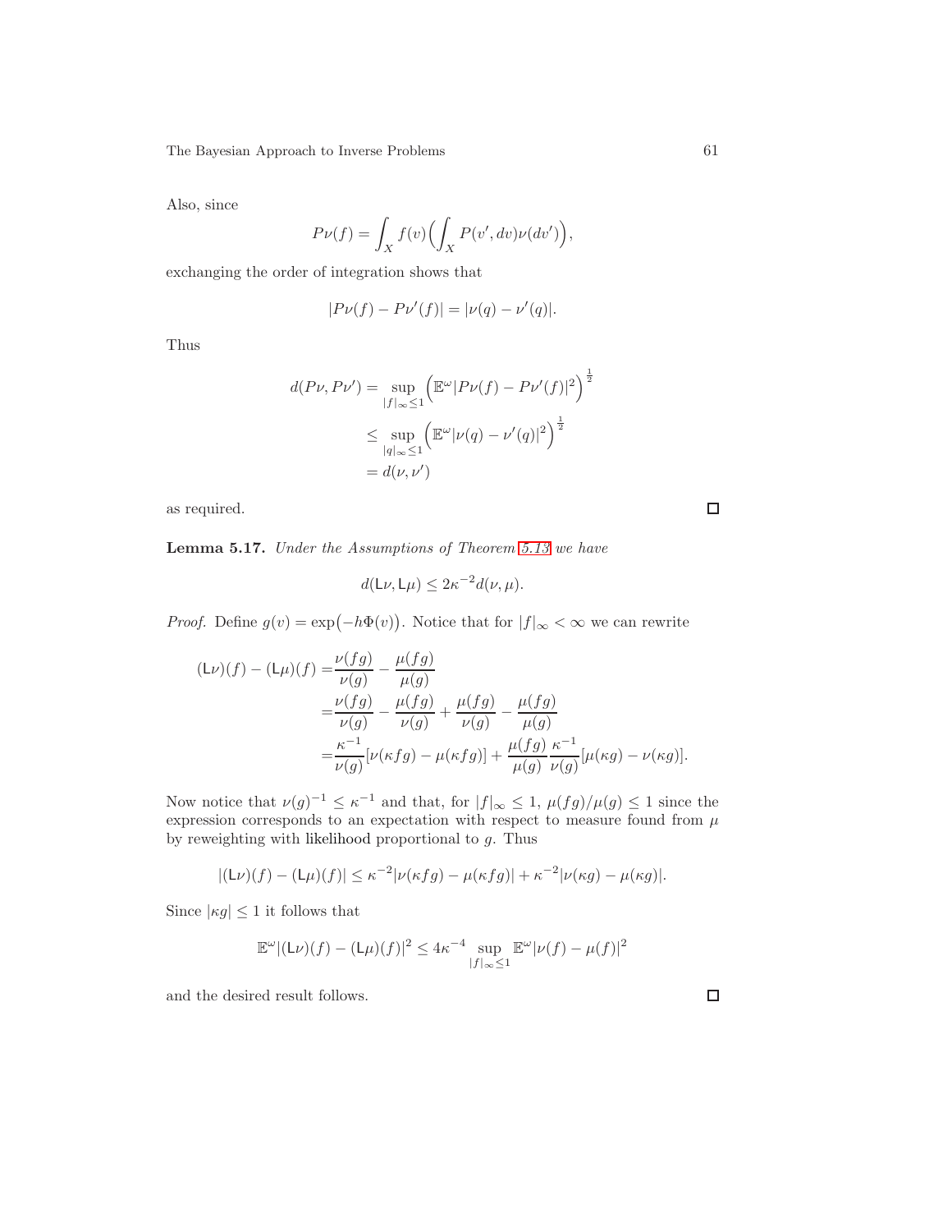Also, since

$$P\nu(f) = \int_X f(v)\Big(\int_X P(v', dv)\nu(dv')\Big),$$

exchanging the order of integration shows that

$$|P\nu(f) - P\nu'(f)| = |\nu(q) - \nu'(q)|.$$

Thus

$$\begin{aligned} d(P\nu, P\nu') &= \sup_{|f|_\infty \le 1} \Big(\mathbb{E}^\omega |P\nu(f) - P\nu'(f)|^2\Big)^{\frac{1}{2}} \\ &\le \sup_{|q|_\infty \le 1} \Big(\mathbb{E}^\omega |\nu(q) - \nu'(q)|^2\Big)^{\frac{1}{2}} \\ &= d(\nu, \nu') \end{aligned}$$

as required. □

**Lemma 5.17.** *Under the Assumptions of Theorem 5.13 we have*

$$d(\mathsf{L}\nu, \mathsf{L}\mu) \le 2\kappa^{-2} d(\nu, \mu).$$

*Proof.* Define $g(v) = \exp\big(-h\Phi(v)\big)$. Notice that for $|f|_\infty < \infty$ we can rewrite

$$\begin{aligned} (\mathsf{L}\nu)(f) - (\mathsf{L}\mu)(f) =& \frac{\nu(fg)}{\nu(g)} - \frac{\mu(fg)}{\mu(g)} \\ =& \frac{\nu(fg)}{\nu(g)} - \frac{\mu(fg)}{\nu(g)} + \frac{\mu(fg)}{\nu(g)} - \frac{\mu(fg)}{\mu(g)} \\ =& \frac{\kappa^{-1}}{\nu(g)}[\nu(\kappa fg) - \mu(\kappa fg)] + \frac{\mu(fg)}{\mu(g)}\frac{\kappa^{-1}}{\nu(g)}[\mu(\kappa g) - \nu(\kappa g)]. \end{aligned}$$

Now notice that $\nu(g)^{-1} \le \kappa^{-1}$ and that, for $|f|_\infty \le 1$, $\mu(fg)/\mu(g) \le 1$ since the expression corresponds to an expectation with respect to measure found from $\mu$ by reweighting with likelihood proportional to $g$. Thus

$$|(\mathsf{L}\nu)(f) - (\mathsf{L}\mu)(f)| \le \kappa^{-2}|\nu(\kappa fg) - \mu(\kappa fg)| + \kappa^{-2}|\nu(\kappa g) - \mu(\kappa g)|.$$

Since $|\kappa g| \le 1$ it follows that

$$\mathbb{E}^\omega |(\mathsf{L}\nu)(f) - (\mathsf{L}\mu)(f)|^2 \le 4\kappa^{-4} \sup_{|f|_\infty \le 1} \mathbb{E}^\omega |\nu(f) - \mu(f)|^2$$

and the desired result follows. □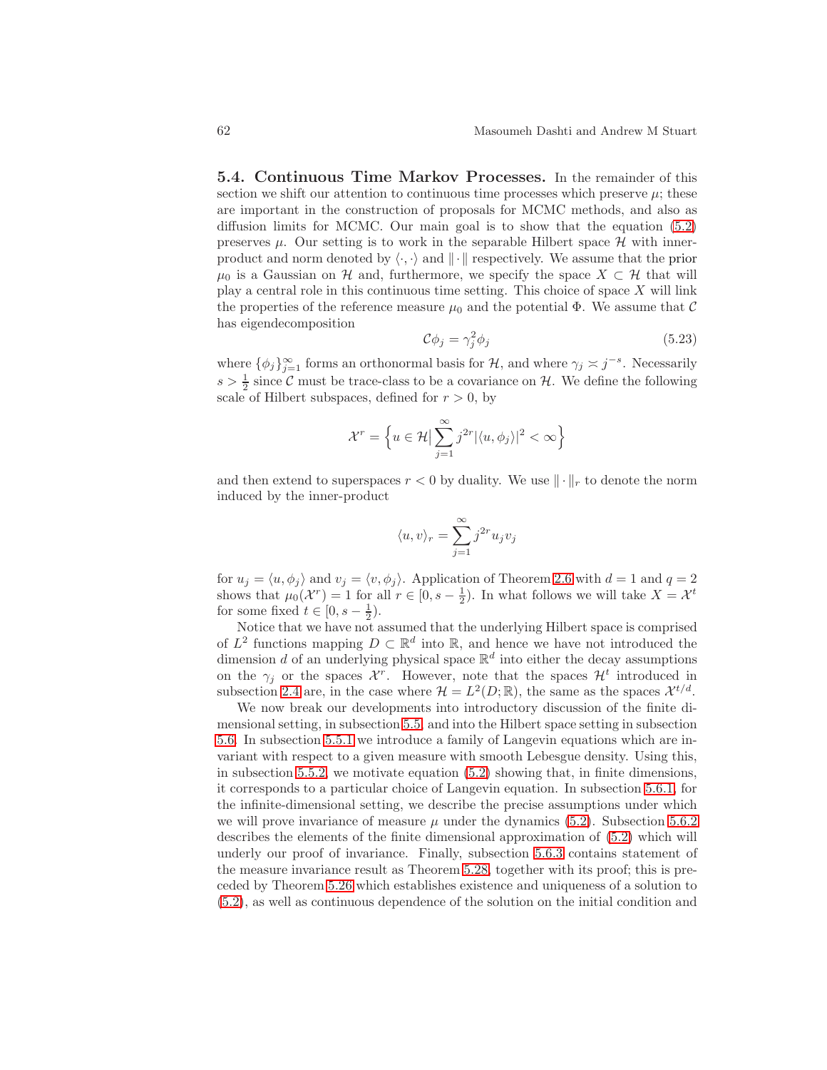**5.4. Continuous Time Markov Processes.** In the remainder of this section we shift our attention to continuous time processes which preserve $\mu$; these are important in the construction of proposals for MCMC methods, and also as diffusion limits for MCMC. Our main goal is to show that the equation (5.2) preserves $\mu$. Our setting is to work in the separable Hilbert space $\mathcal{H}$ with inner-product and norm denoted by $\langle \cdot, \cdot \rangle$ and $\| \cdot \|$ respectively. We assume that the prior $\mu_0$ is a Gaussian on $\mathcal{H}$ and, furthermore, we specify the space $X \subset \mathcal{H}$ that will play a central role in this continuous time setting. This choice of space $X$ will link the properties of the reference measure $\mu_0$ and the potential $\Phi$. We assume that $\mathcal{C}$ has eigendecomposition

$$\mathcal{C}\phi_j = \gamma_j^2 \phi_j \tag{5.23}$$

where $\{\phi_j\}_{j=1}^{\infty}$ forms an orthonormal basis for $\mathcal{H}$, and where $\gamma_j \asymp j^{-s}$. Necessarily $s > \frac{1}{2}$ since $\mathcal{C}$ must be trace-class to be a covariance on $\mathcal{H}$. We define the following scale of Hilbert subspaces, defined for $r > 0$, by

$$\mathcal{X}^r = \Big\{ u \in \mathcal{H} \Big| \sum_{j=1}^{\infty} j^{2r} |\langle u, \phi_j \rangle|^2 < \infty \Big\}$$

and then extend to superspaces $r < 0$ by duality. We use $\| \cdot \|_r$ to denote the norm induced by the inner-product

$$\langle u, v \rangle_r = \sum_{j=1}^{\infty} j^{2r} u_j v_j$$

for $u_j = \langle u, \phi_j \rangle$ and $v_j = \langle v, \phi_j \rangle$. Application of Theorem 2.6 with $d = 1$ and $q = 2$ shows that $\mu_0(\mathcal{X}^r) = 1$ for all $r \in [0, s - \frac{1}{2})$. In what follows we will take $X = \mathcal{X}^t$ for some fixed $t \in [0, s - \frac{1}{2})$.

Notice that we have not assumed that the underlying Hilbert space is comprised of $L^2$ functions mapping $D \subset \mathbb{R}^d$ into $\mathbb{R}$, and hence we have not introduced the dimension $d$ of an underlying physical space $\mathbb{R}^d$ into either the decay assumptions on the $\gamma_j$ or the spaces $\mathcal{X}^r$. However, note that the spaces $\mathcal{H}^t$ introduced in subsection 2.4 are, in the case where $\mathcal{H} = L^2(D; \mathbb{R})$, the same as the spaces $\mathcal{X}^{t/d}$.

We now break our developments into introductory discussion of the finite dimensional setting, in subsection 5.5, and into the Hilbert space setting in subsection 5.6. In subsection 5.5.1 we introduce a family of Langevin equations which are invariant with respect to a given measure with smooth Lebesgue density. Using this, in subsection 5.5.2, we motivate equation (5.2) showing that, in finite dimensions, it corresponds to a particular choice of Langevin equation. In subsection 5.6.1, for the infinite-dimensional setting, we describe the precise assumptions under which we will prove invariance of measure $\mu$ under the dynamics (5.2). Subsection 5.6.2 describes the elements of the finite dimensional approximation of (5.2) which will underly our proof of invariance. Finally, subsection 5.6.3 contains statement of the measure invariance result as Theorem 5.28, together with its proof; this is preceded by Theorem 5.26 which establishes existence and uniqueness of a solution to (5.2), as well as continuous dependence of the solution on the initial condition and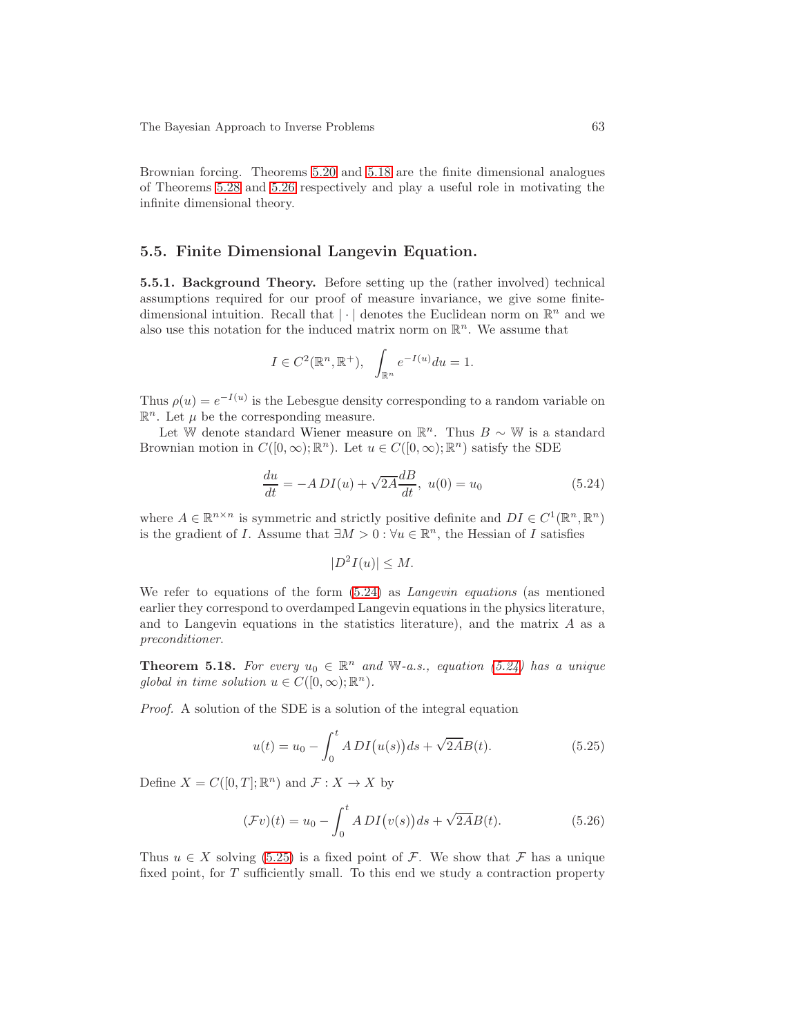Brownian forcing. Theorems 5.20 and 5.18 are the finite dimensional analogues of Theorems 5.28 and 5.26 respectively and play a useful role in motivating the infinite dimensional theory.

## 5.5. Finite Dimensional Langevin Equation.

### 5.5.1. Background Theory.

Before setting up the (rather involved) technical assumptions required for our proof of measure invariance, we give some finite-dimensional intuition. Recall that $|\cdot|$ denotes the Euclidean norm on $\mathbb{R}^n$ and we also use this notation for the induced matrix norm on $\mathbb{R}^n$. We assume that

$$I \in C^2(\mathbb{R}^n, \mathbb{R}^+), \quad \int_{\mathbb{R}^n} e^{-I(u)} du = 1.$$

Thus $\rho(u) = e^{-I(u)}$ is the Lebesgue density corresponding to a random variable on $\mathbb{R}^n$. Let $\mu$ be the corresponding measure.

Let $\mathbb{W}$ denote standard Wiener measure on $\mathbb{R}^n$. Thus $B \sim \mathbb{W}$ is a standard Brownian motion in $C([0,\infty);\mathbb{R}^n)$. Let $u \in C([0,\infty);\mathbb{R}^n)$ satisfy the SDE

$$\frac{du}{dt} = -A\,DI(u) + \sqrt{2A}\frac{dB}{dt}, \; u(0) = u_0 \tag{5.24}$$

where $A \in \mathbb{R}^{n\times n}$ is symmetric and strictly positive definite and $DI \in C^1(\mathbb{R}^n, \mathbb{R}^n)$ is the gradient of $I$. Assume that $\exists M > 0 : \forall u \in \mathbb{R}^n$, the Hessian of $I$ satisfies

$$|D^2 I(u)| \le M.$$

We refer to equations of the form (5.24) as *Langevin equations* (as mentioned earlier they correspond to overdamped Langevin equations in the physics literature, and to Langevin equations in the statistics literature), and the matrix $A$ as a *preconditioner*.

**Theorem 5.18.** *For every $u_0 \in \mathbb{R}^n$ and $\mathbb{W}$-a.s., equation (5.24) has a unique global in time solution $u \in C([0,\infty);\mathbb{R}^n)$.*

*Proof.* A solution of the SDE is a solution of the integral equation

$$u(t) = u_0 - \int_0^t A\,DI\big(u(s)\big)ds + \sqrt{2A}B(t). \tag{5.25}$$

Define $X = C([0,T];\mathbb{R}^n)$ and $\mathcal{F} : X \to X$ by

$$(\mathcal{F}v)(t) = u_0 - \int_0^t A\,DI\big(v(s)\big)ds + \sqrt{2A}B(t). \tag{5.26}$$

Thus $u \in X$ solving (5.25) is a fixed point of $\mathcal{F}$. We show that $\mathcal{F}$ has a unique fixed point, for $T$ sufficiently small. To this end we study a contraction property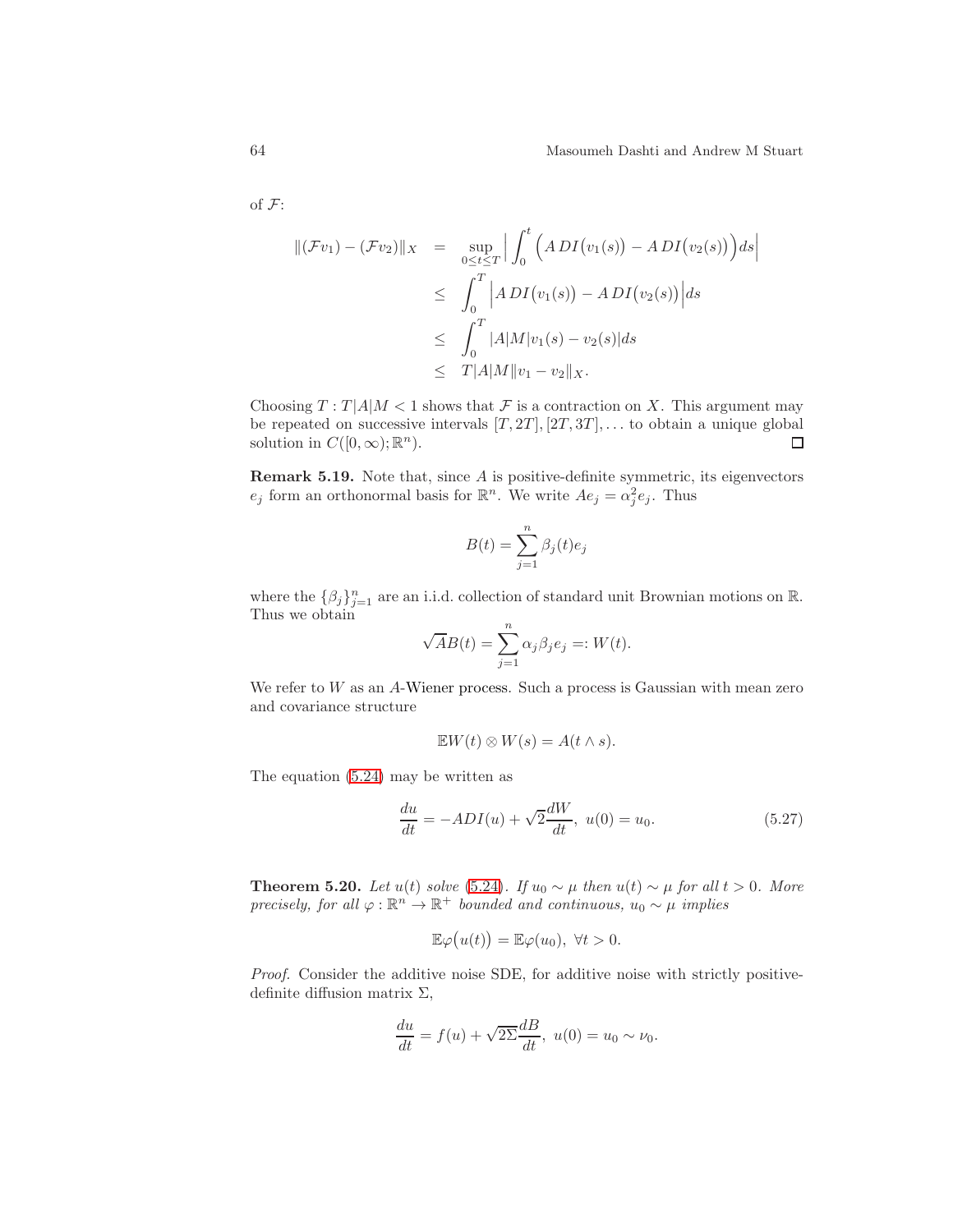of $\mathcal{F}$:

$$
\begin{aligned}
\|(\mathcal{F}v_1) - (\mathcal{F}v_2)\|_X &= \sup_{0 \le t \le T} \Big| \int_0^t \Big( A\, DI\big(v_1(s)\big) - A\, DI\big(v_2(s)\big) \Big) ds \Big| \\
&\le \int_0^T \Big| A\, DI\big(v_1(s)\big) - A\, DI\big(v_2(s)\big) \Big| ds \\
&\le \int_0^T |A| M |v_1(s) - v_2(s)| ds \\
&\le T|A|M\|v_1 - v_2\|_X.
\end{aligned}
$$

Choosing $T : T|A|M < 1$ shows that $\mathcal{F}$ is a contraction on $X$. This argument may be repeated on successive intervals $[T, 2T], [2T, 3T], \ldots$ to obtain a unique global solution in $C([0,\infty);\mathbb{R}^n)$. ◻

**Remark 5.19.** Note that, since $A$ is positive-definite symmetric, its eigenvectors $e_j$ form an orthonormal basis for $\mathbb{R}^n$. We write $Ae_j = \alpha_j^2 e_j$. Thus

$$
B(t) = \sum_{j=1}^{n} \beta_j(t) e_j
$$

where the $\{\beta_j\}_{j=1}^n$ are an i.i.d. collection of standard unit Brownian motions on $\mathbb{R}$. Thus we obtain

$$
\sqrt{A} B(t) = \sum_{j=1}^{n} \alpha_j \beta_j e_j =: W(t).
$$

We refer to $W$ as an $A$-Wiener process. Such a process is Gaussian with mean zero and covariance structure

$$
\mathbb{E} W(t) \otimes W(s) = A(t \wedge s).
$$

The equation (5.24) may be written as

$$
\frac{du}{dt} = -A DI(u) + \sqrt{2}\frac{dW}{dt}, \; u(0) = u_0. \tag{5.27}
$$

**Theorem 5.20.** *Let $u(t)$ solve (5.24). If $u_0 \sim \mu$ then $u(t) \sim \mu$ for all $t > 0$. More precisely, for all $\varphi : \mathbb{R}^n \to \mathbb{R}^+$ bounded and continuous, $u_0 \sim \mu$ implies*

$$
\mathbb{E}\varphi\big(u(t)\big) = \mathbb{E}\varphi(u_0), \; \forall t > 0.
$$

*Proof.* Consider the additive noise SDE, for additive noise with strictly positive-definite diffusion matrix $\Sigma$,

$$
\frac{du}{dt} = f(u) + \sqrt{2\Sigma}\frac{dB}{dt}, \; u(0) = u_0 \sim \nu_0.
$$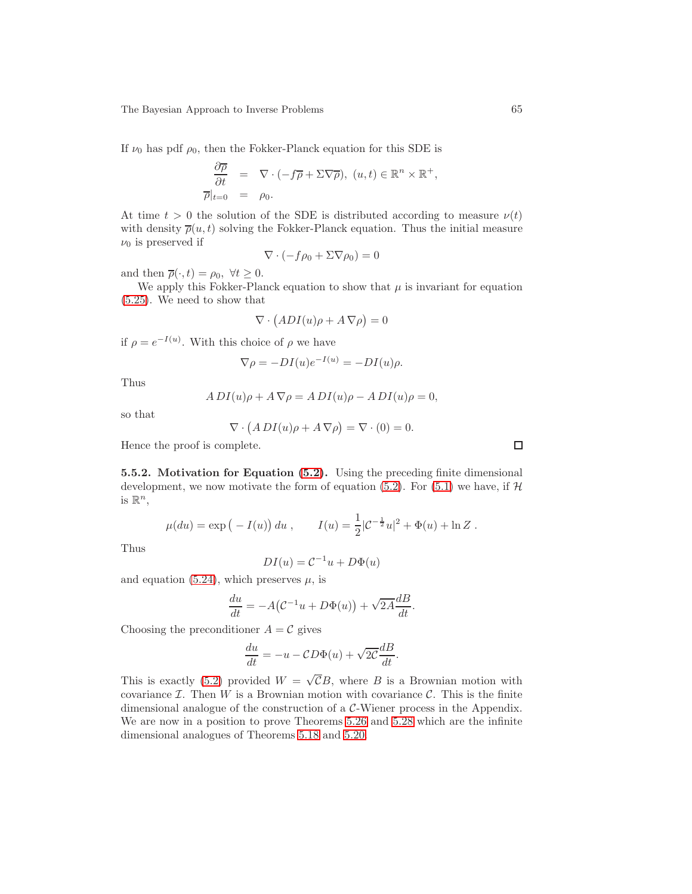If $\nu_0$ has pdf $\rho_0$, then the Fokker-Planck equation for this SDE is

$$
\begin{aligned}
\frac{\partial \overline{\rho}}{\partial t} &= \nabla \cdot (-f\overline{\rho} + \Sigma \nabla \overline{\rho}), \ (u,t) \in \mathbb{R}^n \times \mathbb{R}^+, \\
\overline{\rho}|_{t=0} &= \rho_0.
\end{aligned}
$$

At time $t > 0$ the solution of the SDE is distributed according to measure $\nu(t)$ with density $\overline{\rho}(u,t)$ solving the Fokker-Planck equation. Thus the initial measure $\nu_0$ is preserved if

$$\nabla \cdot (-f\rho_0 + \Sigma \nabla \rho_0) = 0$$

and then $\overline{\rho}(\cdot, t) = \rho_0, \ \forall t \geq 0$.

We apply this Fokker-Planck equation to show that $\mu$ is invariant for equation (5.25). We need to show that

$$\nabla \cdot \big( ADI(u)\rho + A\,\nabla \rho \big) = 0$$

if $\rho = e^{-I(u)}$. With this choice of $\rho$ we have

$$\nabla \rho = -DI(u)e^{-I(u)} = -DI(u)\rho.$$

Thus

$$A\,DI(u)\rho + A\,\nabla\rho = A\,DI(u)\rho - A\,DI(u)\rho = 0,$$

so that

$$\nabla \cdot \big( A\,DI(u)\rho + A\,\nabla \rho \big) = \nabla \cdot (0) = 0.$$

Hence the proof is complete. □

**5.5.2. Motivation for Equation (5.2).** Using the preceding finite dimensional development, we now motivate the form of equation (5.2). For (5.1) we have, if $\mathcal{H}$ is $\mathbb{R}^n$,

$$\mu(du) = \exp\big( -I(u) \big)\,du\,, \qquad I(u) = \frac{1}{2}|\mathcal{C}^{-\frac{1}{2}}u|^2 + \Phi(u) + \ln Z\,.$$

Thus

$$DI(u) = \mathcal{C}^{-1}u + D\Phi(u)$$

and equation (5.24), which preserves $\mu$, is

$$\frac{du}{dt} = -A\big(\mathcal{C}^{-1}u + D\Phi(u)\big) + \sqrt{2A}\frac{dB}{dt}.$$

Choosing the preconditioner $A = \mathcal{C}$ gives

$$\frac{du}{dt} = -u - \mathcal{C}D\Phi(u) + \sqrt{2\mathcal{C}}\frac{dB}{dt}.$$

This is exactly (5.2) provided $W = \sqrt{\mathcal{C}}B$, where $B$ is a Brownian motion with covariance $\mathcal{I}$. Then $W$ is a Brownian motion with covariance $\mathcal{C}$. This is the finite dimensional analogue of the construction of a $\mathcal{C}$-Wiener process in the Appendix. We are now in a position to prove Theorems 5.26 and 5.28 which are the infinite dimensional analogues of Theorems 5.18 and 5.20.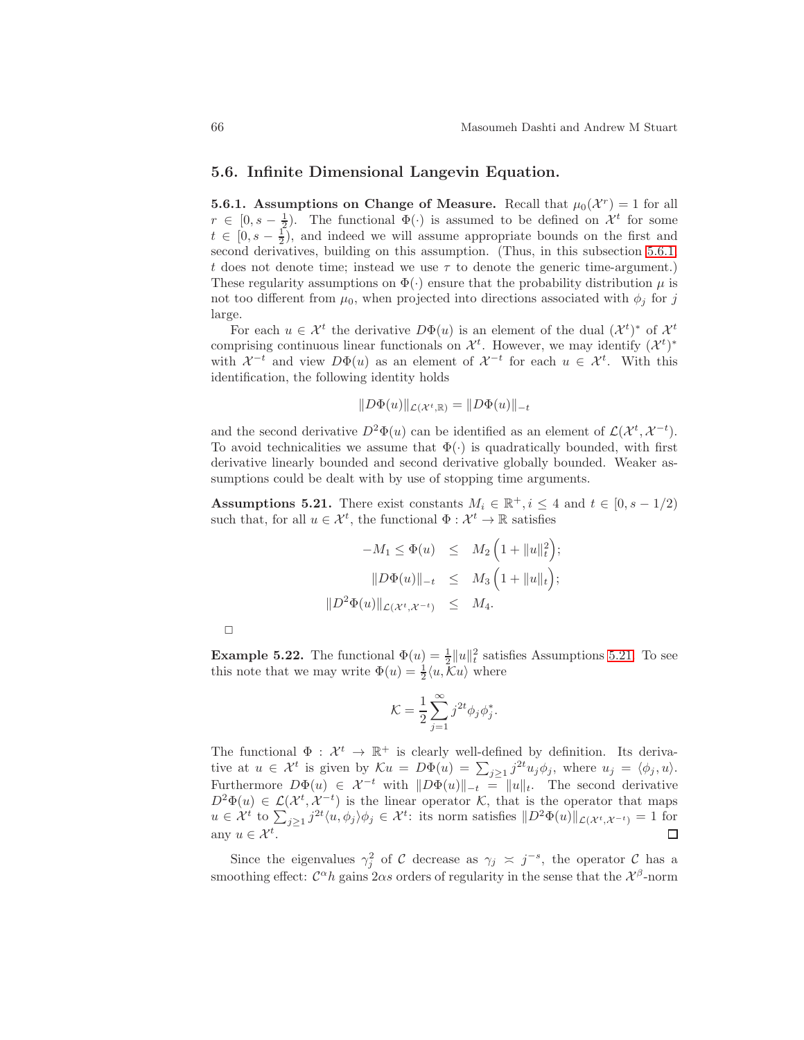## 5.6. Infinite Dimensional Langevin Equation.

**5.6.1. Assumptions on Change of Measure.** Recall that $\mu_0(\mathcal{X}^r) = 1$ for all $r \in [0, s - \frac{1}{2})$. The functional $\Phi(\cdot)$ is assumed to be defined on $\mathcal{X}^t$ for some $t \in [0, s - \frac{1}{2})$, and indeed we will assume appropriate bounds on the first and second derivatives, building on this assumption. (Thus, in this subsection 5.6.1 $t$ does not denote time; instead we use $\tau$ to denote the generic time-argument.) These regularity assumptions on $\Phi(\cdot)$ ensure that the probability distribution $\mu$ is not too different from $\mu_0$, when projected into directions associated with $\phi_j$ for $j$ large.

For each $u \in \mathcal{X}^t$ the derivative $D\Phi(u)$ is an element of the dual $(\mathcal{X}^t)^*$ of $\mathcal{X}^t$ comprising continuous linear functionals on $\mathcal{X}^t$. However, we may identify $(\mathcal{X}^t)^*$ with $\mathcal{X}^{-t}$ and view $D\Phi(u)$ as an element of $\mathcal{X}^{-t}$ for each $u \in \mathcal{X}^t$. With this identification, the following identity holds

$$\|D\Phi(u)\|_{\mathcal{L}(\mathcal{X}^t,\mathbb{R})} = \|D\Phi(u)\|_{-t}$$

and the second derivative $D^2\Phi(u)$ can be identified as an element of $\mathcal{L}(\mathcal{X}^t, \mathcal{X}^{-t})$. To avoid technicalities we assume that $\Phi(\cdot)$ is quadratically bounded, with first derivative linearly bounded and second derivative globally bounded. Weaker assumptions could be dealt with by use of stopping time arguments.

**Assumptions 5.21.** There exist constants $M_i \in \mathbb{R}^+, i \le 4$ and $t \in [0, s - 1/2)$ such that, for all $u \in \mathcal{X}^t$, the functional $\Phi : \mathcal{X}^t \to \mathbb{R}$ satisfies

$$\begin{aligned}
-M_1 \le \Phi(u) &\le M_2\Big(1 + \|u\|_t^2\Big);\\
\|D\Phi(u)\|_{-t} &\le M_3\Big(1 + \|u\|_t\Big);\\
\|D^2\Phi(u)\|_{\mathcal{L}(\mathcal{X}^t,\mathcal{X}^{-t})} &\le M_4.
\end{aligned}$$

□

**Example 5.22.** The functional $\Phi(u) = \frac{1}{2}\|u\|_t^2$ satisfies Assumptions 5.21. To see this note that we may write $\Phi(u) = \frac{1}{2}\langle u, \mathcal{K}u\rangle$ where

$$\mathcal{K} = \frac{1}{2}\sum_{j=1}^{\infty} j^{2t}\phi_j\phi_j^*.$$

The functional $\Phi : \mathcal{X}^t \to \mathbb{R}^+$ is clearly well-defined by definition. Its derivative at $u \in \mathcal{X}^t$ is given by $\mathcal{K}u = D\Phi(u) = \sum_{j\ge1} j^{2t}u_j\phi_j$, where $u_j = \langle \phi_j, u\rangle$. Furthermore $D\Phi(u) \in \mathcal{X}^{-t}$ with $\|D\Phi(u)\|_{-t} = \|u\|_t$. The second derivative $D^2\Phi(u) \in \mathcal{L}(\mathcal{X}^t, \mathcal{X}^{-t})$ is the linear operator $\mathcal{K}$, that is the operator that maps $u \in \mathcal{X}^t$ to $\sum_{j\ge1} j^{2t}\langle u, \phi_j\rangle\phi_j \in \mathcal{X}^t$: its norm satisfies $\|D^2\Phi(u)\|_{\mathcal{L}(\mathcal{X}^t,\mathcal{X}^{-t})} = 1$ for any $u \in \mathcal{X}^t$. □

Since the eigenvalues $\gamma_j^2$ of $\mathcal{C}$ decrease as $\gamma_j \asymp j^{-s}$, the operator $\mathcal{C}$ has a smoothing effect: $\mathcal{C}^\alpha h$ gains $2\alpha s$ orders of regularity in the sense that the $\mathcal{X}^\beta$-norm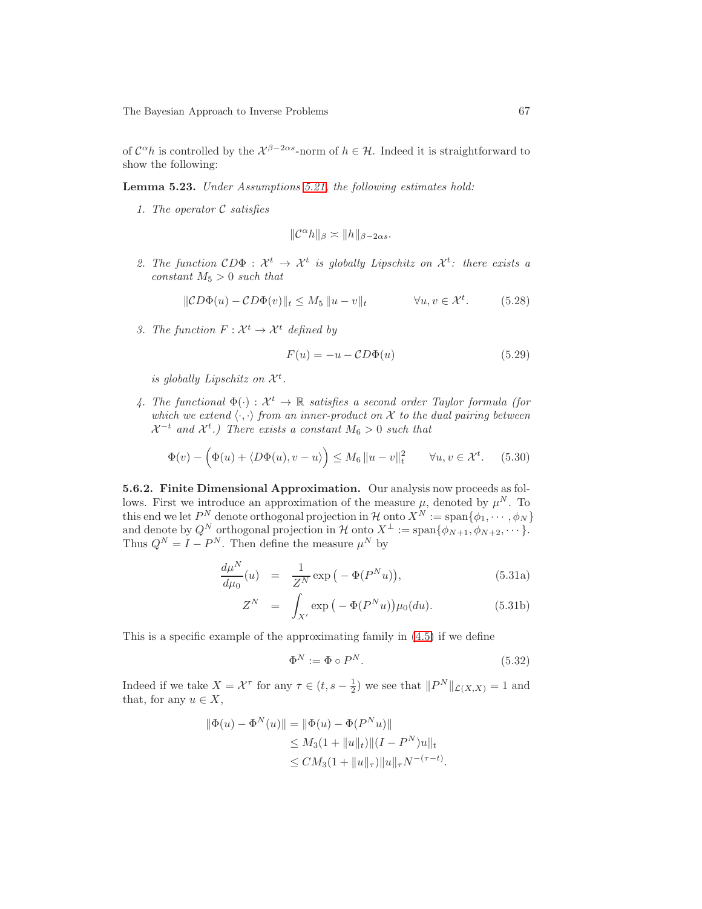of $\mathcal{C}^\alpha h$ is controlled by the $\mathcal{X}^{\beta-2\alpha s}$-norm of $h \in \mathcal{H}$. Indeed it is straightforward to show the following:

**Lemma 5.23.** *Under Assumptions 5.21, the following estimates hold:*

1. *The operator $\mathcal{C}$ satisfies*

$$\|\mathcal{C}^\alpha h\|_\beta \asymp \|h\|_{\beta-2\alpha s}.$$

2. *The function $\mathcal{C}D\Phi : \mathcal{X}^t \to \mathcal{X}^t$ is globally Lipschitz on $\mathcal{X}^t$: there exists a constant $M_5 > 0$ such that*

$$\|\mathcal{C}D\Phi(u) - \mathcal{C}D\Phi(v)\|_t \leq M_5 \,\|u - v\|_t \qquad\qquad \forall u, v \in \mathcal{X}^t. \tag{5.28}$$

3. *The function $F : \mathcal{X}^t \to \mathcal{X}^t$ defined by*

$$F(u) = -u - \mathcal{C}D\Phi(u) \tag{5.29}$$

*is globally Lipschitz on $\mathcal{X}^t$.*

4. *The functional $\Phi(\cdot) : \mathcal{X}^t \to \mathbb{R}$ satisfies a second order Taylor formula (for which we extend $\langle\cdot,\cdot\rangle$ from an inner-product on $\mathcal{X}$ to the dual pairing between $\mathcal{X}^{-t}$ and $\mathcal{X}^t$.) There exists a constant $M_6 > 0$ such that*

$$\Phi(v) - \Big(\Phi(u) + \langle D\Phi(u), v - u\rangle\Big) \leq M_6 \,\|u - v\|_t^2 \qquad \forall u, v \in \mathcal{X}^t. \tag{5.30}$$

**5.6.2. Finite Dimensional Approximation.** Our analysis now proceeds as follows. First we introduce an approximation of the measure $\mu$, denoted by $\mu^N$. To this end we let $P^N$ denote orthogonal projection in $\mathcal{H}$ onto $X^N := \operatorname{span}\{\phi_1, \cdots, \phi_N\}$ and denote by $Q^N$ orthogonal projection in $\mathcal{H}$ onto $X^\perp := \operatorname{span}\{\phi_{N+1}, \phi_{N+2}, \cdots\}$. Thus $Q^N = I - P^N$. Then define the measure $\mu^N$ by

$$\frac{d\mu^N}{d\mu_0}(u) \;=\; \frac{1}{Z^N}\exp\big(-\Phi(P^N u)\big), \tag{5.31a}$$

$$Z^N \;=\; \int_{X'} \exp\big(-\Phi(P^N u)\big)\mu_0(du). \tag{5.31b}$$

This is a specific example of the approximating family in (4.5) if we define

$$\Phi^N := \Phi \circ P^N. \tag{5.32}$$

Indeed if we take $X = \mathcal{X}^\tau$ for any $\tau \in (t, s - \frac{1}{2})$ we see that $\|P^N\|_{\mathcal{L}(X,X)} = 1$ and that, for any $u \in X$,

$$\begin{aligned}
\|\Phi(u) - \Phi^N(u)\| &= \|\Phi(u) - \Phi(P^N u)\| \\
&\leq M_3(1 + \|u\|_t)\|(I - P^N)u\|_t \\
&\leq C M_3(1 + \|u\|_\tau)\|u\|_\tau N^{-(\tau - t)}.
\end{aligned}$$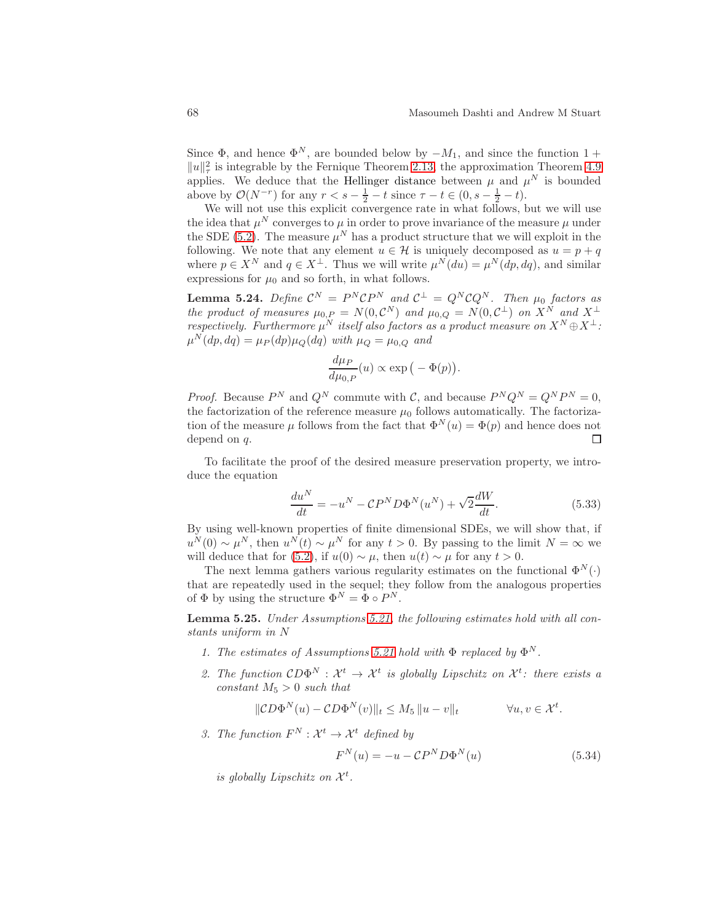Since $\Phi$, and hence $\Phi^N$, are bounded below by $-M_1$, and since the function $1 + \|u\|_\tau^2$ is integrable by the Fernique Theorem 2.13, the approximation Theorem 4.9 applies. We deduce that the Hellinger distance between $\mu$ and $\mu^N$ is bounded above by $\mathcal{O}(N^{-r})$ for any $r < s - \frac{1}{2} - t$ since $\tau - t \in (0, s - \frac{1}{2} - t)$.

We will not use this explicit convergence rate in what follows, but we will use the idea that $\mu^N$ converges to $\mu$ in order to prove invariance of the measure $\mu$ under the SDE (5.2). The measure $\mu^N$ has a product structure that we will exploit in the following. We note that any element $u \in \mathcal{H}$ is uniquely decomposed as $u = p + q$ where $p \in X^N$ and $q \in X^\perp$. Thus we will write $\mu^N(du) = \mu^N(dp, dq)$, and similar expressions for $\mu_0$ and so forth, in what follows.

**Lemma 5.24.** *Define $\mathcal{C}^N = P^N \mathcal{C} P^N$ and $\mathcal{C}^\perp = Q^N \mathcal{C} Q^N$. Then $\mu_0$ factors as the product of measures $\mu_{0,P} = N(0, \mathcal{C}^N)$ and $\mu_{0,Q} = N(0, \mathcal{C}^\perp)$ on $X^N$ and $X^\perp$ respectively. Furthermore $\mu^N$ itself also factors as a product measure on $X^N \oplus X^\perp$: $\mu^N(dp, dq) = \mu_P(dp)\mu_Q(dq)$ with $\mu_Q = \mu_{0,Q}$ and*

$$\frac{d\mu_P}{d\mu_{0,P}}(u) \propto \exp\big(-\Phi(p)\big).$$

*Proof.* Because $P^N$ and $Q^N$ commute with $\mathcal{C}$, and because $P^N Q^N = Q^N P^N = 0$, the factorization of the reference measure $\mu_0$ follows automatically. The factorization of the measure $\mu$ follows from the fact that $\Phi^N(u) = \Phi(p)$ and hence does not depend on $q$. $\square$

To facilitate the proof of the desired measure preservation property, we introduce the equation

$$\frac{du^N}{dt} = -u^N - \mathcal{C} P^N D\Phi^N(u^N) + \sqrt{2}\frac{dW}{dt}. \tag{5.33}$$

By using well-known properties of finite dimensional SDEs, we will show that, if $u^N(0) \sim \mu^N$, then $u^N(t) \sim \mu^N$ for any $t > 0$. By passing to the limit $N = \infty$ we will deduce that for (5.2), if $u(0) \sim \mu$, then $u(t) \sim \mu$ for any $t > 0$.

The next lemma gathers various regularity estimates on the functional $\Phi^N(\cdot)$ that are repeatedly used in the sequel; they follow from the analogous properties of $\Phi$ by using the structure $\Phi^N = \Phi \circ P^N$.

**Lemma 5.25.** *Under Assumptions 5.21, the following estimates hold with all constants uniform in $N$*

1. *The estimates of Assumptions 5.21 hold with $\Phi$ replaced by $\Phi^N$.*
2. *The function $\mathcal{C}D\Phi^N : \mathcal{X}^t \to \mathcal{X}^t$ is globally Lipschitz on $\mathcal{X}^t$: there exists a constant $M_5 > 0$ such that*

$$\|\mathcal{C}D\Phi^N(u) - \mathcal{C}D\Phi^N(v)\|_t \le M_5 \|u - v\|_t \qquad \forall u, v \in \mathcal{X}^t.$$

3. *The function $F^N : \mathcal{X}^t \to \mathcal{X}^t$ defined by*

$$F^N(u) = -u - \mathcal{C}P^N D\Phi^N(u) \tag{5.34}$$

*is globally Lipschitz on $\mathcal{X}^t$.*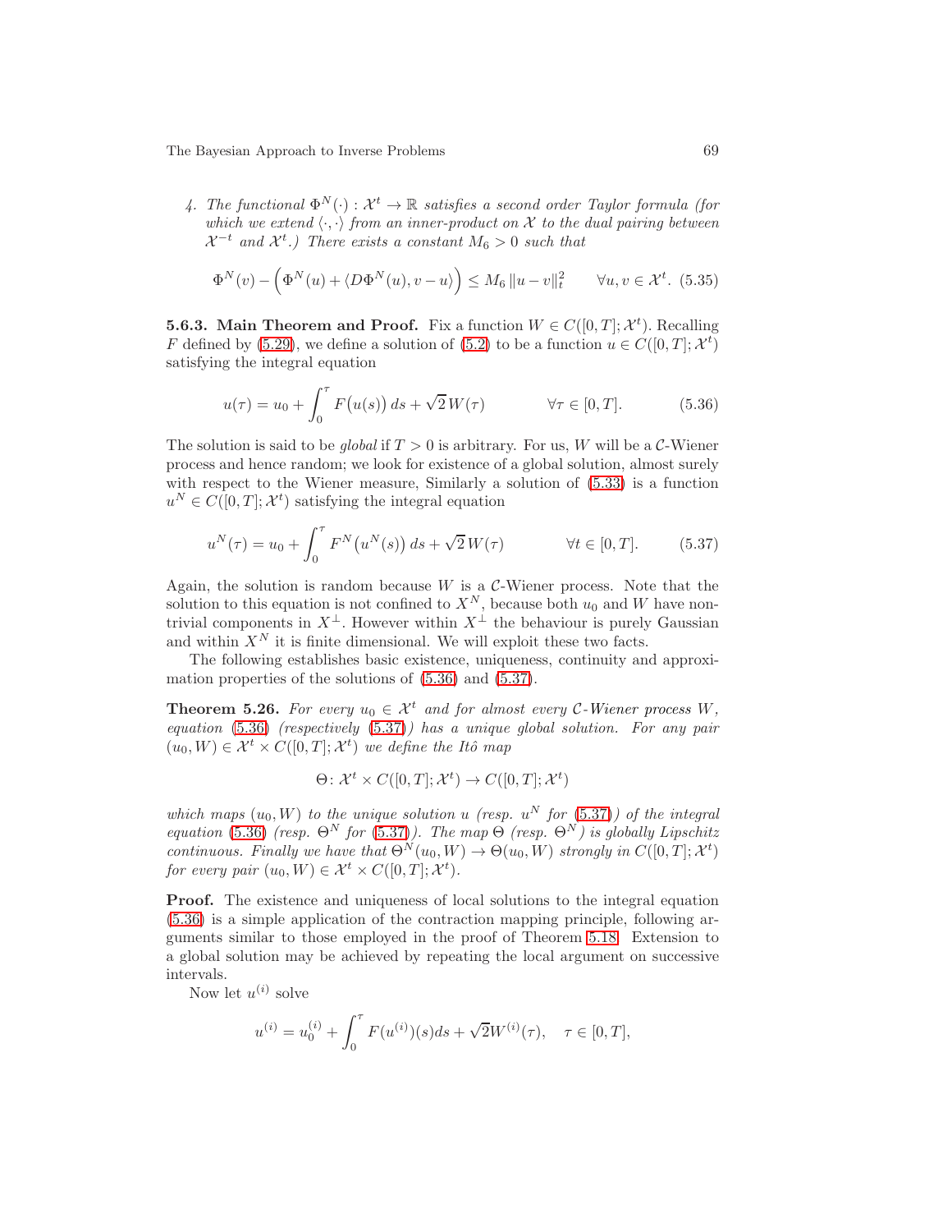4. *The functional $\Phi^N(\cdot) : \mathcal{X}^t \to \mathbb{R}$ satisfies a second order Taylor formula (for which we extend $\langle \cdot, \cdot \rangle$ from an inner-product on $\mathcal{X}$ to the dual pairing between $\mathcal{X}^{-t}$ and $\mathcal{X}^t$.) There exists a constant $M_6 > 0$ such that*

$$\Phi^N(v) - \Big( \Phi^N(u) + \langle D\Phi^N(u), v - u \rangle \Big) \le M_6 \, \|u - v\|_t^2 \qquad \forall u, v \in \mathcal{X}^t. \tag{5.35}$$

**5.6.3. Main Theorem and Proof.** Fix a function $W \in C([0,T]; \mathcal{X}^t)$. Recalling $F$ defined by (5.29), we define a solution of (5.2) to be a function $u \in C([0,T]; \mathcal{X}^t)$ satisfying the integral equation

$$u(\tau) = u_0 + \int_0^\tau F\big(u(s)\big)\, ds + \sqrt{2}\, W(\tau) \qquad \forall \tau \in [0,T]. \tag{5.36}$$

The solution is said to be *global* if $T > 0$ is arbitrary. For us, $W$ will be a $\mathcal{C}$-Wiener process and hence random; we look for existence of a global solution, almost surely with respect to the Wiener measure, Similarly a solution of (5.33) is a function $u^N \in C([0,T]; \mathcal{X}^t)$ satisfying the integral equation

$$u^N(\tau) = u_0 + \int_0^\tau F^N\big(u^N(s)\big)\, ds + \sqrt{2}\, W(\tau) \qquad \forall t \in [0,T]. \tag{5.37}$$

Again, the solution is random because $W$ is a $\mathcal{C}$-Wiener process. Note that the solution to this equation is not confined to $X^N$, because both $u_0$ and $W$ have non-trivial components in $X^\perp$. However within $X^\perp$ the behaviour is purely Gaussian and within $X^N$ it is finite dimensional. We will exploit these two facts.

The following establishes basic existence, uniqueness, continuity and approximation properties of the solutions of (5.36) and (5.37).

**Theorem 5.26.** *For every $u_0 \in \mathcal{X}^t$ and for almost every $\mathcal{C}$-Wiener process $W$, equation (5.36) (respectively (5.37)) has a unique global solution. For any pair $(u_0, W) \in \mathcal{X}^t \times C([0,T]; \mathcal{X}^t)$ we define the Itô map*

$$\Theta \colon \mathcal{X}^t \times C([0,T]; \mathcal{X}^t) \to C([0,T]; \mathcal{X}^t)$$

*which maps $(u_0, W)$ to the unique solution $u$ (resp. $u^N$ for (5.37)) of the integral equation (5.36) (resp. $\Theta^N$ for (5.37)). The map $\Theta$ (resp. $\Theta^N$) is globally Lipschitz continuous. Finally we have that $\Theta^N(u_0, W) \to \Theta(u_0, W)$ strongly in $C([0,T]; \mathcal{X}^t)$ for every pair $(u_0, W) \in \mathcal{X}^t \times C([0,T]; \mathcal{X}^t)$.*

**Proof.** The existence and uniqueness of local solutions to the integral equation (5.36) is a simple application of the contraction mapping principle, following arguments similar to those employed in the proof of Theorem 5.18. Extension to a global solution may be achieved by repeating the local argument on successive intervals.

Now let $u^{(i)}$ solve

$$u^{(i)} = u_0^{(i)} + \int_0^\tau F(u^{(i)})(s) ds + \sqrt{2} W^{(i)}(\tau), \quad \tau \in [0,T],$$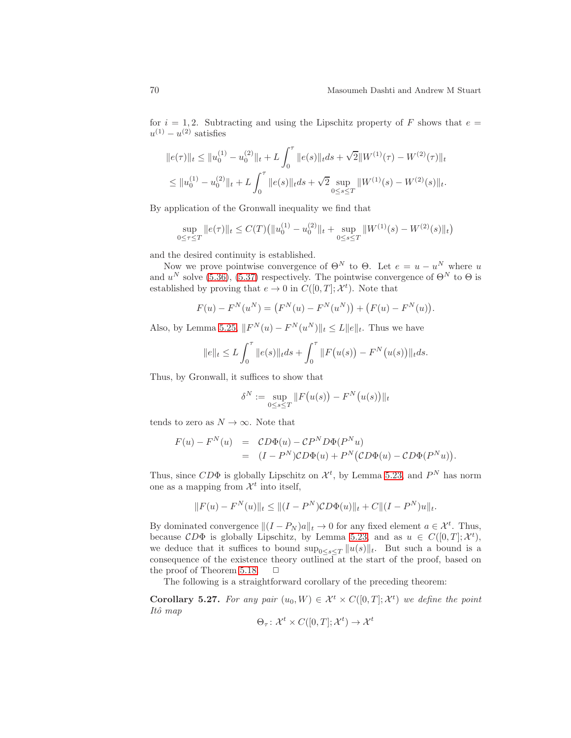for $i = 1, 2$. Subtracting and using the Lipschitz property of $F$ shows that $e = u^{(1)} - u^{(2)}$ satisfies

$$
\begin{aligned}
\|e(\tau)\|_t &\le \|u_0^{(1)} - u_0^{(2)}\|_t + L\int_0^\tau \|e(s)\|_t ds + \sqrt{2}\|W^{(1)}(\tau) - W^{(2)}(\tau)\|_t \\
&\le \|u_0^{(1)} - u_0^{(2)}\|_t + L\int_0^\tau \|e(s)\|_t ds + \sqrt{2}\sup_{0\le s\le T}\|W^{(1)}(s) - W^{(2)}(s)\|_t.
\end{aligned}
$$

By application of the Gronwall inequality we find that

$$
\sup_{0\le\tau\le T}\|e(\tau)\|_t \le C(T)\big(\|u_0^{(1)} - u_0^{(2)}\|_t + \sup_{0\le s\le T}\|W^{(1)}(s) - W^{(2)}(s)\|_t\big)
$$

and the desired continuity is established.

Now we prove pointwise convergence of $\Theta^N$ to $\Theta$. Let $e = u - u^N$ where $u$ and $u^N$ solve (5.36), (5.37) respectively. The pointwise convergence of $\Theta^N$ to $\Theta$ is established by proving that $e \to 0$ in $C([0,T];\mathcal{X}^t)$. Note that

$$
F(u) - F^N(u^N) = \big(F^N(u) - F^N(u^N)\big) + \big(F(u) - F^N(u)\big).
$$

Also, by Lemma 5.25, $\|F^N(u) - F^N(u^N)\|_t \le L\|e\|_t$. Thus we have

$$
\|e\|_t \le L\int_0^\tau \|e(s)\|_t ds + \int_0^\tau \|F\big(u(s)\big) - F^N\big(u(s)\big)\|_t ds.
$$

Thus, by Gronwall, it suffices to show that

$$
\delta^N := \sup_{0\le s\le T}\|F\big(u(s)\big) - F^N\big(u(s)\big)\|_t
$$

tends to zero as $N \to \infty$. Note that

$$
\begin{aligned}
F(u) - F^N(u) &= \mathcal{C}D\Phi(u) - \mathcal{C}P^N D\Phi(P^N u) \\
&= (I - P^N)\mathcal{C}D\Phi(u) + P^N\big(\mathcal{C}D\Phi(u) - \mathcal{C}D\Phi(P^N u)\big).
\end{aligned}
$$

Thus, since $CD\Phi$ is globally Lipschitz on $\mathcal{X}^t$, by Lemma 5.23, and $P^N$ has norm one as a mapping from $\mathcal{X}^t$ into itself,

$$
\|F(u) - F^N(u)\|_t \le \|(I - P^N)\mathcal{C}D\Phi(u)\|_t + C\|(I - P^N)u\|_t.
$$

By dominated convergence $\|(I - P_N)a\|_t \to 0$ for any fixed element $a \in \mathcal{X}^t$. Thus, because $\mathcal{C}D\Phi$ is globally Lipschitz, by Lemma 5.23, and as $u \in C([0,T];\mathcal{X}^t)$, we deduce that it suffices to bound $\sup_{0\le s\le T}\|u(s)\|_t$. But such a bound is a consequence of the existence theory outlined at the start of the proof, based on the proof of Theorem 5.18. □

The following is a straightforward corollary of the preceding theorem:

**Corollary 5.27.** *For any pair $(u_0, W) \in \mathcal{X}^t \times C([0,T];\mathcal{X}^t)$ we define the point Itô map*

$$
\Theta_\tau \colon \mathcal{X}^t \times C([0,T];\mathcal{X}^t) \to \mathcal{X}^t
$$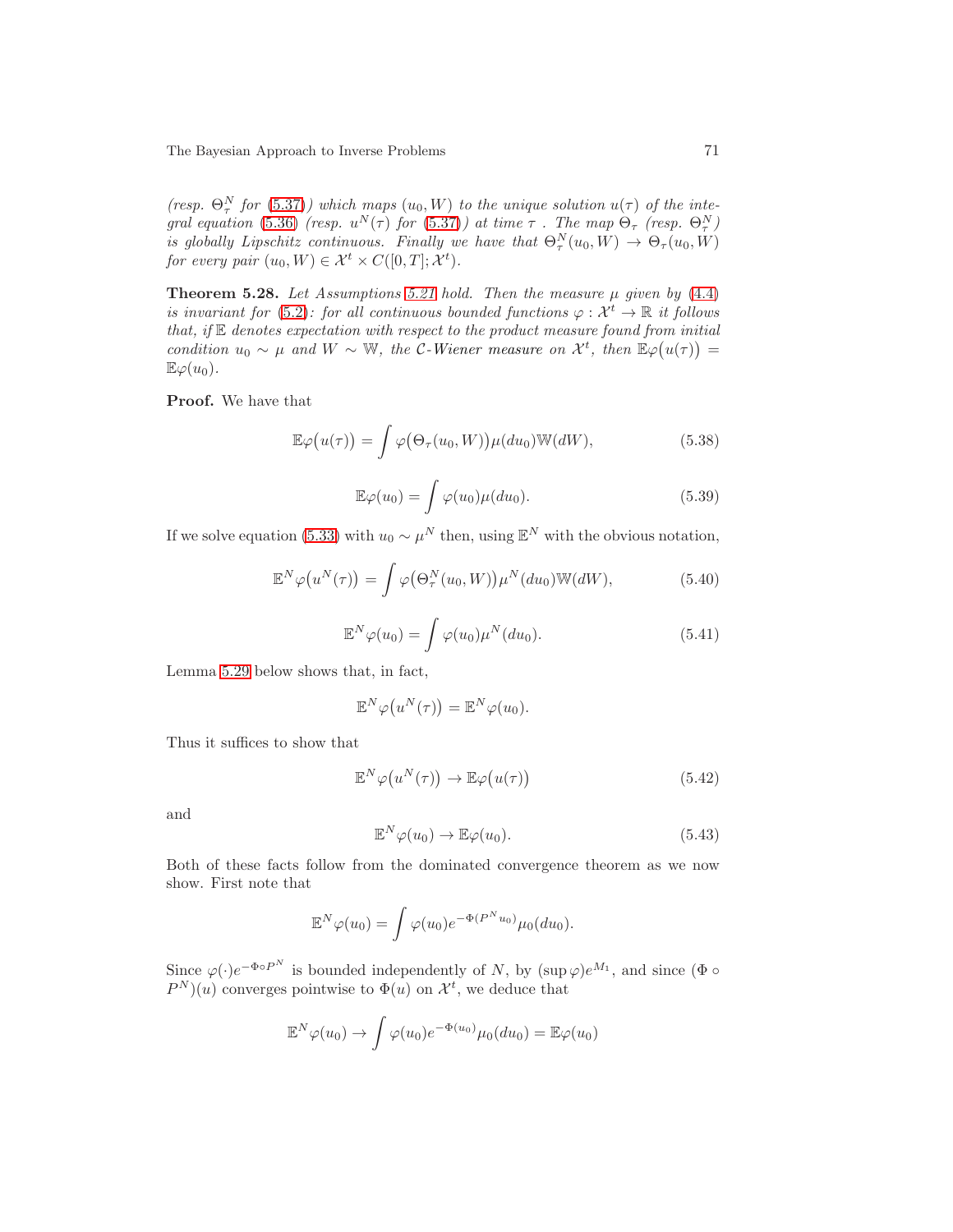*(resp. $\Theta_\tau^N$ for (5.37)) which maps $(u_0, W)$ to the unique solution $u(\tau)$ of the integral equation (5.36) (resp. $u^N(\tau)$ for (5.37)) at time $\tau$ . The map $\Theta_\tau$ (resp. $\Theta_\tau^N$) is globally Lipschitz continuous. Finally we have that $\Theta_\tau^N(u_0, W) \to \Theta_\tau(u_0, W)$ for every pair $(u_0, W) \in \mathcal{X}^t \times C([0,T]; \mathcal{X}^t)$.*

**Theorem 5.28.** *Let Assumptions 5.21 hold. Then the measure $\mu$ given by (4.4) is invariant for (5.2): for all continuous bounded functions $\varphi : \mathcal{X}^t \to \mathbb{R}$ it follows that, if $\mathbb{E}$ denotes expectation with respect to the product measure found from initial condition $u_0 \sim \mu$ and $W \sim \mathbb{W}$, the $\mathcal{C}$-Wiener measure on $\mathcal{X}^t$, then $\mathbb{E}\varphi\big(u(\tau)\big) = \mathbb{E}\varphi(u_0)$.*

**Proof.** We have that

$$\mathbb{E}\varphi\big(u(\tau)\big) = \int \varphi\big(\Theta_\tau(u_0, W)\big)\mu(du_0)\mathbb{W}(dW), \tag{5.38}$$

$$\mathbb{E}\varphi(u_0) = \int \varphi(u_0)\mu(du_0). \tag{5.39}$$

If we solve equation (5.33) with $u_0 \sim \mu^N$ then, using $\mathbb{E}^N$ with the obvious notation,

$$\mathbb{E}^N\varphi\big(u^N(\tau)\big) = \int \varphi\big(\Theta_\tau^N(u_0, W)\big)\mu^N(du_0)\mathbb{W}(dW), \tag{5.40}$$

$$\mathbb{E}^N\varphi(u_0) = \int \varphi(u_0)\mu^N(du_0). \tag{5.41}$$

Lemma 5.29 below shows that, in fact,

$$\mathbb{E}^N\varphi\big(u^N(\tau)\big) = \mathbb{E}^N\varphi(u_0).$$

Thus it suffices to show that

$$\mathbb{E}^N\varphi\big(u^N(\tau)\big) \to \mathbb{E}\varphi\big(u(\tau)\big) \tag{5.42}$$

and

$$\mathbb{E}^N\varphi(u_0) \to \mathbb{E}\varphi(u_0). \tag{5.43}$$

Both of these facts follow from the dominated convergence theorem as we now show. First note that

$$\mathbb{E}^N\varphi(u_0) = \int \varphi(u_0)e^{-\Phi(P^N u_0)}\mu_0(du_0).$$

Since $\varphi(\cdot)e^{-\Phi\circ P^N}$ is bounded independently of $N$, by $(\sup\varphi)e^{M_1}$, and since $(\Phi \circ P^N)(u)$ converges pointwise to $\Phi(u)$ on $\mathcal{X}^t$, we deduce that

$$\mathbb{E}^N\varphi(u_0) \to \int \varphi(u_0)e^{-\Phi(u_0)}\mu_0(du_0) = \mathbb{E}\varphi(u_0)$$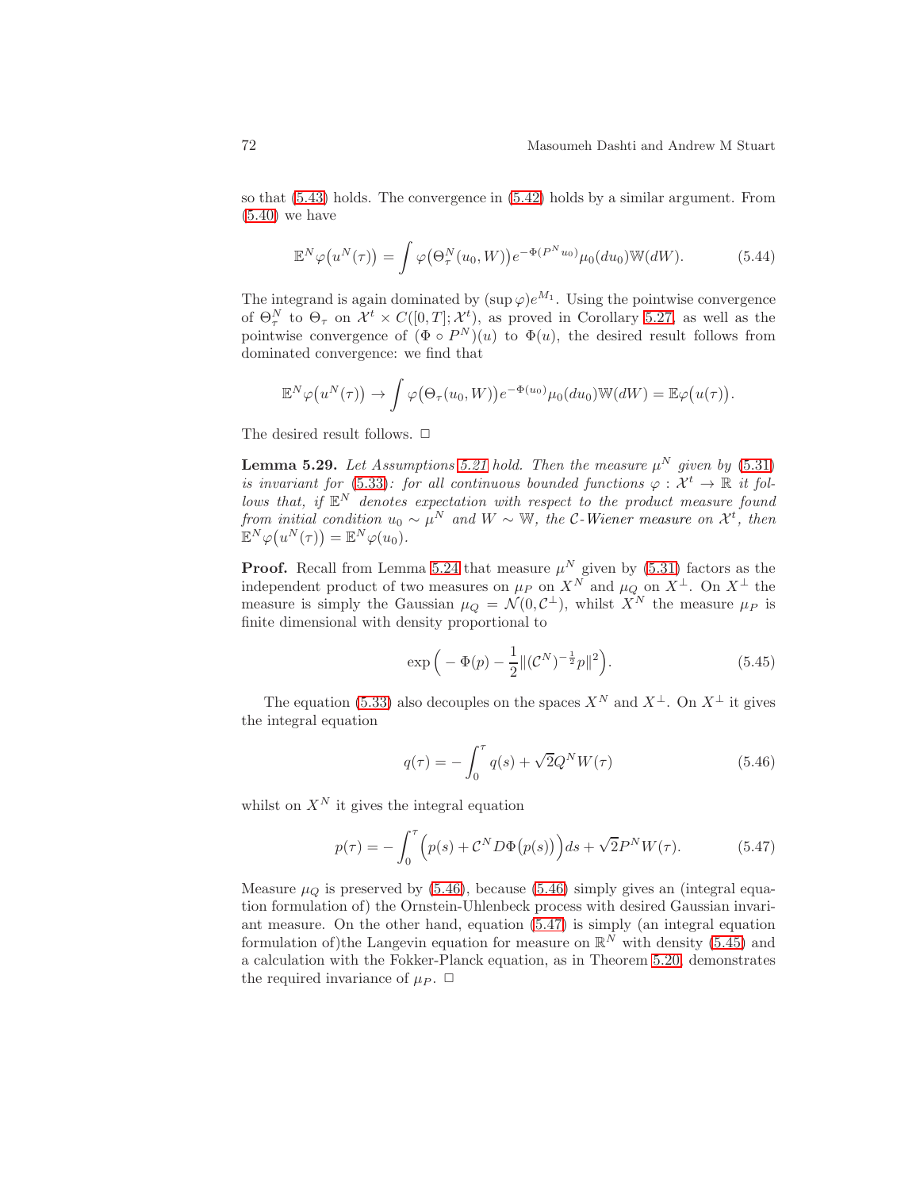so that (5.43) holds. The convergence in (5.42) holds by a similar argument. From (5.40) we have

$$\mathbb{E}^N \varphi\big(u^N(\tau)\big) = \int \varphi\big(\Theta_\tau^N(u_0, W)\big) e^{-\Phi(P^N u_0)} \mu_0(du_0) \mathbb{W}(dW). \tag{5.44}$$

The integrand is again dominated by $(\sup \varphi) e^{M_1}$. Using the pointwise convergence of $\Theta_\tau^N$ to $\Theta_\tau$ on $\mathcal{X}^t \times C([0,T]; \mathcal{X}^t)$, as proved in Corollary 5.27, as well as the pointwise convergence of $(\Phi \circ P^N)(u)$ to $\Phi(u)$, the desired result follows from dominated convergence: we find that

$$\mathbb{E}^N \varphi\big(u^N(\tau)\big) \to \int \varphi\big(\Theta_\tau(u_0, W)\big) e^{-\Phi(u_0)} \mu_0(du_0) \mathbb{W}(dW) = \mathbb{E}\varphi\big(u(\tau)\big).$$

The desired result follows. $\square$

**Lemma 5.29.** *Let Assumptions 5.21 hold. Then the measure $\mu^N$ given by (5.31) is invariant for (5.33): for all continuous bounded functions $\varphi : \mathcal{X}^t \to \mathbb{R}$ it follows that, if $\mathbb{E}^N$ denotes expectation with respect to the product measure found from initial condition $u_0 \sim \mu^N$ and $W \sim \mathbb{W}$, the $\mathcal{C}$-Wiener measure on $\mathcal{X}^t$, then $\mathbb{E}^N \varphi\big(u^N(\tau)\big) = \mathbb{E}^N \varphi(u_0)$.*

**Proof.** Recall from Lemma 5.24 that measure $\mu^N$ given by (5.31) factors as the independent product of two measures on $\mu_P$ on $X^N$ and $\mu_Q$ on $X^\perp$. On $X^\perp$ the measure is simply the Gaussian $\mu_Q = \mathcal{N}(0, \mathcal{C}^\perp)$, whilst $X^N$ the measure $\mu_P$ is finite dimensional with density proportional to

$$\exp\Big(-\Phi(p) - \frac{1}{2}\|(\mathcal{C}^N)^{-\frac{1}{2}} p\|^2\Big). \tag{5.45}$$

The equation (5.33) also decouples on the spaces $X^N$ and $X^\perp$. On $X^\perp$ it gives the integral equation

$$q(\tau) = -\int_0^\tau q(s) + \sqrt{2} Q^N W(\tau) \tag{5.46}$$

whilst on $X^N$ it gives the integral equation

$$p(\tau) = -\int_0^\tau \Big(p(s) + \mathcal{C}^N D\Phi\big(p(s)\big)\Big) ds + \sqrt{2} P^N W(\tau). \tag{5.47}$$

Measure $\mu_Q$ is preserved by (5.46), because (5.46) simply gives an (integral equation formulation of) the Ornstein-Uhlenbeck process with desired Gaussian invariant measure. On the other hand, equation (5.47) is simply (an integral equation formulation of)the Langevin equation for measure on $\mathbb{R}^N$ with density (5.45) and a calculation with the Fokker-Planck equation, as in Theorem 5.20, demonstrates the required invariance of $\mu_P$. $\square$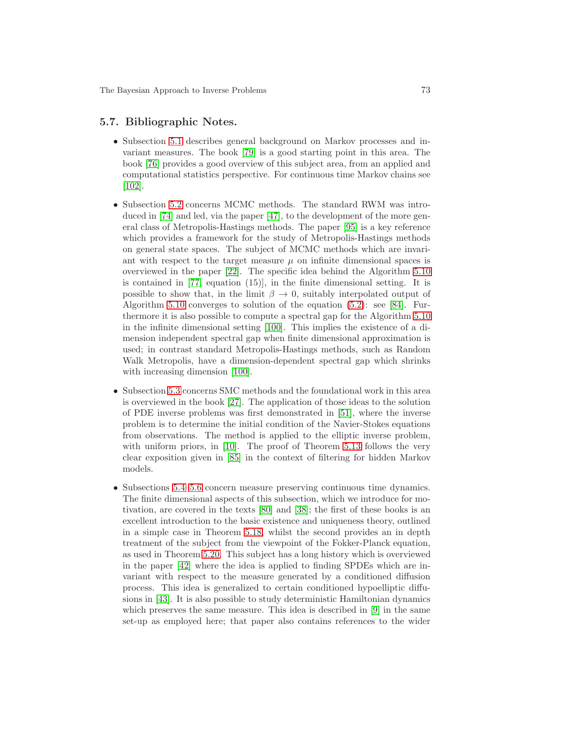## 5.7. Bibliographic Notes.

- Subsection 5.1 describes general background on Markov processes and invariant measures. The book [79] is a good starting point in this area. The book [76] provides a good overview of this subject area, from an applied and computational statistics perspective. For continuous time Markov chains see [102].

- Subsection 5.2 concerns MCMC methods. The standard RWM was introduced in [74] and led, via the paper [47], to the development of the more general class of Metropolis-Hastings methods. The paper [95] is a key reference which provides a framework for the study of Metropolis-Hastings methods on general state spaces. The subject of MCMC methods which are invariant with respect to the target measure $\mu$ on infinite dimensional spaces is overviewed in the paper [22]. The specific idea behind the Algorithm 5.10 is contained in [77, equation (15)], in the finite dimensional setting. It is possible to show that, in the limit $\beta \to 0$, suitably interpolated output of Algorithm 5.10 converges to solution of the equation (5.2): see [84]. Furthermore it is also possible to compute a spectral gap for the Algorithm 5.10 in the infinite dimensional setting [100]. This implies the existence of a dimension independent spectral gap when finite dimensional approximation is used; in contrast standard Metropolis-Hastings methods, such as Random Walk Metropolis, have a dimension-dependent spectral gap which shrinks with increasing dimension [100].

- Subsection 5.3 concerns SMC methods and the foundational work in this area is overviewed in the book [27]. The application of those ideas to the solution of PDE inverse problems was first demonstrated in [51], where the inverse problem is to determine the initial condition of the Navier-Stokes equations from observations. The method is applied to the elliptic inverse problem, with uniform priors, in [10]. The proof of Theorem 5.13 follows the very clear exposition given in [85] in the context of filtering for hidden Markov models.

- Subsections 5.4–5.6 concern measure preserving continuous time dynamics. The finite dimensional aspects of this subsection, which we introduce for motivation, are covered in the texts [80] and [38]; the first of these books is an excellent introduction to the basic existence and uniqueness theory, outlined in a simple case in Theorem 5.18, whilst the second provides an in depth treatment of the subject from the viewpoint of the Fokker-Planck equation, as used in Theorem 5.20. This subject has a long history which is overviewed in the paper [42] where the idea is applied to finding SPDEs which are invariant with respect to the measure generated by a conditioned diffusion process. This idea is generalized to certain conditioned hypoelliptic diffusions in [43]. It is also possible to study deterministic Hamiltonian dynamics which preserves the same measure. This idea is described in [9] in the same set-up as employed here; that paper also contains references to the wider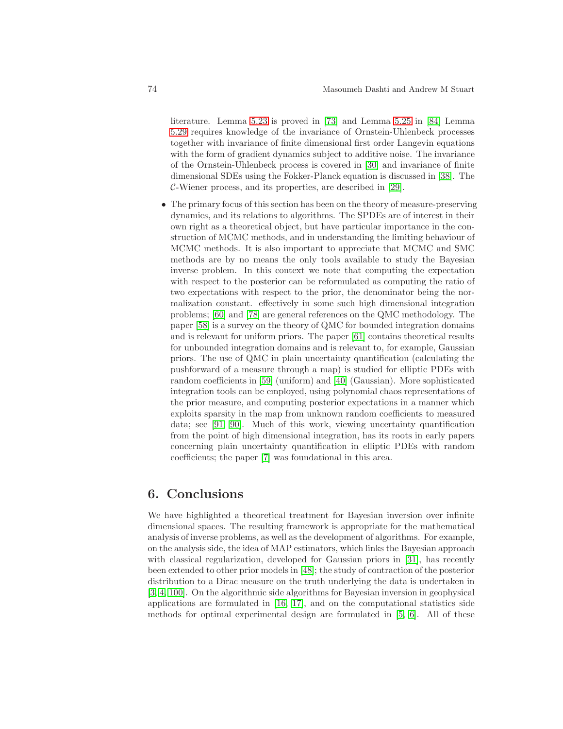literature. Lemma 5.23 is proved in [73] and Lemma 5.25 in [84] Lemma 5.29 requires knowledge of the invariance of Ornstein-Uhlenbeck processes together with invariance of finite dimensional first order Langevin equations with the form of gradient dynamics subject to additive noise. The invariance of the Ornstein-Uhlenbeck process is covered in [30] and invariance of finite dimensional SDEs using the Fokker-Planck equation is discussed in [38]. The $\mathcal{C}$-Wiener process, and its properties, are described in [29].

- The primary focus of this section has been on the theory of measure-preserving dynamics, and its relations to algorithms. The SPDEs are of interest in their own right as a theoretical object, but have particular importance in the construction of MCMC methods, and in understanding the limiting behaviour of MCMC methods. It is also important to appreciate that MCMC and SMC methods are by no means the only tools available to study the Bayesian inverse problem. In this context we note that computing the expectation with respect to the posterior can be reformulated as computing the ratio of two expectations with respect to the prior, the denominator being the normalization constant. effectively in some such high dimensional integration problems; [60] and [78] are general references on the QMC methodology. The paper [58] is a survey on the theory of QMC for bounded integration domains and is relevant for uniform priors. The paper [61] contains theoretical results for unbounded integration domains and is relevant to, for example, Gaussian priors. The use of QMC in plain uncertainty quantification (calculating the pushforward of a measure through a map) is studied for elliptic PDEs with random coefficients in [59] (uniform) and [40] (Gaussian). More sophisticated integration tools can be employed, using polynomial chaos representations of the prior measure, and computing posterior expectations in a manner which exploits sparsity in the map from unknown random coefficients to measured data; see [91, 90]. Much of this work, viewing uncertainty quantification from the point of high dimensional integration, has its roots in early papers concerning plain uncertainty quantification in elliptic PDEs with random coefficients; the paper [7] was foundational in this area.

## 6. Conclusions

We have highlighted a theoretical treatment for Bayesian inversion over infinite dimensional spaces. The resulting framework is appropriate for the mathematical analysis of inverse problems, as well as the development of algorithms. For example, on the analysis side, the idea of MAP estimators, which links the Bayesian approach with classical regularization, developed for Gaussian priors in [31], has recently been extended to other prior models in [48]; the study of contraction of the posterior distribution to a Dirac measure on the truth underlying the data is undertaken in [3, 4, 100]. On the algorithmic side algorithms for Bayesian inversion in geophysical applications are formulated in [16, 17], and on the computational statistics side methods for optimal experimental design are formulated in [5, 6]. All of these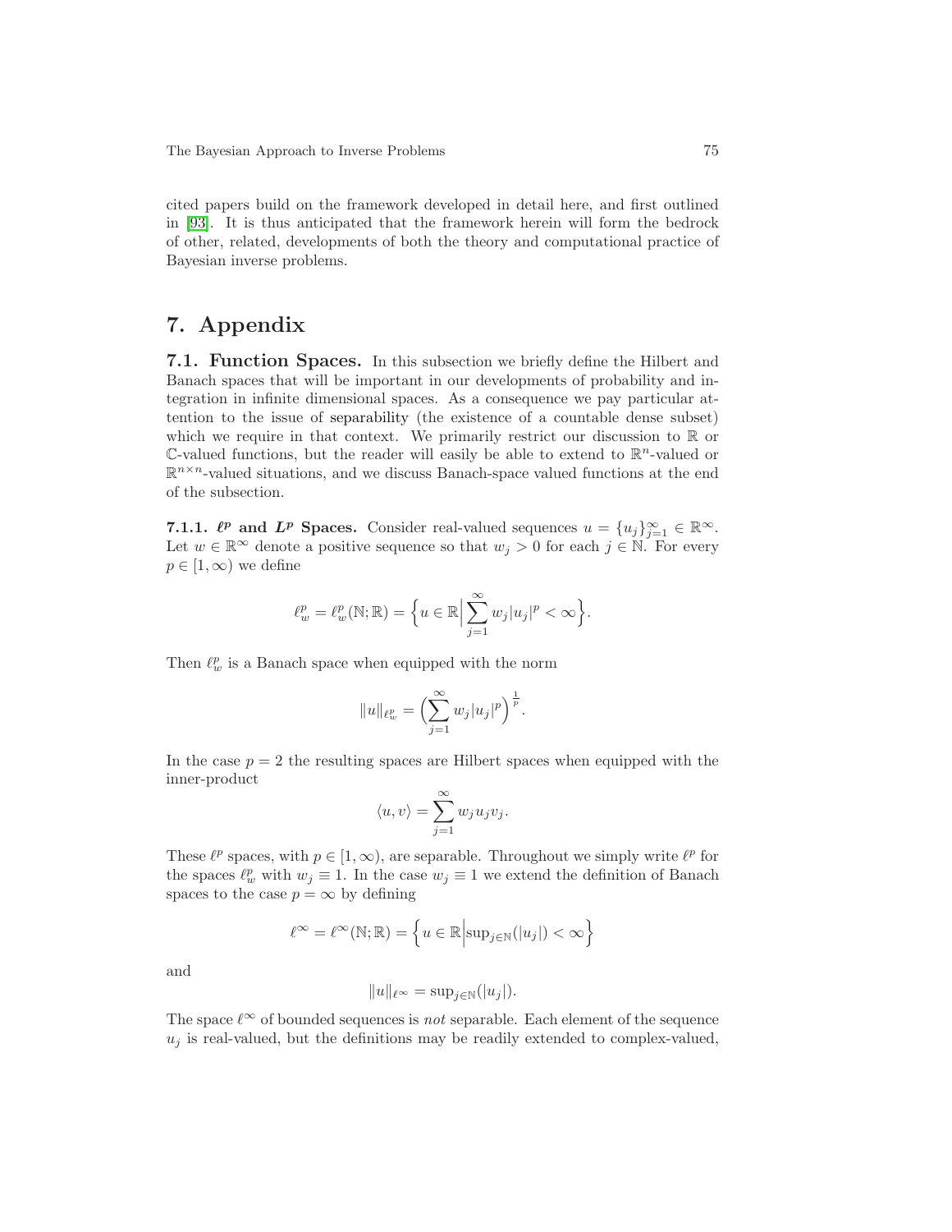cited papers build on the framework developed in detail here, and first outlined in [93]. It is thus anticipated that the framework herein will form the bedrock of other, related, developments of both the theory and computational practice of Bayesian inverse problems.

# 7. Appendix

**7.1. Function Spaces.** In this subsection we briefly define the Hilbert and Banach spaces that will be important in our developments of probability and integration in infinite dimensional spaces. As a consequence we pay particular attention to the issue of separability (the existence of a countable dense subset) which we require in that context. We primarily restrict our discussion to $\mathbb{R}$ or $\mathbb{C}$-valued functions, but the reader will easily be able to extend to $\mathbb{R}^n$-valued or $\mathbb{R}^{n\times n}$-valued situations, and we discuss Banach-space valued functions at the end of the subsection.

**7.1.1. $\ell^p$ and $L^p$ Spaces.** Consider real-valued sequences $u = \{u_j\}_{j=1}^{\infty} \in \mathbb{R}^{\infty}$. Let $w \in \mathbb{R}^{\infty}$ denote a positive sequence so that $w_j > 0$ for each $j \in \mathbb{N}$. For every $p \in [1,\infty)$ we define

$$\ell^p_w = \ell^p_w(\mathbb{N};\mathbb{R}) = \Big\{ u \in \mathbb{R} \Big| \sum_{j=1}^{\infty} w_j |u_j|^p < \infty \Big\}.$$

Then $\ell^p_w$ is a Banach space when equipped with the norm

$$\|u\|_{\ell^p_w} = \Big( \sum_{j=1}^{\infty} w_j |u_j|^p \Big)^{\frac{1}{p}}.$$

In the case $p = 2$ the resulting spaces are Hilbert spaces when equipped with the inner-product

$$\langle u, v \rangle = \sum_{j=1}^{\infty} w_j u_j v_j.$$

These $\ell^p$ spaces, with $p \in [1,\infty)$, are separable. Throughout we simply write $\ell^p$ for the spaces $\ell^p_w$ with $w_j \equiv 1$. In the case $w_j \equiv 1$ we extend the definition of Banach spaces to the case $p = \infty$ by defining

$$\ell^{\infty} = \ell^{\infty}(\mathbb{N};\mathbb{R}) = \Big\{ u \in \mathbb{R} \Big| \sup_{j\in\mathbb{N}}(|u_j|) < \infty \Big\}$$

and

$$\|u\|_{\ell^{\infty}} = \sup_{j\in\mathbb{N}}(|u_j|).$$

The space $\ell^{\infty}$ of bounded sequences is *not* separable. Each element of the sequence $u_j$ is real-valued, but the definitions may be readily extended to complex-valued,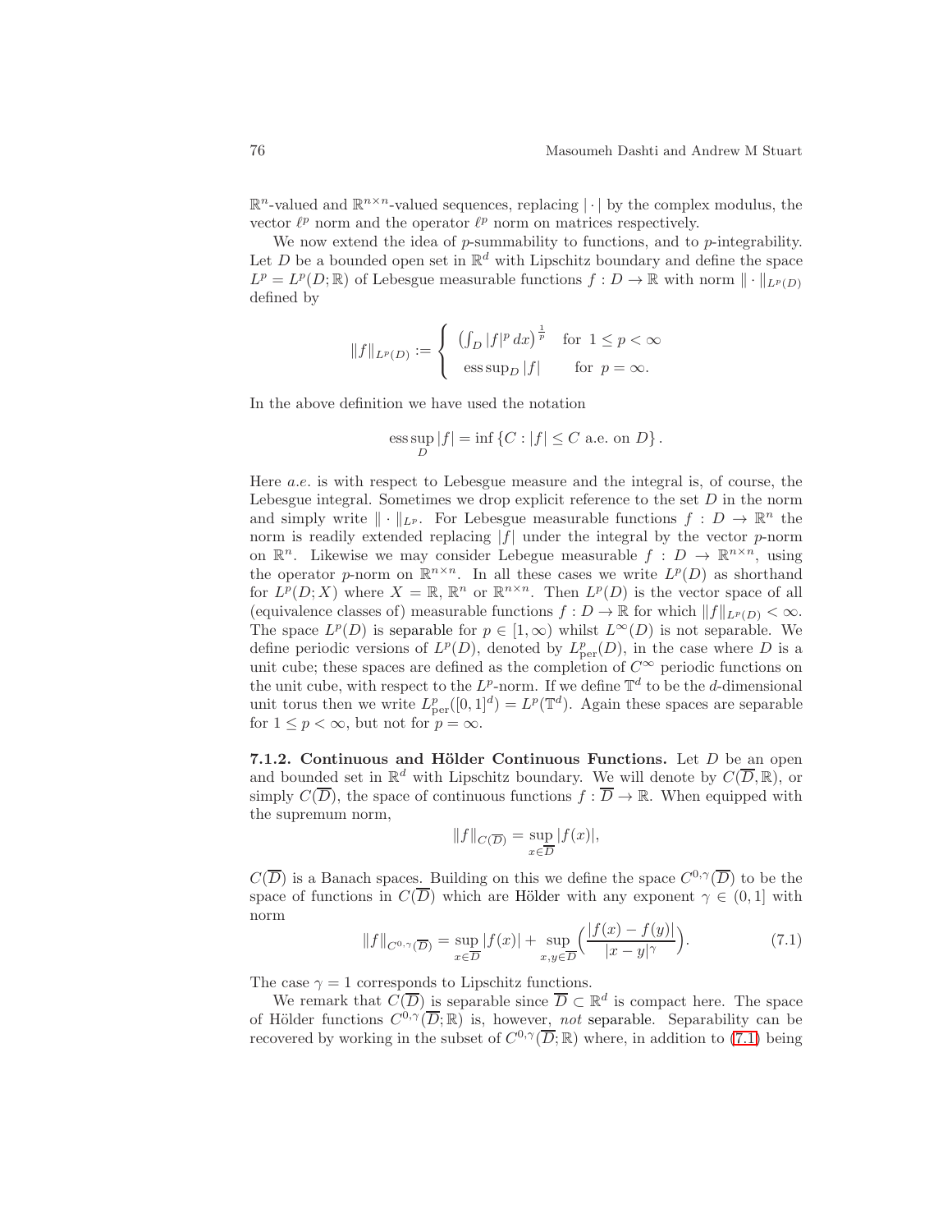$\mathbb{R}^n$-valued and $\mathbb{R}^{n\times n}$-valued sequences, replacing $|\cdot|$ by the complex modulus, the vector $\ell^p$ norm and the operator $\ell^p$ norm on matrices respectively.

We now extend the idea of $p$-summability to functions, and to $p$-integrability. Let $D$ be a bounded open set in $\mathbb{R}^d$ with Lipschitz boundary and define the space $L^p = L^p(D;\mathbb{R})$ of Lebesgue measurable functions $f: D \to \mathbb{R}$ with norm $\|\cdot\|_{L^p(D)}$ defined by

$$\|f\|_{L^p(D)} := \begin{cases} \left(\int_D |f|^p\,dx\right)^{\frac{1}{p}} & \text{for } 1 \le p < \infty \\ \operatorname{ess\,sup}_D |f| & \text{for } p = \infty. \end{cases}$$

In the above definition we have used the notation

$$\operatorname*{ess\,sup}_D |f| = \inf\{C : |f| \le C \text{ a.e. on } D\}.$$

Here *a.e.* is with respect to Lebesgue measure and the integral is, of course, the Lebesgue integral. Sometimes we drop explicit reference to the set $D$ in the norm and simply write $\|\cdot\|_{L^p}$. For Lebesgue measurable functions $f: D \to \mathbb{R}^n$ the norm is readily extended replacing $|f|$ under the integral by the vector $p$-norm on $\mathbb{R}^n$. Likewise we may consider Lebegue measurable $f: D \to \mathbb{R}^{n\times n}$, using the operator $p$-norm on $\mathbb{R}^{n\times n}$. In all these cases we write $L^p(D)$ as shorthand for $L^p(D;X)$ where $X = \mathbb{R}$, $\mathbb{R}^n$ or $\mathbb{R}^{n\times n}$. Then $L^p(D)$ is the vector space of all (equivalence classes of) measurable functions $f: D \to \mathbb{R}$ for which $\|f\|_{L^p(D)} < \infty$. The space $L^p(D)$ is separable for $p \in [1,\infty)$ whilst $L^\infty(D)$ is not separable. We define periodic versions of $L^p(D)$, denoted by $L^p_{\rm per}(D)$, in the case where $D$ is a unit cube; these spaces are defined as the completion of $C^\infty$ periodic functions on the unit cube, with respect to the $L^p$-norm. If we define $\mathbb{T}^d$ to be the $d$-dimensional unit torus then we write $L^p_{\rm per}([0,1]^d) = L^p(\mathbb{T}^d)$. Again these spaces are separable for $1 \le p < \infty$, but not for $p = \infty$.

**7.1.2. Continuous and Hölder Continuous Functions.** Let $D$ be an open and bounded set in $\mathbb{R}^d$ with Lipschitz boundary. We will denote by $C(\overline{D},\mathbb{R})$, or simply $C(\overline{D})$, the space of continuous functions $f: \overline{D} \to \mathbb{R}$. When equipped with the supremum norm,

$$\|f\|_{C(\overline{D})} = \sup_{x\in\overline{D}} |f(x)|,$$

$C(\overline{D})$ is a Banach spaces. Building on this we define the space $C^{0,\gamma}(\overline{D})$ to be the space of functions in $C(\overline{D})$ which are Hölder with any exponent $\gamma \in (0,1]$ with norm

$$\|f\|_{C^{0,\gamma}(\overline{D})} = \sup_{x\in\overline{D}} |f(x)| + \sup_{x,y\in\overline{D}} \Big(\frac{|f(x)-f(y)|}{|x-y|^\gamma}\Big). \tag{7.1}$$

The case $\gamma = 1$ corresponds to Lipschitz functions.

We remark that $C(\overline{D})$ is separable since $\overline{D} \subset \mathbb{R}^d$ is compact here. The space of Hölder functions $C^{0,\gamma}(\overline{D};\mathbb{R})$ is, however, *not* separable. Separability can be recovered by working in the subset of $C^{0,\gamma}(\overline{D};\mathbb{R})$ where, in addition to (7.1) being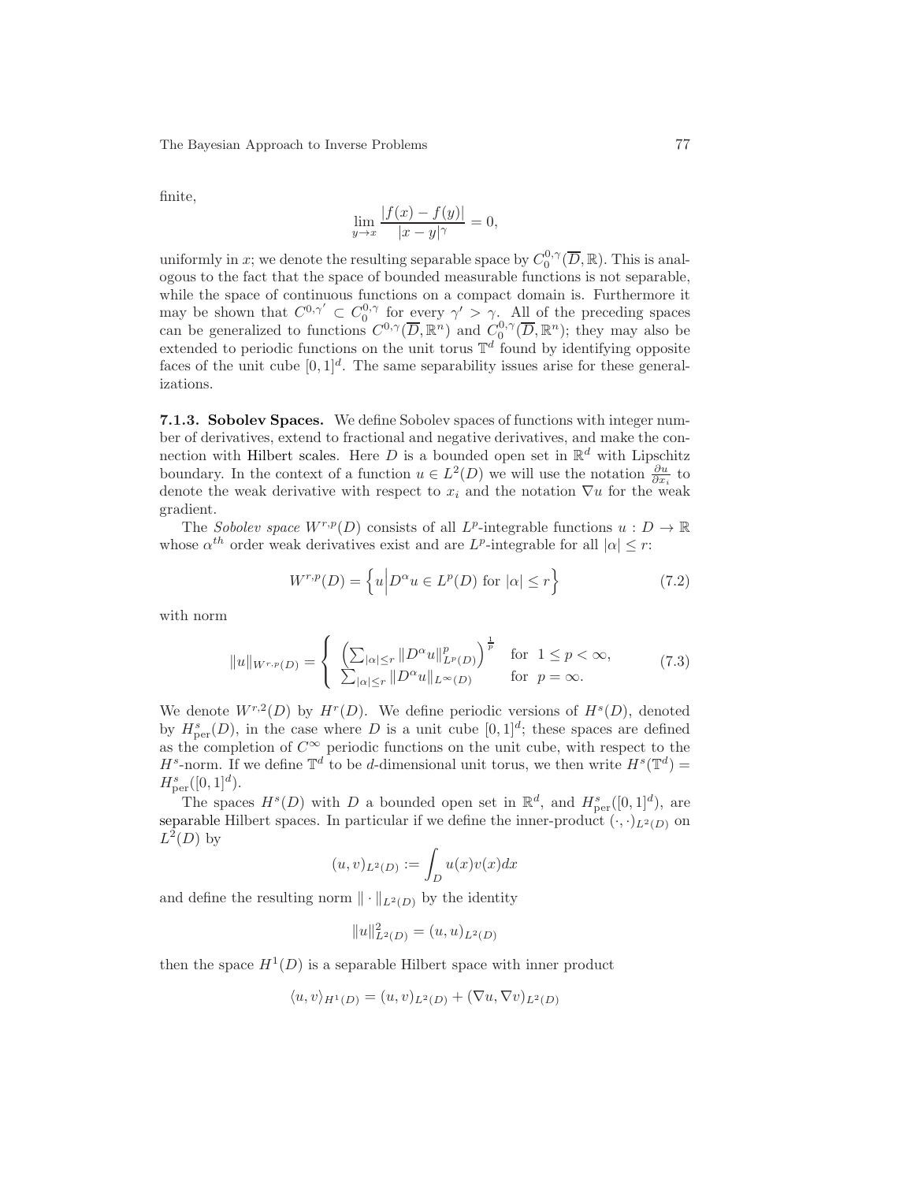finite,

$$\lim_{y \to x} \frac{|f(x) - f(y)|}{|x - y|^\gamma} = 0,$$

uniformly in $x$; we denote the resulting separable space by $C_0^{0,\gamma}(\overline{D}, \mathbb{R})$. This is analogous to the fact that the space of bounded measurable functions is not separable, while the space of continuous functions on a compact domain is. Furthermore it may be shown that $C^{0,\gamma'} \subset C_0^{0,\gamma}$ for every $\gamma' > \gamma$. All of the preceding spaces can be generalized to functions $C^{0,\gamma}(\overline{D}, \mathbb{R}^n)$ and $C_0^{0,\gamma}(\overline{D}, \mathbb{R}^n)$; they may also be extended to periodic functions on the unit torus $\mathbb{T}^d$ found by identifying opposite faces of the unit cube $[0,1]^d$. The same separability issues arise for these generalizations.

**7.1.3. Sobolev Spaces.** We define Sobolev spaces of functions with integer number of derivatives, extend to fractional and negative derivatives, and make the connection with Hilbert scales. Here $D$ is a bounded open set in $\mathbb{R}^d$ with Lipschitz boundary. In the context of a function $u \in L^2(D)$ we will use the notation $\frac{\partial u}{\partial x_i}$ to denote the weak derivative with respect to $x_i$ and the notation $\nabla u$ for the weak gradient.

The *Sobolev space* $W^{r,p}(D)$ consists of all $L^p$-integrable functions $u : D \to \mathbb{R}$ whose $\alpha^{th}$ order weak derivatives exist and are $L^p$-integrable for all $|\alpha| \leq r$:

$$W^{r,p}(D) = \Big\{ u \Big| D^\alpha u \in L^p(D) \text{ for } |\alpha| \leq r \Big\} \tag{7.2}$$

with norm

$$\|u\|_{W^{r,p}(D)} = \begin{cases} \left( \sum_{|\alpha| \leq r} \|D^\alpha u\|_{L^p(D)}^p \right)^{\frac{1}{p}} & \text{for } 1 \leq p < \infty, \\ \sum_{|\alpha| \leq r} \|D^\alpha u\|_{L^\infty(D)} & \text{for } p = \infty. \end{cases} \tag{7.3}$$

We denote $W^{r,2}(D)$ by $H^r(D)$. We define periodic versions of $H^s(D)$, denoted by $H^s_{\text{per}}(D)$, in the case where $D$ is a unit cube $[0,1]^d$; these spaces are defined as the completion of $C^\infty$ periodic functions on the unit cube, with respect to the $H^s$-norm. If we define $\mathbb{T}^d$ to be $d$-dimensional unit torus, we then write $H^s(\mathbb{T}^d) = H^s_{\text{per}}([0,1]^d)$.

The spaces $H^s(D)$ with $D$ a bounded open set in $\mathbb{R}^d$, and $H^s_{\text{per}}([0,1]^d)$, are separable Hilbert spaces. In particular if we define the inner-product $(\cdot,\cdot)_{L^2(D)}$ on $L^2(D)$ by

$$(u,v)_{L^2(D)} := \int_D u(x)v(x)dx$$

and define the resulting norm $\|\cdot\|_{L^2(D)}$ by the identity

$$\|u\|^2_{L^2(D)} = (u,u)_{L^2(D)}$$

then the space $H^1(D)$ is a separable Hilbert space with inner product

$$\langle u, v \rangle_{H^1(D)} = (u,v)_{L^2(D)} + (\nabla u, \nabla v)_{L^2(D)}$$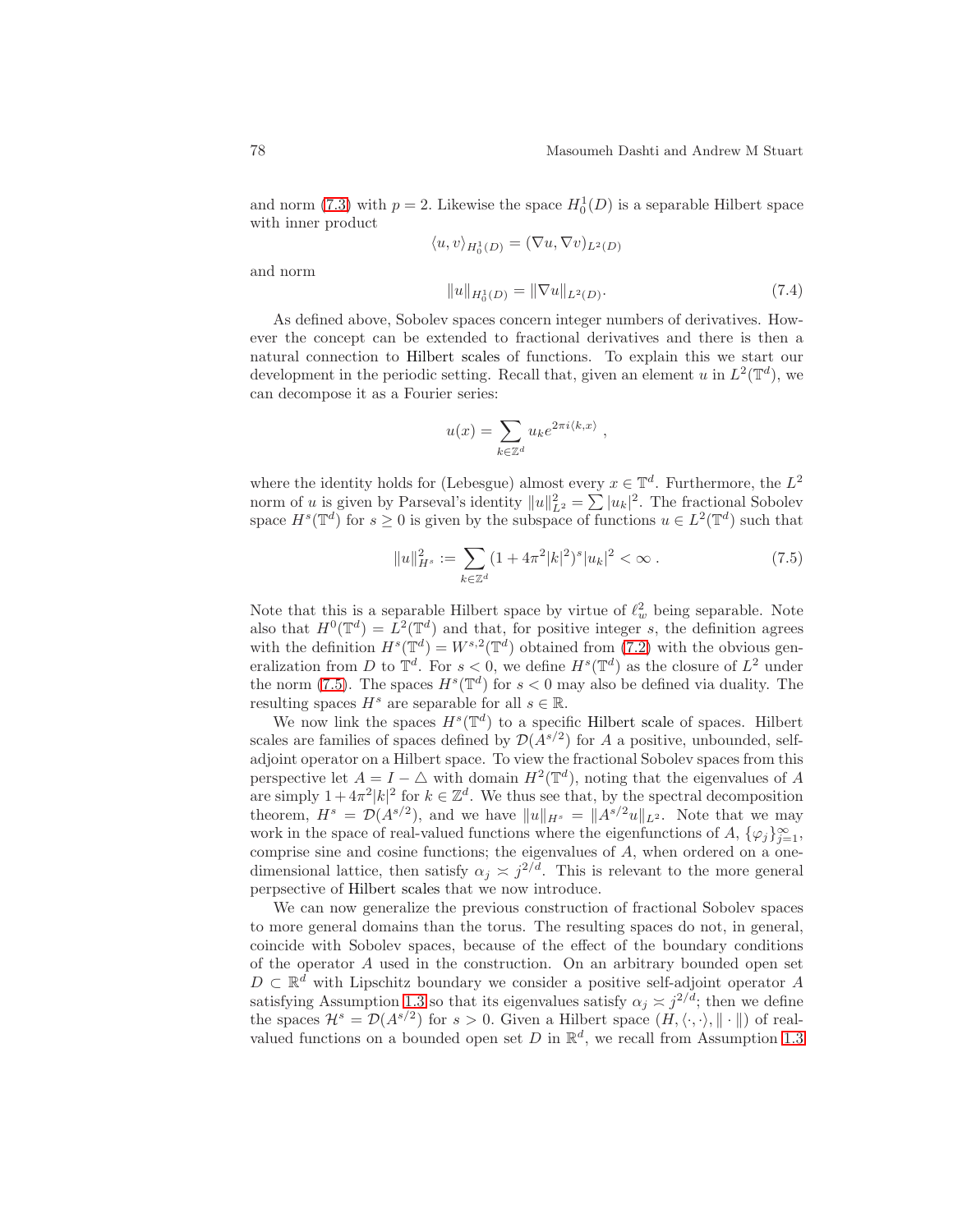and norm (7.3) with $p = 2$. Likewise the space $H_0^1(D)$ is a separable Hilbert space with inner product

$$\langle u, v\rangle_{H_0^1(D)} = (\nabla u, \nabla v)_{L^2(D)}$$

and norm

$$\|u\|_{H_0^1(D)} = \|\nabla u\|_{L^2(D)}. \tag{7.4}$$

As defined above, Sobolev spaces concern integer numbers of derivatives. However the concept can be extended to fractional derivatives and there is then a natural connection to Hilbert scales of functions. To explain this we start our development in the periodic setting. Recall that, given an element $u$ in $L^2(\mathbb{T}^d)$, we can decompose it as a Fourier series:

$$u(x) = \sum_{k\in\mathbb{Z}^d} u_k e^{2\pi i\langle k,x\rangle} \ ,$$

where the identity holds for (Lebesgue) almost every $x \in \mathbb{T}^d$. Furthermore, the $L^2$ norm of $u$ is given by Parseval's identity $\|u\|_{L^2}^2 = \sum |u_k|^2$. The fractional Sobolev space $H^s(\mathbb{T}^d)$ for $s \geq 0$ is given by the subspace of functions $u \in L^2(\mathbb{T}^d)$ such that

$$\|u\|_{H^s}^2 := \sum_{k\in\mathbb{Z}^d} (1 + 4\pi^2|k|^2)^s |u_k|^2 < \infty \ . \tag{7.5}$$

Note that this is a separable Hilbert space by virtue of $\ell_w^2$ being separable. Note also that $H^0(\mathbb{T}^d) = L^2(\mathbb{T}^d)$ and that, for positive integer $s$, the definition agrees with the definition $H^s(\mathbb{T}^d) = W^{s,2}(\mathbb{T}^d)$ obtained from (7.2) with the obvious generalization from $D$ to $\mathbb{T}^d$. For $s < 0$, we define $H^s(\mathbb{T}^d)$ as the closure of $L^2$ under the norm (7.5). The spaces $H^s(\mathbb{T}^d)$ for $s < 0$ may also be defined via duality. The resulting spaces $H^s$ are separable for all $s \in \mathbb{R}$.

We now link the spaces $H^s(\mathbb{T}^d)$ to a specific Hilbert scale of spaces. Hilbert scales are families of spaces defined by $\mathcal{D}(A^{s/2})$ for $A$ a positive, unbounded, self-adjoint operator on a Hilbert space. To view the fractional Sobolev spaces from this perspective let $A = I - \triangle$ with domain $H^2(\mathbb{T}^d)$, noting that the eigenvalues of $A$ are simply $1 + 4\pi^2|k|^2$ for $k \in \mathbb{Z}^d$. We thus see that, by the spectral decomposition theorem, $H^s = \mathcal{D}(A^{s/2})$, and we have $\|u\|_{H^s} = \|A^{s/2}u\|_{L^2}$. Note that we may work in the space of real-valued functions where the eigenfunctions of $A$, $\{\varphi_j\}_{j=1}^{\infty}$, comprise sine and cosine functions; the eigenvalues of $A$, when ordered on a one-dimensional lattice, then satisfy $\alpha_j \asymp j^{2/d}$. This is relevant to the more general perpsective of Hilbert scales that we now introduce.

We can now generalize the previous construction of fractional Sobolev spaces to more general domains than the torus. The resulting spaces do not, in general, coincide with Sobolev spaces, because of the effect of the boundary conditions of the operator $A$ used in the construction. On an arbitrary bounded open set $D \subset \mathbb{R}^d$ with Lipschitz boundary we consider a positive self-adjoint operator $A$ satisfying Assumption 1.3 so that its eigenvalues satisfy $\alpha_j \asymp j^{2/d}$; then we define the spaces $\mathcal{H}^s = \mathcal{D}(A^{s/2})$ for $s > 0$. Given a Hilbert space $(H, \langle\cdot,\cdot\rangle, \|\cdot\|)$ of real-valued functions on a bounded open set $D$ in $\mathbb{R}^d$, we recall from Assumption 1.3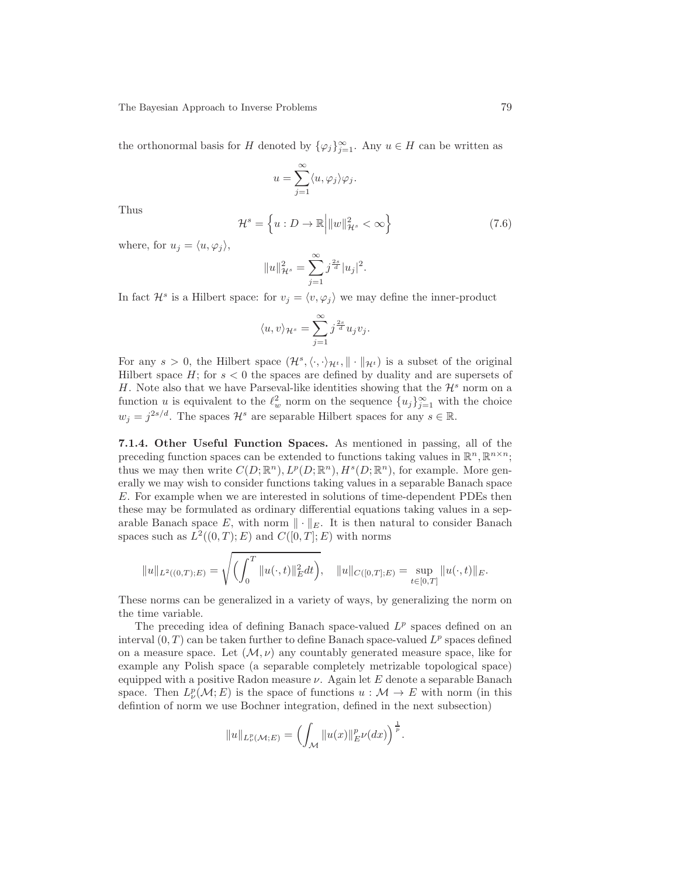the orthonormal basis for $H$ denoted by $\{\varphi_j\}_{j=1}^{\infty}$. Any $u \in H$ can be written as

$$u = \sum_{j=1}^{\infty} \langle u, \varphi_j \rangle \varphi_j.$$

Thus

$$\mathcal{H}^s = \Big\{ u : D \to \mathbb{R} \Big| \|w\|_{\mathcal{H}^s}^2 < \infty \Big\} \tag{7.6}$$

where, for $u_j = \langle u, \varphi_j \rangle$,

$$\|u\|_{\mathcal{H}^s}^2 = \sum_{j=1}^{\infty} j^{\frac{2s}{d}} |u_j|^2.$$

In fact $\mathcal{H}^s$ is a Hilbert space: for $v_j = \langle v, \varphi_j \rangle$ we may define the inner-product

$$\langle u, v \rangle_{\mathcal{H}^s} = \sum_{j=1}^{\infty} j^{\frac{2s}{d}} u_j v_j.$$

For any $s > 0$, the Hilbert space $(\mathcal{H}^s, \langle \cdot, \cdot \rangle_{\mathcal{H}^t}, \| \cdot \|_{\mathcal{H}^t})$ is a subset of the original Hilbert space $H$; for $s < 0$ the spaces are defined by duality and are supersets of $H$. Note also that we have Parseval-like identities showing that the $\mathcal{H}^s$ norm on a function $u$ is equivalent to the $\ell^2_w$ norm on the sequence $\{u_j\}_{j=1}^{\infty}$ with the choice $w_j = j^{2s/d}$. The spaces $\mathcal{H}^s$ are separable Hilbert spaces for any $s \in \mathbb{R}$.

**7.1.4. Other Useful Function Spaces.** As mentioned in passing, all of the preceding function spaces can be extended to functions taking values in $\mathbb{R}^n, \mathbb{R}^{n \times n}$; thus we may then write $C(D; \mathbb{R}^n), L^p(D; \mathbb{R}^n), H^s(D; \mathbb{R}^n)$, for example. More generally we may wish to consider functions taking values in a separable Banach space $E$. For example when we are interested in solutions of time-dependent PDEs then these may be formulated as ordinary differential equations taking values in a separable Banach space $E$, with norm $\| \cdot \|_E$. It is then natural to consider Banach spaces such as $L^2((0,T); E)$ and $C([0,T]; E)$ with norms

$$\|u\|_{L^2((0,T);E)} = \sqrt{\Big( \int_0^T \|u(\cdot, t)\|_E^2 dt \Big)}, \quad \|u\|_{C([0,T];E)} = \sup_{t \in [0,T]} \|u(\cdot, t)\|_E.$$

These norms can be generalized in a variety of ways, by generalizing the norm on the time variable.

The preceding idea of defining Banach space-valued $L^p$ spaces defined on an interval $(0,T)$ can be taken further to define Banach space-valued $L^p$ spaces defined on a measure space. Let $(\mathcal{M}, \nu)$ any countably generated measure space, like for example any Polish space (a separable completely metrizable topological space) equipped with a positive Radon measure $\nu$. Again let $E$ denote a separable Banach space. Then $L^p_\nu(\mathcal{M}; E)$ is the space of functions $u : \mathcal{M} \to E$ with norm (in this defintion of norm we use Bochner integration, defined in the next subsection)

$$\|u\|_{L^p_\nu(\mathcal{M};E)} = \Big( \int_{\mathcal{M}} \|u(x)\|_E^p \nu(dx) \Big)^{\frac{1}{p}}.$$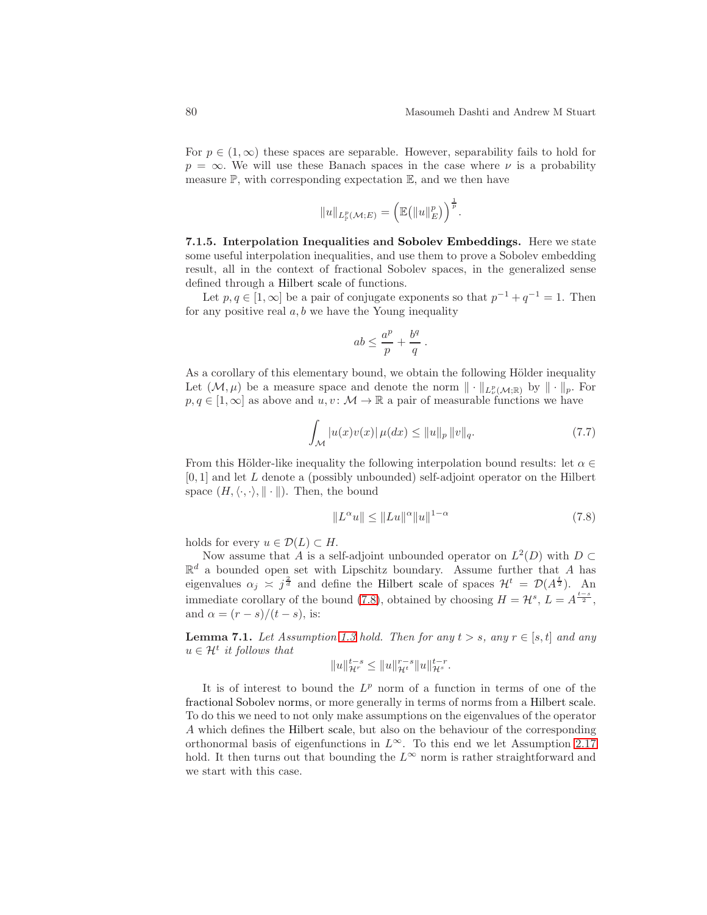For $p \in (1,\infty)$ these spaces are separable. However, separability fails to hold for $p = \infty$. We will use these Banach spaces in the case where $\nu$ is a probability measure $\mathbb{P}$, with corresponding expectation $\mathbb{E}$, and we then have

$$\|u\|_{L^p_{\mathbb{P}}(\mathcal{M};E)} = \Big(\mathbb{E}\big(\|u\|_E^p\big)\Big)^{\frac{1}{p}}.$$

**7.1.5. Interpolation Inequalities and Sobolev Embeddings.** Here we state some useful interpolation inequalities, and use them to prove a Sobolev embedding result, all in the context of fractional Sobolev spaces, in the generalized sense defined through a Hilbert scale of functions.

Let $p, q \in [1,\infty]$ be a pair of conjugate exponents so that $p^{-1} + q^{-1} = 1$. Then for any positive real $a, b$ we have the Young inequality

$$ab \le \frac{a^p}{p} + \frac{b^q}{q}\,.$$

As a corollary of this elementary bound, we obtain the following Hölder inequality Let $(\mathcal{M}, \mu)$ be a measure space and denote the norm $\|\cdot\|_{L^p_\nu(\mathcal{M};\mathbb{R})}$ by $\|\cdot\|_p$. For $p, q \in [1,\infty]$ as above and $u, v\colon \mathcal{M} \to \mathbb{R}$ a pair of measurable functions we have

$$\int_{\mathcal{M}} |u(x)v(x)|\,\mu(dx) \le \|u\|_p\,\|v\|_q. \tag{7.7}$$

From this Hölder-like inequality the following interpolation bound results: let $\alpha \in [0,1]$ and let $L$ denote a (possibly unbounded) self-adjoint operator on the Hilbert space $(H, \langle\cdot,\cdot\rangle, \|\cdot\|)$. Then, the bound

$$\|L^\alpha u\| \le \|Lu\|^\alpha \|u\|^{1-\alpha} \tag{7.8}$$

holds for every $u \in \mathcal{D}(L) \subset H$.

Now assume that $A$ is a self-adjoint unbounded operator on $L^2(D)$ with $D \subset \mathbb{R}^d$ a bounded open set with Lipschitz boundary. Assume further that $A$ has eigenvalues $\alpha_j \asymp j^{\frac{2}{d}}$ and define the Hilbert scale of spaces $\mathcal{H}^t = \mathcal{D}(A^{\frac{t}{2}})$. An immediate corollary of the bound (7.8), obtained by choosing $H = \mathcal{H}^s$, $L = A^{\frac{t-s}{2}}$, and $\alpha = (r-s)/(t-s)$, is:

**Lemma 7.1.** *Let Assumption 1.3 hold. Then for any $t > s$, any $r \in [s,t]$ and any $u \in \mathcal{H}^t$ it follows that*

$$\|u\|_{\mathcal{H}^r}^{t-s} \le \|u\|_{\mathcal{H}^t}^{r-s} \|u\|_{\mathcal{H}^s}^{t-r}.$$

It is of interest to bound the $L^p$ norm of a function in terms of one of the fractional Sobolev norms, or more generally in terms of norms from a Hilbert scale. To do this we need to not only make assumptions on the eigenvalues of the operator $A$ which defines the Hilbert scale, but also on the behaviour of the corresponding orthonormal basis of eigenfunctions in $L^\infty$. To this end we let Assumption 2.17 hold. It then turns out that bounding the $L^\infty$ norm is rather straightforward and we start with this case.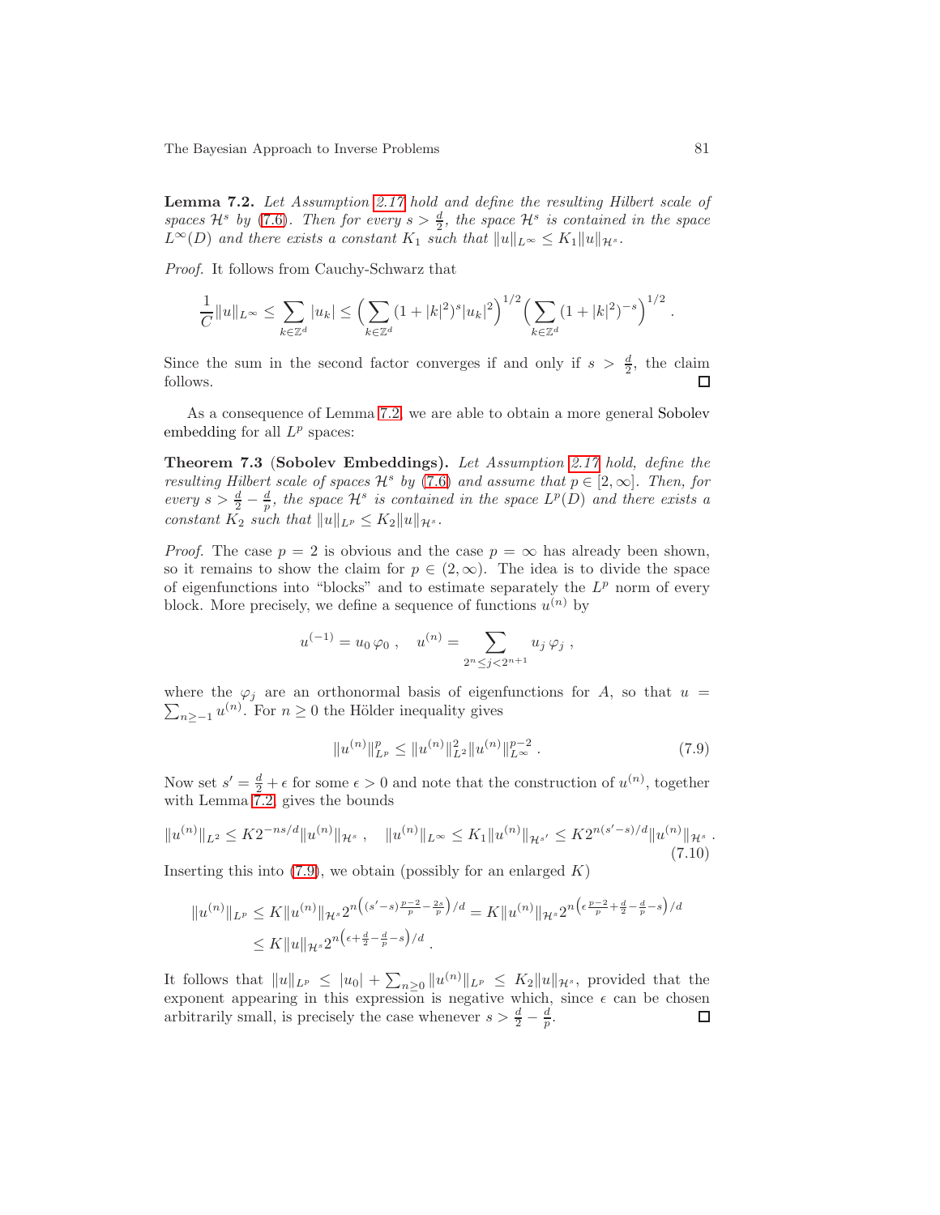**Lemma 7.2.** *Let Assumption 2.17 hold and define the resulting Hilbert scale of spaces $\mathcal{H}^s$ by (7.6). Then for every $s > \frac{d}{2}$, the space $\mathcal{H}^s$ is contained in the space $L^\infty(D)$ and there exists a constant $K_1$ such that $\|u\|_{L^\infty} \le K_1 \|u\|_{\mathcal{H}^s}$.*

*Proof.* It follows from Cauchy-Schwarz that

$$\frac{1}{C}\|u\|_{L^\infty} \le \sum_{k\in\mathbb{Z}^d} |u_k| \le \Big(\sum_{k\in\mathbb{Z}^d} (1+|k|^2)^s |u_k|^2\Big)^{1/2} \Big(\sum_{k\in\mathbb{Z}^d} (1+|k|^2)^{-s}\Big)^{1/2} .$$

Since the sum in the second factor converges if and only if $s > \frac{d}{2}$, the claim follows. ∎

As a consequence of Lemma 7.2, we are able to obtain a more general Sobolev embedding for all $L^p$ spaces:

**Theorem 7.3 (Sobolev Embeddings).** *Let Assumption 2.17 hold, define the resulting Hilbert scale of spaces $\mathcal{H}^s$ by (7.6) and assume that $p \in [2,\infty]$. Then, for every $s > \frac{d}{2} - \frac{d}{p}$, the space $\mathcal{H}^s$ is contained in the space $L^p(D)$ and there exists a constant $K_2$ such that $\|u\|_{L^p} \le K_2 \|u\|_{\mathcal{H}^s}$.*

*Proof.* The case $p = 2$ is obvious and the case $p = \infty$ has already been shown, so it remains to show the claim for $p \in (2,\infty)$. The idea is to divide the space of eigenfunctions into "blocks" and to estimate separately the $L^p$ norm of every block. More precisely, we define a sequence of functions $u^{(n)}$ by

$$u^{(-1)} = u_0\,\varphi_0\;, \quad u^{(n)} = \sum_{2^n \le j < 2^{n+1}} u_j\,\varphi_j\;,$$

where the $\varphi_j$ are an orthonormal basis of eigenfunctions for $A$, so that $u = \sum_{n\ge -1} u^{(n)}$. For $n \ge 0$ the Hölder inequality gives

$$\|u^{(n)}\|_{L^p}^p \le \|u^{(n)}\|_{L^2}^2 \|u^{(n)}\|_{L^\infty}^{p-2}\;. \tag{7.9}$$

Now set $s' = \frac{d}{2} + \epsilon$ for some $\epsilon > 0$ and note that the construction of $u^{(n)}$, together with Lemma 7.2, gives the bounds

$$\|u^{(n)}\|_{L^2} \le K 2^{-ns/d} \|u^{(n)}\|_{\mathcal{H}^s}\;, \quad \|u^{(n)}\|_{L^\infty} \le K_1 \|u^{(n)}\|_{\mathcal{H}^{s'}} \le K 2^{n(s'-s)/d} \|u^{(n)}\|_{\mathcal{H}^s}\;. \tag{7.10}$$

Inserting this into (7.9), we obtain (possibly for an enlarged $K$)

$$\begin{aligned}\|u^{(n)}\|_{L^p} &\le K \|u^{(n)}\|_{\mathcal{H}^s} 2^{n\left((s'-s)\frac{p-2}{p} - \frac{2s}{p}\right)/d} = K \|u^{(n)}\|_{\mathcal{H}^s} 2^{n\left(\epsilon\frac{p-2}{p} + \frac{d}{2} - \frac{d}{p} - s\right)/d} \\ &\le K \|u\|_{\mathcal{H}^s} 2^{n\left(\epsilon + \frac{d}{2} - \frac{d}{p} - s\right)/d}\;.\end{aligned}$$

It follows that $\|u\|_{L^p} \le |u_0| + \sum_{n\ge 0} \|u^{(n)}\|_{L^p} \le K_2 \|u\|_{\mathcal{H}^s}$, provided that the exponent appearing in this expression is negative which, since $\epsilon$ can be chosen arbitrarily small, is precisely the case whenever $s > \frac{d}{2} - \frac{d}{p}$. ∎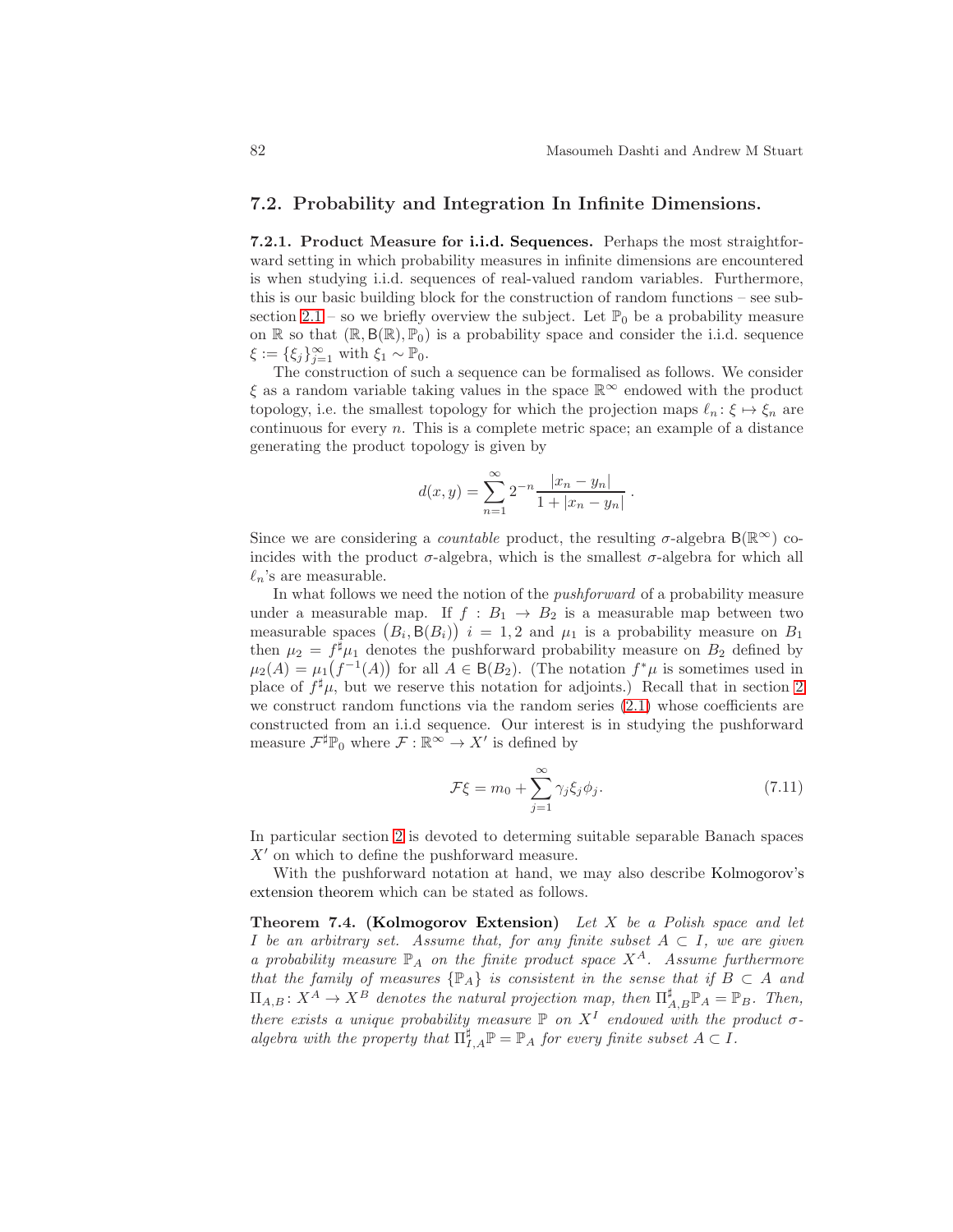## 7.2. Probability and Integration In Infinite Dimensions.

**7.2.1. Product Measure for i.i.d. Sequences.** Perhaps the most straightforward setting in which probability measures in infinite dimensions are encountered is when studying i.i.d. sequences of real-valued random variables. Furthermore, this is our basic building block for the construction of random functions – see subsection 2.1 – so we briefly overview the subject. Let $\mathbb{P}_0$ be a probability measure on $\mathbb{R}$ so that $(\mathbb{R}, \mathsf{B}(\mathbb{R}), \mathbb{P}_0)$ is a probability space and consider the i.i.d. sequence $\xi := \{\xi_j\}_{j=1}^{\infty}$ with $\xi_1 \sim \mathbb{P}_0$.

The construction of such a sequence can be formalised as follows. We consider $\xi$ as a random variable taking values in the space $\mathbb{R}^{\infty}$ endowed with the product topology, i.e. the smallest topology for which the projection maps $\ell_n \colon \xi \mapsto \xi_n$ are continuous for every $n$. This is a complete metric space; an example of a distance generating the product topology is given by

$$d(x,y) = \sum_{n=1}^{\infty} 2^{-n} \frac{|x_n - y_n|}{1 + |x_n - y_n|} \,.$$

Since we are considering a *countable* product, the resulting $\sigma$-algebra $\mathsf{B}(\mathbb{R}^{\infty})$ coincides with the product $\sigma$-algebra, which is the smallest $\sigma$-algebra for which all $\ell_n$'s are measurable.

In what follows we need the notion of the *pushforward* of a probability measure under a measurable map. If $f : B_1 \to B_2$ is a measurable map between two measurable spaces $\big(B_i, \mathsf{B}(B_i)\big)$ $i = 1, 2$ and $\mu_1$ is a probability measure on $B_1$ then $\mu_2 = f^{\sharp}\mu_1$ denotes the pushforward probability measure on $B_2$ defined by $\mu_2(A) = \mu_1\big(f^{-1}(A)\big)$ for all $A \in \mathsf{B}(B_2)$. (The notation $f^{*}\mu$ is sometimes used in place of $f^{\sharp}\mu$, but we reserve this notation for adjoints.) Recall that in section 2 we construct random functions via the random series (2.1) whose coefficients are constructed from an i.i.d sequence. Our interest is in studying the pushforward measure $\mathcal{F}^{\sharp}\mathbb{P}_0$ where $\mathcal{F} : \mathbb{R}^{\infty} \to X'$ is defined by

$$\mathcal{F}\xi = m_0 + \sum_{j=1}^{\infty} \gamma_j \xi_j \phi_j. \tag{7.11}$$

In particular section 2 is devoted to determing suitable separable Banach spaces $X'$ on which to define the pushforward measure.

With the pushforward notation at hand, we may also describe Kolmogorov's extension theorem which can be stated as follows.

**Theorem 7.4. (Kolmogorov Extension)** *Let $X$ be a Polish space and let $I$ be an arbitrary set. Assume that, for any finite subset $A \subset I$, we are given a probability measure $\mathbb{P}_A$ on the finite product space $X^A$. Assume furthermore that the family of measures $\{\mathbb{P}_A\}$ is consistent in the sense that if $B \subset A$ and $\Pi_{A,B} \colon X^A \to X^B$ denotes the natural projection map, then $\Pi^{\sharp}_{A,B}\mathbb{P}_A = \mathbb{P}_B$. Then, there exists a unique probability measure $\mathbb{P}$ on $X^I$ endowed with the product $\sigma$-algebra with the property that $\Pi^{\sharp}_{I,A}\mathbb{P} = \mathbb{P}_A$ for every finite subset $A \subset I$.*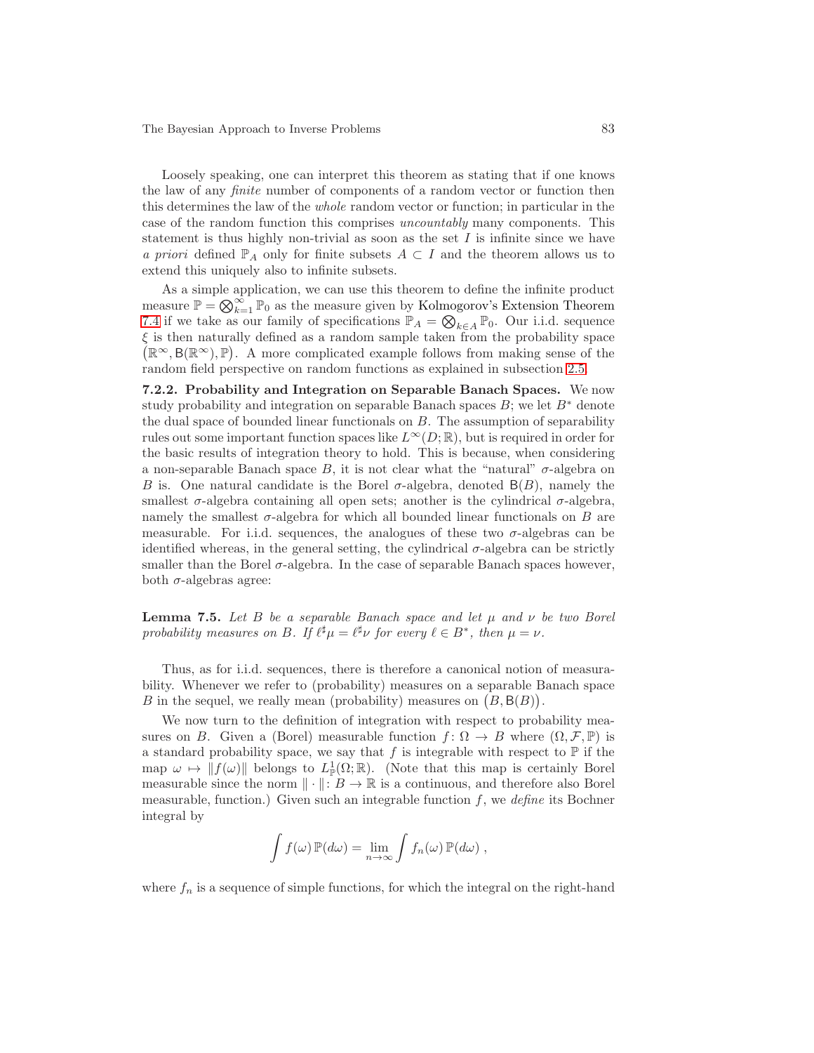Loosely speaking, one can interpret this theorem as stating that if one knows the law of any *finite* number of components of a random vector or function then this determines the law of the *whole* random vector or function; in particular in the case of the random function this comprises *uncountably* many components. This statement is thus highly non-trivial as soon as the set $I$ is infinite since we have *a priori* defined $\mathbb{P}_A$ only for finite subsets $A \subset I$ and the theorem allows us to extend this uniquely also to infinite subsets.

As a simple application, we can use this theorem to define the infinite product measure $\mathbb{P} = \bigotimes_{k=1}^{\infty} \mathbb{P}_0$ as the measure given by Kolmogorov's Extension Theorem 7.4 if we take as our family of specifications $\mathbb{P}_A = \bigotimes_{k \in A} \mathbb{P}_0$. Our i.i.d. sequence $\xi$ is then naturally defined as a random sample taken from the probability space $\big(\mathbb{R}^\infty, \mathsf{B}(\mathbb{R}^\infty), \mathbb{P}\big)$. A more complicated example follows from making sense of the random field perspective on random functions as explained in subsection 2.5.

**7.2.2. Probability and Integration on Separable Banach Spaces.** We now study probability and integration on separable Banach spaces $B$; we let $B^*$ denote the dual space of bounded linear functionals on $B$. The assumption of separability rules out some important function spaces like $L^\infty(D;\mathbb{R})$, but is required in order for the basic results of integration theory to hold. This is because, when considering a non-separable Banach space $B$, it is not clear what the "natural" $\sigma$-algebra on $B$ is. One natural candidate is the Borel $\sigma$-algebra, denoted $\mathsf{B}(B)$, namely the smallest $\sigma$-algebra containing all open sets; another is the cylindrical $\sigma$-algebra, namely the smallest $\sigma$-algebra for which all bounded linear functionals on $B$ are measurable. For i.i.d. sequences, the analogues of these two $\sigma$-algebras can be identified whereas, in the general setting, the cylindrical $\sigma$-algebra can be strictly smaller than the Borel $\sigma$-algebra. In the case of separable Banach spaces however, both $\sigma$-algebras agree:

**Lemma 7.5.** *Let $B$ be a separable Banach space and let $\mu$ and $\nu$ be two Borel probability measures on $B$. If $\ell^\sharp\mu = \ell^\sharp\nu$ for every $\ell \in B^*$, then $\mu = \nu$.*

Thus, as for i.i.d. sequences, there is therefore a canonical notion of measurability. Whenever we refer to (probability) measures on a separable Banach space $B$ in the sequel, we really mean (probability) measures on $\big(B, \mathsf{B}(B)\big)$.

We now turn to the definition of integration with respect to probability measures on $B$. Given a (Borel) measurable function $f \colon \Omega \to B$ where $(\Omega, \mathcal{F}, \mathbb{P})$ is a standard probability space, we say that $f$ is integrable with respect to $\mathbb{P}$ if the map $\omega \mapsto \|f(\omega)\|$ belongs to $L^1_{\mathbb{P}}(\Omega;\mathbb{R})$. (Note that this map is certainly Borel measurable since the norm $\|\cdot\| \colon B \to \mathbb{R}$ is a continuous, and therefore also Borel measurable, function.) Given such an integrable function $f$, we *define* its Bochner integral by

$$\int f(\omega)\,\mathbb{P}(d\omega) = \lim_{n\to\infty} \int f_n(\omega)\,\mathbb{P}(d\omega)\;,$$

where $f_n$ is a sequence of simple functions, for which the integral on the right-hand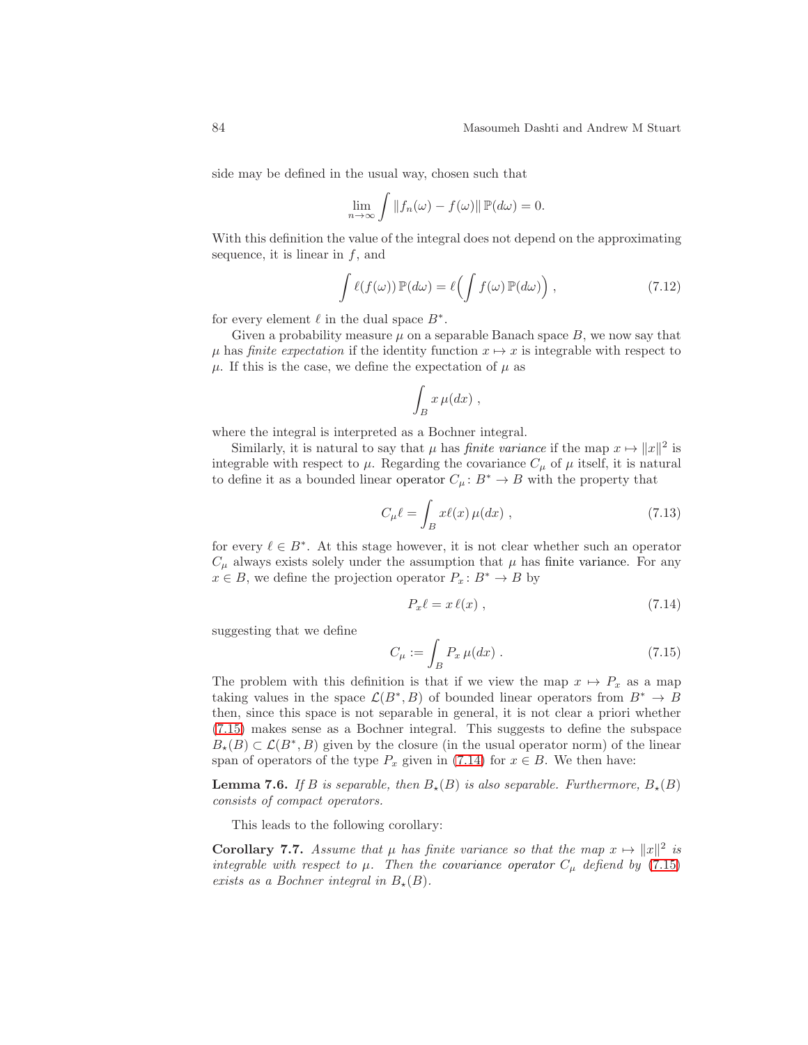side may be defined in the usual way, chosen such that

$$\lim_{n\to\infty} \int \|f_n(\omega) - f(\omega)\| \, \mathbb{P}(d\omega) = 0.$$

With this definition the value of the integral does not depend on the approximating sequence, it is linear in $f$, and

$$\int \ell(f(\omega)) \, \mathbb{P}(d\omega) = \ell\Big( \int f(\omega) \, \mathbb{P}(d\omega) \Big) \;, \tag{7.12}$$

for every element $\ell$ in the dual space $B^*$.

Given a probability measure $\mu$ on a separable Banach space $B$, we now say that $\mu$ has *finite expectation* if the identity function $x \mapsto x$ is integrable with respect to $\mu$. If this is the case, we define the expectation of $\mu$ as

$$\int_B x \, \mu(dx) \;,$$

where the integral is interpreted as a Bochner integral.

Similarly, it is natural to say that $\mu$ has *finite variance* if the map $x \mapsto \|x\|^2$ is integrable with respect to $\mu$. Regarding the covariance $C_\mu$ of $\mu$ itself, it is natural to define it as a bounded linear operator $C_\mu \colon B^* \to B$ with the property that

$$C_\mu \ell = \int_B x \ell(x) \, \mu(dx) \;, \tag{7.13}$$

for every $\ell \in B^*$. At this stage however, it is not clear whether such an operator $C_\mu$ always exists solely under the assumption that $\mu$ has finite variance. For any $x \in B$, we define the projection operator $P_x \colon B^* \to B$ by

$$P_x \ell = x \, \ell(x) \;, \tag{7.14}$$

suggesting that we define

$$C_\mu := \int_B P_x \, \mu(dx) \;. \tag{7.15}$$

The problem with this definition is that if we view the map $x \mapsto P_x$ as a map taking values in the space $\mathcal{L}(B^*, B)$ of bounded linear operators from $B^* \to B$ then, since this space is not separable in general, it is not clear a priori whether (7.15) makes sense as a Bochner integral. This suggests to define the subspace $B_\star(B) \subset \mathcal{L}(B^*, B)$ given by the closure (in the usual operator norm) of the linear span of operators of the type $P_x$ given in (7.14) for $x \in B$. We then have:

**Lemma 7.6.** *If $B$ is separable, then $B_\star(B)$ is also separable. Furthermore, $B_\star(B)$ consists of compact operators.*

This leads to the following corollary:

**Corollary 7.7.** *Assume that $\mu$ has finite variance so that the map $x \mapsto \|x\|^2$ is integrable with respect to $\mu$. Then the covariance operator $C_\mu$ defiend by (7.15) exists as a Bochner integral in $B_\star(B)$.*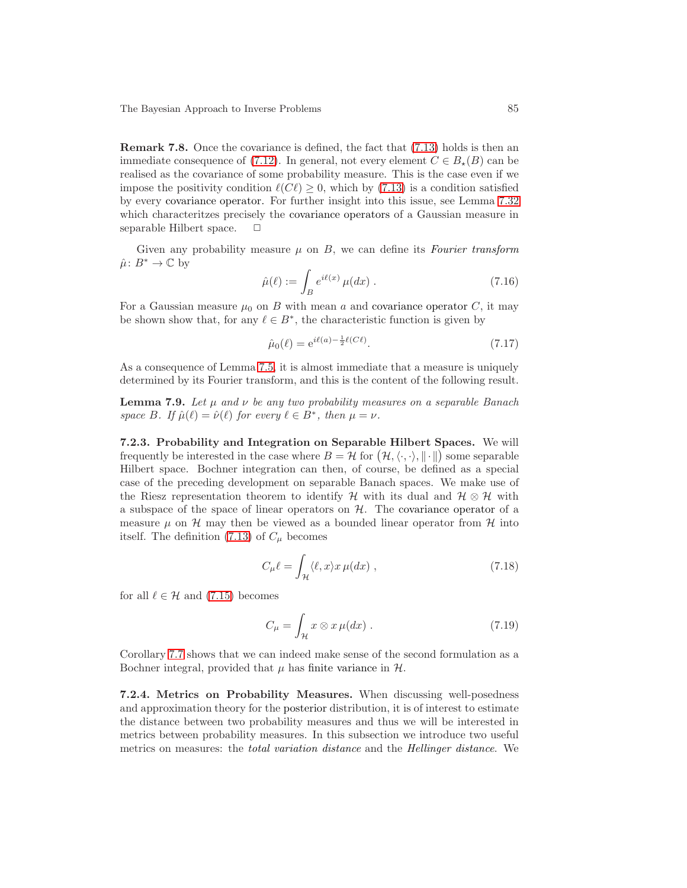**Remark 7.8.** Once the covariance is defined, the fact that (7.13) holds is then an immediate consequence of (7.12). In general, not every element $C \in B_\star(B)$ can be realised as the covariance of some probability measure. This is the case even if we impose the positivity condition $\ell(C\ell) \geq 0$, which by (7.13) is a condition satisfied by every covariance operator. For further insight into this issue, see Lemma 7.32 which characteritzes precisely the covariance operators of a Gaussian measure in separable Hilbert space. $\square$

Given any probability measure $\mu$ on $B$, we can define its *Fourier transform* $\hat{\mu}\colon B^* \to \mathbb{C}$ by

$$\hat{\mu}(\ell) := \int_B e^{i\ell(x)}\,\mu(dx)\;. \tag{7.16}$$

For a Gaussian measure $\mu_0$ on $B$ with mean $a$ and covariance operator $C$, it may be shown show that, for any $\ell \in B^*$, the characteristic function is given by

$$\hat{\mu}_0(\ell) = \mathrm{e}^{i\ell(a) - \frac{1}{2}\ell(C\ell)}. \tag{7.17}$$

As a consequence of Lemma 7.5, it is almost immediate that a measure is uniquely determined by its Fourier transform, and this is the content of the following result.

**Lemma 7.9.** *Let $\mu$ and $\nu$ be any two probability measures on a separable Banach space $B$. If $\hat{\mu}(\ell) = \hat{\nu}(\ell)$ for every $\ell \in B^*$, then $\mu = \nu$.*

**7.2.3. Probability and Integration on Separable Hilbert Spaces.** We will frequently be interested in the case where $B = \mathcal{H}$ for $\big(\mathcal{H}, \langle\cdot,\cdot\rangle, \|\cdot\|\big)$ some separable Hilbert space. Bochner integration can then, of course, be defined as a special case of the preceding development on separable Banach spaces. We make use of the Riesz representation theorem to identify $\mathcal{H}$ with its dual and $\mathcal{H} \otimes \mathcal{H}$ with a subspace of the space of linear operators on $\mathcal{H}$. The covariance operator of a measure $\mu$ on $\mathcal{H}$ may then be viewed as a bounded linear operator from $\mathcal{H}$ into itself. The definition (7.13) of $C_\mu$ becomes

$$C_\mu \ell = \int_{\mathcal{H}} \langle \ell, x\rangle x\,\mu(dx)\;, \tag{7.18}$$

for all $\ell \in \mathcal{H}$ and (7.15) becomes

$$C_\mu = \int_{\mathcal{H}} x \otimes x\,\mu(dx)\;. \tag{7.19}$$

Corollary 7.7 shows that we can indeed make sense of the second formulation as a Bochner integral, provided that $\mu$ has finite variance in $\mathcal{H}$.

**7.2.4. Metrics on Probability Measures.** When discussing well-posedness and approximation theory for the posterior distribution, it is of interest to estimate the distance between two probability measures and thus we will be interested in metrics between probability measures. In this subsection we introduce two useful metrics on measures: the *total variation distance* and the *Hellinger distance*. We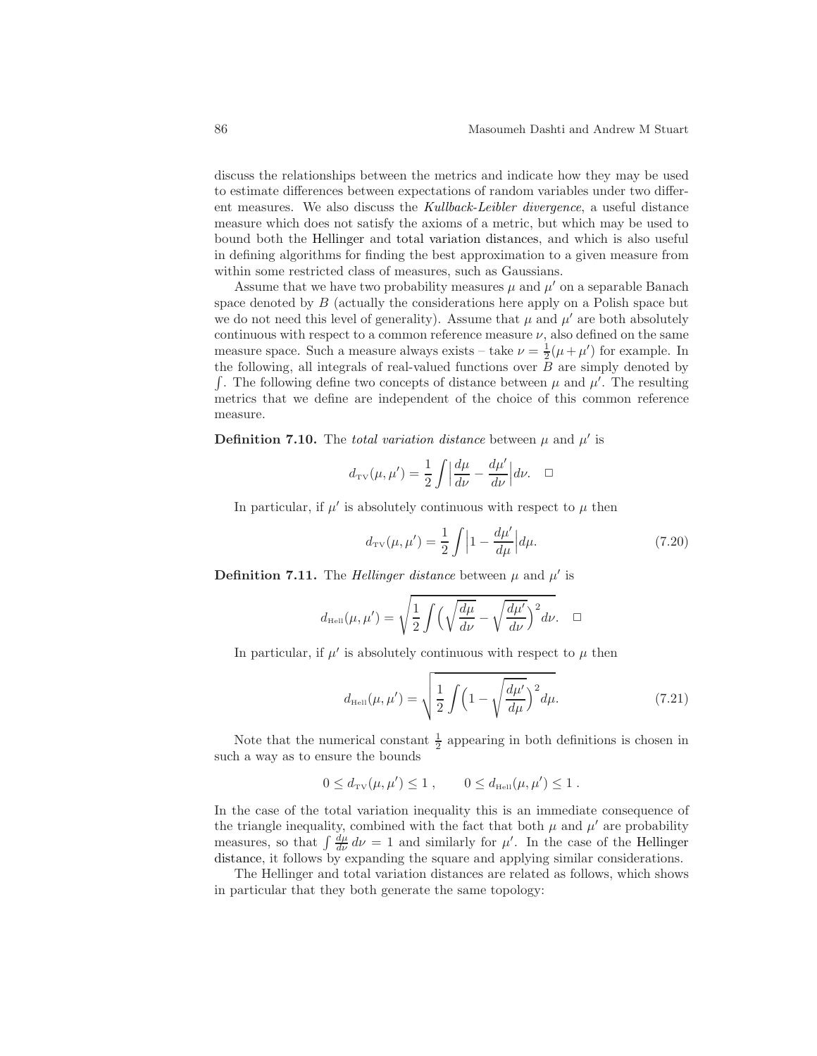discuss the relationships between the metrics and indicate how they may be used to estimate differences between expectations of random variables under two different measures. We also discuss the *Kullback-Leibler divergence*, a useful distance measure which does not satisfy the axioms of a metric, but which may be used to bound both the Hellinger and total variation distances, and which is also useful in defining algorithms for finding the best approximation to a given measure from within some restricted class of measures, such as Gaussians.

Assume that we have two probability measures $\mu$ and $\mu'$ on a separable Banach space denoted by $B$ (actually the considerations here apply on a Polish space but we do not need this level of generality). Assume that $\mu$ and $\mu'$ are both absolutely continuous with respect to a common reference measure $\nu$, also defined on the same measure space. Such a measure always exists – take $\nu = \frac{1}{2}(\mu + \mu')$ for example. In the following, all integrals of real-valued functions over $B$ are simply denoted by $\int$. The following define two concepts of distance between $\mu$ and $\mu'$. The resulting metrics that we define are independent of the choice of this common reference measure.

**Definition 7.10.** The *total variation distance* between $\mu$ and $\mu'$ is

$$d_{\mathrm{TV}}(\mu, \mu') = \frac{1}{2} \int \Big| \frac{d\mu}{d\nu} - \frac{d\mu'}{d\nu} \Big| d\nu. \quad \square$$

In particular, if $\mu'$ is absolutely continuous with respect to $\mu$ then

$$d_{\mathrm{TV}}(\mu, \mu') = \frac{1}{2} \int \Big| 1 - \frac{d\mu'}{d\mu} \Big| d\mu. \tag{7.20}$$

**Definition 7.11.** The *Hellinger distance* between $\mu$ and $\mu'$ is

$$d_{\mathrm{Hell}}(\mu, \mu') = \sqrt{\frac{1}{2} \int \Big( \sqrt{\frac{d\mu}{d\nu}} - \sqrt{\frac{d\mu'}{d\nu}} \Big)^2 d\nu}. \quad \square$$

In particular, if $\mu'$ is absolutely continuous with respect to $\mu$ then

$$d_{\mathrm{Hell}}(\mu, \mu') = \sqrt{\frac{1}{2} \int \Big( 1 - \sqrt{\frac{d\mu'}{d\mu}} \Big)^2 d\mu}. \tag{7.21}$$

Note that the numerical constant $\frac{1}{2}$ appearing in both definitions is chosen in such a way as to ensure the bounds

$$0 \le d_{\mathrm{TV}}(\mu, \mu') \le 1 \,, \qquad 0 \le d_{\mathrm{Hell}}(\mu, \mu') \le 1 \,.$$

In the case of the total variation inequality this is an immediate consequence of the triangle inequality, combined with the fact that both $\mu$ and $\mu'$ are probability measures, so that $\int \frac{d\mu}{d\nu} \, d\nu = 1$ and similarly for $\mu'$. In the case of the Hellinger distance, it follows by expanding the square and applying similar considerations.

The Hellinger and total variation distances are related as follows, which shows in particular that they both generate the same topology: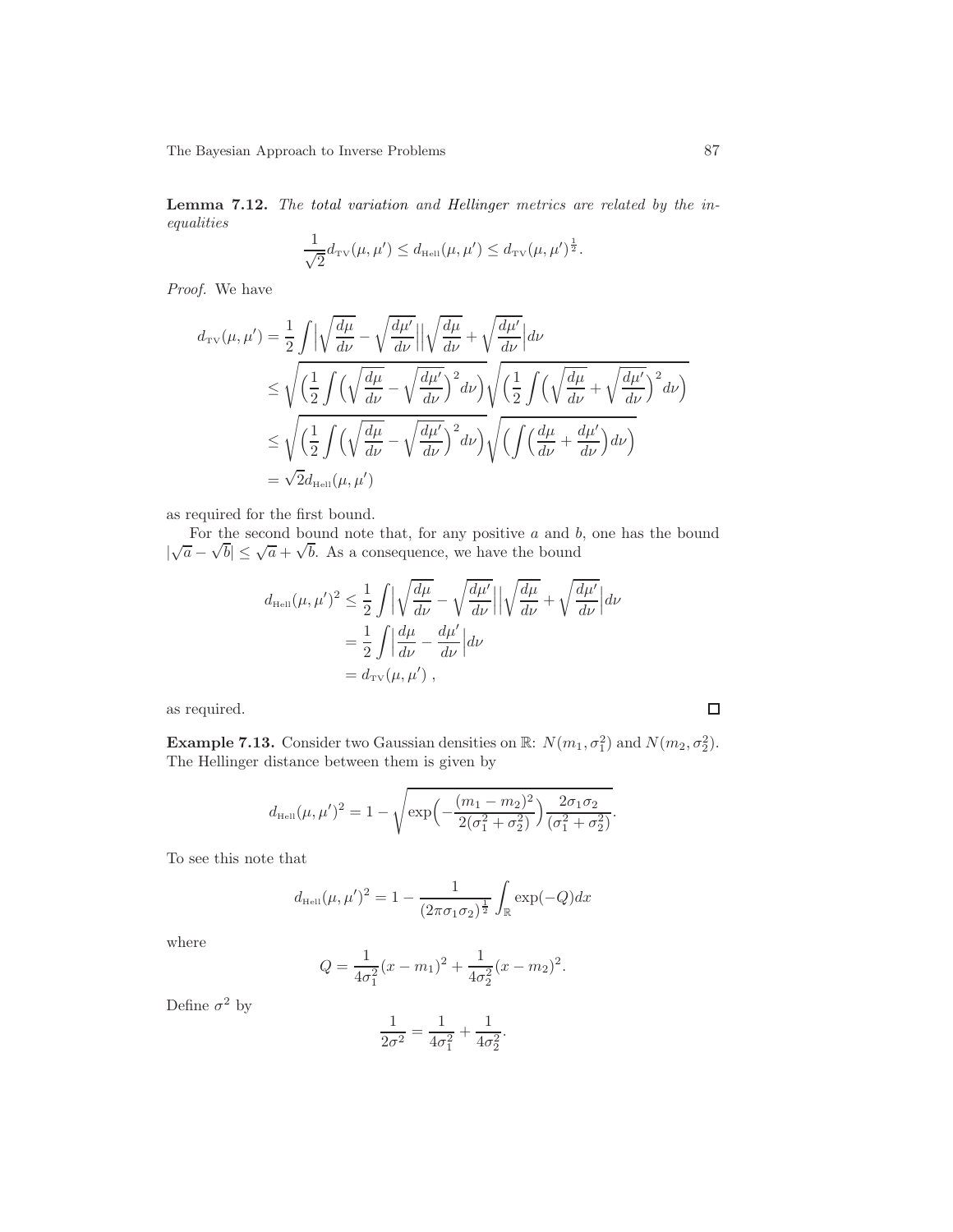**Lemma 7.12.** *The total variation and Hellinger metrics are related by the inequalities*

$$\frac{1}{\sqrt{2}} d_{\mathrm{TV}}(\mu, \mu') \le d_{\mathrm{Hell}}(\mu, \mu') \le d_{\mathrm{TV}}(\mu, \mu')^{\frac{1}{2}}.$$

*Proof.* We have

$$\begin{aligned}
d_{\mathrm{TV}}(\mu, \mu') &= \frac{1}{2} \int \Big| \sqrt{\frac{d\mu}{d\nu}} - \sqrt{\frac{d\mu'}{d\nu}} \Big| \Big| \sqrt{\frac{d\mu}{d\nu}} + \sqrt{\frac{d\mu'}{d\nu}} \Big| d\nu \\
&\le \sqrt{\Big( \frac{1}{2} \int \Big( \sqrt{\frac{d\mu}{d\nu}} - \sqrt{\frac{d\mu'}{d\nu}} \Big)^2 d\nu \Big)} \sqrt{\Big( \frac{1}{2} \int \Big( \sqrt{\frac{d\mu}{d\nu}} + \sqrt{\frac{d\mu'}{d\nu}} \Big)^2 d\nu \Big)} \\
&\le \sqrt{\Big( \frac{1}{2} \int \Big( \sqrt{\frac{d\mu}{d\nu}} - \sqrt{\frac{d\mu'}{d\nu}} \Big)^2 d\nu \Big)} \sqrt{\Big( \int \Big( \frac{d\mu}{d\nu} + \frac{d\mu'}{d\nu} \Big) d\nu \Big)} \\
&= \sqrt{2} d_{\mathrm{Hell}}(\mu, \mu')
\end{aligned}$$

as required for the first bound.

For the second bound note that, for any positive $a$ and $b$, one has the bound $|\sqrt{a} - \sqrt{b}| \le \sqrt{a} + \sqrt{b}$. As a consequence, we have the bound

$$\begin{aligned}
d_{\mathrm{Hell}}(\mu, \mu')^2 &\le \frac{1}{2} \int \Big| \sqrt{\frac{d\mu}{d\nu}} - \sqrt{\frac{d\mu'}{d\nu}} \Big| \Big| \sqrt{\frac{d\mu}{d\nu}} + \sqrt{\frac{d\mu'}{d\nu}} \Big| d\nu \\
&= \frac{1}{2} \int \Big| \frac{d\mu}{d\nu} - \frac{d\mu'}{d\nu} \Big| d\nu \\
&= d_{\mathrm{TV}}(\mu, \mu') \ ,
\end{aligned}$$

as required. □

**Example 7.13.** Consider two Gaussian densities on $\mathbb{R}$: $N(m_1, \sigma_1^2)$ and $N(m_2, \sigma_2^2)$. The Hellinger distance between them is given by

$$d_{\mathrm{Hell}}(\mu, \mu')^2 = 1 - \sqrt{\exp\Big( -\frac{(m_1 - m_2)^2}{2(\sigma_1^2 + \sigma_2^2)} \Big) \frac{2\sigma_1 \sigma_2}{(\sigma_1^2 + \sigma_2^2)}}.$$

To see this note that

$$d_{\mathrm{Hell}}(\mu, \mu')^2 = 1 - \frac{1}{(2\pi\sigma_1\sigma_2)^{\frac{1}{2}}} \int_{\mathbb{R}} \exp(-Q) dx$$

where

$$Q = \frac{1}{4\sigma_1^2}(x - m_1)^2 + \frac{1}{4\sigma_2^2}(x - m_2)^2.$$

Define $\sigma^2$ by

$$\frac{1}{2\sigma^2} = \frac{1}{4\sigma_1^2} + \frac{1}{4\sigma_2^2}.$$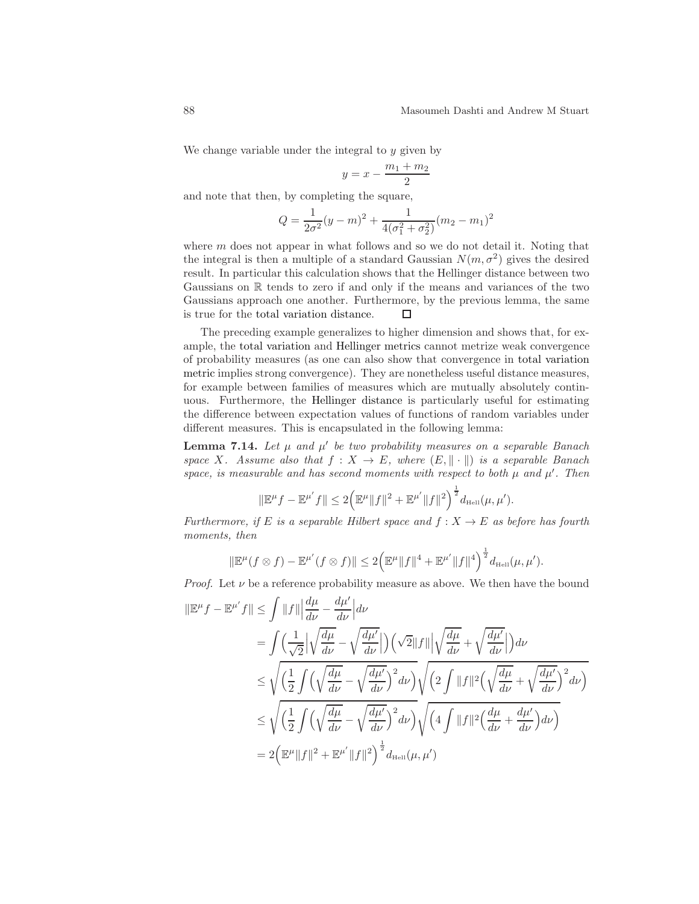We change variable under the integral to $y$ given by

$$y = x - \frac{m_1 + m_2}{2}$$

and note that then, by completing the square,

$$Q = \frac{1}{2\sigma^2}(y - m)^2 + \frac{1}{4(\sigma_1^2 + \sigma_2^2)}(m_2 - m_1)^2$$

where $m$ does not appear in what follows and so we do not detail it. Noting that the integral is then a multiple of a standard Gaussian $N(m, \sigma^2)$ gives the desired result. In particular this calculation shows that the Hellinger distance between two Gaussians on $\mathbb{R}$ tends to zero if and only if the means and variances of the two Gaussians approach one another. Furthermore, by the previous lemma, the same is true for the total variation distance. $\square$

The preceding example generalizes to higher dimension and shows that, for example, the total variation and Hellinger metrics cannot metrize weak convergence of probability measures (as one can also show that convergence in total variation metric implies strong convergence). They are nonetheless useful distance measures, for example between families of measures which are mutually absolutely continuous. Furthermore, the Hellinger distance is particularly useful for estimating the difference between expectation values of functions of random variables under different measures. This is encapsulated in the following lemma:

**Lemma 7.14.** *Let $\mu$ and $\mu'$ be two probability measures on a separable Banach space $X$. Assume also that $f : X \to E$, where $(E, \|\cdot\|)$ is a separable Banach space, is measurable and has second moments with respect to both $\mu$ and $\mu'$. Then*

$$\|\mathbb{E}^{\mu} f - \mathbb{E}^{\mu'} f\| \leq 2\Big(\mathbb{E}^{\mu}\|f\|^2 + \mathbb{E}^{\mu'}\|f\|^2\Big)^{\frac{1}{2}} d_{\text{Hell}}(\mu, \mu').$$

*Furthermore, if $E$ is a separable Hilbert space and $f : X \to E$ as before has fourth moments, then*

$$\|\mathbb{E}^{\mu}(f \otimes f) - \mathbb{E}^{\mu'}(f \otimes f)\| \leq 2\Big(\mathbb{E}^{\mu}\|f\|^4 + \mathbb{E}^{\mu'}\|f\|^4\Big)^{\frac{1}{2}} d_{\text{Hell}}(\mu, \mu').$$

*Proof.* Let $\nu$ be a reference probability measure as above. We then have the bound

$$\begin{aligned}
\|\mathbb{E}^{\mu} f - \mathbb{E}^{\mu'} f\| &\leq \int \|f\| \Big|\frac{d\mu}{d\nu} - \frac{d\mu'}{d\nu}\Big| d\nu \\
&= \int \Big(\frac{1}{\sqrt{2}}\Big|\sqrt{\frac{d\mu}{d\nu}} - \sqrt{\frac{d\mu'}{d\nu}}\Big|\Big)\Big(\sqrt{2}\|f\|\Big|\sqrt{\frac{d\mu}{d\nu}} + \sqrt{\frac{d\mu'}{d\nu}}\Big|\Big) d\nu \\
&\leq \sqrt{\Big(\frac{1}{2}\int\Big(\sqrt{\frac{d\mu}{d\nu}} - \sqrt{\frac{d\mu'}{d\nu}}\Big)^2 d\nu\Big)}\sqrt{\Big(2\int \|f\|^2\Big(\sqrt{\frac{d\mu}{d\nu}} + \sqrt{\frac{d\mu'}{d\nu}}\Big)^2 d\nu\Big)} \\
&\leq \sqrt{\Big(\frac{1}{2}\int\Big(\sqrt{\frac{d\mu}{d\nu}} - \sqrt{\frac{d\mu'}{d\nu}}\Big)^2 d\nu\Big)}\sqrt{\Big(4\int \|f\|^2\Big(\frac{d\mu}{d\nu} + \frac{d\mu'}{d\nu}\Big) d\nu\Big)} \\
&= 2\Big(\mathbb{E}^{\mu}\|f\|^2 + \mathbb{E}^{\mu'}\|f\|^2\Big)^{\frac{1}{2}} d_{\text{Hell}}(\mu, \mu')
\end{aligned}$$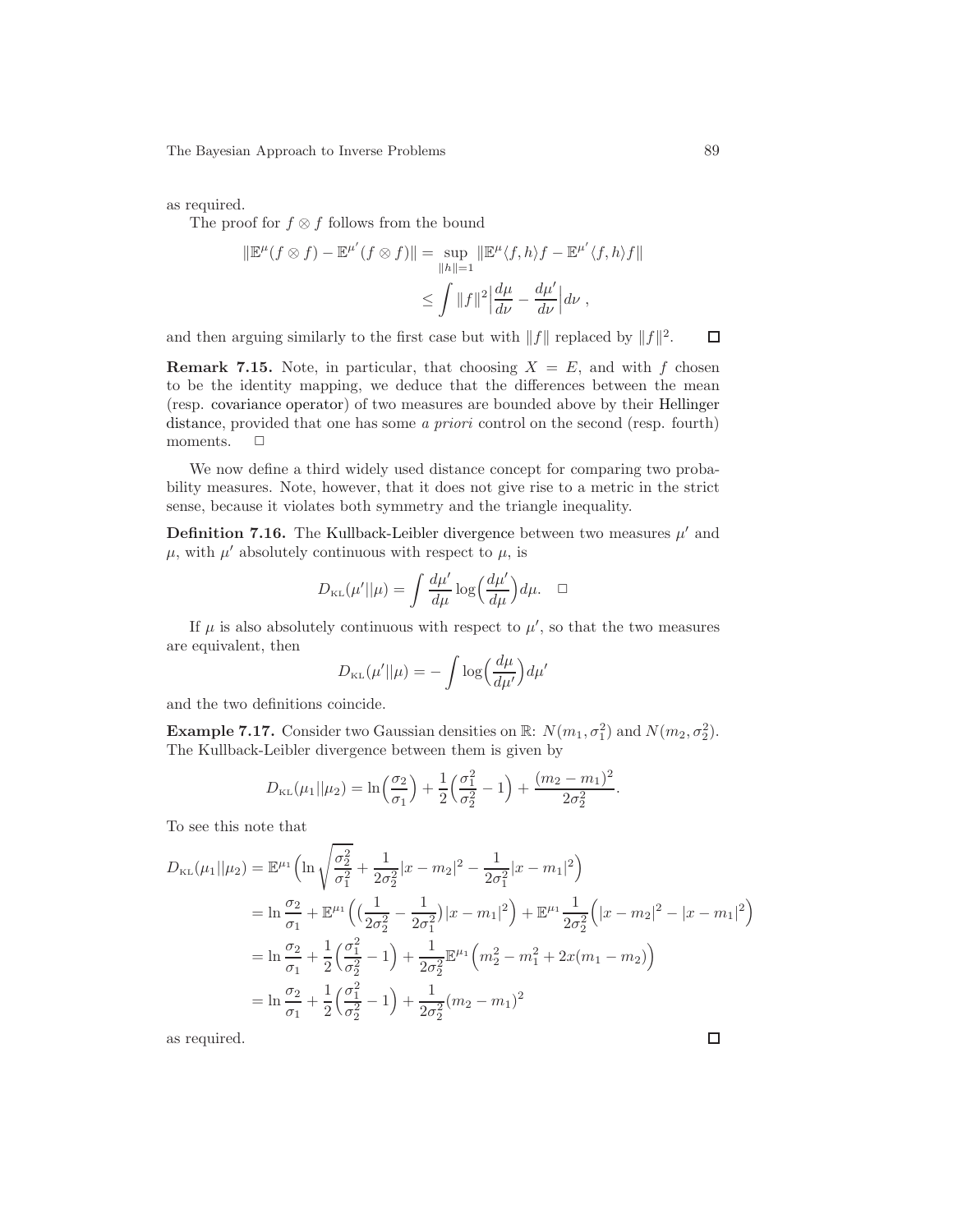as required.

The proof for $f \otimes f$ follows from the bound

$$
\begin{aligned}
\|\mathbb{E}^{\mu}(f \otimes f) - \mathbb{E}^{\mu'}(f \otimes f)\| &= \sup_{\|h\|=1} \|\mathbb{E}^{\mu}\langle f, h\rangle f - \mathbb{E}^{\mu'}\langle f, h\rangle f\| \\
&\le \int \|f\|^2 \Big| \frac{d\mu}{d\nu} - \frac{d\mu'}{d\nu} \Big| d\nu ,
\end{aligned}
$$

and then arguing similarly to the first case but with $\|f\|$ replaced by $\|f\|^2$. □

**Remark 7.15.** Note, in particular, that choosing $X = E$, and with $f$ chosen to be the identity mapping, we deduce that the differences between the mean (resp. covariance operator) of two measures are bounded above by their Hellinger distance, provided that one has some *a priori* control on the second (resp. fourth) moments. □

We now define a third widely used distance concept for comparing two probability measures. Note, however, that it does not give rise to a metric in the strict sense, because it violates both symmetry and the triangle inequality.

**Definition 7.16.** The Kullback-Leibler divergence between two measures $\mu'$ and $\mu$, with $\mu'$ absolutely continuous with respect to $\mu$, is

$$
D_{\rm KL}(\mu' || \mu) = \int \frac{d\mu'}{d\mu} \log\Big(\frac{d\mu'}{d\mu}\Big) d\mu. \quad \square
$$

If $\mu$ is also absolutely continuous with respect to $\mu'$, so that the two measures are equivalent, then

$$
D_{\rm KL}(\mu' || \mu) = -\int \log\Big(\frac{d\mu}{d\mu'}\Big) d\mu'
$$

and the two definitions coincide.

**Example 7.17.** Consider two Gaussian densities on $\mathbb{R}$: $N(m_1, \sigma_1^2)$ and $N(m_2, \sigma_2^2)$. The Kullback-Leibler divergence between them is given by

$$
D_{\rm KL}(\mu_1 || \mu_2) = \ln\Big(\frac{\sigma_2}{\sigma_1}\Big) + \frac{1}{2}\Big(\frac{\sigma_1^2}{\sigma_2^2} - 1\Big) + \frac{(m_2 - m_1)^2}{2\sigma_2^2}.
$$

To see this note that

$$
\begin{aligned}
D_{\rm KL}(\mu_1 || \mu_2) &= \mathbb{E}^{\mu_1}\Big(\ln\sqrt{\frac{\sigma_2^2}{\sigma_1^2}} + \frac{1}{2\sigma_2^2}|x - m_2|^2 - \frac{1}{2\sigma_1^2}|x - m_1|^2\Big) \\
&= \ln\frac{\sigma_2}{\sigma_1} + \mathbb{E}^{\mu_1}\Big(\big(\frac{1}{2\sigma_2^2} - \frac{1}{2\sigma_1^2}\big)|x - m_1|^2\Big) + \mathbb{E}^{\mu_1}\frac{1}{2\sigma_2^2}\Big(|x - m_2|^2 - |x - m_1|^2\Big) \\
&= \ln\frac{\sigma_2}{\sigma_1} + \frac{1}{2}\Big(\frac{\sigma_1^2}{\sigma_2^2} - 1\Big) + \frac{1}{2\sigma_2^2}\mathbb{E}^{\mu_1}\Big(m_2^2 - m_1^2 + 2x(m_1 - m_2)\Big) \\
&= \ln\frac{\sigma_2}{\sigma_1} + \frac{1}{2}\Big(\frac{\sigma_1^2}{\sigma_2^2} - 1\Big) + \frac{1}{2\sigma_2^2}(m_2 - m_1)^2
\end{aligned}
$$

as required. □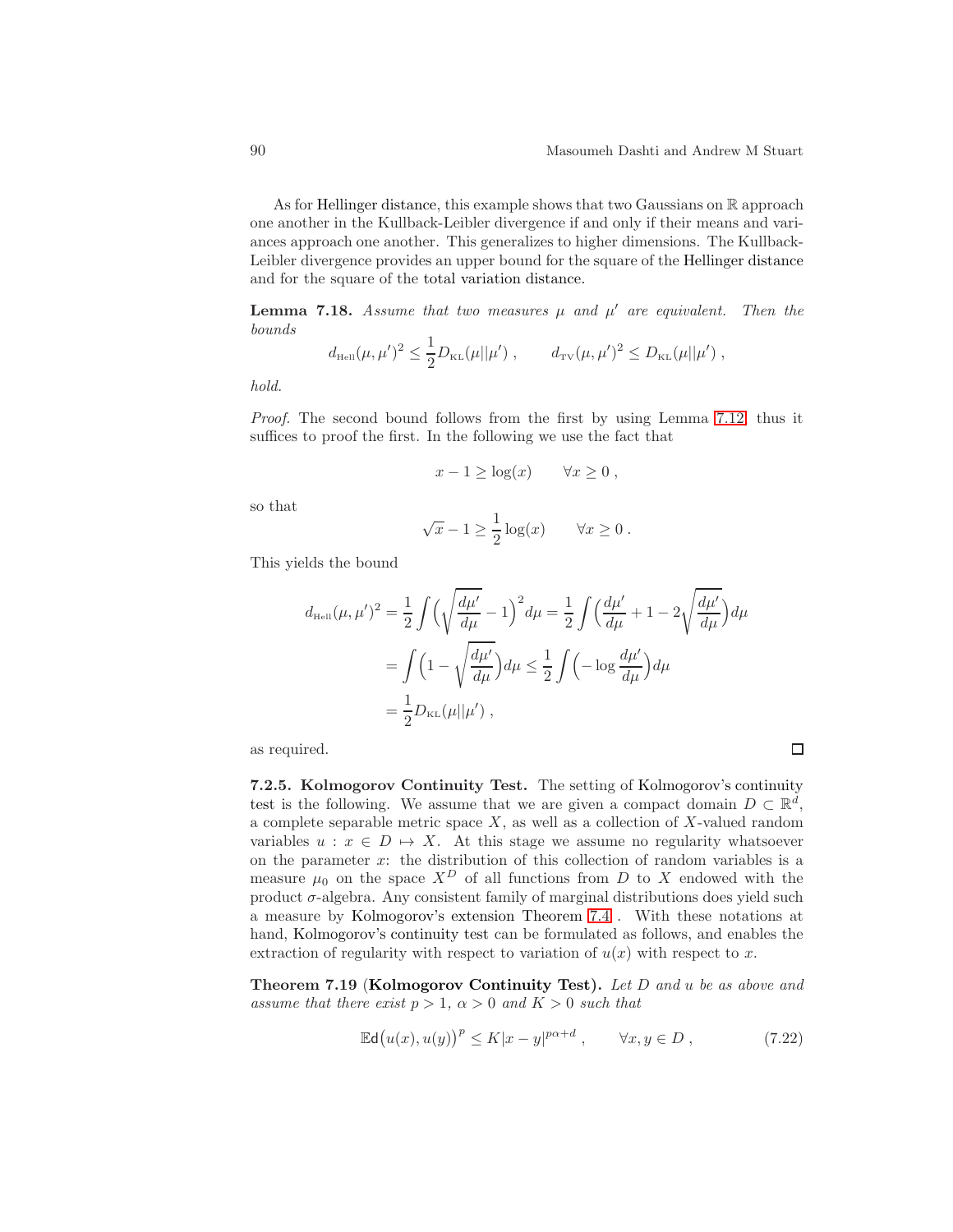As for Hellinger distance, this example shows that two Gaussians on $\mathbb{R}$ approach one another in the Kullback-Leibler divergence if and only if their means and variances approach one another. This generalizes to higher dimensions. The Kullback-Leibler divergence provides an upper bound for the square of the Hellinger distance and for the square of the total variation distance.

**Lemma 7.18.** *Assume that two measures $\mu$ and $\mu'$ are equivalent. Then the bounds*

$$d_{\mathrm{Hell}}(\mu,\mu')^2 \le \frac{1}{2} D_{\mathrm{KL}}(\mu||\mu') , \qquad d_{\mathrm{TV}}(\mu,\mu')^2 \le D_{\mathrm{KL}}(\mu||\mu') ,$$

*hold.*

*Proof.* The second bound follows from the first by using Lemma 7.12, thus it suffices to proof the first. In the following we use the fact that

$$x - 1 \ge \log(x) \qquad \forall x \ge 0 ,$$

so that

$$\sqrt{x} - 1 \ge \frac{1}{2}\log(x) \qquad \forall x \ge 0 .$$

This yields the bound

$$\begin{aligned}
d_{\mathrm{Hell}}(\mu,\mu')^2 &= \frac{1}{2}\int \Big(\sqrt{\frac{d\mu'}{d\mu}} - 1\Big)^2 d\mu = \frac{1}{2}\int \Big(\frac{d\mu'}{d\mu} + 1 - 2\sqrt{\frac{d\mu'}{d\mu}}\Big) d\mu \\
&= \int \Big(1 - \sqrt{\frac{d\mu'}{d\mu}}\Big) d\mu \le \frac{1}{2}\int \Big(-\log\frac{d\mu'}{d\mu}\Big) d\mu \\
&= \frac{1}{2} D_{\mathrm{KL}}(\mu||\mu') ,
\end{aligned}$$

as required. □

**7.2.5. Kolmogorov Continuity Test.** The setting of Kolmogorov's continuity test is the following. We assume that we are given a compact domain $D \subset \mathbb{R}^d$, a complete separable metric space $X$, as well as a collection of $X$-valued random variables $u : x \in D \mapsto X$. At this stage we assume no regularity whatsoever on the parameter $x$: the distribution of this collection of random variables is a measure $\mu_0$ on the space $X^D$ of all functions from $D$ to $X$ endowed with the product $\sigma$-algebra. Any consistent family of marginal distributions does yield such a measure by Kolmogorov's extension Theorem 7.4 . With these notations at hand, Kolmogorov's continuity test can be formulated as follows, and enables the extraction of regularity with respect to variation of $u(x)$ with respect to $x$.

**Theorem 7.19** (**Kolmogorov Continuity Test**)**.** *Let $D$ and $u$ be as above and assume that there exist $p > 1$, $\alpha > 0$ and $K > 0$ such that*

$$\mathbb{E}\mathsf{d}\big(u(x), u(y)\big)^p \le K|x-y|^{p\alpha + d} , \qquad \forall x, y \in D , \tag{7.22}$$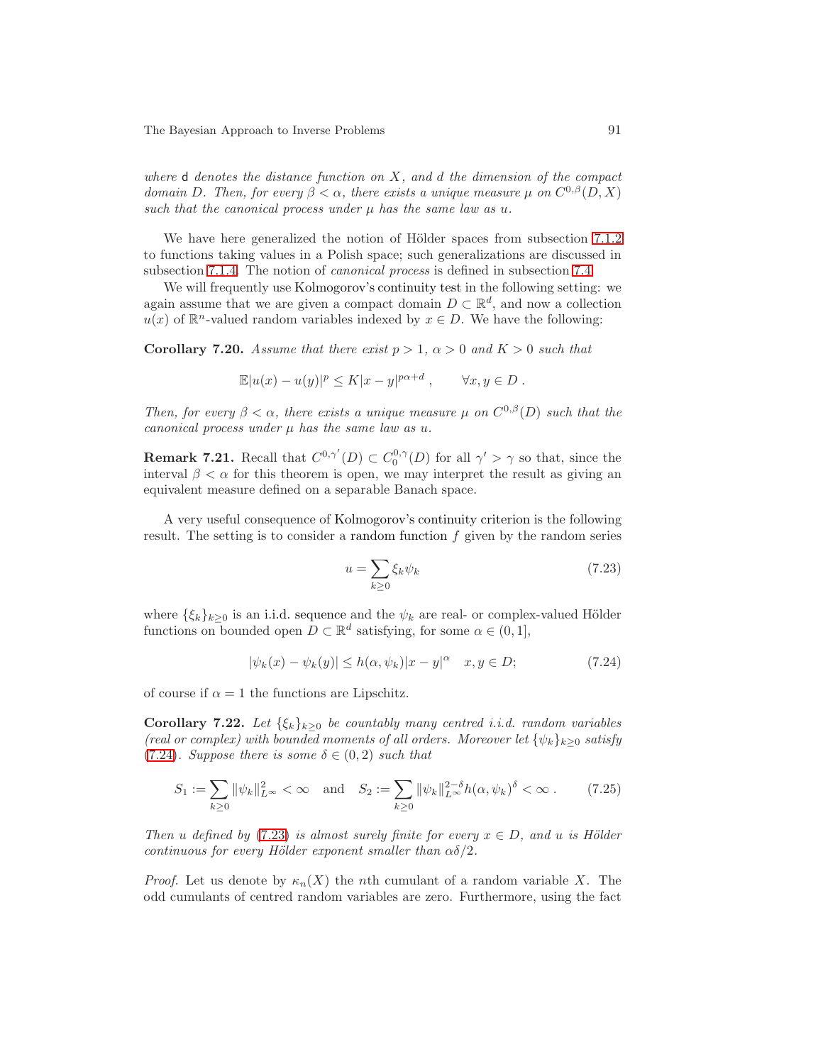*where* $\mathsf{d}$ *denotes the distance function on* $X$*, and* $d$ *the dimension of the compact domain* $D$*. Then, for every* $\beta < \alpha$*, there exists a unique measure* $\mu$ *on* $C^{0,\beta}(D, X)$ *such that the canonical process under* $\mu$ *has the same law as* $u$*.*

We have here generalized the notion of Hölder spaces from subsection 7.1.2 to functions taking values in a Polish space; such generalizations are discussed in subsection 7.1.4. The notion of *canonical process* is defined in subsection 7.4.

We will frequently use Kolmogorov's continuity test in the following setting: we again assume that we are given a compact domain $D \subset \mathbb{R}^d$, and now a collection $u(x)$ of $\mathbb{R}^n$-valued random variables indexed by $x \in D$. We have the following:

**Corollary 7.20.** *Assume that there exist* $p > 1$*,* $\alpha > 0$ *and* $K > 0$ *such that*

$$\mathbb{E}|u(x) - u(y)|^p \le K|x - y|^{p\alpha + d}\,, \qquad \forall x, y \in D\,.$$

*Then, for every* $\beta < \alpha$*, there exists a unique measure* $\mu$ *on* $C^{0,\beta}(D)$ *such that the canonical process under* $\mu$ *has the same law as* $u$*.*

**Remark 7.21.** Recall that $C^{0,\gamma'}(D) \subset C_0^{0,\gamma}(D)$ for all $\gamma' > \gamma$ so that, since the interval $\beta < \alpha$ for this theorem is open, we may interpret the result as giving an equivalent measure defined on a separable Banach space.

A very useful consequence of Kolmogorov's continuity criterion is the following result. The setting is to consider a random function $f$ given by the random series

$$u = \sum_{k \ge 0} \xi_k \psi_k \tag{7.23}$$

where $\{\xi_k\}_{k\ge0}$ is an i.i.d. sequence and the $\psi_k$ are real- or complex-valued Hölder functions on bounded open $D \subset \mathbb{R}^d$ satisfying, for some $\alpha \in (0, 1]$,

$$|\psi_k(x) - \psi_k(y)| \le h(\alpha, \psi_k)|x - y|^\alpha \quad x, y \in D; \tag{7.24}$$

of course if $\alpha = 1$ the functions are Lipschitz.

**Corollary 7.22.** *Let* $\{\xi_k\}_{k\ge0}$ *be countably many centred i.i.d. random variables (real or complex) with bounded moments of all orders. Moreover let* $\{\psi_k\}_{k\ge0}$ *satisfy* (7.24)*. Suppose there is some* $\delta \in (0, 2)$ *such that*

$$S_1 := \sum_{k\ge0} \|\psi_k\|_{L^\infty}^2 < \infty \quad \text{and} \quad S_2 := \sum_{k\ge0} \|\psi_k\|_{L^\infty}^{2-\delta} h(\alpha, \psi_k)^\delta < \infty\,. \tag{7.25}$$

*Then* $u$ *defined by* (7.23) *is almost surely finite for every* $x \in D$*, and* $u$ *is Hölder continuous for every Hölder exponent smaller than* $\alpha\delta/2$*.*

*Proof.* Let us denote by $\kappa_n(X)$ the $n$th cumulant of a random variable $X$. The odd cumulants of centred random variables are zero. Furthermore, using the fact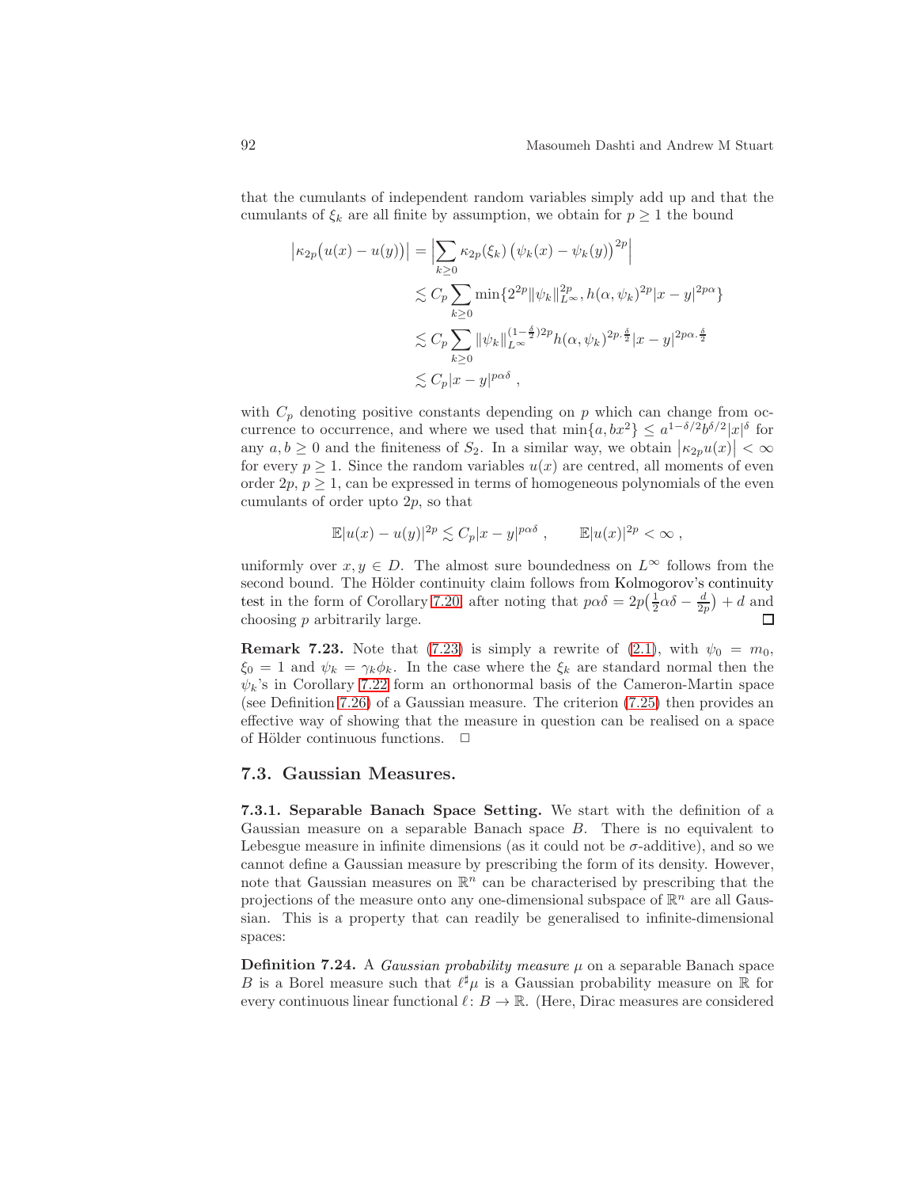that the cumulants of independent random variables simply add up and that the cumulants of $\xi_k$ are all finite by assumption, we obtain for $p \geq 1$ the bound

$$
\begin{aligned}
\left|\kappa_{2p}\big(u(x)-u(y)\big)\right| &= \Big|\sum_{k\geq 0} \kappa_{2p}(\xi_k)\left(\psi_k(x)-\psi_k(y)\right)^{2p}\Big| \\
&\lesssim C_p \sum_{k\geq 0} \min\{2^{2p}\|\psi_k\|_{L^\infty}^{2p}, h(\alpha,\psi_k)^{2p}|x-y|^{2p\alpha}\} \\
&\lesssim C_p \sum_{k\geq 0} \|\psi_k\|_{L^\infty}^{(1-\frac{\delta}{2})2p} h(\alpha,\psi_k)^{2p\cdot\frac{\delta}{2}}|x-y|^{2p\alpha\cdot\frac{\delta}{2}} \\
&\lesssim C_p |x-y|^{p\alpha\delta}\;,
\end{aligned}
$$

with $C_p$ denoting positive constants depending on $p$ which can change from occurrence to occurrence, and where we used that $\min\{a, bx^2\} \leq a^{1-\delta/2}b^{\delta/2}|x|^\delta$ for any $a, b \geq 0$ and the finiteness of $S_2$. In a similar way, we obtain $\left|\kappa_{2p}u(x)\right| < \infty$ for every $p \geq 1$. Since the random variables $u(x)$ are centred, all moments of even order $2p$, $p \geq 1$, can be expressed in terms of homogeneous polynomials of the even cumulants of order upto $2p$, so that

$$
\mathbb{E}|u(x)-u(y)|^{2p} \lesssim C_p|x-y|^{p\alpha\delta}\;, \qquad \mathbb{E}|u(x)|^{2p} < \infty\;,
$$

uniformly over $x, y \in D$. The almost sure boundedness on $L^\infty$ follows from the second bound. The Hölder continuity claim follows from Kolmogorov's continuity test in the form of Corollary 7.20, after noting that $p\alpha\delta = 2p\big(\frac{1}{2}\alpha\delta - \frac{d}{2p}\big) + d$ and choosing $p$ arbitrarily large. □

**Remark 7.23.** Note that (7.23) is simply a rewrite of (2.1), with $\psi_0 = m_0$, $\xi_0 = 1$ and $\psi_k = \gamma_k\phi_k$. In the case where the $\xi_k$ are standard normal then the $\psi_k$'s in Corollary 7.22 form an orthonormal basis of the Cameron-Martin space (see Definition 7.26) of a Gaussian measure. The criterion (7.25) then provides an effective way of showing that the measure in question can be realised on a space of Hölder continuous functions. □

## 7.3. Gaussian Measures.

**7.3.1. Separable Banach Space Setting.** We start with the definition of a Gaussian measure on a separable Banach space $B$. There is no equivalent to Lebesgue measure in infinite dimensions (as it could not be $\sigma$-additive), and so we cannot define a Gaussian measure by prescribing the form of its density. However, note that Gaussian measures on $\mathbb{R}^n$ can be characterised by prescribing that the projections of the measure onto any one-dimensional subspace of $\mathbb{R}^n$ are all Gaussian. This is a property that can readily be generalised to infinite-dimensional spaces:

**Definition 7.24.** A *Gaussian probability measure* $\mu$ on a separable Banach space $B$ is a Borel measure such that $\ell^\sharp\mu$ is a Gaussian probability measure on $\mathbb{R}$ for every continuous linear functional $\ell\colon B \to \mathbb{R}$. (Here, Dirac measures are considered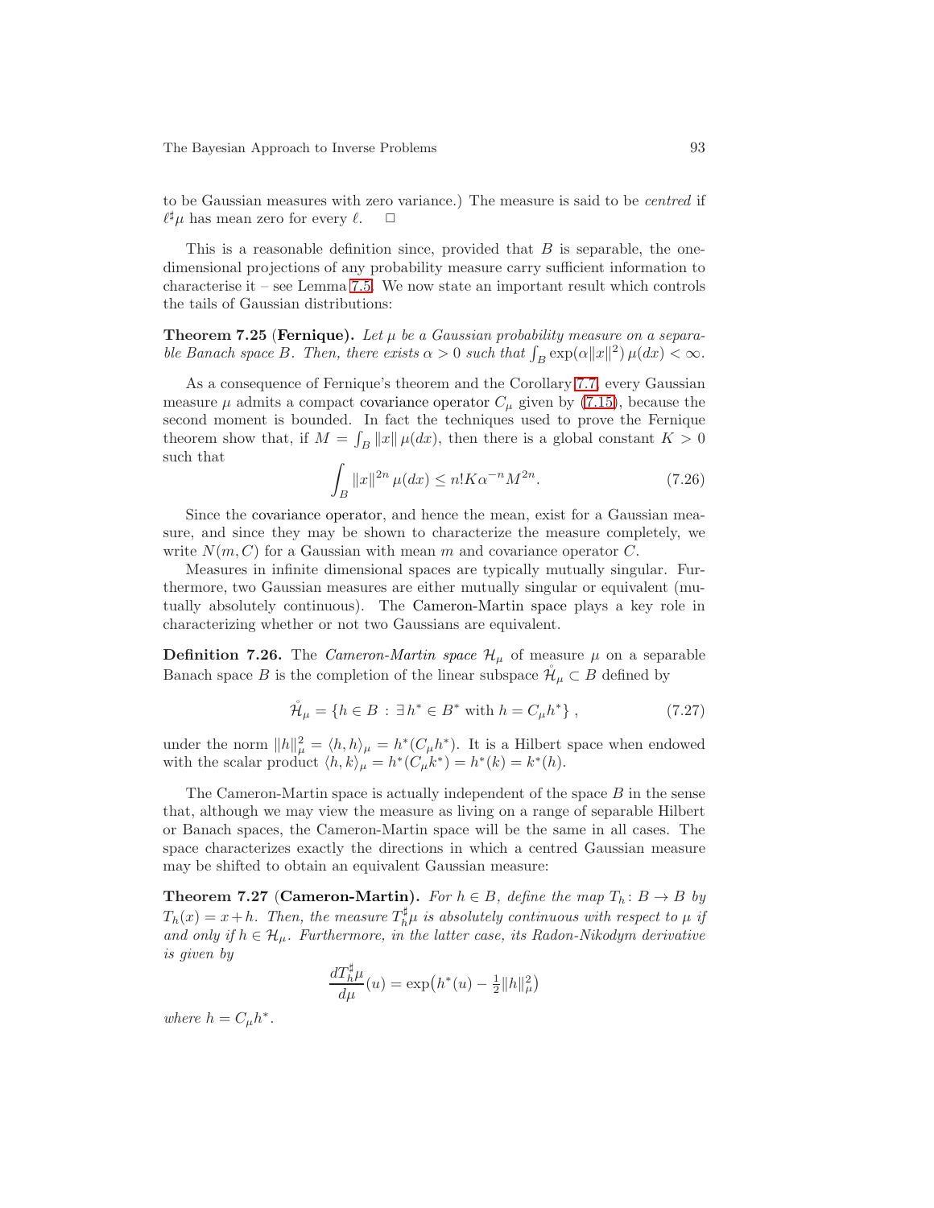to be Gaussian measures with zero variance.) The measure is said to be *centred* if $\ell^\sharp\mu$ has mean zero for every $\ell$. □

This is a reasonable definition since, provided that $B$ is separable, the one-dimensional projections of any probability measure carry sufficient information to characterise it – see Lemma 7.5. We now state an important result which controls the tails of Gaussian distributions:

**Theorem 7.25** (**Fernique**). *Let $\mu$ be a Gaussian probability measure on a separable Banach space $B$. Then, there exists $\alpha > 0$ such that $\int_B \exp(\alpha\|x\|^2)\,\mu(dx) < \infty$.*

As a consequence of Fernique's theorem and the Corollary 7.7, every Gaussian measure $\mu$ admits a compact covariance operator $C_\mu$ given by (7.15), because the second moment is bounded. In fact the techniques used to prove the Fernique theorem show that, if $M = \int_B \|x\|\,\mu(dx)$, then there is a global constant $K > 0$ such that

$$\int_B \|x\|^{2n}\,\mu(dx) \le n!K\alpha^{-n}M^{2n}. \tag{7.26}$$

Since the covariance operator, and hence the mean, exist for a Gaussian measure, and since they may be shown to characterize the measure completely, we write $N(m, C)$ for a Gaussian with mean $m$ and covariance operator $C$.

Measures in infinite dimensional spaces are typically mutually singular. Furthermore, two Gaussian measures are either mutually singular or equivalent (mutually absolutely continuous). The Cameron-Martin space plays a key role in characterizing whether or not two Gaussians are equivalent.

**Definition 7.26.** The *Cameron-Martin space* $\mathcal{H}_\mu$ of measure $\mu$ on a separable Banach space $B$ is the completion of the linear subspace $\mathring{\mathcal{H}}_\mu \subset B$ defined by

$$\mathring{\mathcal{H}}_\mu = \{h \in B \,:\, \exists\, h^* \in B^* \text{ with } h = C_\mu h^*\}\,, \tag{7.27}$$

under the norm $\|h\|_\mu^2 = \langle h, h\rangle_\mu = h^*(C_\mu h^*)$. It is a Hilbert space when endowed with the scalar product $\langle h, k\rangle_\mu = h^*(C_\mu k^*) = h^*(k) = k^*(h)$.

The Cameron-Martin space is actually independent of the space $B$ in the sense that, although we may view the measure as living on a range of separable Hilbert or Banach spaces, the Cameron-Martin space will be the same in all cases. The space characterizes exactly the directions in which a centred Gaussian measure may be shifted to obtain an equivalent Gaussian measure:

**Theorem 7.27** (**Cameron-Martin**). *For $h \in B$, define the map $T_h\colon B \to B$ by $T_h(x) = x + h$. Then, the measure $T_h^\sharp\mu$ is absolutely continuous with respect to $\mu$ if and only if $h \in \mathcal{H}_\mu$. Furthermore, in the latter case, its Radon-Nikodym derivative is given by*

$$\frac{dT_h^\sharp\mu}{d\mu}(u) = \exp\bigl(h^*(u) - \tfrac{1}{2}\|h\|_\mu^2\bigr)$$

*where $h = C_\mu h^*$.*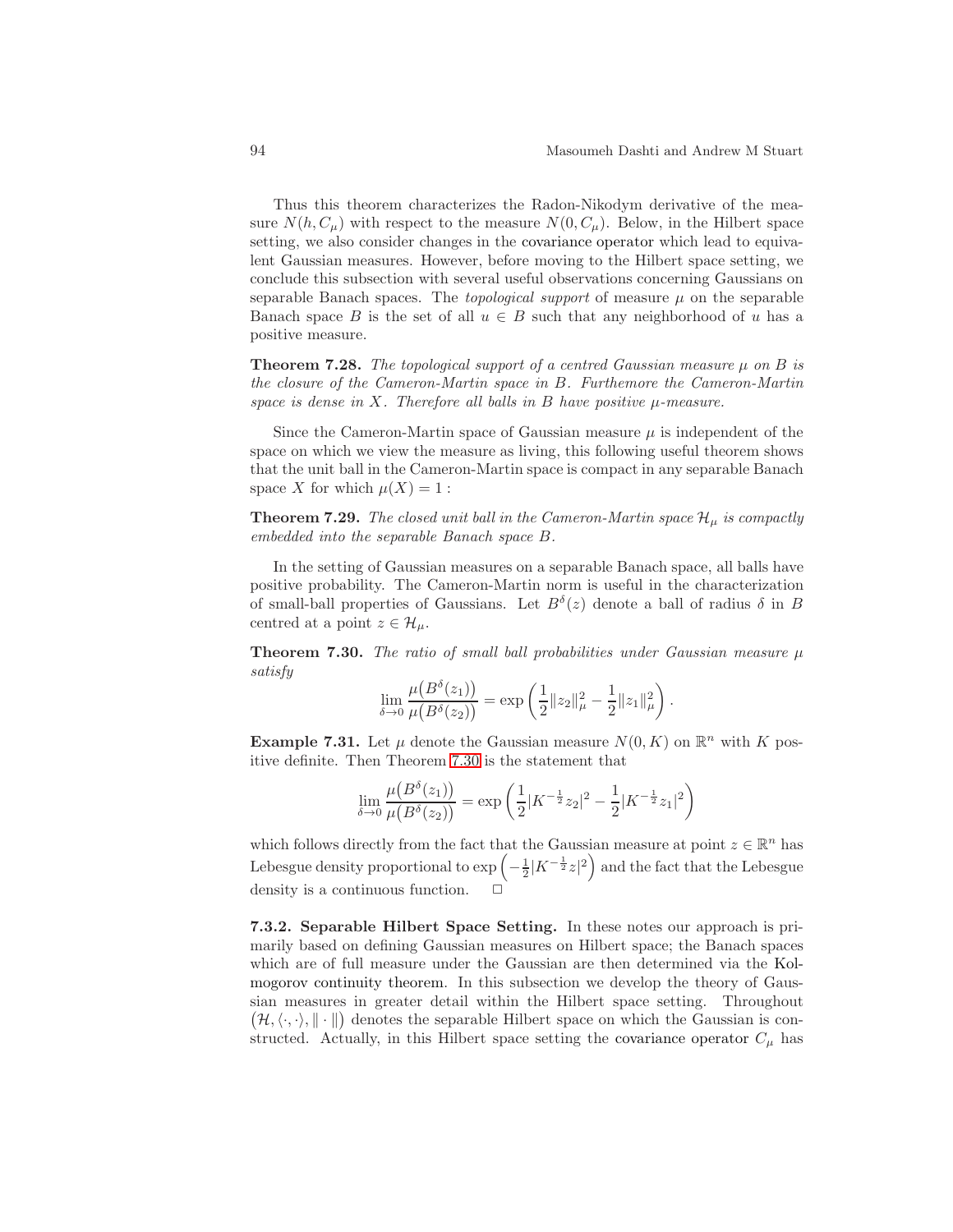Thus this theorem characterizes the Radon-Nikodym derivative of the measure $N(h, C_\mu)$ with respect to the measure $N(0, C_\mu)$. Below, in the Hilbert space setting, we also consider changes in the covariance operator which lead to equivalent Gaussian measures. However, before moving to the Hilbert space setting, we conclude this subsection with several useful observations concerning Gaussians on separable Banach spaces. The *topological support* of measure $\mu$ on the separable Banach space $B$ is the set of all $u \in B$ such that any neighborhood of $u$ has a positive measure.

**Theorem 7.28.** *The topological support of a centred Gaussian measure $\mu$ on $B$ is the closure of the Cameron-Martin space in $B$. Furthemore the Cameron-Martin space is dense in $X$. Therefore all balls in $B$ have positive $\mu$-measure.*

Since the Cameron-Martin space of Gaussian measure $\mu$ is independent of the space on which we view the measure as living, this following useful theorem shows that the unit ball in the Cameron-Martin space is compact in any separable Banach space $X$ for which $\mu(X) = 1$ :

**Theorem 7.29.** *The closed unit ball in the Cameron-Martin space $\mathcal{H}_\mu$ is compactly embedded into the separable Banach space $B$.*

In the setting of Gaussian measures on a separable Banach space, all balls have positive probability. The Cameron-Martin norm is useful in the characterization of small-ball properties of Gaussians. Let $B^\delta(z)$ denote a ball of radius $\delta$ in $B$ centred at a point $z \in \mathcal{H}_\mu$.

**Theorem 7.30.** *The ratio of small ball probabilities under Gaussian measure $\mu$ satisfy*

$$\lim_{\delta \to 0} \frac{\mu\big(B^\delta(z_1)\big)}{\mu\big(B^\delta(z_2)\big)} = \exp\left(\frac{1}{2}\|z_2\|_\mu^2 - \frac{1}{2}\|z_1\|_\mu^2\right).$$

**Example 7.31.** Let $\mu$ denote the Gaussian measure $N(0, K)$ on $\mathbb{R}^n$ with $K$ positive definite. Then Theorem 7.30 is the statement that

$$\lim_{\delta \to 0} \frac{\mu\big(B^\delta(z_1)\big)}{\mu\big(B^\delta(z_2)\big)} = \exp\left(\frac{1}{2}|K^{-\frac{1}{2}}z_2|^2 - \frac{1}{2}|K^{-\frac{1}{2}}z_1|^2\right)$$

which follows directly from the fact that the Gaussian measure at point $z \in \mathbb{R}^n$ has Lebesgue density proportional to $\exp\left(-\frac{1}{2}|K^{-\frac{1}{2}}z|^2\right)$ and the fact that the Lebesgue density is a continuous function. □

**7.3.2. Separable Hilbert Space Setting.** In these notes our approach is primarily based on defining Gaussian measures on Hilbert space; the Banach spaces which are of full measure under the Gaussian are then determined via the Kolmogorov continuity theorem. In this subsection we develop the theory of Gaussian measures in greater detail within the Hilbert space setting. Throughout $\big(\mathcal{H}, \langle\cdot,\cdot\rangle, \|\cdot\|\big)$ denotes the separable Hilbert space on which the Gaussian is constructed. Actually, in this Hilbert space setting the covariance operator $C_\mu$ has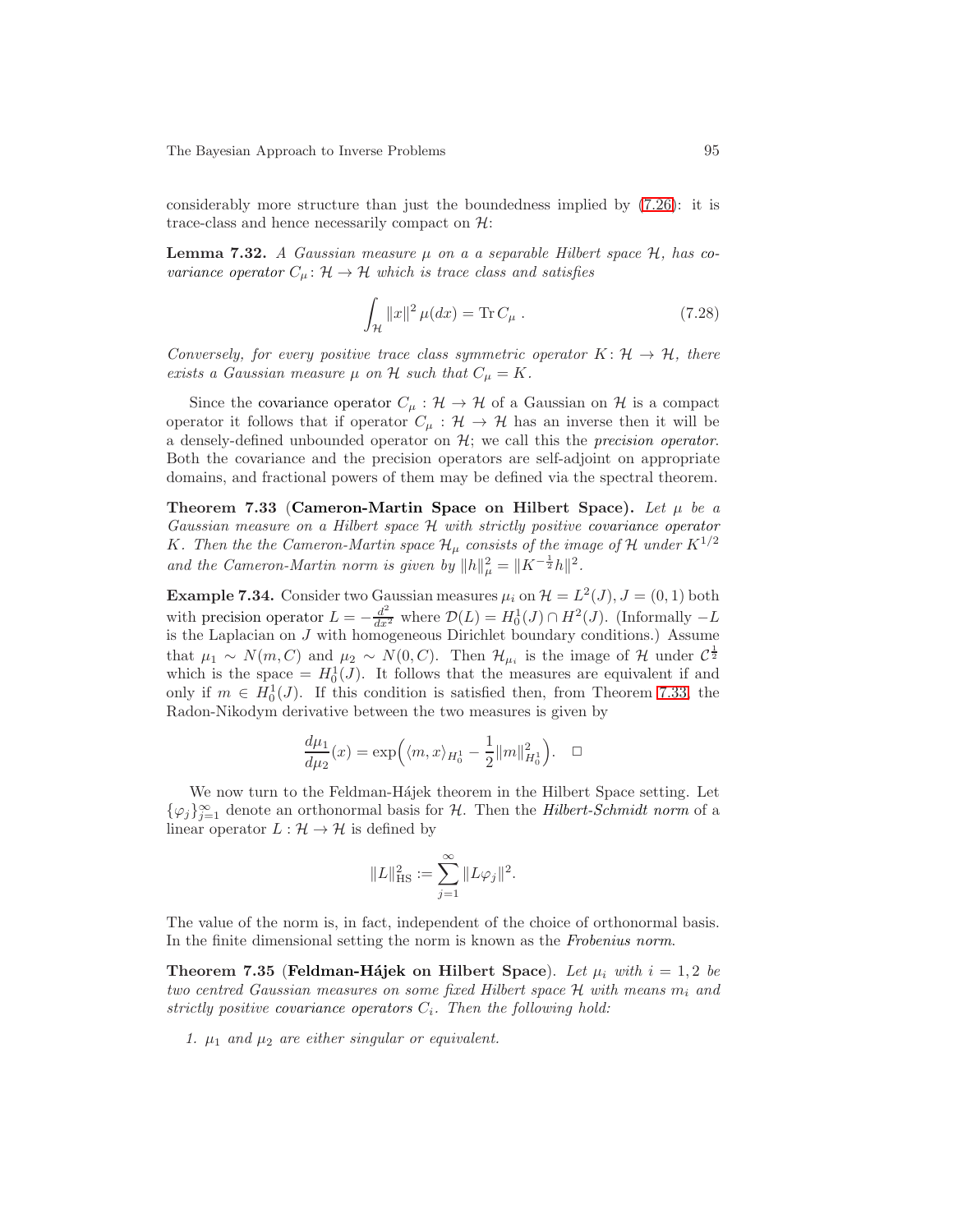considerably more structure than just the boundedness implied by (7.26): it is trace-class and hence necessarily compact on $\mathcal{H}$:

**Lemma 7.32.** *A Gaussian measure $\mu$ on a a separable Hilbert space $\mathcal{H}$, has covariance operator $C_\mu \colon \mathcal{H} \to \mathcal{H}$ which is trace class and satisfies*

$$\int_{\mathcal{H}} \|x\|^2 \, \mu(dx) = \operatorname{Tr} C_\mu \, . \tag{7.28}$$

*Conversely, for every positive trace class symmetric operator $K \colon \mathcal{H} \to \mathcal{H}$, there exists a Gaussian measure $\mu$ on $\mathcal{H}$ such that $C_\mu = K$.*

Since the covariance operator $C_\mu : \mathcal{H} \to \mathcal{H}$ of a Gaussian on $\mathcal{H}$ is a compact operator it follows that if operator $C_\mu : \mathcal{H} \to \mathcal{H}$ has an inverse then it will be a densely-defined unbounded operator on $\mathcal{H}$; we call this the *precision operator*. Both the covariance and the precision operators are self-adjoint on appropriate domains, and fractional powers of them may be defined via the spectral theorem.

**Theorem 7.33** (**Cameron-Martin Space on Hilbert Space).** *Let $\mu$ be a Gaussian measure on a Hilbert space $\mathcal{H}$ with strictly positive covariance operator $K$. Then the the Cameron-Martin space $\mathcal{H}_\mu$ consists of the image of $\mathcal{H}$ under $K^{1/2}$ and the Cameron-Martin norm is given by $\|h\|_\mu^2 = \|K^{-\frac{1}{2}} h\|^2$.*

**Example 7.34.** Consider two Gaussian measures $\mu_i$ on $\mathcal{H} = L^2(J), J = (0,1)$ both with precision operator $L = -\frac{d^2}{dx^2}$ where $\mathcal{D}(L) = H_0^1(J) \cap H^2(J)$. (Informally $-L$ is the Laplacian on $J$ with homogeneous Dirichlet boundary conditions.) Assume that $\mu_1 \sim N(m, C)$ and $\mu_2 \sim N(0, C)$. Then $\mathcal{H}_{\mu_i}$ is the image of $\mathcal{H}$ under $\mathcal{C}^{\frac{1}{2}}$ which is the space $= H_0^1(J)$. It follows that the measures are equivalent if and only if $m \in H_0^1(J)$. If this condition is satisfied then, from Theorem 7.33, the Radon-Nikodym derivative between the two measures is given by

$$\frac{d\mu_1}{d\mu_2}(x) = \exp\Big( \langle m, x \rangle_{H_0^1} - \frac{1}{2} \|m\|_{H_0^1}^2 \Big). \quad \square$$

We now turn to the Feldman-Hájek theorem in the Hilbert Space setting. Let $\{\varphi_j\}_{j=1}^\infty$ denote an orthonormal basis for $\mathcal{H}$. Then the *Hilbert-Schmidt norm* of a linear operator $L : \mathcal{H} \to \mathcal{H}$ is defined by

$$\|L\|_{\mathrm{HS}}^2 := \sum_{j=1}^{\infty} \|L \varphi_j\|^2.$$

The value of the norm is, in fact, independent of the choice of orthonormal basis. In the finite dimensional setting the norm is known as the *Frobenius norm*.

**Theorem 7.35** (**Feldman-Hájek on Hilbert Space**). *Let $\mu_i$ with $i = 1, 2$ be two centred Gaussian measures on some fixed Hilbert space $\mathcal{H}$ with means $m_i$ and strictly positive covariance operators $C_i$. Then the following hold:*

1. *$\mu_1$ and $\mu_2$ are either singular or equivalent.*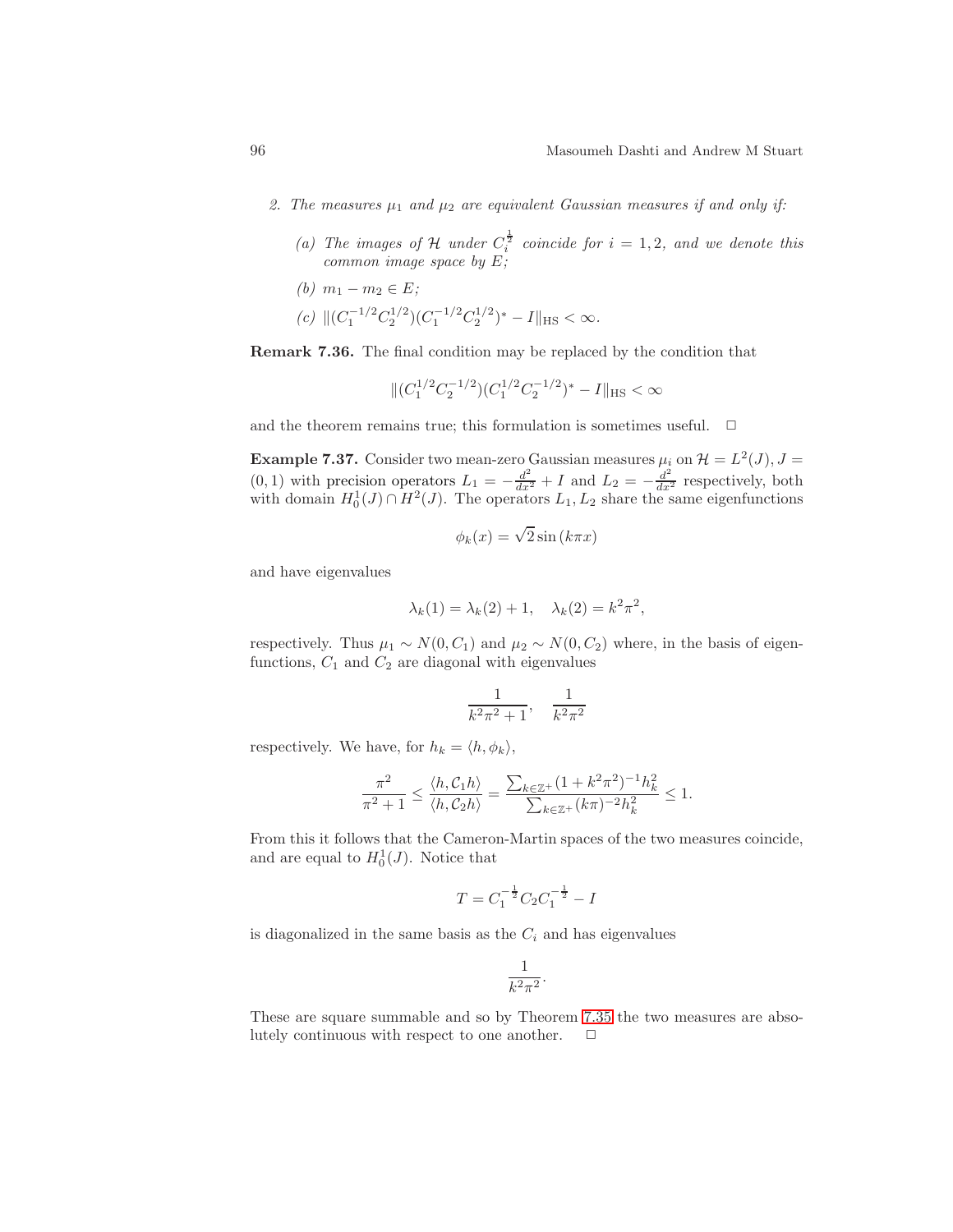2. *The measures $\mu_1$ and $\mu_2$ are equivalent Gaussian measures if and only if:*

   (a) *The images of $\mathcal{H}$ under $C_i^{\frac{1}{2}}$ coincide for $i = 1, 2$, and we denote this common image space by $E$;*

   (b) $m_1 - m_2 \in E$;

   (c) $\|(C_1^{-1/2}C_2^{1/2})(C_1^{-1/2}C_2^{1/2})^* - I\|_{\mathrm{HS}} < \infty$.

**Remark 7.36.** The final condition may be replaced by the condition that

$$\|(C_1^{1/2}C_2^{-1/2})(C_1^{1/2}C_2^{-1/2})^* - I\|_{\mathrm{HS}} < \infty$$

and the theorem remains true; this formulation is sometimes useful. □

**Example 7.37.** Consider two mean-zero Gaussian measures $\mu_i$ on $\mathcal{H} = L^2(J), J = (0, 1)$ with precision operators $L_1 = -\frac{d^2}{dx^2} + I$ and $L_2 = -\frac{d^2}{dx^2}$ respectively, both with domain $H_0^1(J) \cap H^2(J)$. The operators $L_1, L_2$ share the same eigenfunctions

$$\phi_k(x) = \sqrt{2}\sin(k\pi x)$$

and have eigenvalues

$$\lambda_k(1) = \lambda_k(2) + 1, \quad \lambda_k(2) = k^2\pi^2,$$

respectively. Thus $\mu_1 \sim N(0, C_1)$ and $\mu_2 \sim N(0, C_2)$ where, in the basis of eigenfunctions, $C_1$ and $C_2$ are diagonal with eigenvalues

$$\frac{1}{k^2\pi^2 + 1}, \quad \frac{1}{k^2\pi^2}$$

respectively. We have, for $h_k = \langle h, \phi_k \rangle$,

$$\frac{\pi^2}{\pi^2 + 1} \le \frac{\langle h, \mathcal{C}_1 h \rangle}{\langle h, \mathcal{C}_2 h \rangle} = \frac{\sum_{k \in \mathbb{Z}^+}(1 + k^2\pi^2)^{-1}h_k^2}{\sum_{k \in \mathbb{Z}^+}(k\pi)^{-2}h_k^2} \le 1.$$

From this it follows that the Cameron-Martin spaces of the two measures coincide, and are equal to $H_0^1(J)$. Notice that

$$T = C_1^{-\frac{1}{2}}C_2C_1^{-\frac{1}{2}} - I$$

is diagonalized in the same basis as the $C_i$ and has eigenvalues

$$\frac{1}{k^2\pi^2}.$$

These are square summable and so by Theorem 7.35 the two measures are absolutely continuous with respect to one another. □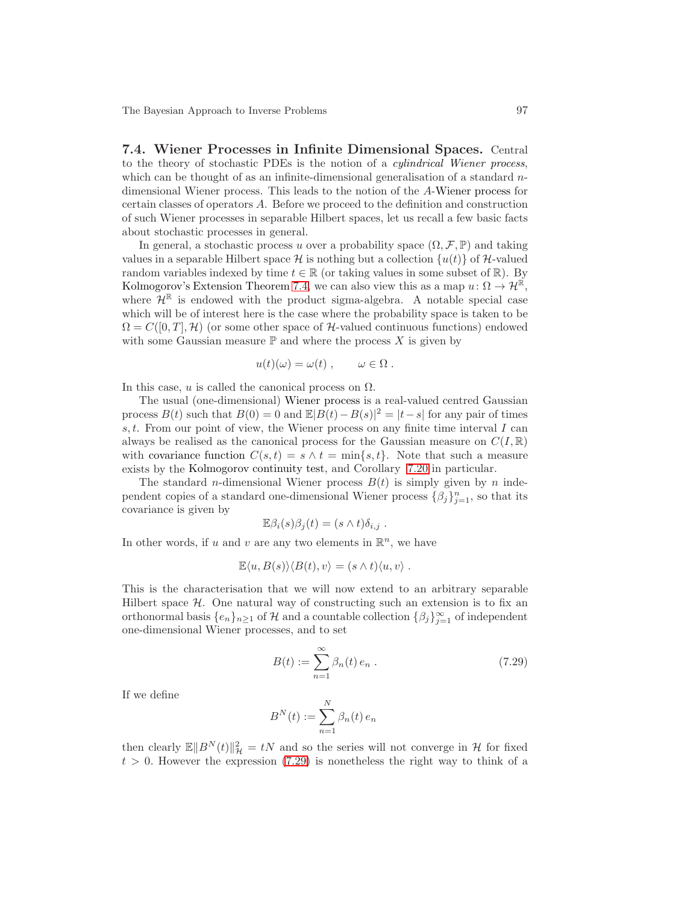**7.4. Wiener Processes in Infinite Dimensional Spaces.** Central to the theory of stochastic PDEs is the notion of a *cylindrical Wiener process*, which can be thought of as an infinite-dimensional generalisation of a standard $n$-dimensional Wiener process. This leads to the notion of the $A$-Wiener process for certain classes of operators $A$. Before we proceed to the definition and construction of such Wiener processes in separable Hilbert spaces, let us recall a few basic facts about stochastic processes in general.

In general, a stochastic process $u$ over a probability space $(\Omega, \mathcal{F}, \mathbb{P})$ and taking values in a separable Hilbert space $\mathcal{H}$ is nothing but a collection $\{u(t)\}$ of $\mathcal{H}$-valued random variables indexed by time $t \in \mathbb{R}$ (or taking values in some subset of $\mathbb{R}$). By Kolmogorov's Extension Theorem 7.4, we can also view this as a map $u \colon \Omega \to \mathcal{H}^{\mathbb{R}}$, where $\mathcal{H}^{\mathbb{R}}$ is endowed with the product sigma-algebra. A notable special case which will be of interest here is the case where the probability space is taken to be $\Omega = C([0, T], \mathcal{H})$ (or some other space of $\mathcal{H}$-valued continuous functions) endowed with some Gaussian measure $\mathbb{P}$ and where the process $X$ is given by

$$u(t)(\omega) = \omega(t) \;, \qquad \omega \in \Omega \;.$$

In this case, $u$ is called the canonical process on $\Omega$.

The usual (one-dimensional) Wiener process is a real-valued centred Gaussian process $B(t)$ such that $B(0) = 0$ and $\mathbb{E}|B(t) - B(s)|^2 = |t - s|$ for any pair of times $s, t$. From our point of view, the Wiener process on any finite time interval $I$ can always be realised as the canonical process for the Gaussian measure on $C(I, \mathbb{R})$ with covariance function $C(s, t) = s \wedge t = \min\{s, t\}$. Note that such a measure exists by the Kolmogorov continuity test, and Corollary 7.20 in particular.

The standard $n$-dimensional Wiener process $B(t)$ is simply given by $n$ independent copies of a standard one-dimensional Wiener process $\{\beta_j\}_{j=1}^n$, so that its covariance is given by

$$\mathbb{E}\beta_i(s)\beta_j(t) = (s \wedge t)\delta_{i,j} \;.$$

In other words, if $u$ and $v$ are any two elements in $\mathbb{R}^n$, we have

$$\mathbb{E}\langle u, B(s)\rangle\langle B(t), v\rangle = (s \wedge t)\langle u, v\rangle \;.$$

This is the characterisation that we will now extend to an arbitrary separable Hilbert space $\mathcal{H}$. One natural way of constructing such an extension is to fix an orthonormal basis $\{e_n\}_{n \geq 1}$ of $\mathcal{H}$ and a countable collection $\{\beta_j\}_{j=1}^\infty$ of independent one-dimensional Wiener processes, and to set

$$B(t) := \sum_{n=1}^\infty \beta_n(t)\, e_n \;. \tag{7.29}$$

If we define

$$B^N(t) := \sum_{n=1}^N \beta_n(t)\, e_n$$

then clearly $\mathbb{E}\|B^N(t)\|_{\mathcal{H}}^2 = tN$ and so the series will not converge in $\mathcal{H}$ for fixed $t > 0$. However the expression (7.29) is nonetheless the right way to think of a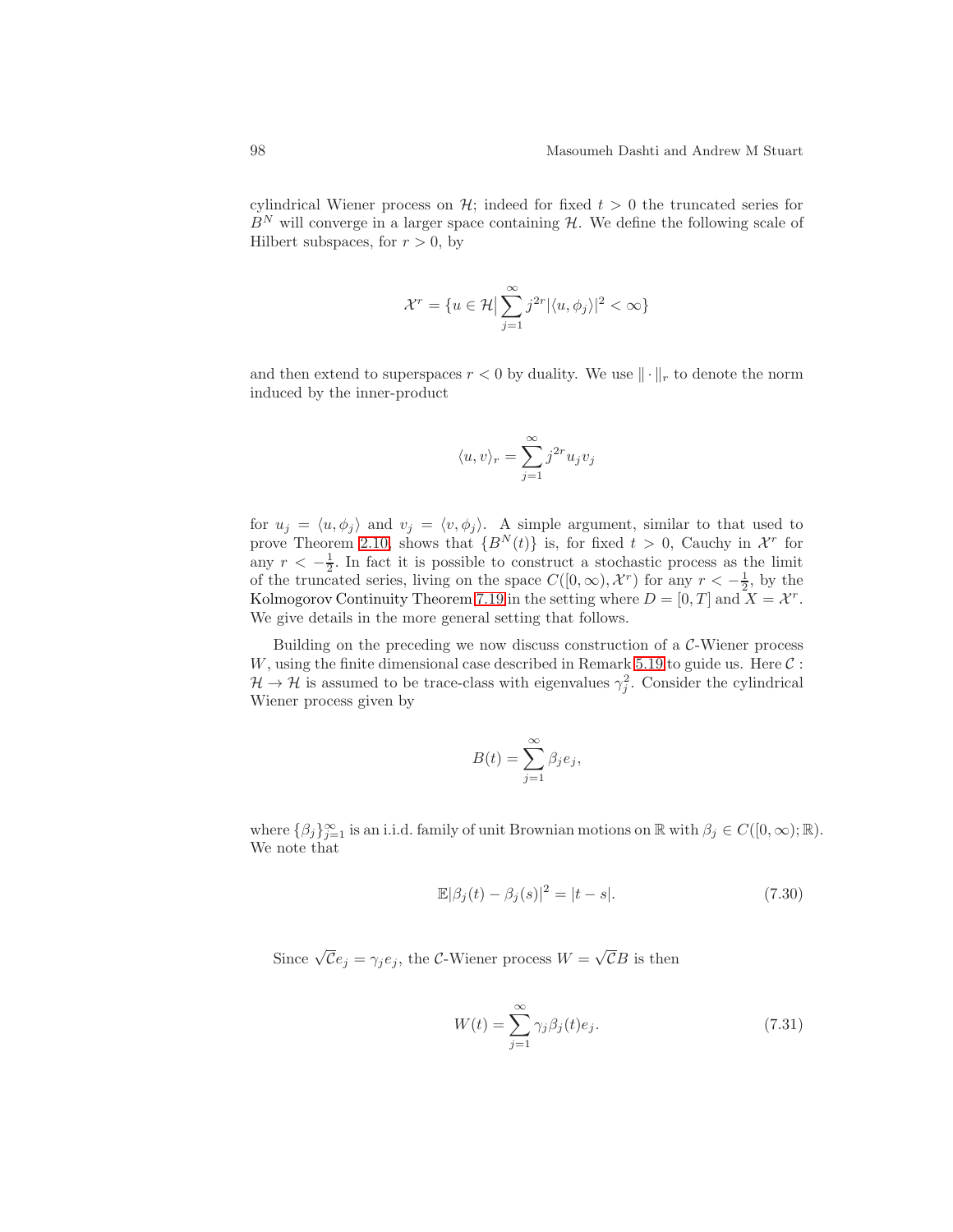cylindrical Wiener process on $\mathcal{H}$; indeed for fixed $t > 0$ the truncated series for $B^N$ will converge in a larger space containing $\mathcal{H}$. We define the following scale of Hilbert subspaces, for $r > 0$, by

$$\mathcal{X}^r = \{u \in \mathcal{H} \big| \sum_{j=1}^{\infty} j^{2r} |\langle u, \phi_j \rangle|^2 < \infty\}$$

and then extend to superspaces $r < 0$ by duality. We use $\|\cdot\|_r$ to denote the norm induced by the inner-product

$$\langle u, v \rangle_r = \sum_{j=1}^{\infty} j^{2r} u_j v_j$$

for $u_j = \langle u, \phi_j \rangle$ and $v_j = \langle v, \phi_j \rangle$. A simple argument, similar to that used to prove Theorem 2.10, shows that $\{B^N(t)\}$ is, for fixed $t > 0$, Cauchy in $\mathcal{X}^r$ for any $r < -\frac{1}{2}$. In fact it is possible to construct a stochastic process as the limit of the truncated series, living on the space $C([0,\infty), \mathcal{X}^r)$ for any $r < -\frac{1}{2}$, by the Kolmogorov Continuity Theorem 7.19 in the setting where $D = [0, T]$ and $X = \mathcal{X}^r$. We give details in the more general setting that follows.

Building on the preceding we now discuss construction of a $\mathcal{C}$-Wiener process $W$, using the finite dimensional case described in Remark 5.19 to guide us. Here $\mathcal{C} : \mathcal{H} \to \mathcal{H}$ is assumed to be trace-class with eigenvalues $\gamma_j^2$. Consider the cylindrical Wiener process given by

$$B(t) = \sum_{j=1}^{\infty} \beta_j e_j,$$

where $\{\beta_j\}_{j=1}^{\infty}$ is an i.i.d. family of unit Brownian motions on $\mathbb{R}$ with $\beta_j \in C([0,\infty); \mathbb{R})$. We note that

$$\mathbb{E}|\beta_j(t) - \beta_j(s)|^2 = |t - s|. \tag{7.30}$$

Since $\sqrt{\mathcal{C}} e_j = \gamma_j e_j$, the $\mathcal{C}$-Wiener process $W = \sqrt{\mathcal{C}} B$ is then

$$W(t) = \sum_{j=1}^{\infty} \gamma_j \beta_j(t) e_j. \tag{7.31}$$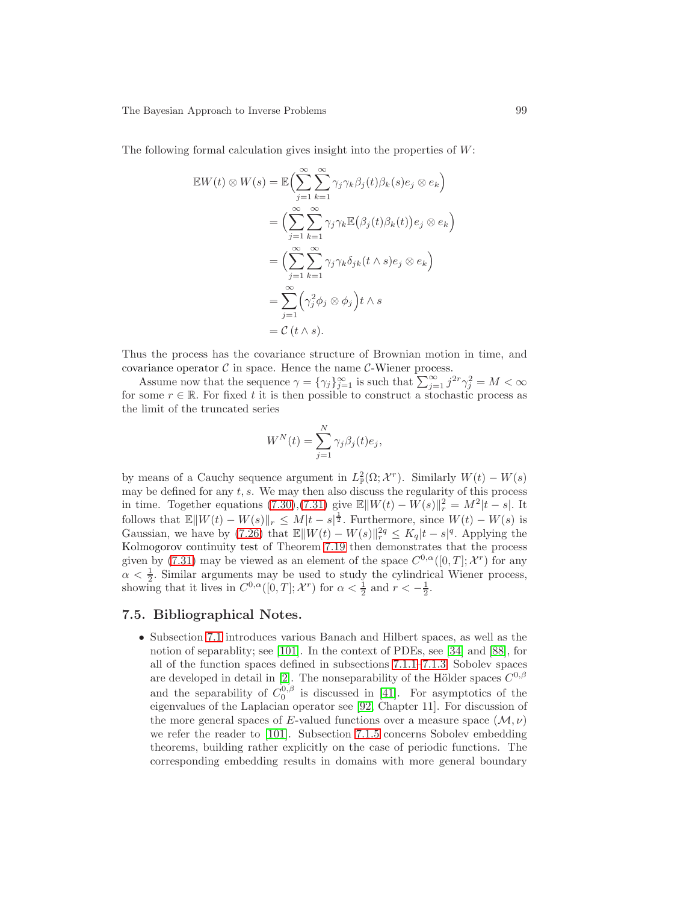The following formal calculation gives insight into the properties of $W$:

$$
\begin{aligned}
\mathbb{E}W(t)\otimes W(s) &= \mathbb{E}\Big(\sum_{j=1}^{\infty}\sum_{k=1}^{\infty}\gamma_j\gamma_k\beta_j(t)\beta_k(s)e_j\otimes e_k\Big)\\
&= \Big(\sum_{j=1}^{\infty}\sum_{k=1}^{\infty}\gamma_j\gamma_k\mathbb{E}\big(\beta_j(t)\beta_k(t)\big)e_j\otimes e_k\Big)\\
&= \Big(\sum_{j=1}^{\infty}\sum_{k=1}^{\infty}\gamma_j\gamma_k\delta_{jk}(t\wedge s)e_j\otimes e_k\Big)\\
&= \sum_{j=1}^{\infty}\Big(\gamma_j^2\phi_j\otimes\phi_j\Big)t\wedge s\\
&= \mathcal{C}\,(t\wedge s).
\end{aligned}
$$

Thus the process has the covariance structure of Brownian motion in time, and covariance operator $\mathcal{C}$ in space. Hence the name $\mathcal{C}$-Wiener process.

Assume now that the sequence $\gamma=\{\gamma_j\}_{j=1}^{\infty}$ is such that $\sum_{j=1}^{\infty}j^{2r}\gamma_j^2=M<\infty$ for some $r\in\mathbb{R}$. For fixed $t$ it is then possible to construct a stochastic process as the limit of the truncated series

$$
W^N(t)=\sum_{j=1}^{N}\gamma_j\beta_j(t)e_j,
$$

by means of a Cauchy sequence argument in $L^2_{\mathbb{P}}(\Omega;\mathcal{X}^r)$. Similarly $W(t)-W(s)$ may be defined for any $t,s$. We may then also discuss the regularity of this process in time. Together equations (7.30),(7.31) give $\mathbb{E}\|W(t)-W(s)\|_r^2=M^2|t-s|$. It follows that $\mathbb{E}\|W(t)-W(s)\|_r\le M|t-s|^{\frac{1}{2}}$. Furthermore, since $W(t)-W(s)$ is Gaussian, we have by (7.26) that $\mathbb{E}\|W(t)-W(s)\|_r^{2q}\le K_q|t-s|^q$. Applying the Kolmogorov continuity test of Theorem 7.19 then demonstrates that the process given by (7.31) may be viewed as an element of the space $C^{0,\alpha}([0,T];\mathcal{X}^r)$ for any $\alpha<\frac{1}{2}$. Similar arguments may be used to study the cylindrical Wiener process, showing that it lives in $C^{0,\alpha}([0,T];\mathcal{X}^r)$ for $\alpha<\frac{1}{2}$ and $r<-\frac{1}{2}$.

## 7.5. Bibliographical Notes.

- Subsection 7.1 introduces various Banach and Hilbert spaces, as well as the notion of separablity; see [101]. In the context of PDEs, see [34] and [88], for all of the function spaces defined in subsections 7.1.1–7.1.3. Sobolev spaces are developed in detail in [2]. The nonseparability of the Hölder spaces $C^{0,\beta}$ and the separability of $C_0^{0,\beta}$ is discussed in [41]. For asymptotics of the eigenvalues of the Laplacian operator see [92, Chapter 11]. For discussion of the more general spaces of $E$-valued functions over a measure space $(\mathcal{M},\nu)$ we refer the reader to [101]. Subsection 7.1.5 concerns Sobolev embedding theorems, building rather explicitly on the case of periodic functions. The corresponding embedding results in domains with more general boundary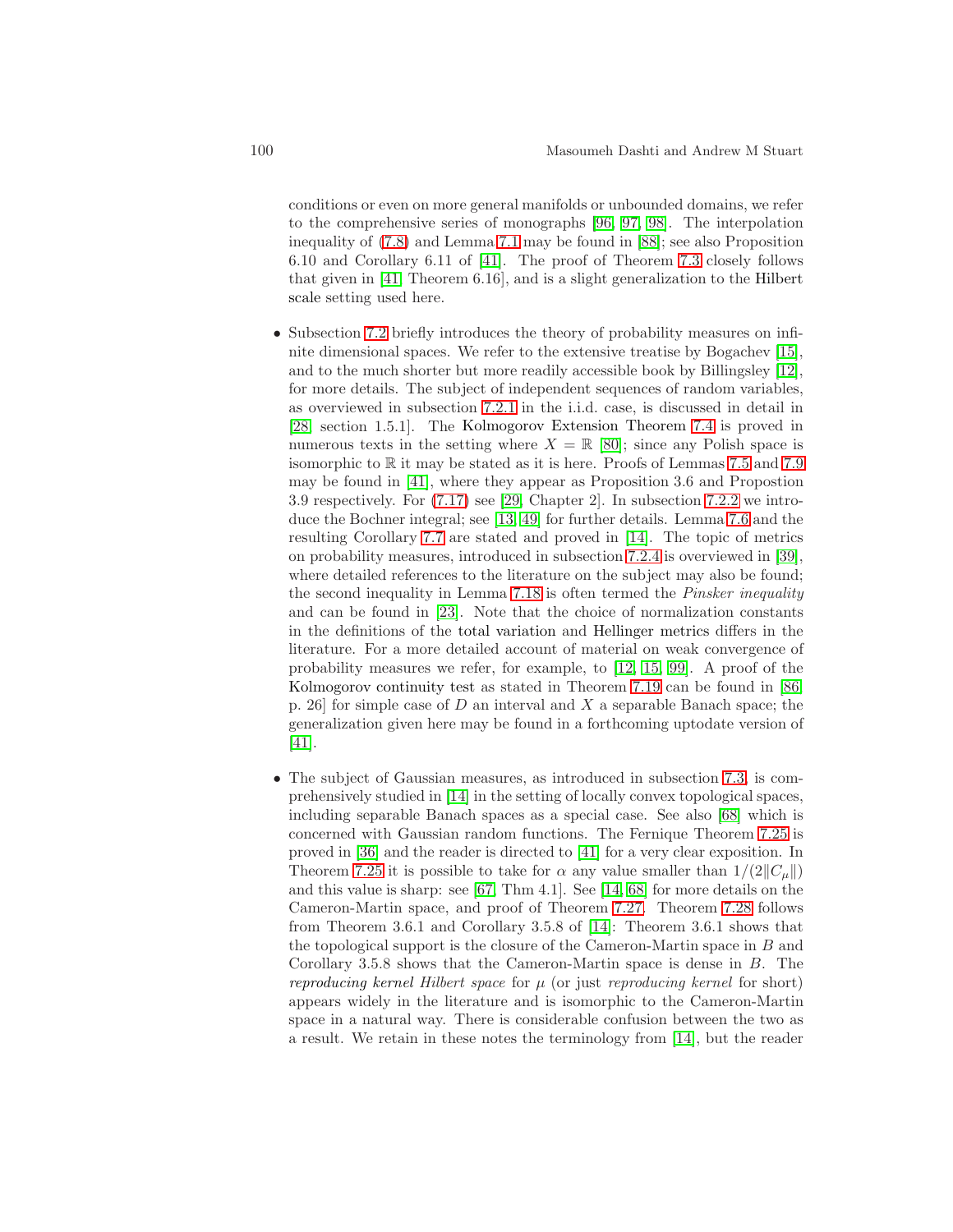conditions or even on more general manifolds or unbounded domains, we refer to the comprehensive series of monographs [96, 97, 98]. The interpolation inequality of (7.8) and Lemma 7.1 may be found in [88]; see also Proposition 6.10 and Corollary 6.11 of [41]. The proof of Theorem 7.3 closely follows that given in [41, Theorem 6.16], and is a slight generalization to the Hilbert scale setting used here.

- Subsection 7.2 briefly introduces the theory of probability measures on infinite dimensional spaces. We refer to the extensive treatise by Bogachev [15], and to the much shorter but more readily accessible book by Billingsley [12], for more details. The subject of independent sequences of random variables, as overviewed in subsection 7.2.1 in the i.i.d. case, is discussed in detail in [28, section 1.5.1]. The Kolmogorov Extension Theorem 7.4 is proved in numerous texts in the setting where $X = \mathbb{R}$ [80]; since any Polish space is isomorphic to $\mathbb{R}$ it may be stated as it is here. Proofs of Lemmas 7.5 and 7.9 may be found in [41], where they appear as Proposition 3.6 and Propostion 3.9 respectively. For (7.17) see [29, Chapter 2]. In subsection 7.2.2 we introduce the Bochner integral; see [13, 49] for further details. Lemma 7.6 and the resulting Corollary 7.7 are stated and proved in [14]. The topic of metrics on probability measures, introduced in subsection 7.2.4 is overviewed in [39], where detailed references to the literature on the subject may also be found; the second inequality in Lemma 7.18 is often termed the *Pinsker inequality* and can be found in [23]. Note that the choice of normalization constants in the definitions of the total variation and Hellinger metrics differs in the literature. For a more detailed account of material on weak convergence of probability measures we refer, for example, to [12, 15, 99]. A proof of the Kolmogorov continuity test as stated in Theorem 7.19 can be found in [86, p. 26] for simple case of $D$ an interval and $X$ a separable Banach space; the generalization given here may be found in a forthcoming uptodate version of [41].
- The subject of Gaussian measures, as introduced in subsection 7.3, is comprehensively studied in [14] in the setting of locally convex topological spaces, including separable Banach spaces as a special case. See also [68] which is concerned with Gaussian random functions. The Fernique Theorem 7.25 is proved in [36] and the reader is directed to [41] for a very clear exposition. In Theorem 7.25 it is possible to take for $\alpha$ any value smaller than $1/(2\|C_\mu\|)$ and this value is sharp: see [67, Thm 4.1]. See [14, 68] for more details on the Cameron-Martin space, and proof of Theorem 7.27. Theorem 7.28 follows from Theorem 3.6.1 and Corollary 3.5.8 of [14]: Theorem 3.6.1 shows that the topological support is the closure of the Cameron-Martin space in $B$ and Corollary 3.5.8 shows that the Cameron-Martin space is dense in $B$. The *reproducing kernel Hilbert space* for $\mu$ (or just *reproducing kernel* for short) appears widely in the literature and is isomorphic to the Cameron-Martin space in a natural way. There is considerable confusion between the two as a result. We retain in these notes the terminology from [14], but the reader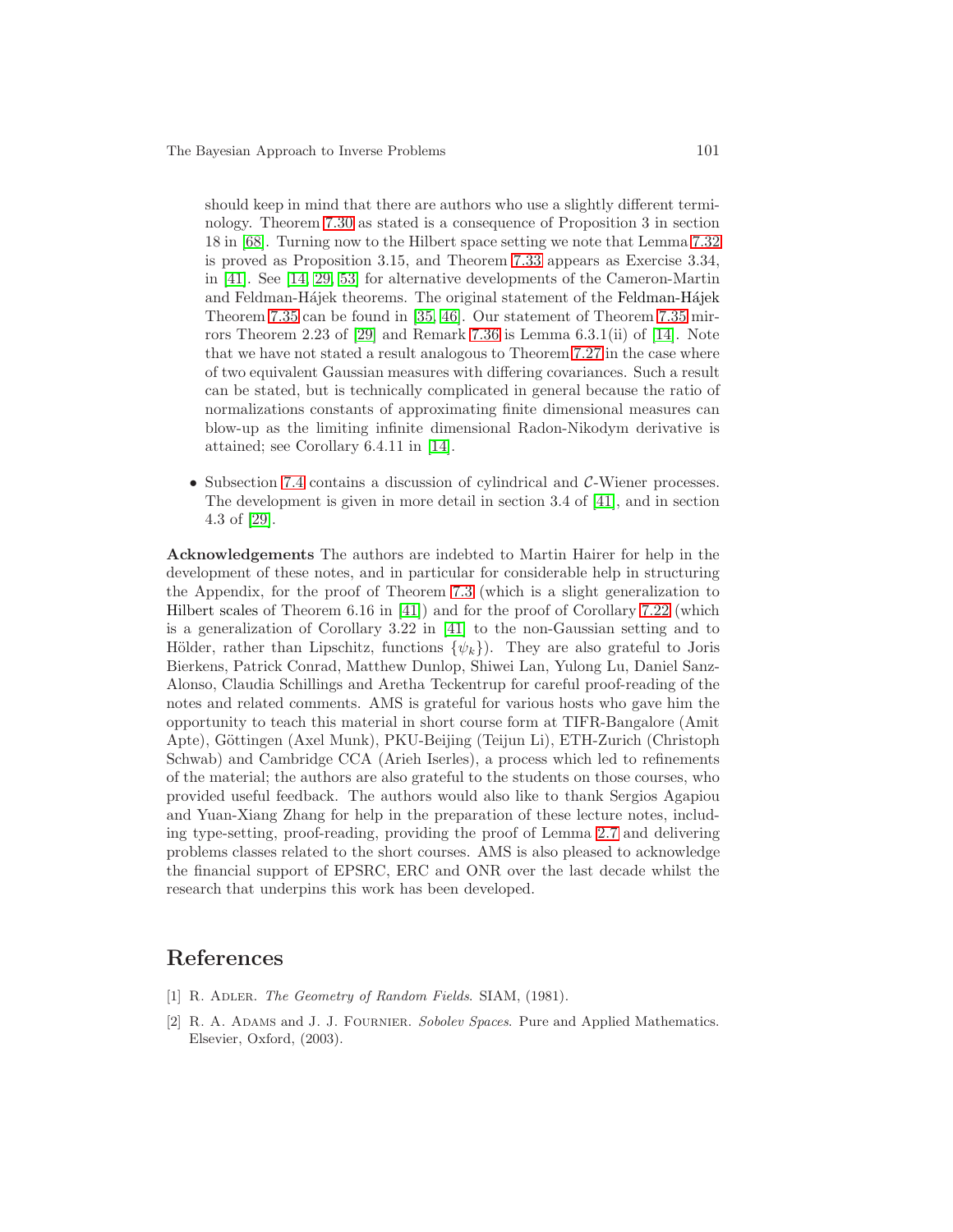should keep in mind that there are authors who use a slightly different terminology. Theorem 7.30 as stated is a consequence of Proposition 3 in section 18 in [68]. Turning now to the Hilbert space setting we note that Lemma 7.32 is proved as Proposition 3.15, and Theorem 7.33 appears as Exercise 3.34, in [41]. See [14, 29, 53] for alternative developments of the Cameron-Martin and Feldman-Hájek theorems. The original statement of the Feldman-Hájek Theorem 7.35 can be found in [35, 46]. Our statement of Theorem 7.35 mirrors Theorem 2.23 of [29] and Remark 7.36 is Lemma 6.3.1(ii) of [14]. Note that we have not stated a result analogous to Theorem 7.27 in the case where of two equivalent Gaussian measures with differing covariances. Such a result can be stated, but is technically complicated in general because the ratio of normalizations constants of approximating finite dimensional measures can blow-up as the limiting infinite dimensional Radon-Nikodym derivative is attained; see Corollary 6.4.11 in [14].

- Subsection 7.4 contains a discussion of cylindrical and $\mathcal{C}$-Wiener processes. The development is given in more detail in section 3.4 of [41], and in section 4.3 of [29].

**Acknowledgements** The authors are indebted to Martin Hairer for help in the development of these notes, and in particular for considerable help in structuring the Appendix, for the proof of Theorem 7.3 (which is a slight generalization to Hilbert scales of Theorem 6.16 in [41]) and for the proof of Corollary 7.22 (which is a generalization of Corollary 3.22 in [41] to the non-Gaussian setting and to Hölder, rather than Lipschitz, functions $\{\psi_k\}$). They are also grateful to Joris Bierkens, Patrick Conrad, Matthew Dunlop, Shiwei Lan, Yulong Lu, Daniel Sanz-Alonso, Claudia Schillings and Aretha Teckentrup for careful proof-reading of the notes and related comments. AMS is grateful for various hosts who gave him the opportunity to teach this material in short course form at TIFR-Bangalore (Amit Apte), Göttingen (Axel Munk), PKU-Beijing (Teijun Li), ETH-Zurich (Christoph Schwab) and Cambridge CCA (Arieh Iserles), a process which led to refinements of the material; the authors are also grateful to the students on those courses, who provided useful feedback. The authors would also like to thank Sergios Agapiou and Yuan-Xiang Zhang for help in the preparation of these lecture notes, including type-setting, proof-reading, providing the proof of Lemma 2.7 and delivering problems classes related to the short courses. AMS is also pleased to acknowledge the financial support of EPSRC, ERC and ONR over the last decade whilst the research that underpins this work has been developed.

# References

[1] R. Adler. *The Geometry of Random Fields*. SIAM, (1981).

[2] R. A. Adams and J. J. Fournier. *Sobolev Spaces*. Pure and Applied Mathematics. Elsevier, Oxford, (2003).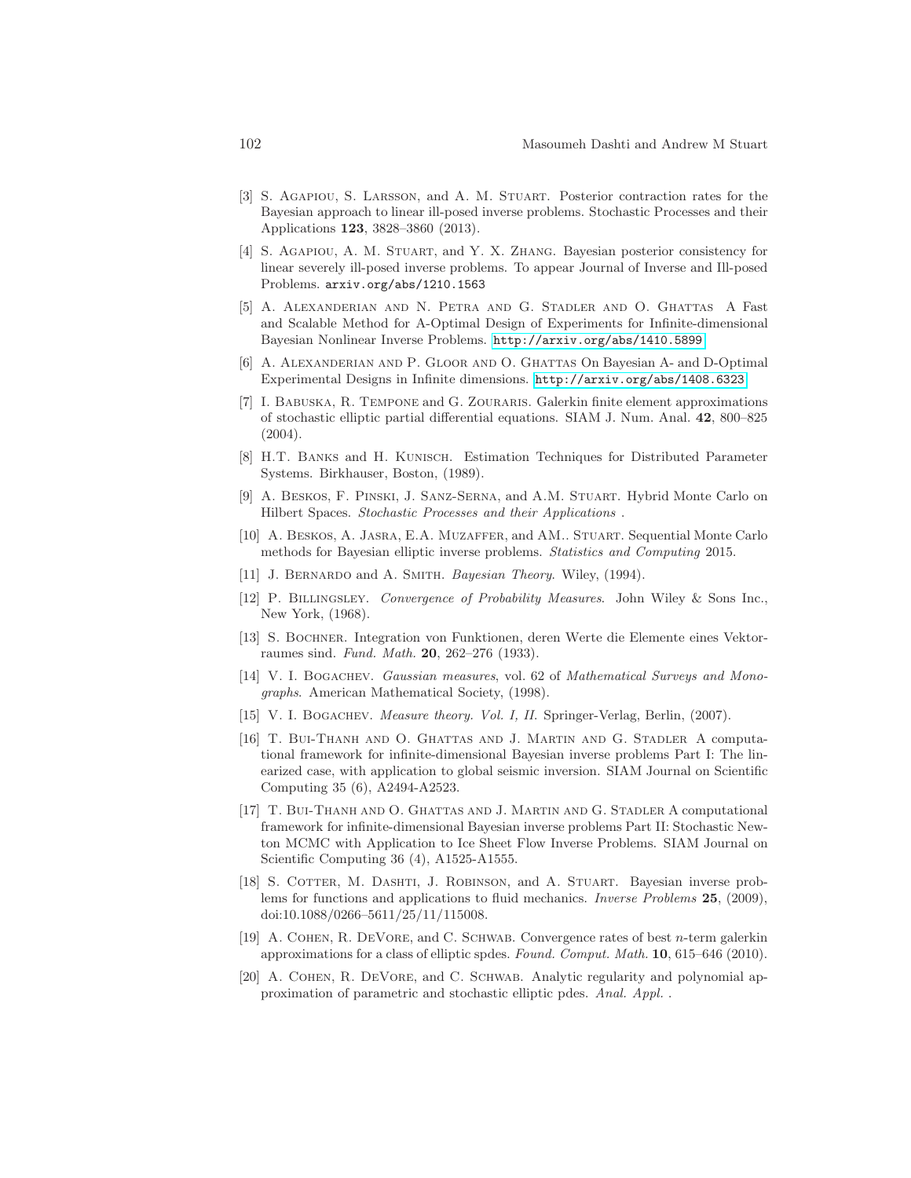[3] S. Agapiou, S. Larsson, and A. M. Stuart. Posterior contraction rates for the Bayesian approach to linear ill-posed inverse problems. Stochastic Processes and their Applications **123**, 3828–3860 (2013).

[4] S. Agapiou, A. M. Stuart, and Y. X. Zhang. Bayesian posterior consistency for linear severely ill-posed inverse problems. To appear Journal of Inverse and Ill-posed Problems. arxiv.org/abs/1210.1563

[5] A. Alexanderian and N. Petra and G. Stadler and O. Ghattas A Fast and Scalable Method for A-Optimal Design of Experiments for Infinite-dimensional Bayesian Nonlinear Inverse Problems. http://arxiv.org/abs/1410.5899

[6] A. Alexanderian and P. Gloor and O. Ghattas On Bayesian A- and D-Optimal Experimental Designs in Infinite dimensions. http://arxiv.org/abs/1408.6323

[7] I. Babuska, R. Tempone and G. Zouraris. Galerkin finite element approximations of stochastic elliptic partial differential equations. SIAM J. Num. Anal. **42**, 800–825 (2004).

[8] H.T. Banks and H. Kunisch. Estimation Techniques for Distributed Parameter Systems. Birkhauser, Boston, (1989).

[9] A. Beskos, F. Pinski, J. Sanz-Serna, and A.M. Stuart. Hybrid Monte Carlo on Hilbert Spaces. *Stochastic Processes and their Applications* .

[10] A. Beskos, A. Jasra, E.A. Muzaffer, and AM.. Stuart. Sequential Monte Carlo methods for Bayesian elliptic inverse problems. *Statistics and Computing* 2015.

[11] J. Bernardo and A. Smith. *Bayesian Theory*. Wiley, (1994).

[12] P. Billingsley. *Convergence of Probability Measures*. John Wiley & Sons Inc., New York, (1968).

[13] S. Bochner. Integration von Funktionen, deren Werte die Elemente eines Vektorraumes sind. *Fund. Math.* **20**, 262–276 (1933).

[14] V. I. Bogachev. *Gaussian measures*, vol. 62 of *Mathematical Surveys and Monographs*. American Mathematical Society, (1998).

[15] V. I. Bogachev. *Measure theory. Vol. I, II.* Springer-Verlag, Berlin, (2007).

[16] T. Bui-Thanh and O. Ghattas and J. Martin and G. Stadler A computational framework for infinite-dimensional Bayesian inverse problems Part I: The linearized case, with application to global seismic inversion. SIAM Journal on Scientific Computing 35 (6), A2494-A2523.

[17] T. Bui-Thanh and O. Ghattas and J. Martin and G. Stadler A computational framework for infinite-dimensional Bayesian inverse problems Part II: Stochastic Newton MCMC with Application to Ice Sheet Flow Inverse Problems. SIAM Journal on Scientific Computing 36 (4), A1525-A1555.

[18] S. Cotter, M. Dashti, J. Robinson, and A. Stuart. Bayesian inverse problems for functions and applications to fluid mechanics. *Inverse Problems* **25**, (2009), doi:10.1088/0266–5611/25/11/115008.

[19] A. Cohen, R. DeVore, and C. Schwab. Convergence rates of best $n$-term galerkin approximations for a class of elliptic spdes. *Found. Comput. Math.* **10**, 615–646 (2010).

[20] A. Cohen, R. DeVore, and C. Schwab. Analytic regularity and polynomial approximation of parametric and stochastic elliptic pdes. *Anal. Appl.* .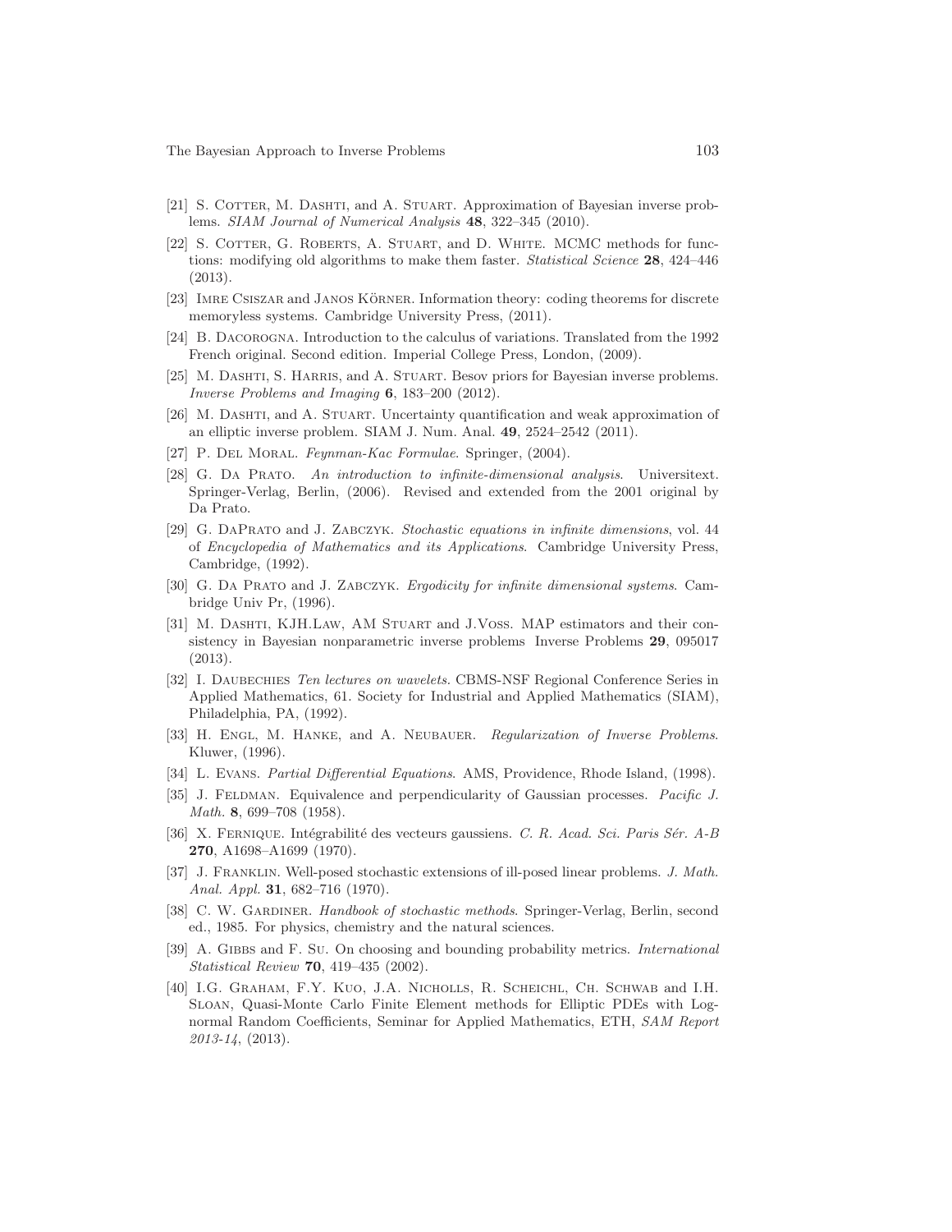[21] S. Cotter, M. Dashti, and A. Stuart. Approximation of Bayesian inverse problems. *SIAM Journal of Numerical Analysis* **48**, 322–345 (2010).

[22] S. Cotter, G. Roberts, A. Stuart, and D. White. MCMC methods for functions: modifying old algorithms to make them faster. *Statistical Science* **28**, 424–446 (2013).

[23] Imre Csiszar and Janos Körner. Information theory: coding theorems for discrete memoryless systems. Cambridge University Press, (2011).

[24] B. Dacorogna. Introduction to the calculus of variations. Translated from the 1992 French original. Second edition. Imperial College Press, London, (2009).

[25] M. Dashti, S. Harris, and A. Stuart. Besov priors for Bayesian inverse problems. *Inverse Problems and Imaging* **6**, 183–200 (2012).

[26] M. Dashti, and A. Stuart. Uncertainty quantification and weak approximation of an elliptic inverse problem. SIAM J. Num. Anal. **49**, 2524–2542 (2011).

[27] P. Del Moral. *Feynman-Kac Formulae*. Springer, (2004).

[28] G. Da Prato. *An introduction to infinite-dimensional analysis*. Universitext. Springer-Verlag, Berlin, (2006). Revised and extended from the 2001 original by Da Prato.

[29] G. DaPrato and J. Zabczyk. *Stochastic equations in infinite dimensions*, vol. 44 of *Encyclopedia of Mathematics and its Applications*. Cambridge University Press, Cambridge, (1992).

[30] G. Da Prato and J. Zabczyk. *Ergodicity for infinite dimensional systems*. Cambridge Univ Pr, (1996).

[31] M. Dashti, KJH.Law, AM Stuart and J.Voss. MAP estimators and their consistency in Bayesian nonparametric inverse problems Inverse Problems **29**, 095017 (2013).

[32] I. Daubechies *Ten lectures on wavelets*. CBMS-NSF Regional Conference Series in Applied Mathematics, 61. Society for Industrial and Applied Mathematics (SIAM), Philadelphia, PA, (1992).

[33] H. Engl, M. Hanke, and A. Neubauer. *Regularization of Inverse Problems*. Kluwer, (1996).

[34] L. Evans. *Partial Differential Equations*. AMS, Providence, Rhode Island, (1998).

[35] J. Feldman. Equivalence and perpendicularity of Gaussian processes. *Pacific J. Math.* **8**, 699–708 (1958).

[36] X. Fernique. Intégrabilité des vecteurs gaussiens. *C. R. Acad. Sci. Paris Sér. A-B* **270**, A1698–A1699 (1970).

[37] J. Franklin. Well-posed stochastic extensions of ill-posed linear problems. *J. Math. Anal. Appl.* **31**, 682–716 (1970).

[38] C. W. Gardiner. *Handbook of stochastic methods*. Springer-Verlag, Berlin, second ed., 1985. For physics, chemistry and the natural sciences.

[39] A. Gibbs and F. Su. On choosing and bounding probability metrics. *International Statistical Review* **70**, 419–435 (2002).

[40] I.G. Graham, F.Y. Kuo, J.A. Nicholls, R. Scheichl, Ch. Schwab and I.H. Sloan, Quasi-Monte Carlo Finite Element methods for Elliptic PDEs with Lognormal Random Coefficients, Seminar for Applied Mathematics, ETH, *SAM Report 2013-14*, (2013).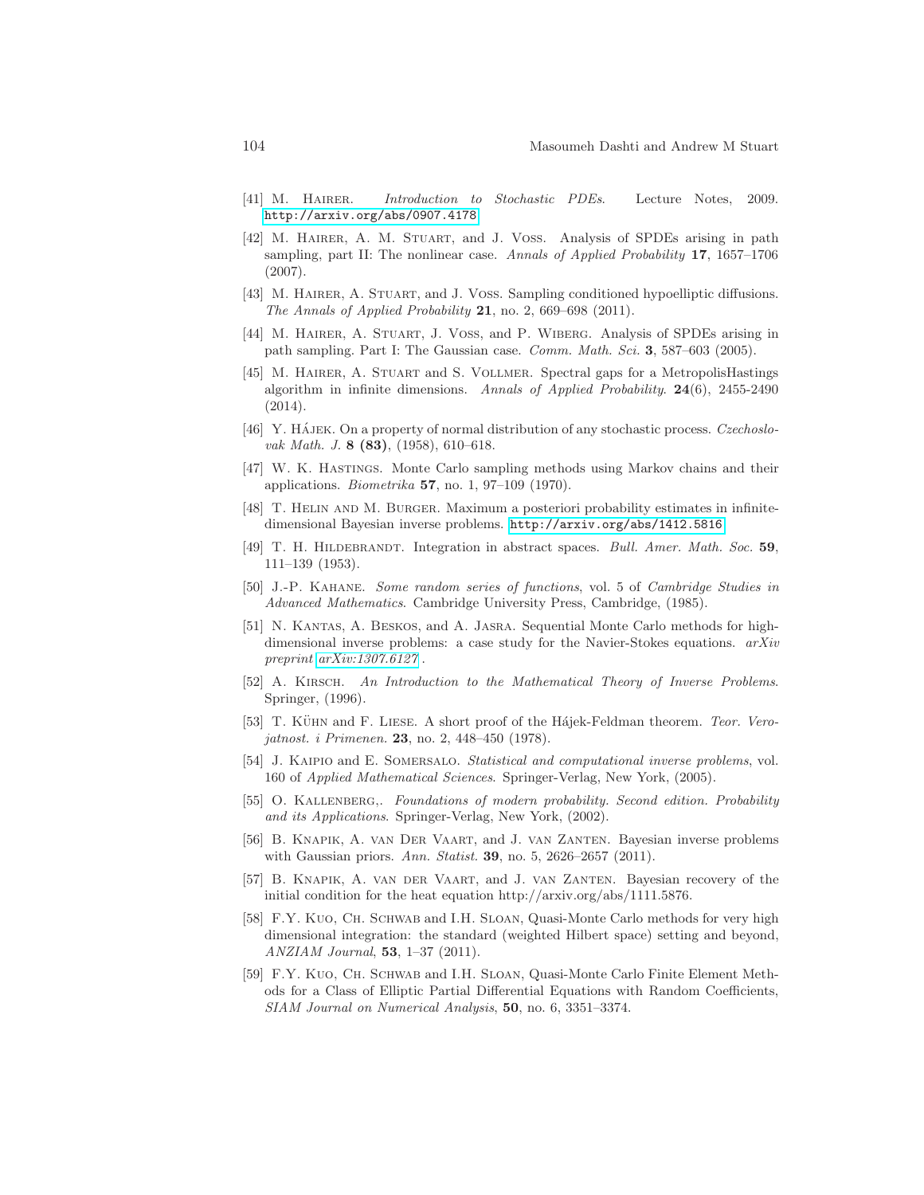[41] M. Hairer. *Introduction to Stochastic PDEs*. Lecture Notes, 2009. http://arxiv.org/abs/0907.4178

[42] M. Hairer, A. M. Stuart, and J. Voss. Analysis of SPDEs arising in path sampling, part II: The nonlinear case. *Annals of Applied Probability* **17**, 1657–1706 (2007).

[43] M. Hairer, A. Stuart, and J. Voss. Sampling conditioned hypoelliptic diffusions. *The Annals of Applied Probability* **21**, no. 2, 669–698 (2011).

[44] M. Hairer, A. Stuart, J. Voss, and P. Wiberg. Analysis of SPDEs arising in path sampling. Part I: The Gaussian case. *Comm. Math. Sci.* **3**, 587–603 (2005).

[45] M. Hairer, A. Stuart and S. Vollmer. Spectral gaps for a MetropolisHastings algorithm in infinite dimensions. *Annals of Applied Probability*. **24**(6), 2455-2490 (2014).

[46] Y. Hájek. On a property of normal distribution of any stochastic process. *Czechoslovak Math. J.* **8 (83)**, (1958), 610–618.

[47] W. K. Hastings. Monte Carlo sampling methods using Markov chains and their applications. *Biometrika* **57**, no. 1, 97–109 (1970).

[48] T. Helin and M. Burger. Maximum a posteriori probability estimates in infinite-dimensional Bayesian inverse problems. http://arxiv.org/abs/1412.5816

[49] T. H. Hildebrandt. Integration in abstract spaces. *Bull. Amer. Math. Soc.* **59**, 111–139 (1953).

[50] J.-P. Kahane. *Some random series of functions*, vol. 5 of *Cambridge Studies in Advanced Mathematics*. Cambridge University Press, Cambridge, (1985).

[51] N. Kantas, A. Beskos, and A. Jasra. Sequential Monte Carlo methods for high-dimensional inverse problems: a case study for the Navier-Stokes equations. *arXiv preprint arXiv:1307.6127*.

[52] A. Kirsch. *An Introduction to the Mathematical Theory of Inverse Problems*. Springer, (1996).

[53] T. Kühn and F. Liese. A short proof of the Hájek-Feldman theorem. *Teor. Verojatnost. i Primenen.* **23**, no. 2, 448–450 (1978).

[54] J. Kaipio and E. Somersalo. *Statistical and computational inverse problems*, vol. 160 of *Applied Mathematical Sciences*. Springer-Verlag, New York, (2005).

[55] O. Kallenberg,. *Foundations of modern probability. Second edition. Probability and its Applications*. Springer-Verlag, New York, (2002).

[56] B. Knapik, A. van Der Vaart, and J. van Zanten. Bayesian inverse problems with Gaussian priors. *Ann. Statist.* **39**, no. 5, 2626–2657 (2011).

[57] B. Knapik, A. van der Vaart, and J. van Zanten. Bayesian recovery of the initial condition for the heat equation http://arxiv.org/abs/1111.5876.

[58] F.Y. Kuo, Ch. Schwab and I.H. Sloan, Quasi-Monte Carlo methods for very high dimensional integration: the standard (weighted Hilbert space) setting and beyond, *ANZIAM Journal*, **53**, 1–37 (2011).

[59] F.Y. Kuo, Ch. Schwab and I.H. Sloan, Quasi-Monte Carlo Finite Element Methods for a Class of Elliptic Partial Differential Equations with Random Coefficients, *SIAM Journal on Numerical Analysis*, **50**, no. 6, 3351–3374.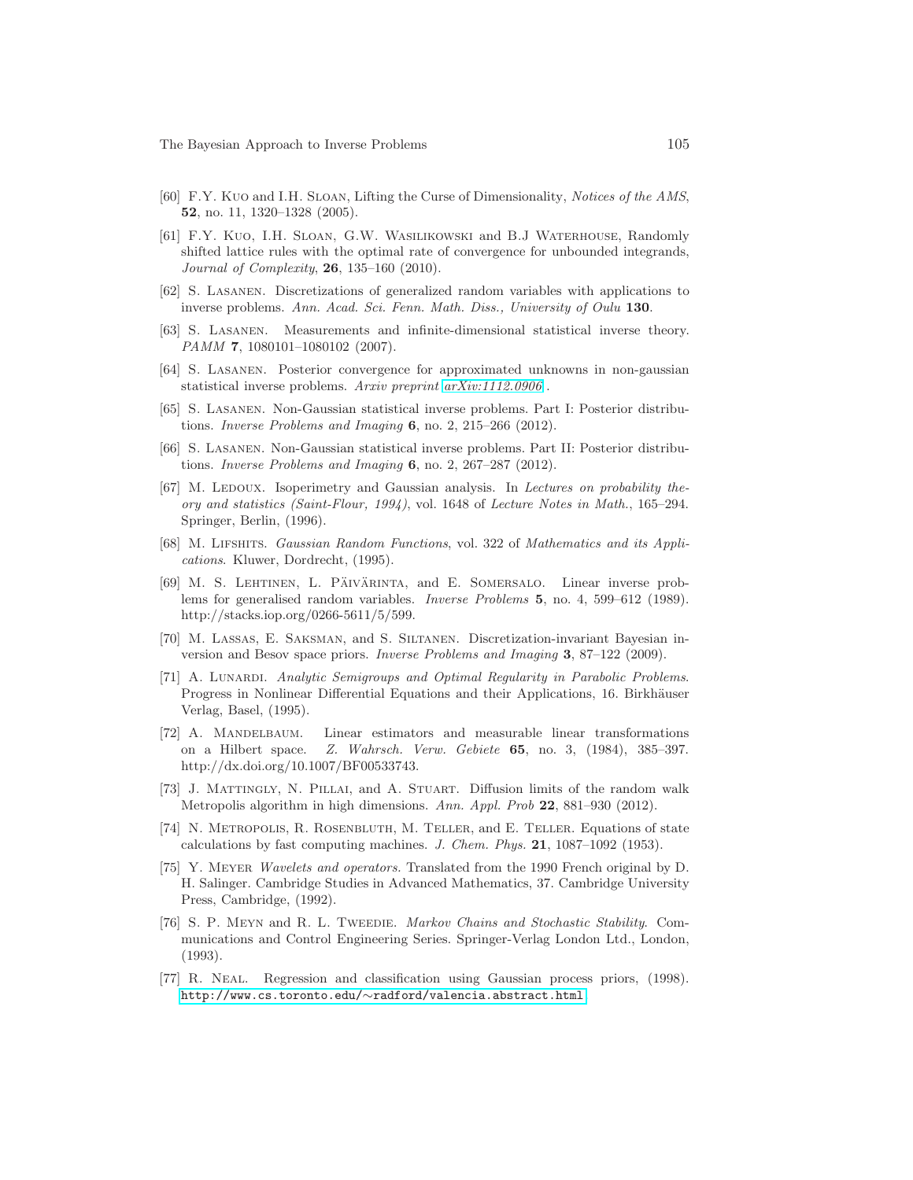[60] F.Y. Kuo and I.H. Sloan, Lifting the Curse of Dimensionality, *Notices of the AMS*, **52**, no. 11, 1320–1328 (2005).

[61] F.Y. Kuo, I.H. Sloan, G.W. Wasilikowski and B.J Waterhouse, Randomly shifted lattice rules with the optimal rate of convergence for unbounded integrands, *Journal of Complexity*, **26**, 135–160 (2010).

[62] S. Lasanen. Discretizations of generalized random variables with applications to inverse problems. *Ann. Acad. Sci. Fenn. Math. Diss., University of Oulu* **130**.

[63] S. Lasanen. Measurements and infinite-dimensional statistical inverse theory. *PAMM* **7**, 1080101–1080102 (2007).

[64] S. Lasanen. Posterior convergence for approximated unknowns in non-gaussian statistical inverse problems. *Arxiv preprint* arXiv:1112.0906.

[65] S. Lasanen. Non-Gaussian statistical inverse problems. Part I: Posterior distributions. *Inverse Problems and Imaging* **6**, no. 2, 215–266 (2012).

[66] S. Lasanen. Non-Gaussian statistical inverse problems. Part II: Posterior distributions. *Inverse Problems and Imaging* **6**, no. 2, 267–287 (2012).

[67] M. Ledoux. Isoperimetry and Gaussian analysis. In *Lectures on probability theory and statistics (Saint-Flour, 1994)*, vol. 1648 of *Lecture Notes in Math.*, 165–294. Springer, Berlin, (1996).

[68] M. Lifshits. *Gaussian Random Functions*, vol. 322 of *Mathematics and its Applications*. Kluwer, Dordrecht, (1995).

[69] M. S. Lehtinen, L. Päivärinta, and E. Somersalo. Linear inverse problems for generalised random variables. *Inverse Problems* **5**, no. 4, 599–612 (1989). http://stacks.iop.org/0266-5611/5/599.

[70] M. Lassas, E. Saksman, and S. Siltanen. Discretization-invariant Bayesian inversion and Besov space priors. *Inverse Problems and Imaging* **3**, 87–122 (2009).

[71] A. Lunardi. *Analytic Semigroups and Optimal Regularity in Parabolic Problems*. Progress in Nonlinear Differential Equations and their Applications, 16. Birkhäuser Verlag, Basel, (1995).

[72] A. Mandelbaum. Linear estimators and measurable linear transformations on a Hilbert space. *Z. Wahrsch. Verw. Gebiete* **65**, no. 3, (1984), 385–397. http://dx.doi.org/10.1007/BF00533743.

[73] J. Mattingly, N. Pillai, and A. Stuart. Diffusion limits of the random walk Metropolis algorithm in high dimensions. *Ann. Appl. Prob* **22**, 881–930 (2012).

[74] N. Metropolis, R. Rosenbluth, M. Teller, and E. Teller. Equations of state calculations by fast computing machines. *J. Chem. Phys.* **21**, 1087–1092 (1953).

[75] Y. Meyer *Wavelets and operators.* Translated from the 1990 French original by D. H. Salinger. Cambridge Studies in Advanced Mathematics, 37. Cambridge University Press, Cambridge, (1992).

[76] S. P. Meyn and R. L. Tweedie. *Markov Chains and Stochastic Stability*. Communications and Control Engineering Series. Springer-Verlag London Ltd., London, (1993).

[77] R. Neal. Regression and classification using Gaussian process priors, (1998). http://www.cs.toronto.edu/∼radford/valencia.abstract.html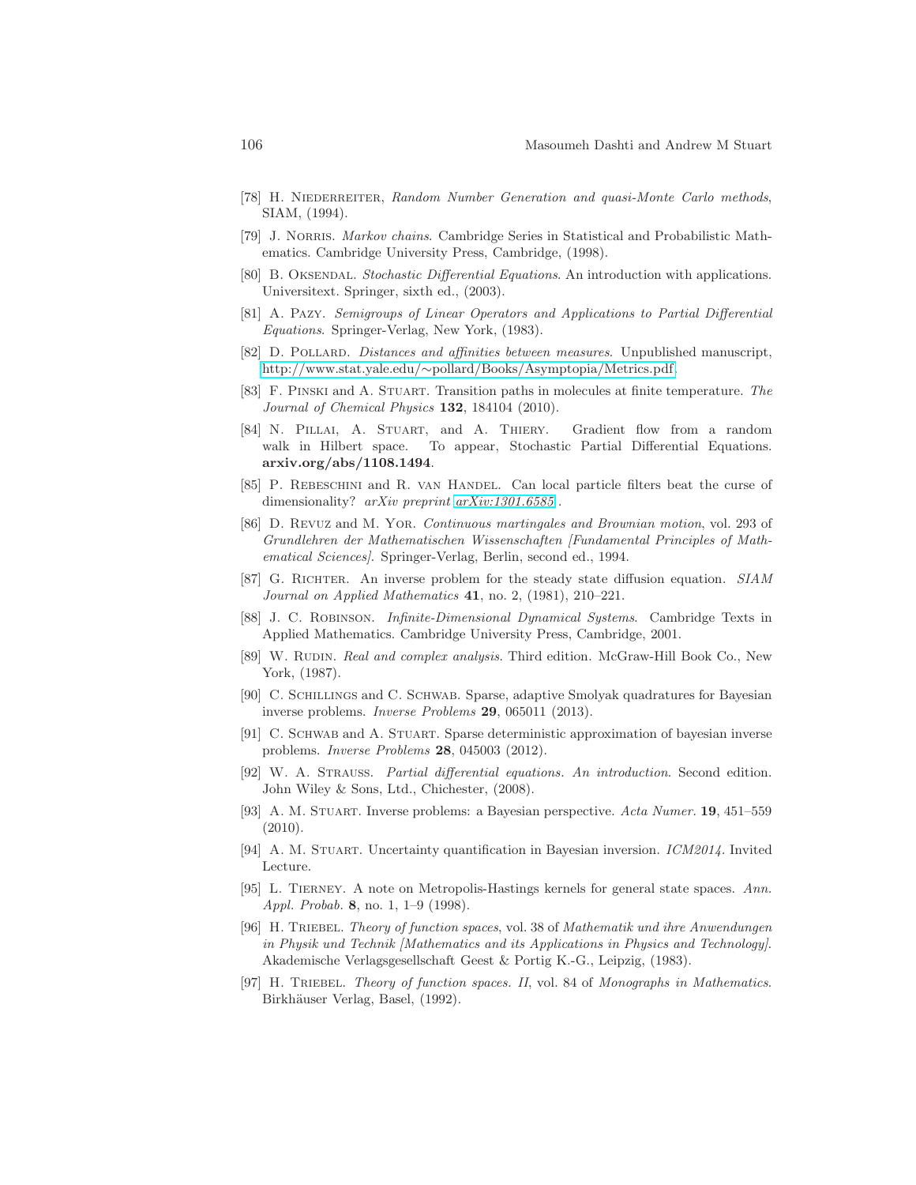[78] H. Niederreiter, *Random Number Generation and quasi-Monte Carlo methods*, SIAM, (1994).

[79] J. Norris. *Markov chains*. Cambridge Series in Statistical and Probabilistic Mathematics. Cambridge University Press, Cambridge, (1998).

[80] B. Oksendal. *Stochastic Differential Equations*. An introduction with applications. Universitext. Springer, sixth ed., (2003).

[81] A. Pazy. *Semigroups of Linear Operators and Applications to Partial Differential Equations*. Springer-Verlag, New York, (1983).

[82] D. Pollard. *Distances and affinities between measures*. Unpublished manuscript, http://www.stat.yale.edu/∼pollard/Books/Asymptopia/Metrics.pdf.

[83] F. Pinski and A. Stuart. Transition paths in molecules at finite temperature. *The Journal of Chemical Physics* **132**, 184104 (2010).

[84] N. Pillai, A. Stuart, and A. Thiery. Gradient flow from a random walk in Hilbert space. To appear, Stochastic Partial Differential Equations. **arxiv.org/abs/1108.1494**.

[85] P. Rebeschini and R. van Handel. Can local particle filters beat the curse of dimensionality? *arXiv preprint arXiv:1301.6585* .

[86] D. Revuz and M. Yor. *Continuous martingales and Brownian motion*, vol. 293 of *Grundlehren der Mathematischen Wissenschaften [Fundamental Principles of Mathematical Sciences]*. Springer-Verlag, Berlin, second ed., 1994.

[87] G. Richter. An inverse problem for the steady state diffusion equation. *SIAM Journal on Applied Mathematics* **41**, no. 2, (1981), 210–221.

[88] J. C. Robinson. *Infinite-Dimensional Dynamical Systems*. Cambridge Texts in Applied Mathematics. Cambridge University Press, Cambridge, 2001.

[89] W. Rudin. *Real and complex analysis*. Third edition. McGraw-Hill Book Co., New York, (1987).

[90] C. Schillings and C. Schwab. Sparse, adaptive Smolyak quadratures for Bayesian inverse problems. *Inverse Problems* **29**, 065011 (2013).

[91] C. Schwab and A. Stuart. Sparse deterministic approximation of bayesian inverse problems. *Inverse Problems* **28**, 045003 (2012).

[92] W. A. Strauss. *Partial differential equations. An introduction*. Second edition. John Wiley & Sons, Ltd., Chichester, (2008).

[93] A. M. Stuart. Inverse problems: a Bayesian perspective. *Acta Numer.* **19**, 451–559 (2010).

[94] A. M. Stuart. Uncertainty quantification in Bayesian inversion. *ICM2014*. Invited Lecture.

[95] L. Tierney. A note on Metropolis-Hastings kernels for general state spaces. *Ann. Appl. Probab.* **8**, no. 1, 1–9 (1998).

[96] H. Triebel. *Theory of function spaces*, vol. 38 of *Mathematik und ihre Anwendungen in Physik und Technik [Mathematics and its Applications in Physics and Technology]*. Akademische Verlagsgesellschaft Geest & Portig K.-G., Leipzig, (1983).

[97] H. Triebel. *Theory of function spaces. II*, vol. 84 of *Monographs in Mathematics*. Birkhäuser Verlag, Basel, (1992).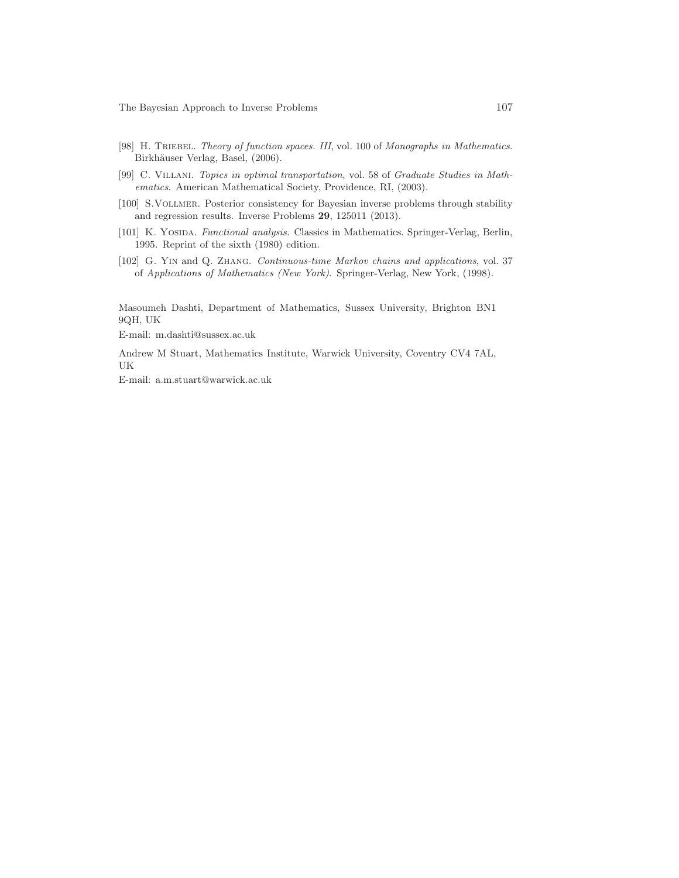[98] H. Triebel. *Theory of function spaces. III*, vol. 100 of *Monographs in Mathematics*. Birkhäuser Verlag, Basel, (2006).

[99] C. Villani. *Topics in optimal transportation*, vol. 58 of *Graduate Studies in Mathematics*. American Mathematical Society, Providence, RI, (2003).

[100] S.Vollmer. Posterior consistency for Bayesian inverse problems through stability and regression results. Inverse Problems **29**, 125011 (2013).

[101] K. Yosida. *Functional analysis*. Classics in Mathematics. Springer-Verlag, Berlin, 1995. Reprint of the sixth (1980) edition.

[102] G. Yin and Q. Zhang. *Continuous-time Markov chains and applications*, vol. 37 of *Applications of Mathematics (New York)*. Springer-Verlag, New York, (1998).

Masoumeh Dashti, Department of Mathematics, Sussex University, Brighton BN1 9QH, UK

E-mail: m.dashti@sussex.ac.uk

Andrew M Stuart, Mathematics Institute, Warwick University, Coventry CV4 7AL, UK

E-mail: a.m.stuart@warwick.ac.uk